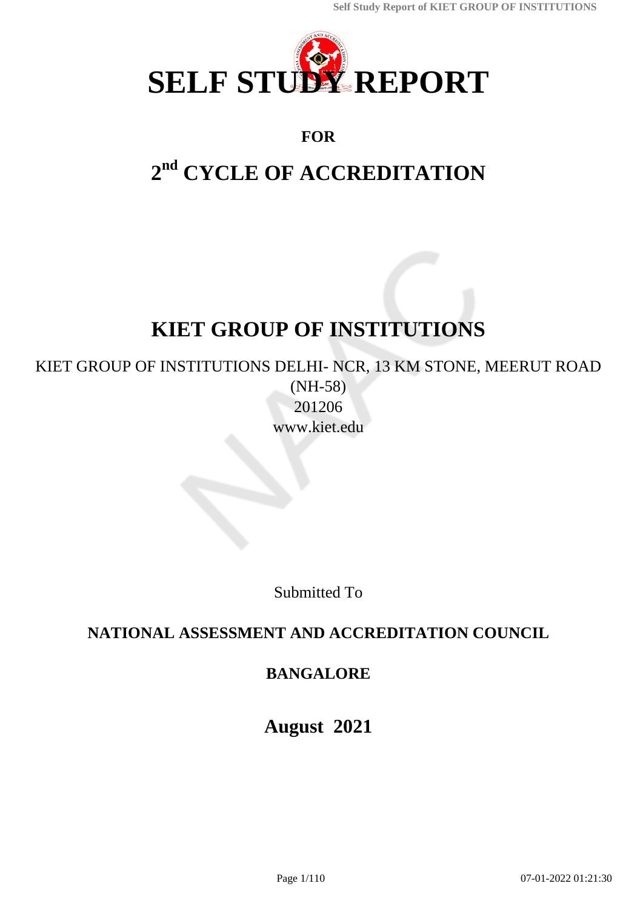# SELF STUDY REPORT

**FOR**

## 2nd CYCLE OF ACCREDITATION

## KIET GROUP OF INSTITUTIONS

KIET GROUP OF INSTITUTIONS DELHI- NCR, 13 KM STONE, MEERUT ROAD (NH-58)
201206
www.kiet.edu

Submitted To

**NATIONAL ASSESSMENT AND ACCREDITATION COUNCIL**

**BANGALORE**

**August 2021**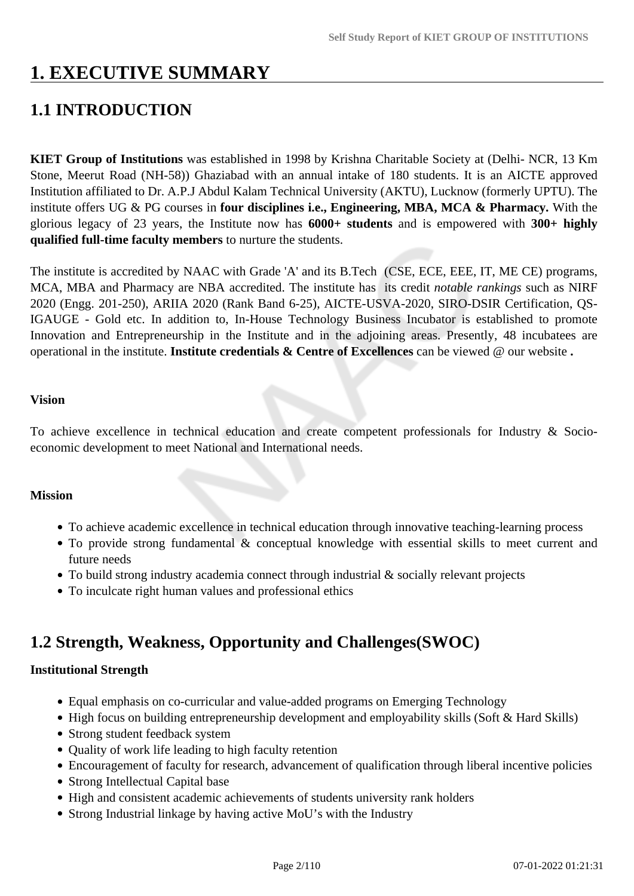# 1. EXECUTIVE SUMMARY

## 1.1 INTRODUCTION

**KIET Group of Institutions** was established in 1998 by Krishna Charitable Society at (Delhi- NCR, 13 Km Stone, Meerut Road (NH-58)) Ghaziabad with an annual intake of 180 students. It is an AICTE approved Institution affiliated to Dr. A.P.J Abdul Kalam Technical University (AKTU), Lucknow (formerly UPTU). The institute offers UG & PG courses in **four disciplines i.e., Engineering, MBA, MCA & Pharmacy.** With the glorious legacy of 23 years, the Institute now has **6000+ students** and is empowered with **300+ highly qualified full-time faculty members** to nurture the students.

The institute is accredited by NAAC with Grade 'A' and its B.Tech (CSE, ECE, EEE, IT, ME CE) programs, MCA, MBA and Pharmacy are NBA accredited. The institute has its credit *notable rankings* such as NIRF 2020 (Engg. 201-250), ARIIA 2020 (Rank Band 6-25), AICTE-USVA-2020, SIRO-DSIR Certification, QS-IGAUGE - Gold etc. In addition to, In-House Technology Business Incubator is established to promote Innovation and Entrepreneurship in the Institute and in the adjoining areas. Presently, 48 incubatees are operational in the institute. **Institute credentials & Centre of Excellences** can be viewed @ our website **.**

**Vision**

To achieve excellence in technical education and create competent professionals for Industry & Socio-economic development to meet National and International needs.

**Mission**

- To achieve academic excellence in technical education through innovative teaching-learning process
- To provide strong fundamental & conceptual knowledge with essential skills to meet current and future needs
- To build strong industry academia connect through industrial & socially relevant projects
- To inculcate right human values and professional ethics

## 1.2 Strength, Weakness, Opportunity and Challenges(SWOC)

**Institutional Strength**

- Equal emphasis on co-curricular and value-added programs on Emerging Technology
- High focus on building entrepreneurship development and employability skills (Soft & Hard Skills)
- Strong student feedback system
- Quality of work life leading to high faculty retention
- Encouragement of faculty for research, advancement of qualification through liberal incentive policies
- Strong Intellectual Capital base
- High and consistent academic achievements of students university rank holders
- Strong Industrial linkage by having active MoU's with the Industry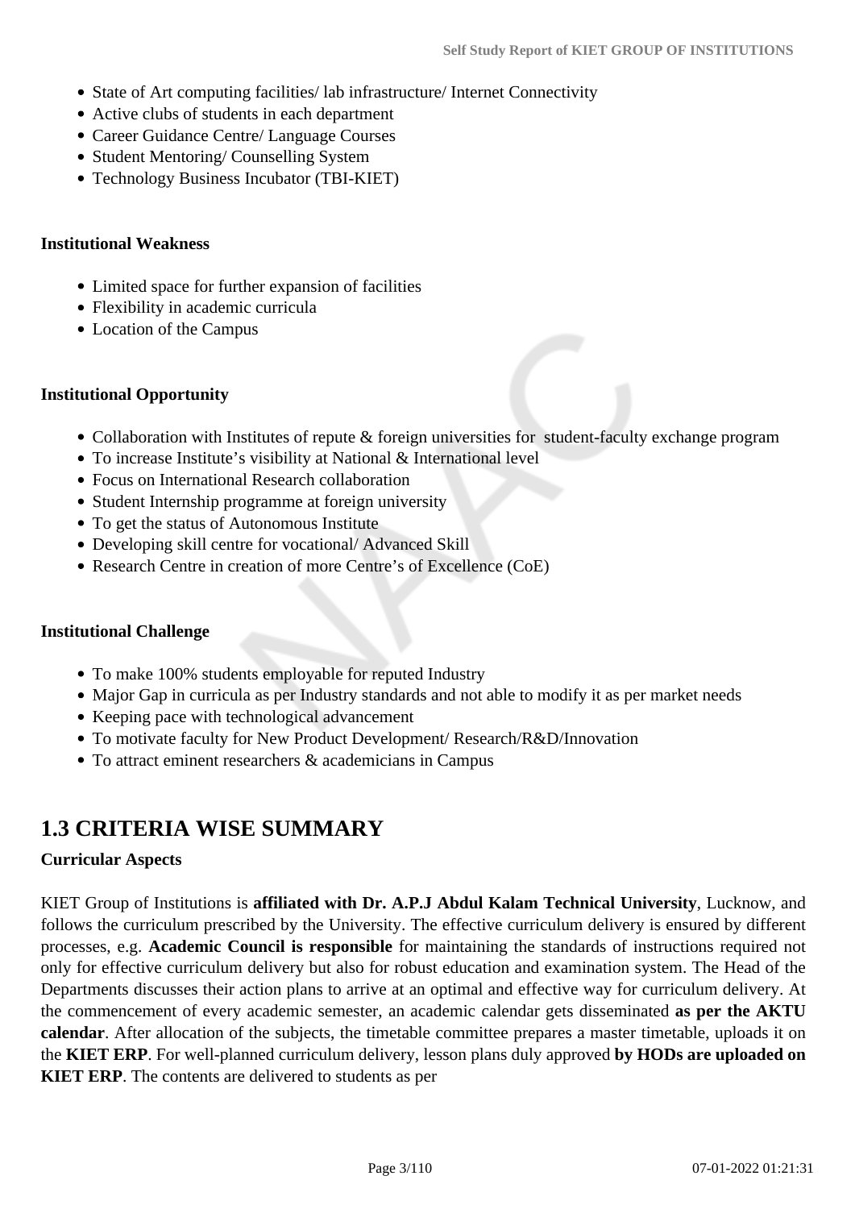- State of Art computing facilities/ lab infrastructure/ Internet Connectivity
- Active clubs of students in each department
- Career Guidance Centre/ Language Courses
- Student Mentoring/ Counselling System
- Technology Business Incubator (TBI-KIET)

**Institutional Weakness**

- Limited space for further expansion of facilities
- Flexibility in academic curricula
- Location of the Campus

**Institutional Opportunity**

- Collaboration with Institutes of repute & foreign universities for student-faculty exchange program
- To increase Institute's visibility at National & International level
- Focus on International Research collaboration
- Student Internship programme at foreign university
- To get the status of Autonomous Institute
- Developing skill centre for vocational/ Advanced Skill
- Research Centre in creation of more Centre's of Excellence (CoE)

**Institutional Challenge**

- To make 100% students employable for reputed Industry
- Major Gap in curricula as per Industry standards and not able to modify it as per market needs
- Keeping pace with technological advancement
- To motivate faculty for New Product Development/ Research/R&D/Innovation
- To attract eminent researchers & academicians in Campus

## 1.3 CRITERIA WISE SUMMARY

**Curricular Aspects**

KIET Group of Institutions is **affiliated with Dr. A.P.J Abdul Kalam Technical University**, Lucknow, and follows the curriculum prescribed by the University. The effective curriculum delivery is ensured by different processes, e.g. **Academic Council is responsible** for maintaining the standards of instructions required not only for effective curriculum delivery but also for robust education and examination system. The Head of the Departments discusses their action plans to arrive at an optimal and effective way for curriculum delivery. At the commencement of every academic semester, an academic calendar gets disseminated **as per the AKTU calendar**. After allocation of the subjects, the timetable committee prepares a master timetable, uploads it on the **KIET ERP**. For well-planned curriculum delivery, lesson plans duly approved **by HODs are uploaded on KIET ERP**. The contents are delivered to students as per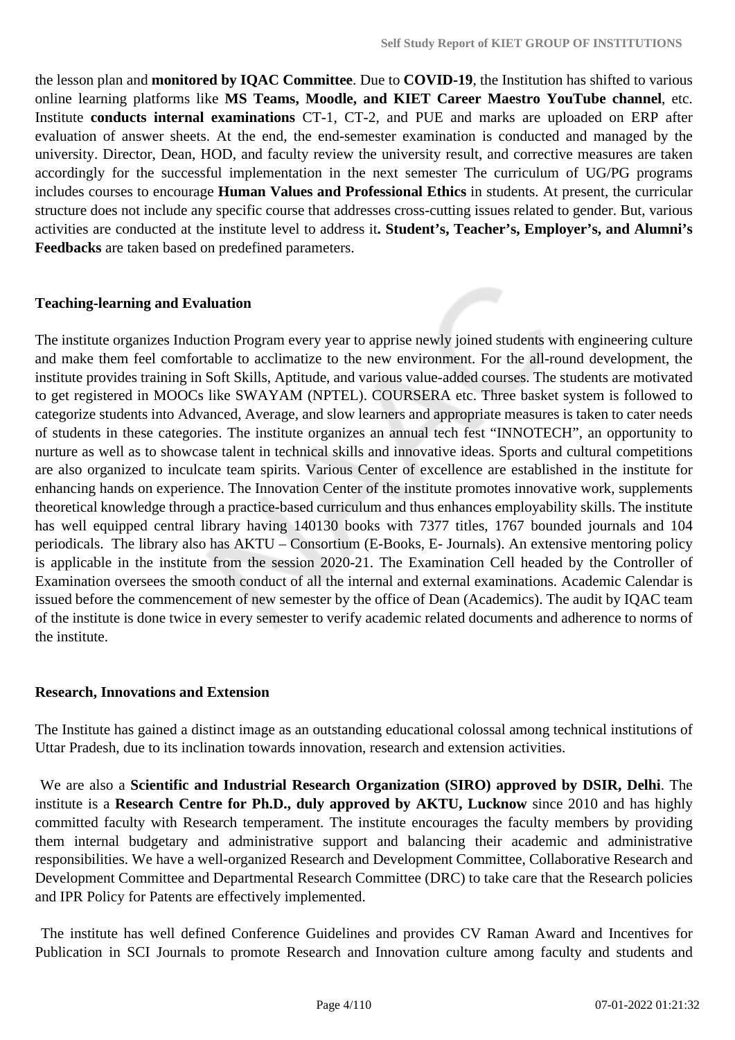the lesson plan and **monitored by IQAC Committee**. Due to **COVID-19**, the Institution has shifted to various online learning platforms like **MS Teams, Moodle, and KIET Career Maestro YouTube channel**, etc. Institute **conducts internal examinations** CT-1, CT-2, and PUE and marks are uploaded on ERP after evaluation of answer sheets. At the end, the end-semester examination is conducted and managed by the university. Director, Dean, HOD, and faculty review the university result, and corrective measures are taken accordingly for the successful implementation in the next semester The curriculum of UG/PG programs includes courses to encourage **Human Values and Professional Ethics** in students. At present, the curricular structure does not include any specific course that addresses cross-cutting issues related to gender. But, various activities are conducted at the institute level to address it**. Student's, Teacher's, Employer's, and Alumni's Feedbacks** are taken based on predefined parameters.

**Teaching-learning and Evaluation**

The institute organizes Induction Program every year to apprise newly joined students with engineering culture and make them feel comfortable to acclimatize to the new environment. For the all-round development, the institute provides training in Soft Skills, Aptitude, and various value-added courses. The students are motivated to get registered in MOOCs like SWAYAM (NPTEL). COURSERA etc. Three basket system is followed to categorize students into Advanced, Average, and slow learners and appropriate measures is taken to cater needs of students in these categories. The institute organizes an annual tech fest "INNOTECH", an opportunity to nurture as well as to showcase talent in technical skills and innovative ideas. Sports and cultural competitions are also organized to inculcate team spirits. Various Center of excellence are established in the institute for enhancing hands on experience. The Innovation Center of the institute promotes innovative work, supplements theoretical knowledge through a practice-based curriculum and thus enhances employability skills. The institute has well equipped central library having 140130 books with 7377 titles, 1767 bounded journals and 104 periodicals. The library also has AKTU – Consortium (E-Books, E- Journals). An extensive mentoring policy is applicable in the institute from the session 2020-21. The Examination Cell headed by the Controller of Examination oversees the smooth conduct of all the internal and external examinations. Academic Calendar is issued before the commencement of new semester by the office of Dean (Academics). The audit by IQAC team of the institute is done twice in every semester to verify academic related documents and adherence to norms of the institute.

**Research, Innovations and Extension**

The Institute has gained a distinct image as an outstanding educational colossal among technical institutions of Uttar Pradesh, due to its inclination towards innovation, research and extension activities.

We are also a **Scientific and Industrial Research Organization (SIRO) approved by DSIR, Delhi**. The institute is a **Research Centre for Ph.D., duly approved by AKTU, Lucknow** since 2010 and has highly committed faculty with Research temperament. The institute encourages the faculty members by providing them internal budgetary and administrative support and balancing their academic and administrative responsibilities. We have a well-organized Research and Development Committee, Collaborative Research and Development Committee and Departmental Research Committee (DRC) to take care that the Research policies and IPR Policy for Patents are effectively implemented.

The institute has well defined Conference Guidelines and provides CV Raman Award and Incentives for Publication in SCI Journals to promote Research and Innovation culture among faculty and students and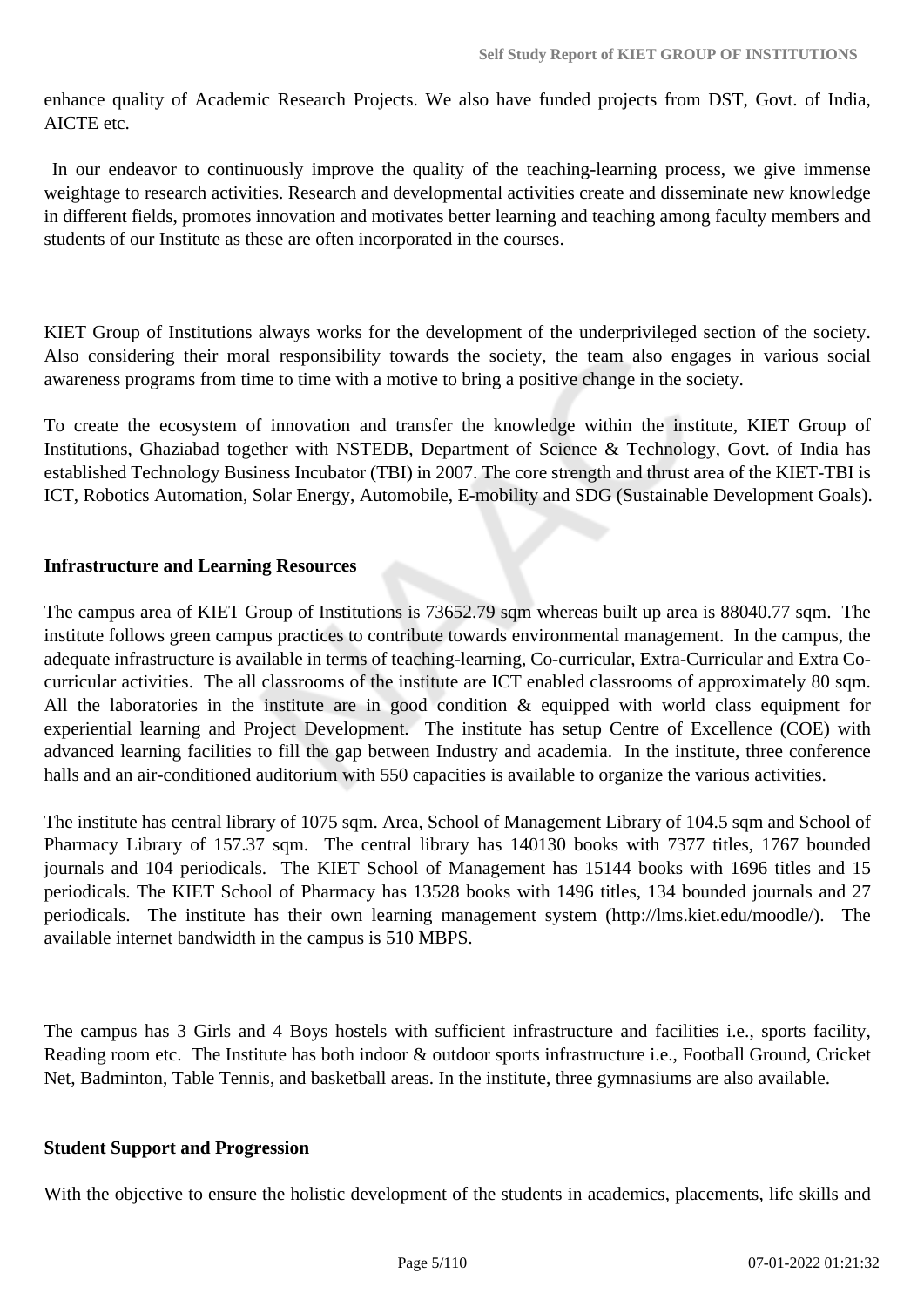enhance quality of Academic Research Projects. We also have funded projects from DST, Govt. of India, AICTE etc.

In our endeavor to continuously improve the quality of the teaching-learning process, we give immense weightage to research activities. Research and developmental activities create and disseminate new knowledge in different fields, promotes innovation and motivates better learning and teaching among faculty members and students of our Institute as these are often incorporated in the courses.

KIET Group of Institutions always works for the development of the underprivileged section of the society. Also considering their moral responsibility towards the society, the team also engages in various social awareness programs from time to time with a motive to bring a positive change in the society.

To create the ecosystem of innovation and transfer the knowledge within the institute, KIET Group of Institutions, Ghaziabad together with NSTEDB, Department of Science & Technology, Govt. of India has established Technology Business Incubator (TBI) in 2007. The core strength and thrust area of the KIET-TBI is ICT, Robotics Automation, Solar Energy, Automobile, E-mobility and SDG (Sustainable Development Goals).

**Infrastructure and Learning Resources**

The campus area of KIET Group of Institutions is 73652.79 sqm whereas built up area is 88040.77 sqm. The institute follows green campus practices to contribute towards environmental management. In the campus, the adequate infrastructure is available in terms of teaching-learning, Co-curricular, Extra-Curricular and Extra Co-curricular activities. The all classrooms of the institute are ICT enabled classrooms of approximately 80 sqm. All the laboratories in the institute are in good condition & equipped with world class equipment for experiential learning and Project Development. The institute has setup Centre of Excellence (COE) with advanced learning facilities to fill the gap between Industry and academia. In the institute, three conference halls and an air-conditioned auditorium with 550 capacities is available to organize the various activities.

The institute has central library of 1075 sqm. Area, School of Management Library of 104.5 sqm and School of Pharmacy Library of 157.37 sqm. The central library has 140130 books with 7377 titles, 1767 bounded journals and 104 periodicals. The KIET School of Management has 15144 books with 1696 titles and 15 periodicals. The KIET School of Pharmacy has 13528 books with 1496 titles, 134 bounded journals and 27 periodicals. The institute has their own learning management system (http://lms.kiet.edu/moodle/). The available internet bandwidth in the campus is 510 MBPS.

The campus has 3 Girls and 4 Boys hostels with sufficient infrastructure and facilities i.e., sports facility, Reading room etc. The Institute has both indoor & outdoor sports infrastructure i.e., Football Ground, Cricket Net, Badminton, Table Tennis, and basketball areas. In the institute, three gymnasiums are also available.

**Student Support and Progression**

With the objective to ensure the holistic development of the students in academics, placements, life skills and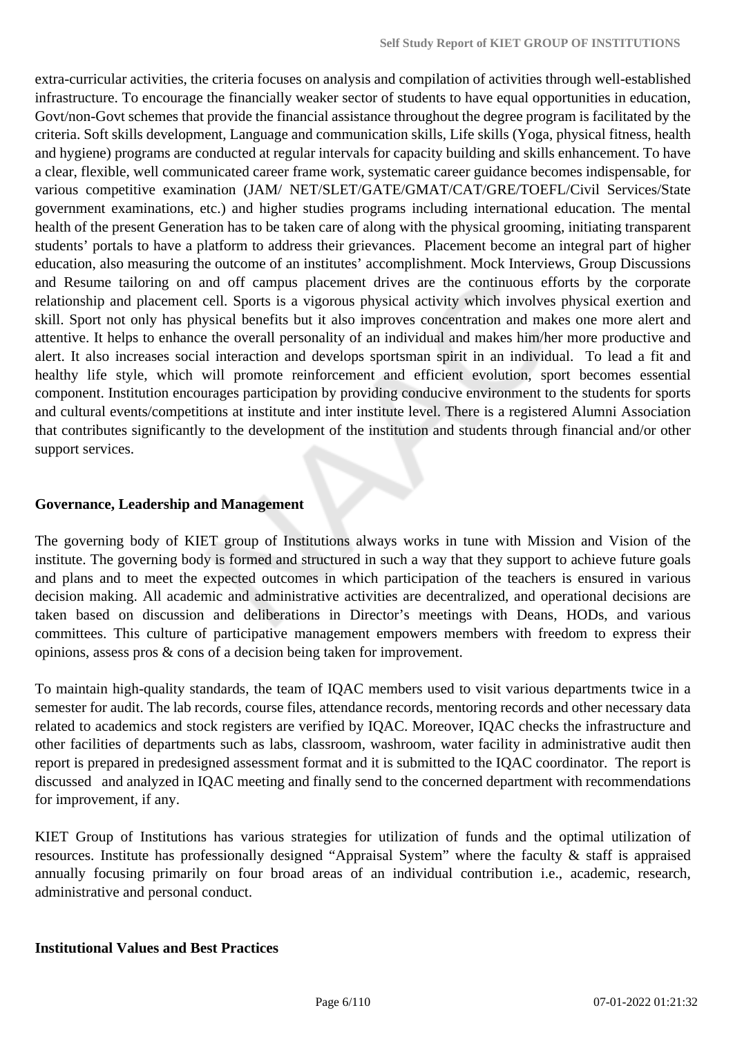extra-curricular activities, the criteria focuses on analysis and compilation of activities through well-established infrastructure. To encourage the financially weaker sector of students to have equal opportunities in education, Govt/non-Govt schemes that provide the financial assistance throughout the degree program is facilitated by the criteria. Soft skills development, Language and communication skills, Life skills (Yoga, physical fitness, health and hygiene) programs are conducted at regular intervals for capacity building and skills enhancement. To have a clear, flexible, well communicated career frame work, systematic career guidance becomes indispensable, for various competitive examination (JAM/ NET/SLET/GATE/GMAT/CAT/GRE/TOEFL/Civil Services/State government examinations, etc.) and higher studies programs including international education. The mental health of the present Generation has to be taken care of along with the physical grooming, initiating transparent students' portals to have a platform to address their grievances. Placement become an integral part of higher education, also measuring the outcome of an institutes' accomplishment. Mock Interviews, Group Discussions and Resume tailoring on and off campus placement drives are the continuous efforts by the corporate relationship and placement cell. Sports is a vigorous physical activity which involves physical exertion and skill. Sport not only has physical benefits but it also improves concentration and makes one more alert and attentive. It helps to enhance the overall personality of an individual and makes him/her more productive and alert. It also increases social interaction and develops sportsman spirit in an individual. To lead a fit and healthy life style, which will promote reinforcement and efficient evolution, sport becomes essential component. Institution encourages participation by providing conducive environment to the students for sports and cultural events/competitions at institute and inter institute level. There is a registered Alumni Association that contributes significantly to the development of the institution and students through financial and/or other support services.

**Governance, Leadership and Management**

The governing body of KIET group of Institutions always works in tune with Mission and Vision of the institute. The governing body is formed and structured in such a way that they support to achieve future goals and plans and to meet the expected outcomes in which participation of the teachers is ensured in various decision making. All academic and administrative activities are decentralized, and operational decisions are taken based on discussion and deliberations in Director's meetings with Deans, HODs, and various committees. This culture of participative management empowers members with freedom to express their opinions, assess pros & cons of a decision being taken for improvement.

To maintain high-quality standards, the team of IQAC members used to visit various departments twice in a semester for audit. The lab records, course files, attendance records, mentoring records and other necessary data related to academics and stock registers are verified by IQAC. Moreover, IQAC checks the infrastructure and other facilities of departments such as labs, classroom, washroom, water facility in administrative audit then report is prepared in predesigned assessment format and it is submitted to the IQAC coordinator. The report is discussed and analyzed in IQAC meeting and finally send to the concerned department with recommendations for improvement, if any.

KIET Group of Institutions has various strategies for utilization of funds and the optimal utilization of resources. Institute has professionally designed "Appraisal System" where the faculty & staff is appraised annually focusing primarily on four broad areas of an individual contribution i.e., academic, research, administrative and personal conduct.

**Institutional Values and Best Practices**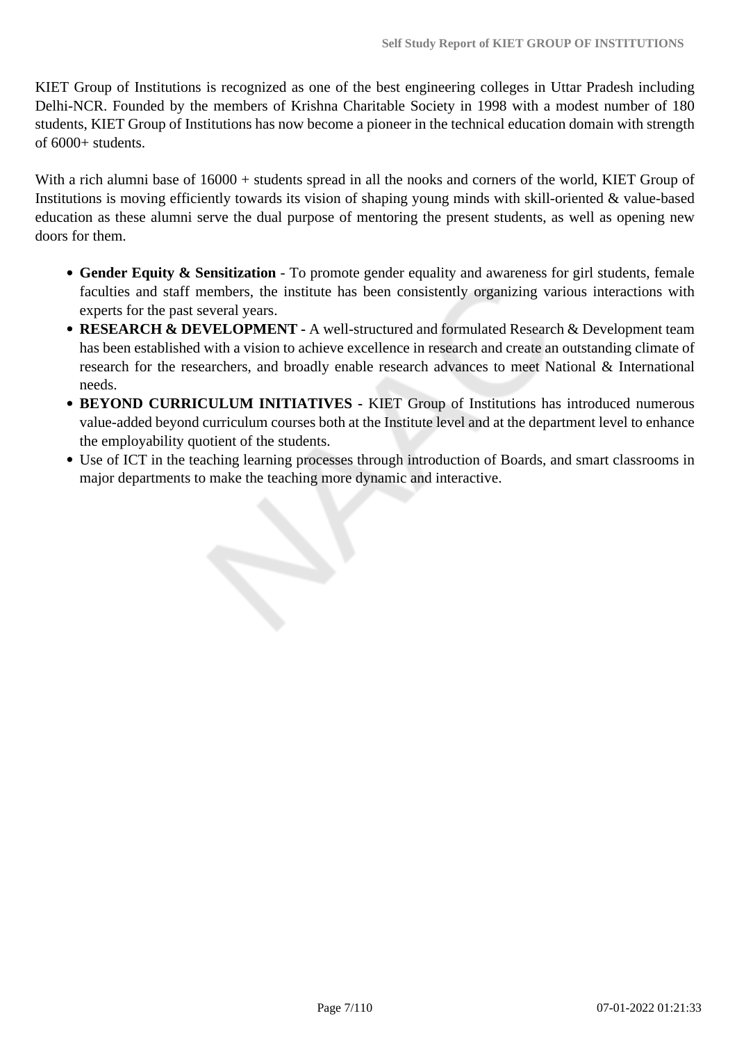KIET Group of Institutions is recognized as one of the best engineering colleges in Uttar Pradesh including Delhi-NCR. Founded by the members of Krishna Charitable Society in 1998 with a modest number of 180 students, KIET Group of Institutions has now become a pioneer in the technical education domain with strength of 6000+ students.

With a rich alumni base of 16000 + students spread in all the nooks and corners of the world, KIET Group of Institutions is moving efficiently towards its vision of shaping young minds with skill-oriented & value-based education as these alumni serve the dual purpose of mentoring the present students, as well as opening new doors for them.

- **Gender Equity & Sensitization** - To promote gender equality and awareness for girl students, female faculties and staff members, the institute has been consistently organizing various interactions with experts for the past several years.
- **RESEARCH & DEVELOPMENT -** A well-structured and formulated Research & Development team has been established with a vision to achieve excellence in research and create an outstanding climate of research for the researchers, and broadly enable research advances to meet National & International needs.
- **BEYOND CURRICULUM INITIATIVES -** KIET Group of Institutions has introduced numerous value-added beyond curriculum courses both at the Institute level and at the department level to enhance the employability quotient of the students.
- Use of ICT in the teaching learning processes through introduction of Boards, and smart classrooms in major departments to make the teaching more dynamic and interactive.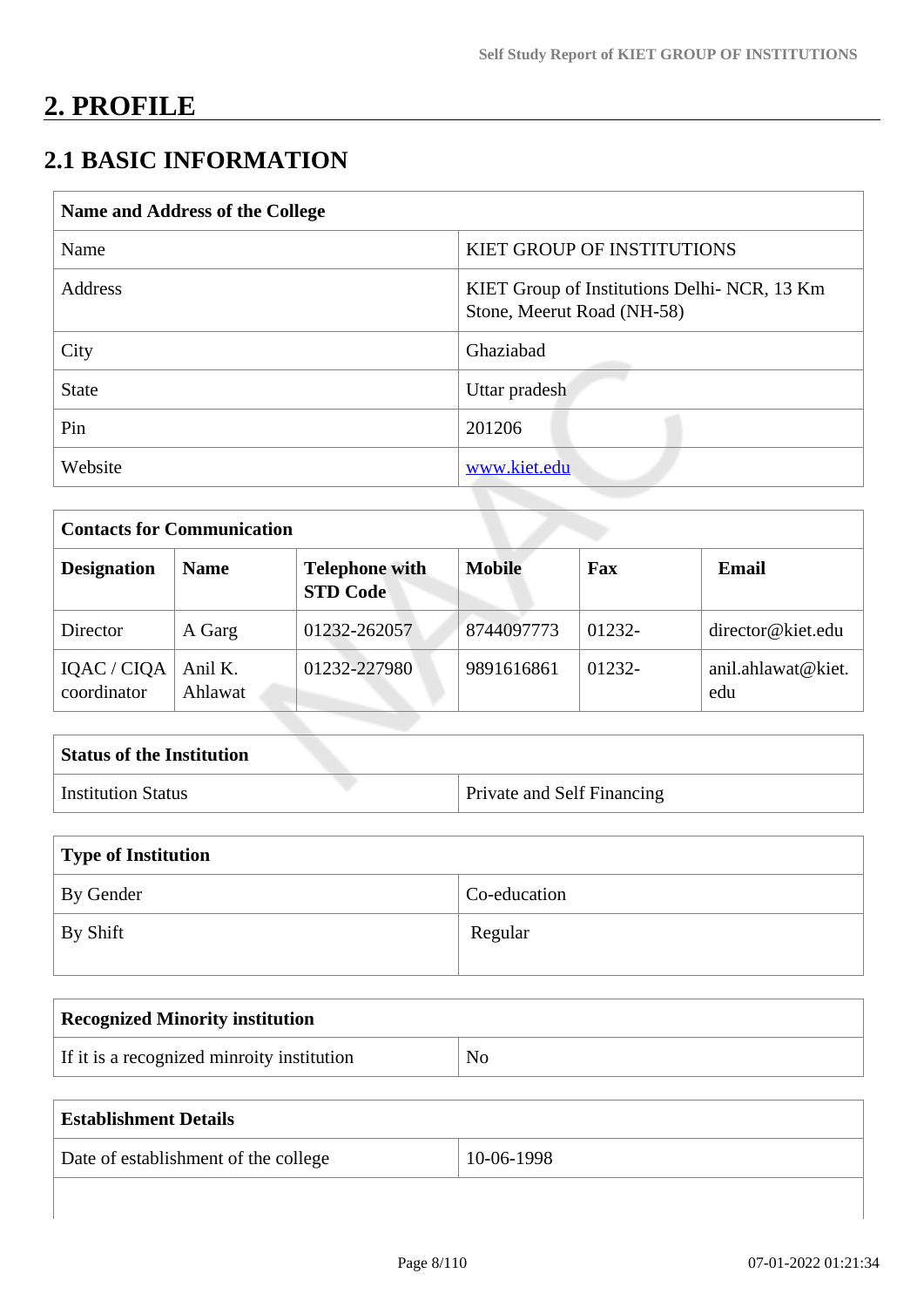# 2. PROFILE

## 2.1 BASIC INFORMATION

| Name and Address of the College | |
|---|---|
| Name | KIET GROUP OF INSTITUTIONS |
| Address | KIET Group of Institutions Delhi- NCR, 13 Km Stone, Meerut Road (NH-58) |
| City | Ghaziabad |
| State | Uttar pradesh |
| Pin | 201206 |
| Website | www.kiet.edu |

| Contacts for Communication | | | | | |
|---|---|---|---|---|---|
| **Designation** | **Name** | **Telephone with STD Code** | **Mobile** | **Fax** | **Email** |
| Director | A Garg | 01232-262057 | 8744097773 | 01232- | director@kiet.edu |
| IQAC / CIQA coordinator | Anil K. Ahlawat | 01232-227980 | 9891616861 | 01232- | anil.ahlawat@kiet.edu |

| Status of the Institution | |
|---|---|
| Institution Status | Private and Self Financing |

| Type of Institution | |
|---|---|
| By Gender | Co-education |
| By Shift | Regular |

| Recognized Minority institution | |
|---|---|
| If it is a recognized minroity institution | No |

| Establishment Details | |
|---|---|
| Date of establishment of the college | 10-06-1998 |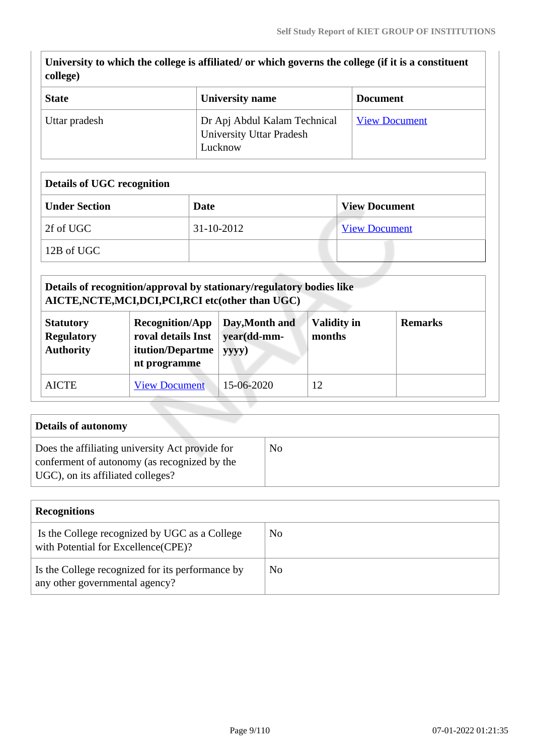| University to which the college is affiliated/ or which governs the college (if it is a constituent college) | | |
|---|---|---|
| **State** | **University name** | **Document** |
| Uttar pradesh | Dr Apj Abdul Kalam Technical University Uttar Pradesh Lucknow | View Document |

| Details of UGC recognition | | |
|---|---|---|
| **Under Section** | **Date** | **View Document** |
| 2f of UGC | 31-10-2012 | View Document |
| 12B of UGC | | |

| Details of recognition/approval by stationary/regulatory bodies like AICTE,NCTE,MCI,DCI,PCI,RCI etc(other than UGC) | | | | |
|---|---|---|---|---|
| **Statutory Regulatory Authority** | **Recognition/Approval details Institution/Department programme** | **Day,Month and year(dd-mm-yyyy)** | **Validity in months** | **Remarks** |
| AICTE | View Document | 15-06-2020 | 12 | |

| Details of autonomy | |
|---|---|
| Does the affiliating university Act provide for conferment of autonomy (as recognized by the UGC), on its affiliated colleges? | No |

| Recognitions | |
|---|---|
| Is the College recognized by UGC as a College with Potential for Excellence(CPE)? | No |
| Is the College recognized for its performance by any other governmental agency? | No |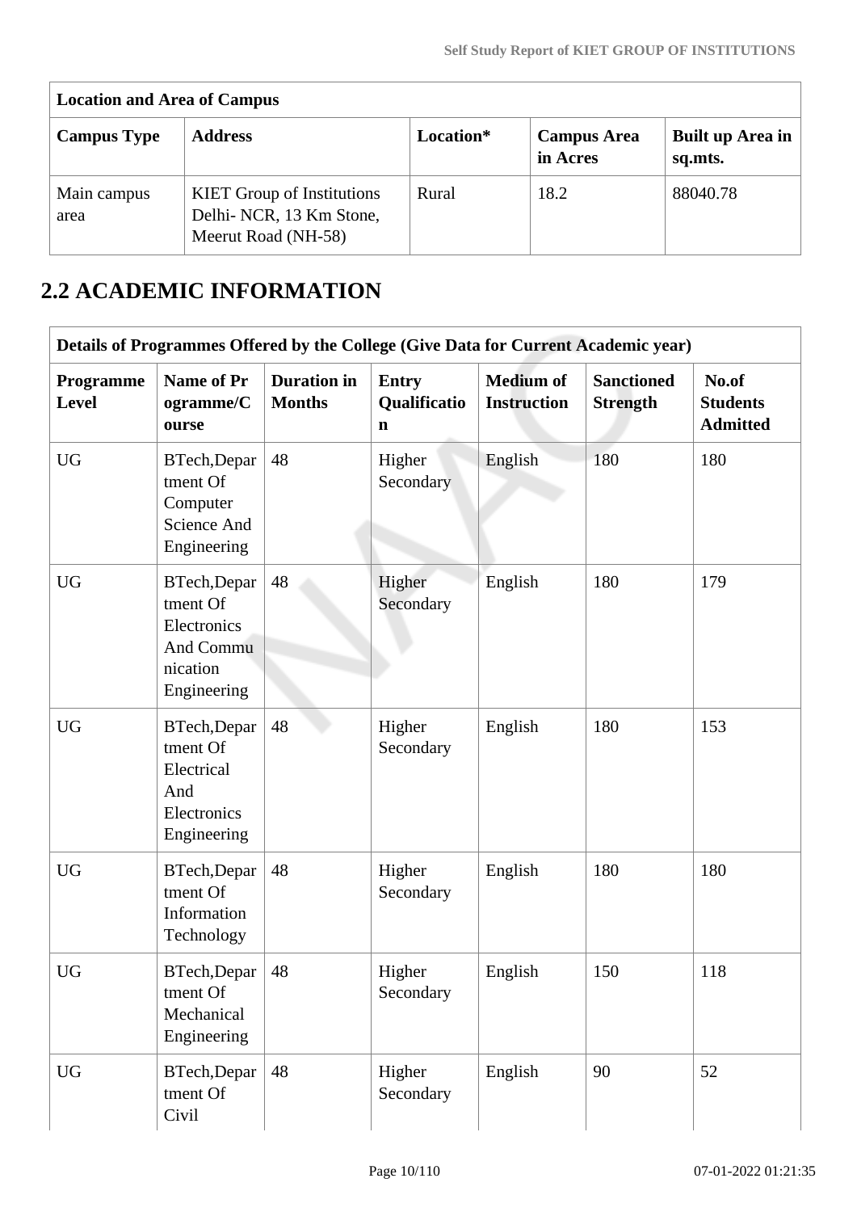| Location and Area of Campus | | | | |
|---|---|---|---|---|
| **Campus Type** | **Address** | **Location*** | **Campus Area in Acres** | **Built up Area in sq.mts.** |
| Main campus area | KIET Group of Institutions Delhi- NCR, 13 Km Stone, Meerut Road (NH-58) | Rural | 18.2 | 88040.78 |

## 2.2 ACADEMIC INFORMATION

| Details of Programmes Offered by the College (Give Data for Current Academic year) | | | | | | |
|---|---|---|---|---|---|---|
| **Programme Level** | **Name of Programme/Course** | **Duration in Months** | **Entry Qualification** | **Medium of Instruction** | **Sanctioned Strength** | **No.of Students Admitted** |
| UG | BTech,Department Of Computer Science And Engineering | 48 | Higher Secondary | English | 180 | 180 |
| UG | BTech,Department Of Electronics And Communication Engineering | 48 | Higher Secondary | English | 180 | 179 |
| UG | BTech,Department Of Electrical And Electronics Engineering | 48 | Higher Secondary | English | 180 | 153 |
| UG | BTech,Department Of Information Technology | 48 | Higher Secondary | English | 180 | 180 |
| UG | BTech,Department Of Mechanical Engineering | 48 | Higher Secondary | English | 150 | 118 |
| UG | BTech,Department Of Civil | 48 | Higher Secondary | English | 90 | 52 |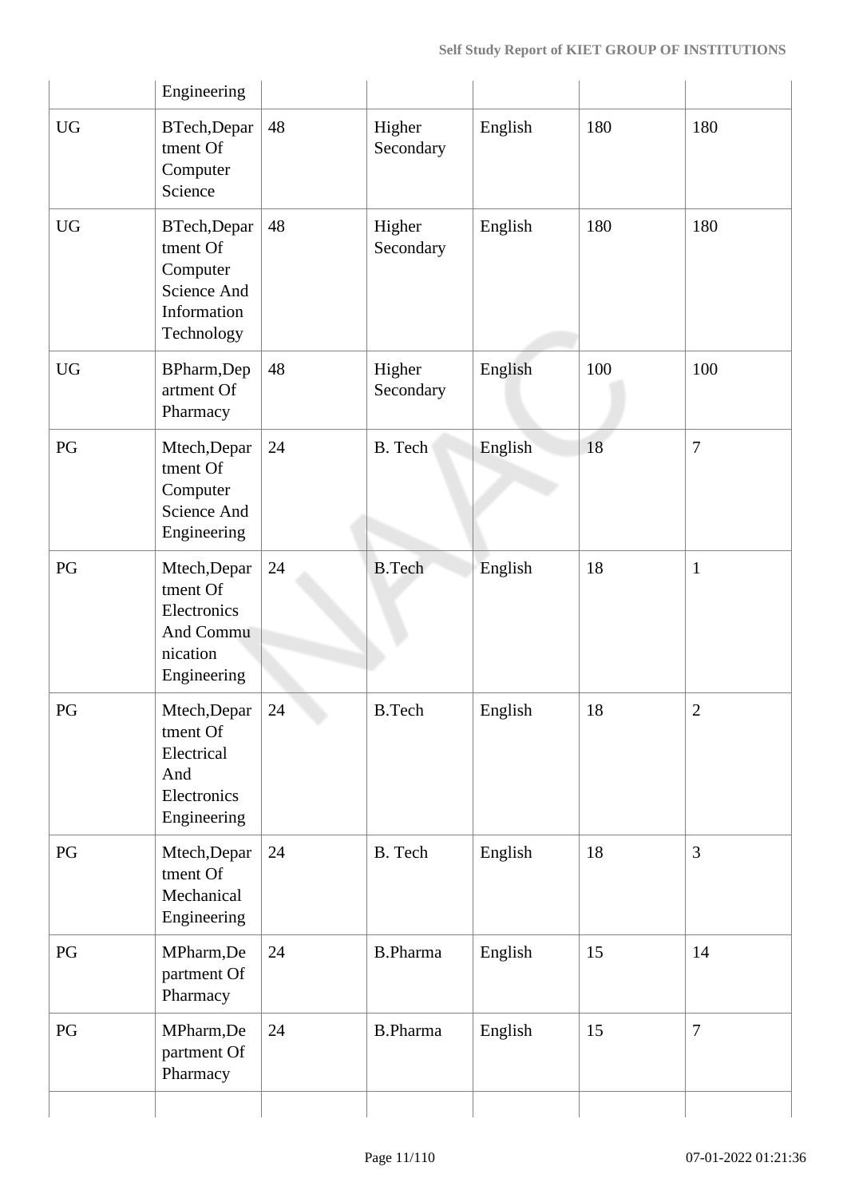| | | | | | | |
|---|---|---|---|---|---|---|
| | Engineering | | | | | |
| UG | BTech,Department Of Computer Science | 48 | Higher Secondary | English | 180 | 180 |
| UG | BTech,Department Of Computer Science And Information Technology | 48 | Higher Secondary | English | 180 | 180 |
| UG | BPharm,Department Of Pharmacy | 48 | Higher Secondary | English | 100 | 100 |
| PG | Mtech,Department Of Computer Science And Engineering | 24 | B. Tech | English | 18 | 7 |
| PG | Mtech,Department Of Electronics And Communication Engineering | 24 | B.Tech | English | 18 | 1 |
| PG | Mtech,Department Of Electrical And Electronics Engineering | 24 | B.Tech | English | 18 | 2 |
| PG | Mtech,Department Of Mechanical Engineering | 24 | B. Tech | English | 18 | 3 |
| PG | MPharm,Department Of Pharmacy | 24 | B.Pharma | English | 15 | 14 |
| PG | MPharm,Department Of Pharmacy | 24 | B.Pharma | English | 15 | 7 |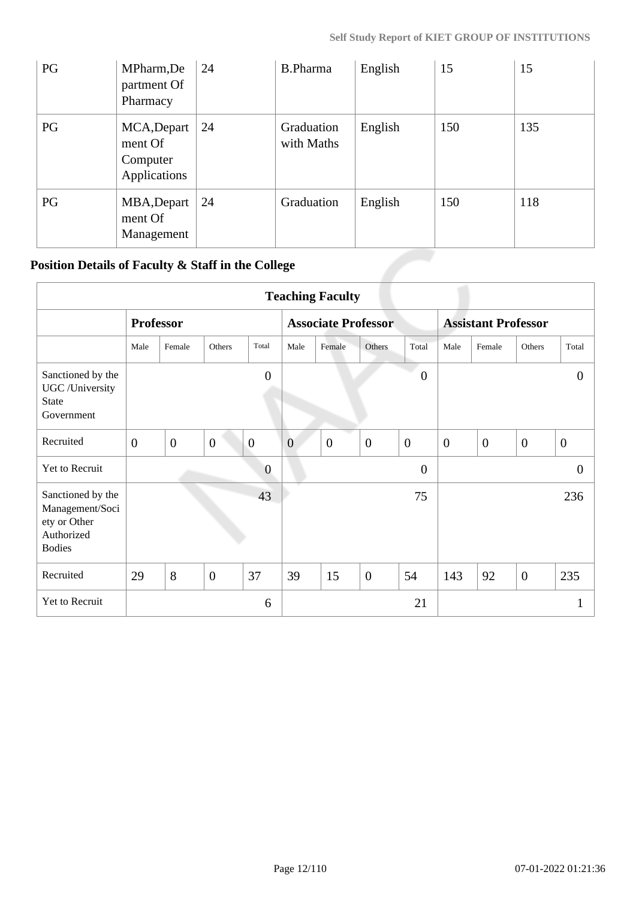| PG | MPharm,Department Of Pharmacy | 24 | B.Pharma | English | 15 | 15 |
|---|---|---|---|---|---|---|
| PG | MCA,Department Of Computer Applications | 24 | Graduation with Maths | English | 150 | 135 |
| PG | MBA,Department Of Management | 24 | Graduation | English | 150 | 118 |

## Position Details of Faculty & Staff in the College

| Teaching Faculty | | | | | | | | | | | | |
|---|---|---|---|---|---|---|---|---|---|---|---|---|
| | Professor | | | | Associate Professor | | | | Assistant Professor | | | |
| | Male | Female | Others | Total | Male | Female | Others | Total | Male | Female | Others | Total |
| Sanctioned by the UGC /University State Government | | | | 0 | | | | 0 | | | | 0 |
| Recruited | 0 | 0 | 0 | 0 | 0 | 0 | 0 | 0 | 0 | 0 | 0 | 0 |
| Yet to Recruit | | | | 0 | | | | 0 | | | | 0 |
| Sanctioned by the Management/Society or Other Authorized Bodies | | | | 43 | | | | 75 | | | | 236 |
| Recruited | 29 | 8 | 0 | 37 | 39 | 15 | 0 | 54 | 143 | 92 | 0 | 235 |
| Yet to Recruit | | | | 6 | | | | 21 | | | | 1 |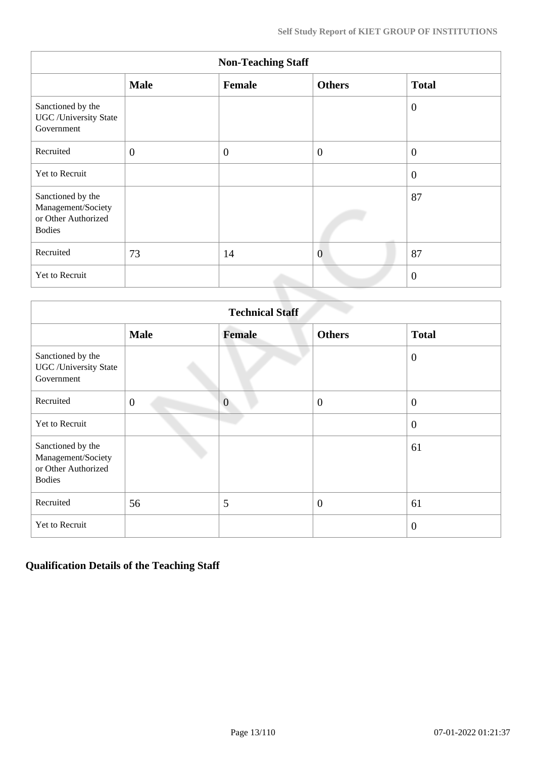| Non-Teaching Staff | | | | |
|---|---|---|---|---|
| | **Male** | **Female** | **Others** | **Total** |
| Sanctioned by the UGC /University State Government | | | | 0 |
| Recruited | 0 | 0 | 0 | 0 |
| Yet to Recruit | | | | 0 |
| Sanctioned by the Management/Society or Other Authorized Bodies | | | | 87 |
| Recruited | 73 | 14 | 0 | 87 |
| Yet to Recruit | | | | 0 |

| Technical Staff | | | | |
|---|---|---|---|---|
| | **Male** | **Female** | **Others** | **Total** |
| Sanctioned by the UGC /University State Government | | | | 0 |
| Recruited | 0 | 0 | 0 | 0 |
| Yet to Recruit | | | | 0 |
| Sanctioned by the Management/Society or Other Authorized Bodies | | | | 61 |
| Recruited | 56 | 5 | 0 | 61 |
| Yet to Recruit | | | | 0 |

## Qualification Details of the Teaching Staff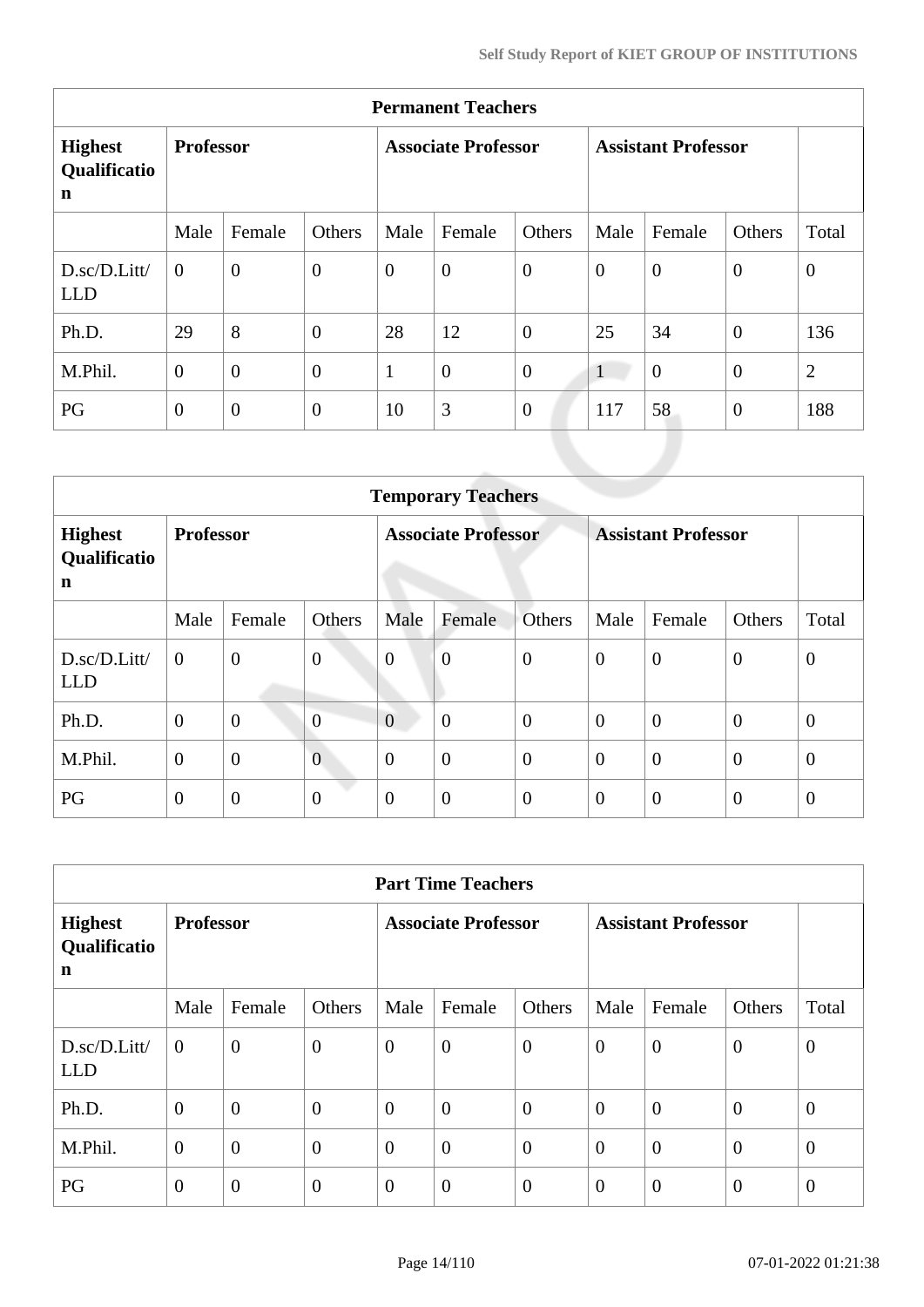| Permanent Teachers | | | | | | | | | | |
|---|---|---|---|---|---|---|---|---|---|---|
| **Highest Qualification** | **Professor** | | | **Associate Professor** | | | **Assistant Professor** | | | |
| | Male | Female | Others | Male | Female | Others | Male | Female | Others | Total |
| D.sc/D.Litt/LLD | 0 | 0 | 0 | 0 | 0 | 0 | 0 | 0 | 0 | 0 |
| Ph.D. | 29 | 8 | 0 | 28 | 12 | 0 | 25 | 34 | 0 | 136 |
| M.Phil. | 0 | 0 | 0 | 1 | 0 | 0 | 1 | 0 | 0 | 2 |
| PG | 0 | 0 | 0 | 10 | 3 | 0 | 117 | 58 | 0 | 188 |

| Temporary Teachers | | | | | | | | | | |
|---|---|---|---|---|---|---|---|---|---|---|
| **Highest Qualification** | **Professor** | | | **Associate Professor** | | | **Assistant Professor** | | | |
| | Male | Female | Others | Male | Female | Others | Male | Female | Others | Total |
| D.sc/D.Litt/LLD | 0 | 0 | 0 | 0 | 0 | 0 | 0 | 0 | 0 | 0 |
| Ph.D. | 0 | 0 | 0 | 0 | 0 | 0 | 0 | 0 | 0 | 0 |
| M.Phil. | 0 | 0 | 0 | 0 | 0 | 0 | 0 | 0 | 0 | 0 |
| PG | 0 | 0 | 0 | 0 | 0 | 0 | 0 | 0 | 0 | 0 |

| Part Time Teachers | | | | | | | | | | |
|---|---|---|---|---|---|---|---|---|---|---|
| **Highest Qualification** | **Professor** | | | **Associate Professor** | | | **Assistant Professor** | | | |
| | Male | Female | Others | Male | Female | Others | Male | Female | Others | Total |
| D.sc/D.Litt/LLD | 0 | 0 | 0 | 0 | 0 | 0 | 0 | 0 | 0 | 0 |
| Ph.D. | 0 | 0 | 0 | 0 | 0 | 0 | 0 | 0 | 0 | 0 |
| M.Phil. | 0 | 0 | 0 | 0 | 0 | 0 | 0 | 0 | 0 | 0 |
| PG | 0 | 0 | 0 | 0 | 0 | 0 | 0 | 0 | 0 | 0 |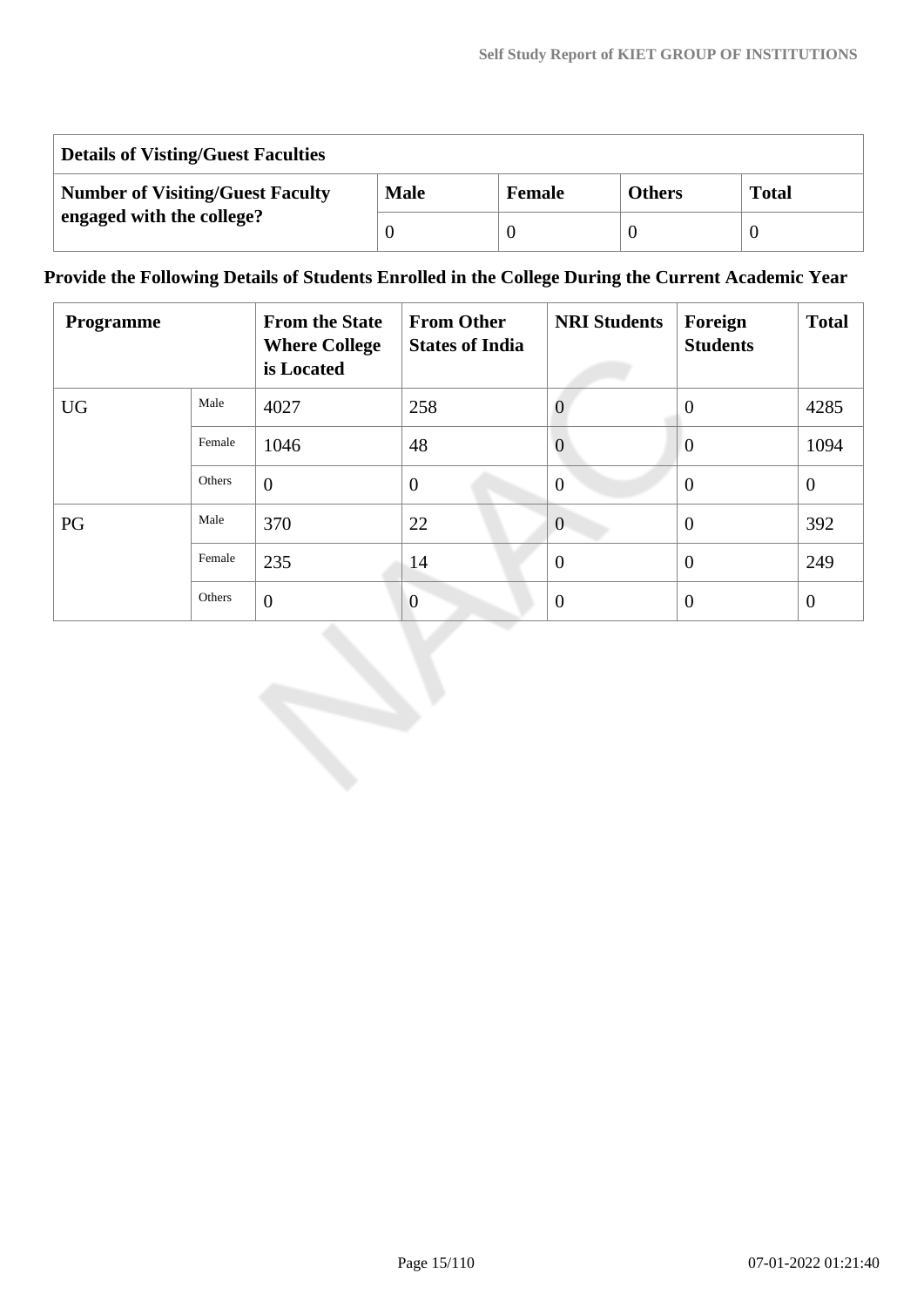| Details of Visting/Guest Faculties | | | | |
|---|---|---|---|---|
| **Number of Visiting/Guest Faculty engaged with the college?** | **Male** | **Female** | **Others** | **Total** |
| | 0 | 0 | 0 | 0 |

**Provide the Following Details of Students Enrolled in the College During the Current Academic Year**

| Programme | | From the State Where College is Located | From Other States of India | NRI Students | Foreign Students | Total |
|---|---|---|---|---|---|---|
| UG | Male | 4027 | 258 | 0 | 0 | 4285 |
| | Female | 1046 | 48 | 0 | 0 | 1094 |
| | Others | 0 | 0 | 0 | 0 | 0 |
| PG | Male | 370 | 22 | 0 | 0 | 392 |
| | Female | 235 | 14 | 0 | 0 | 249 |
| | Others | 0 | 0 | 0 | 0 | 0 |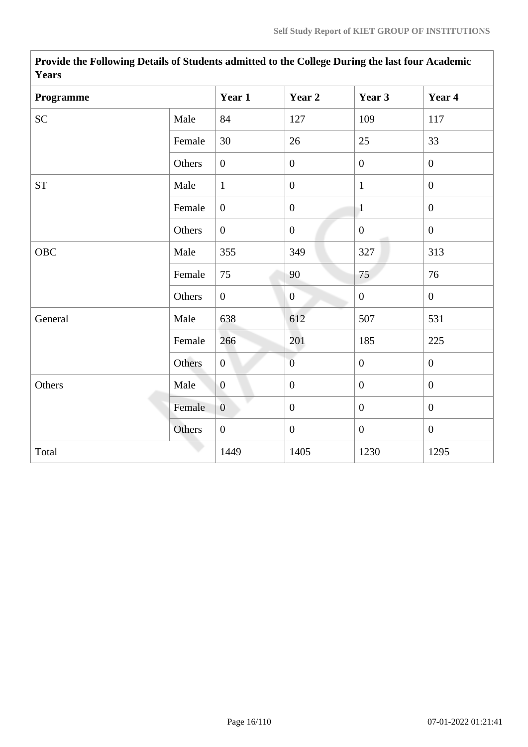| Provide the Following Details of Students admitted to the College During the last four Academic Years | | | | | |
|---|---|---|---|---|---|
| **Programme** | | **Year 1** | **Year 2** | **Year 3** | **Year 4** |
| SC | Male | 84 | 127 | 109 | 117 |
| | Female | 30 | 26 | 25 | 33 |
| | Others | 0 | 0 | 0 | 0 |
| ST | Male | 1 | 0 | 1 | 0 |
| | Female | 0 | 0 | 1 | 0 |
| | Others | 0 | 0 | 0 | 0 |
| OBC | Male | 355 | 349 | 327 | 313 |
| | Female | 75 | 90 | 75 | 76 |
| | Others | 0 | 0 | 0 | 0 |
| General | Male | 638 | 612 | 507 | 531 |
| | Female | 266 | 201 | 185 | 225 |
| | Others | 0 | 0 | 0 | 0 |
| Others | Male | 0 | 0 | 0 | 0 |
| | Female | 0 | 0 | 0 | 0 |
| | Others | 0 | 0 | 0 | 0 |
| Total | | 1449 | 1405 | 1230 | 1295 |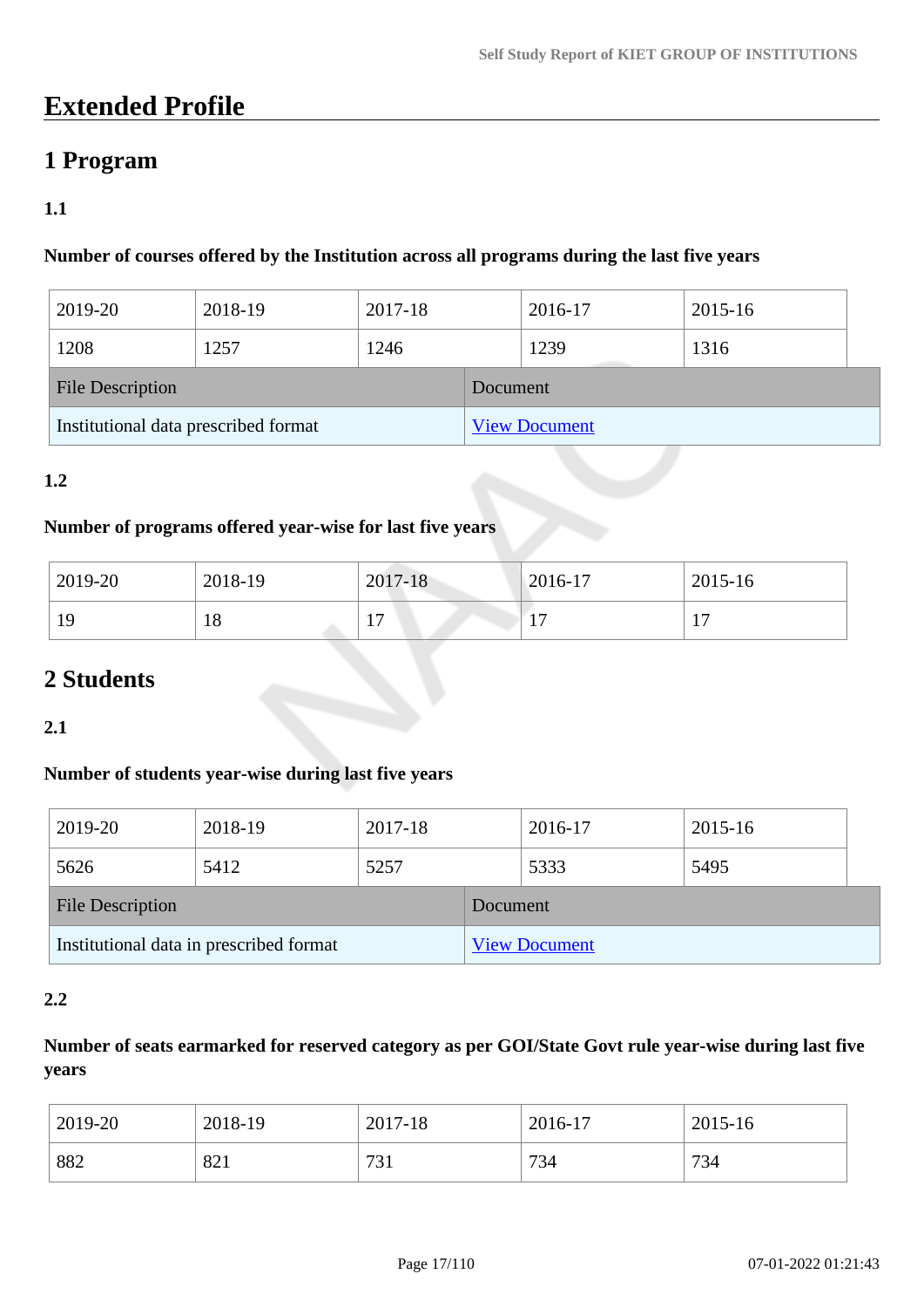# Extended Profile

## 1 Program

### 1.1

**Number of courses offered by the Institution across all programs during the last five years**

| 2019-20 | 2018-19 | 2017-18 | 2016-17 | 2015-16 |
|---|---|---|---|---|
| 1208 | 1257 | 1246 | 1239 | 1316 |

| File Description | Document |
|---|---|
| Institutional data prescribed format | View Document |

### 1.2

**Number of programs offered year-wise for last five years**

| 2019-20 | 2018-19 | 2017-18 | 2016-17 | 2015-16 |
|---|---|---|---|---|
| 19 | 18 | 17 | 17 | 17 |

## 2 Students

### 2.1

**Number of students year-wise during last five years**

| 2019-20 | 2018-19 | 2017-18 | 2016-17 | 2015-16 |
|---|---|---|---|---|
| 5626 | 5412 | 5257 | 5333 | 5495 |

| File Description | Document |
|---|---|
| Institutional data in prescribed format | View Document |

### 2.2

**Number of seats earmarked for reserved category as per GOI/State Govt rule year-wise during last five years**

| 2019-20 | 2018-19 | 2017-18 | 2016-17 | 2015-16 |
|---|---|---|---|---|
| 882 | 821 | 731 | 734 | 734 |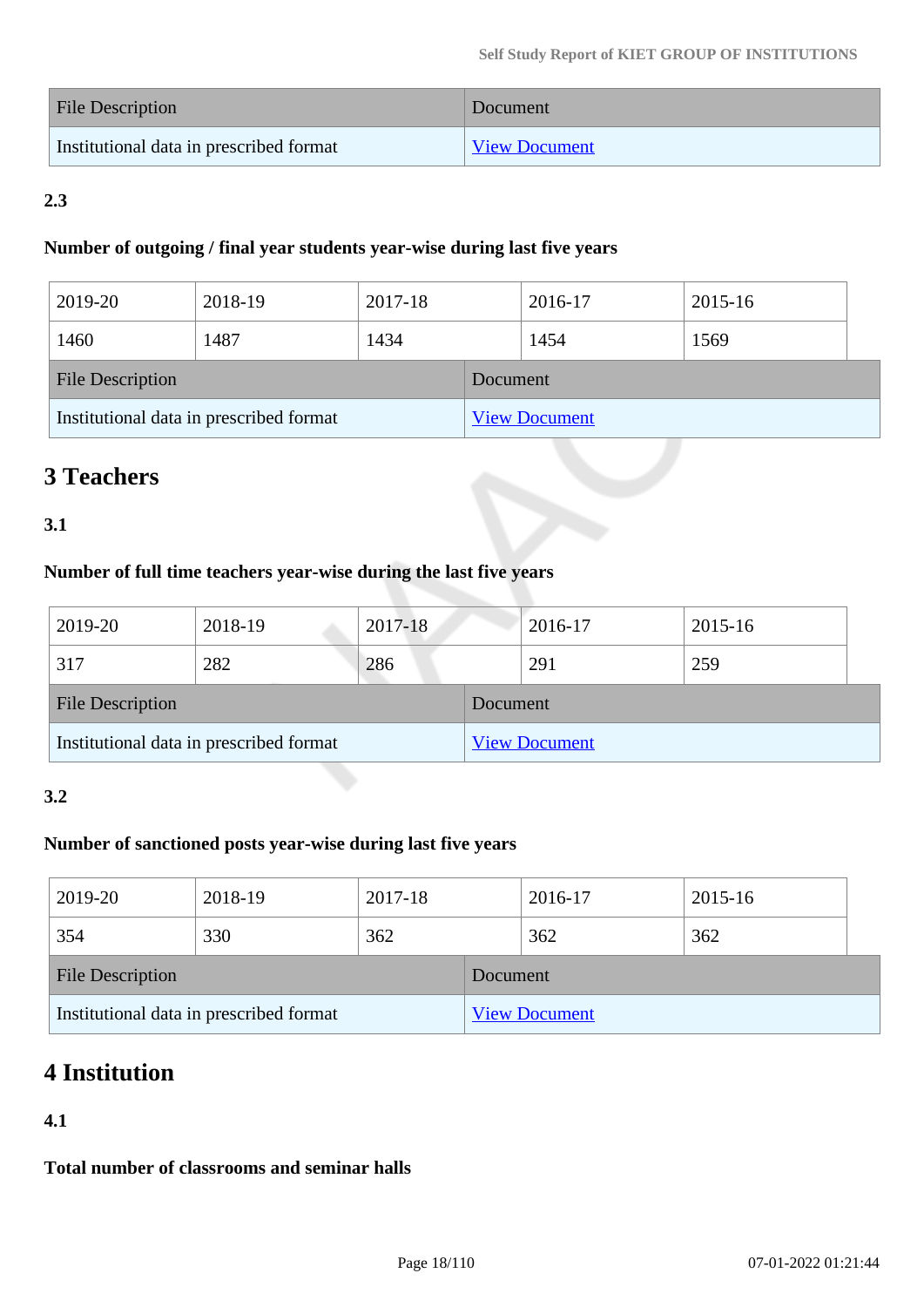| File Description | Document |
| --- | --- |
| Institutional data in prescribed format | View Document |

**2.3**

**Number of outgoing / final year students year-wise during last five years**

| 2019-20 | 2018-19 | 2017-18 | 2016-17 | 2015-16 |
| --- | --- | --- | --- | --- |
| 1460 | 1487 | 1434 | 1454 | 1569 |

| File Description | Document |
| --- | --- |
| Institutional data in prescribed format | View Document |

## 3 Teachers

**3.1**

**Number of full time teachers year-wise during the last five years**

| 2019-20 | 2018-19 | 2017-18 | 2016-17 | 2015-16 |
| --- | --- | --- | --- | --- |
| 317 | 282 | 286 | 291 | 259 |

| File Description | Document |
| --- | --- |
| Institutional data in prescribed format | View Document |

**3.2**

**Number of sanctioned posts year-wise during last five years**

| 2019-20 | 2018-19 | 2017-18 | 2016-17 | 2015-16 |
| --- | --- | --- | --- | --- |
| 354 | 330 | 362 | 362 | 362 |

| File Description | Document |
| --- | --- |
| Institutional data in prescribed format | View Document |

## 4 Institution

**4.1**

**Total number of classrooms and seminar halls**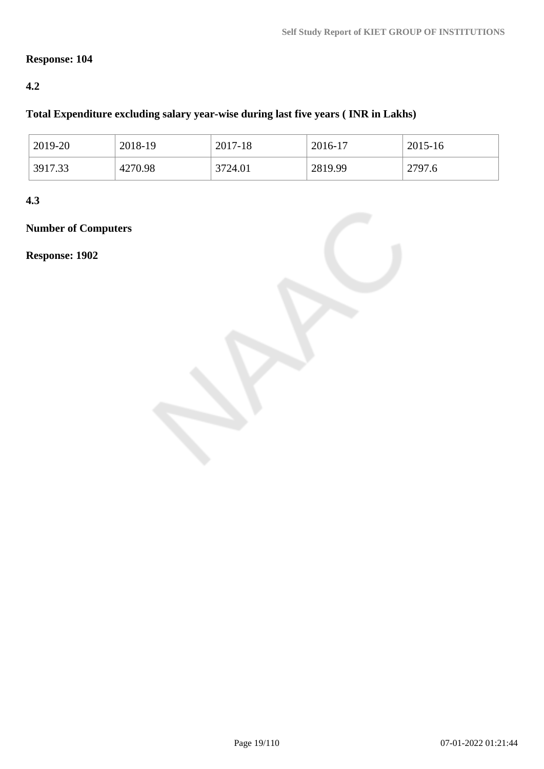**Response: 104**

**4.2**

**Total Expenditure excluding salary year-wise during last five years ( INR in Lakhs)**

| 2019-20 | 2018-19 | 2017-18 | 2016-17 | 2015-16 |
|---|---|---|---|---|
| 3917.33 | 4270.98 | 3724.01 | 2819.99 | 2797.6 |

**4.3**

**Number of Computers**

**Response: 1902**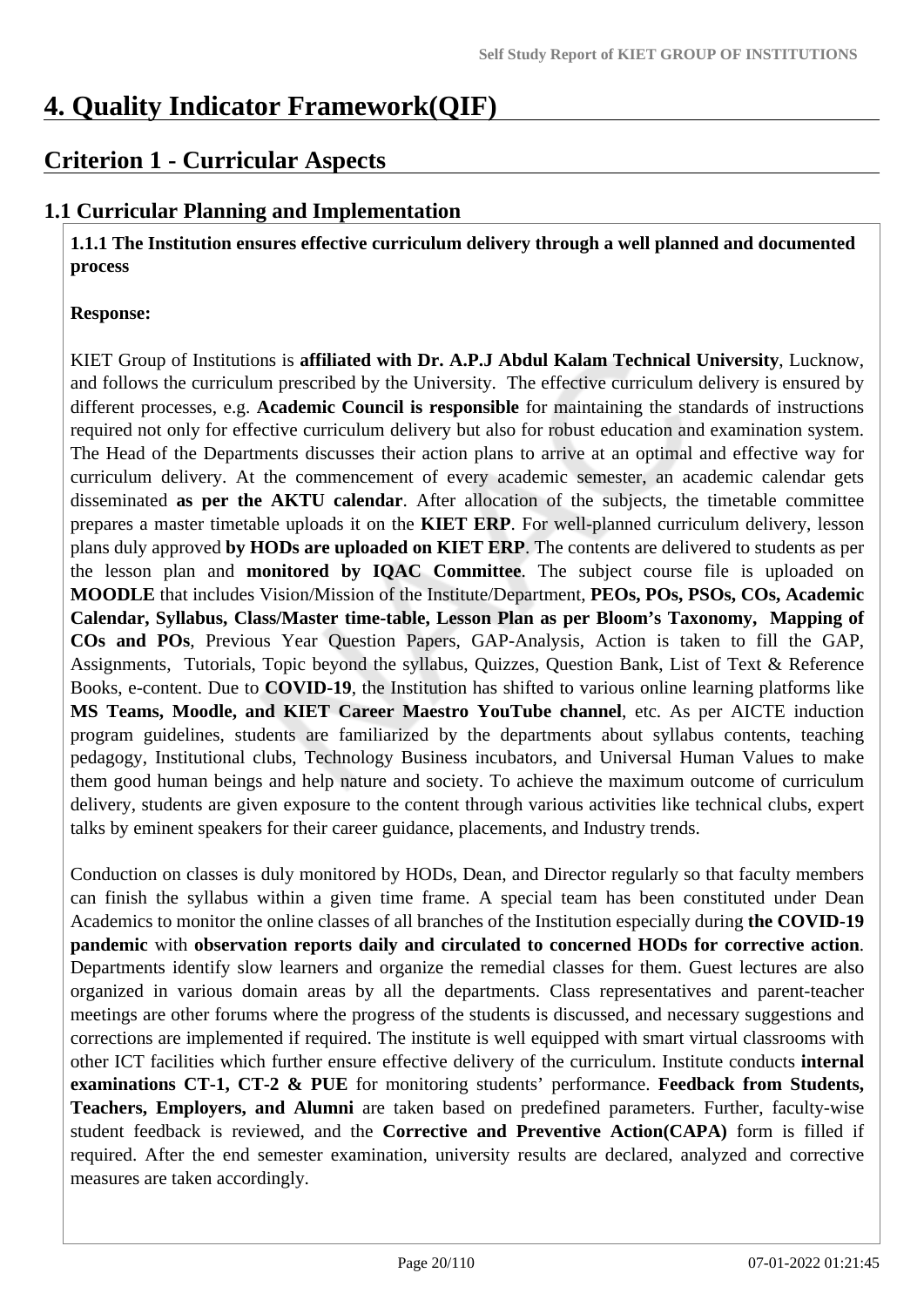# 4. Quality Indicator Framework(QIF)

## Criterion 1 - Curricular Aspects

### 1.1 Curricular Planning and Implementation

**1.1.1 The Institution ensures effective curriculum delivery through a well planned and documented process**

**Response:**

KIET Group of Institutions is **affiliated with Dr. A.P.J Abdul Kalam Technical University**, Lucknow, and follows the curriculum prescribed by the University. The effective curriculum delivery is ensured by different processes, e.g. **Academic Council is responsible** for maintaining the standards of instructions required not only for effective curriculum delivery but also for robust education and examination system. The Head of the Departments discusses their action plans to arrive at an optimal and effective way for curriculum delivery. At the commencement of every academic semester, an academic calendar gets disseminated **as per the AKTU calendar**. After allocation of the subjects, the timetable committee prepares a master timetable uploads it on the **KIET ERP**. For well-planned curriculum delivery, lesson plans duly approved **by HODs are uploaded on KIET ERP**. The contents are delivered to students as per the lesson plan and **monitored by IQAC Committee**. The subject course file is uploaded on **MOODLE** that includes Vision/Mission of the Institute/Department, **PEOs, POs, PSOs, COs, Academic Calendar, Syllabus, Class/Master time-table, Lesson Plan as per Bloom's Taxonomy, Mapping of COs and POs**, Previous Year Question Papers, GAP-Analysis, Action is taken to fill the GAP, Assignments, Tutorials, Topic beyond the syllabus, Quizzes, Question Bank, List of Text & Reference Books, e-content. Due to **COVID-19**, the Institution has shifted to various online learning platforms like **MS Teams, Moodle, and KIET Career Maestro YouTube channel**, etc. As per AICTE induction program guidelines, students are familiarized by the departments about syllabus contents, teaching pedagogy, Institutional clubs, Technology Business incubators, and Universal Human Values to make them good human beings and help nature and society. To achieve the maximum outcome of curriculum delivery, students are given exposure to the content through various activities like technical clubs, expert talks by eminent speakers for their career guidance, placements, and Industry trends.

Conduction on classes is duly monitored by HODs, Dean, and Director regularly so that faculty members can finish the syllabus within a given time frame. A special team has been constituted under Dean Academics to monitor the online classes of all branches of the Institution especially during **the COVID-19 pandemic** with **observation reports daily and circulated to concerned HODs for corrective action**. Departments identify slow learners and organize the remedial classes for them. Guest lectures are also organized in various domain areas by all the departments. Class representatives and parent-teacher meetings are other forums where the progress of the students is discussed, and necessary suggestions and corrections are implemented if required. The institute is well equipped with smart virtual classrooms with other ICT facilities which further ensure effective delivery of the curriculum. Institute conducts **internal examinations CT-1, CT-2 & PUE** for monitoring students' performance. **Feedback from Students, Teachers, Employers, and Alumni** are taken based on predefined parameters. Further, faculty-wise student feedback is reviewed, and the **Corrective and Preventive Action(CAPA)** form is filled if required. After the end semester examination, university results are declared, analyzed and corrective measures are taken accordingly.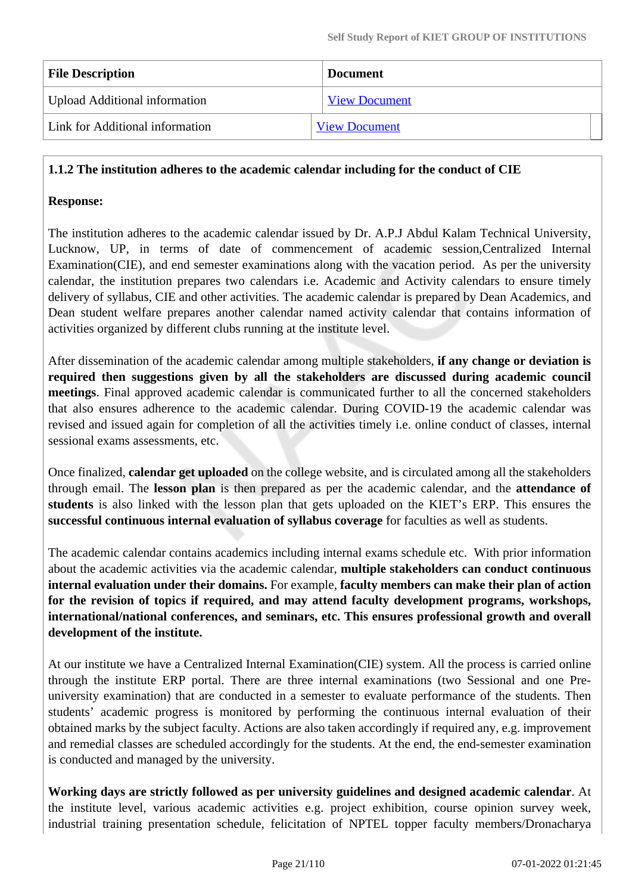| File Description | Document |
|---|---|
| Upload Additional information | View Document |
| Link for Additional information | View Document |

**1.1.2 The institution adheres to the academic calendar including for the conduct of CIE**

**Response:**

The institution adheres to the academic calendar issued by Dr. A.P.J Abdul Kalam Technical University, Lucknow, UP, in terms of date of commencement of academic session,Centralized Internal Examination(CIE), and end semester examinations along with the vacation period. As per the university calendar, the institution prepares two calendars i.e. Academic and Activity calendars to ensure timely delivery of syllabus, CIE and other activities. The academic calendar is prepared by Dean Academics, and Dean student welfare prepares another calendar named activity calendar that contains information of activities organized by different clubs running at the institute level.

After dissemination of the academic calendar among multiple stakeholders, **if any change or deviation is required then suggestions given by all the stakeholders are discussed during academic council meetings**. Final approved academic calendar is communicated further to all the concerned stakeholders that also ensures adherence to the academic calendar. During COVID-19 the academic calendar was revised and issued again for completion of all the activities timely i.e. online conduct of classes, internal sessional exams assessments, etc.

Once finalized, **calendar get uploaded** on the college website, and is circulated among all the stakeholders through email. The **lesson plan** is then prepared as per the academic calendar, and the **attendance of students** is also linked with the lesson plan that gets uploaded on the KIET's ERP. This ensures the **successful continuous internal evaluation of syllabus coverage** for faculties as well as students.

The academic calendar contains academics including internal exams schedule etc. With prior information about the academic activities via the academic calendar, **multiple stakeholders can conduct continuous internal evaluation under their domains.** For example, **faculty members can make their plan of action for the revision of topics if required, and may attend faculty development programs, workshops, international/national conferences, and seminars, etc. This ensures professional growth and overall development of the institute.**

At our institute we have a Centralized Internal Examination(CIE) system. All the process is carried online through the institute ERP portal. There are three internal examinations (two Sessional and one Pre-university examination) that are conducted in a semester to evaluate performance of the students. Then students' academic progress is monitored by performing the continuous internal evaluation of their obtained marks by the subject faculty. Actions are also taken accordingly if required any, e.g. improvement and remedial classes are scheduled accordingly for the students. At the end, the end-semester examination is conducted and managed by the university.

**Working days are strictly followed as per university guidelines and designed academic calendar**. At the institute level, various academic activities e.g. project exhibition, course opinion survey week, industrial training presentation schedule, felicitation of NPTEL topper faculty members/Dronacharya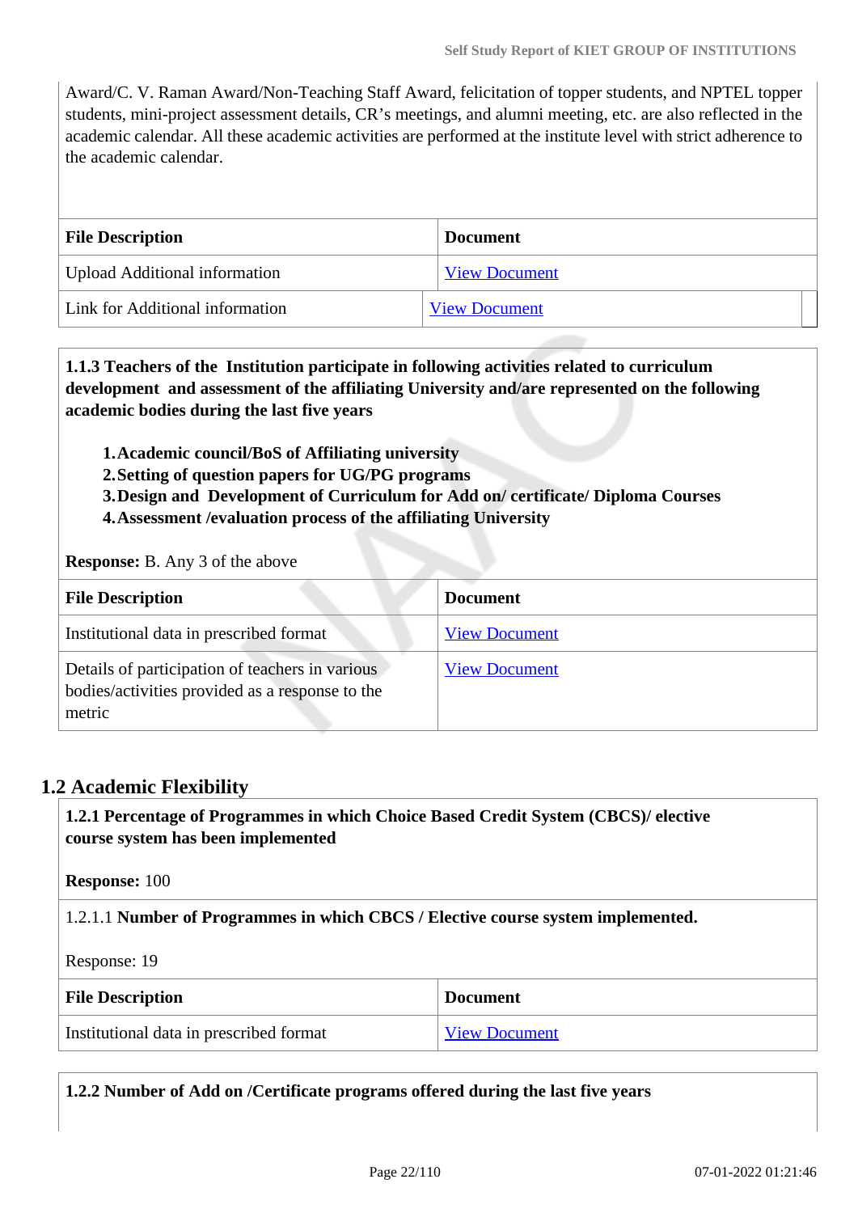Award/C. V. Raman Award/Non-Teaching Staff Award, felicitation of topper students, and NPTEL topper students, mini-project assessment details, CR's meetings, and alumni meeting, etc. are also reflected in the academic calendar. All these academic activities are performed at the institute level with strict adherence to the academic calendar.

| File Description | Document |
| --- | --- |
| Upload Additional information | View Document |
| Link for Additional information | View Document |

**1.1.3 Teachers of the Institution participate in following activities related to curriculum development and assessment of the affiliating University and/are represented on the following academic bodies during the last five years**

1. **Academic council/BoS of Affiliating university**
2. **Setting of question papers for UG/PG programs**
3. **Design and Development of Curriculum for Add on/ certificate/ Diploma Courses**
4. **Assessment /evaluation process of the affiliating University**

**Response:** B. Any 3 of the above

| File Description | Document |
| --- | --- |
| Institutional data in prescribed format | View Document |
| Details of participation of teachers in various bodies/activities provided as a response to the metric | View Document |

## 1.2 Academic Flexibility

**1.2.1 Percentage of Programmes in which Choice Based Credit System (CBCS)/ elective course system has been implemented**

**Response:** 100

1.2.1.1 **Number of Programmes in which CBCS / Elective course system implemented.**

Response: 19

| File Description | Document |
| --- | --- |
| Institutional data in prescribed format | View Document |

**1.2.2 Number of Add on /Certificate programs offered during the last five years**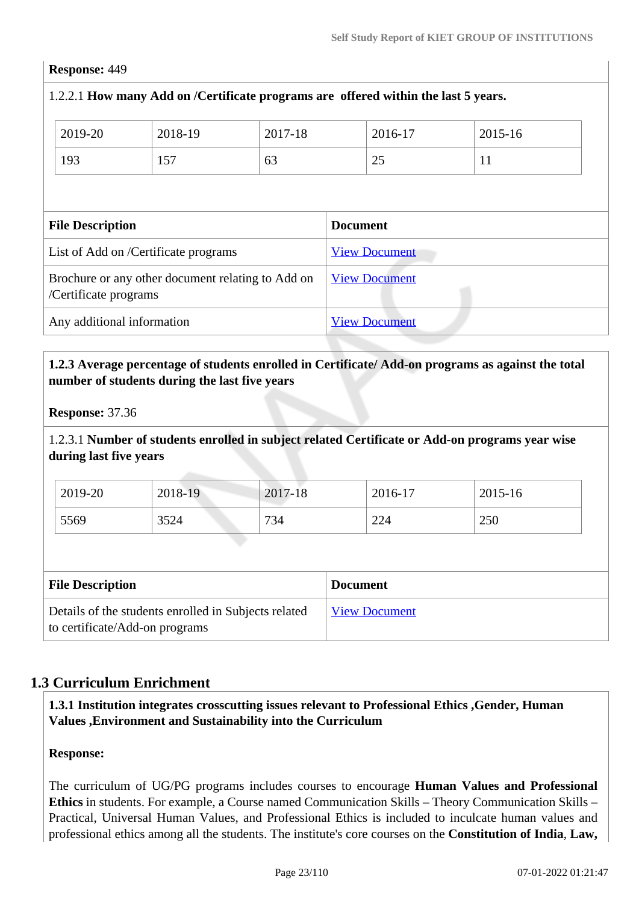**Response:** 449

1.2.2.1 **How many Add on /Certificate programs are offered within the last 5 years.**

| 2019-20 | 2018-19 | 2017-18 | 2016-17 | 2015-16 |
|---|---|---|---|---|
| 193 | 157 | 63 | 25 | 11 |

| File Description | Document |
|---|---|
| List of Add on /Certificate programs | View Document |
| Brochure or any other document relating to Add on /Certificate programs | View Document |
| Any additional information | View Document |

**1.2.3 Average percentage of students enrolled in Certificate/ Add-on programs as against the total number of students during the last five years**

**Response:** 37.36

1.2.3.1 **Number of students enrolled in subject related Certificate or Add-on programs year wise during last five years**

| 2019-20 | 2018-19 | 2017-18 | 2016-17 | 2015-16 |
|---|---|---|---|---|
| 5569 | 3524 | 734 | 224 | 250 |

| File Description | Document |
|---|---|
| Details of the students enrolled in Subjects related to certificate/Add-on programs | View Document |

## 1.3 Curriculum Enrichment

**1.3.1 Institution integrates crosscutting issues relevant to Professional Ethics ,Gender, Human Values ,Environment and Sustainability into the Curriculum**

**Response:**

The curriculum of UG/PG programs includes courses to encourage **Human Values and Professional Ethics** in students. For example, a Course named Communication Skills – Theory Communication Skills – Practical, Universal Human Values, and Professional Ethics is included to inculcate human values and professional ethics among all the students. The institute's core courses on the **Constitution of India**, **Law,**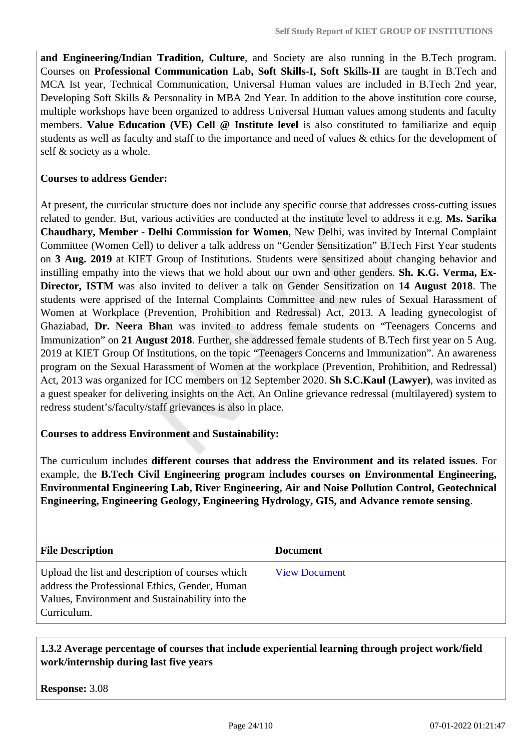**and Engineering/Indian Tradition, Culture**, and Society are also running in the B.Tech program. Courses on **Professional Communication Lab, Soft Skills-I, Soft Skills-II** are taught in B.Tech and MCA Ist year, Technical Communication, Universal Human values are included in B.Tech 2nd year, Developing Soft Skills & Personality in MBA 2nd Year. In addition to the above institution core course, multiple workshops have been organized to address Universal Human values among students and faculty members. **Value Education (VE) Cell @ Institute level** is also constituted to familiarize and equip students as well as faculty and staff to the importance and need of values & ethics for the development of self & society as a whole.

**Courses to address Gender:**

At present, the curricular structure does not include any specific course that addresses cross-cutting issues related to gender. But, various activities are conducted at the institute level to address it e.g. **Ms. Sarika Chaudhary, Member - Delhi Commission for Women**, New Delhi, was invited by Internal Complaint Committee (Women Cell) to deliver a talk address on "Gender Sensitization" B.Tech First Year students on **3 Aug. 2019** at KIET Group of Institutions. Students were sensitized about changing behavior and instilling empathy into the views that we hold about our own and other genders. **Sh. K.G. Verma, Ex-Director, ISTM** was also invited to deliver a talk on Gender Sensitization on **14 August 2018**. The students were apprised of the Internal Complaints Committee and new rules of Sexual Harassment of Women at Workplace (Prevention, Prohibition and Redressal) Act, 2013. A leading gynecologist of Ghaziabad, **Dr. Neera Bhan** was invited to address female students on "Teenagers Concerns and Immunization" on **21 August 2018**. Further, she addressed female students of B.Tech first year on 5 Aug. 2019 at KIET Group Of Institutions, on the topic "Teenagers Concerns and Immunization". An awareness program on the Sexual Harassment of Women at the workplace (Prevention, Prohibition, and Redressal) Act, 2013 was organized for ICC members on 12 September 2020. **Sh S.C.Kaul (Lawyer)**, was invited as a guest speaker for delivering insights on the Act. An Online grievance redressal (multilayered) system to redress student's/faculty/staff grievances is also in place.

**Courses to address Environment and Sustainability:**

The curriculum includes **different courses that address the Environment and its related issues**. For example, the **B.Tech Civil Engineering program includes courses on Environmental Engineering, Environmental Engineering Lab, River Engineering, Air and Noise Pollution Control, Geotechnical Engineering, Engineering Geology, Engineering Hydrology, GIS, and Advance remote sensing**.

| File Description | Document |
|---|---|
| Upload the list and description of courses which address the Professional Ethics, Gender, Human Values, Environment and Sustainability into the Curriculum. | View Document |

**1.3.2 Average percentage of courses that include experiential learning through project work/field work/internship during last five years**

**Response:** 3.08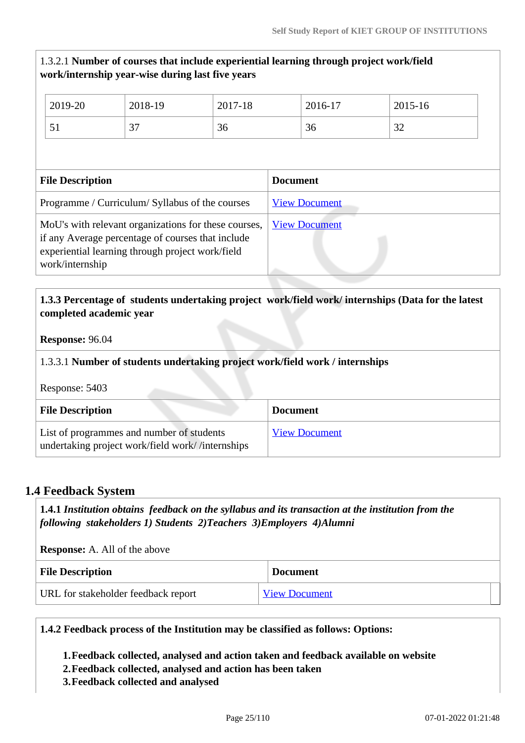1.3.2.1 **Number of courses that include experiential learning through project work/field work/internship year-wise during last five years**

| 2019-20 | 2018-19 | 2017-18 | 2016-17 | 2015-16 |
|---|---|---|---|---|
| 51 | 37 | 36 | 36 | 32 |

| File Description | Document |
|---|---|
| Programme / Curriculum/ Syllabus of the courses | View Document |
| MoU's with relevant organizations for these courses, if any Average percentage of courses that include experiential learning through project work/field work/internship | View Document |

**1.3.3 Percentage of students undertaking project work/field work/ internships (Data for the latest completed academic year**

**Response:** 96.04

1.3.3.1 **Number of students undertaking project work/field work / internships**

Response: 5403

| File Description | Document |
|---|---|
| List of programmes and number of students undertaking project work/field work/ /internships | View Document |

## 1.4 Feedback System

**1.4.1** ***Institution obtains feedback on the syllabus and its transaction at the institution from the following stakeholders 1) Students 2)Teachers 3)Employers 4)Alumni***

**Response:** A. All of the above

| File Description | Document |
|---|---|
| URL for stakeholder feedback report | View Document |

**1.4.2 Feedback process of the Institution may be classified as follows: Options:**

1. **Feedback collected, analysed and action taken and feedback available on website**
2. **Feedback collected, analysed and action has been taken**
3. **Feedback collected and analysed**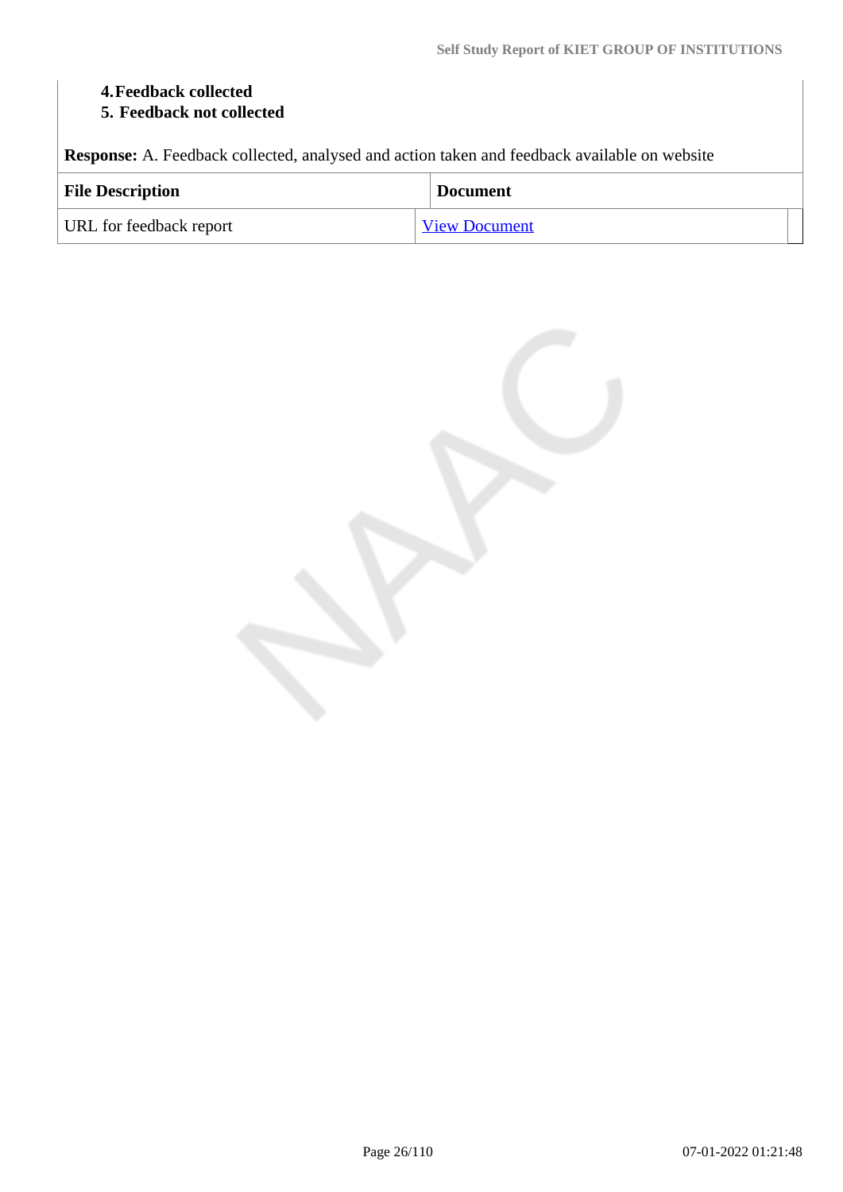**4. Feedback collected**
**5. Feedback not collected**

**Response:** A. Feedback collected, analysed and action taken and feedback available on website

| File Description | Document |
|---|---|
| URL for feedback report | View Document |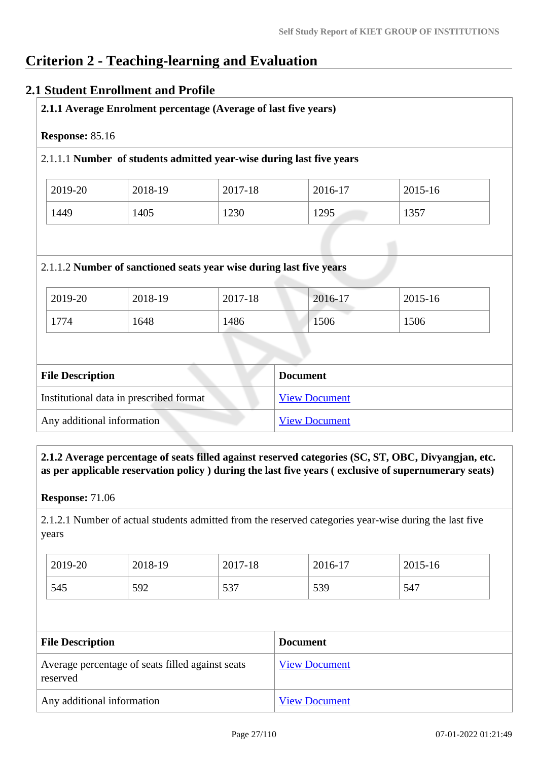# Criterion 2 - Teaching-learning and Evaluation

## 2.1 Student Enrollment and Profile

**2.1.1 Average Enrolment percentage (Average of last five years)**

**Response:** 85.16

2.1.1.1 **Number of students admitted year-wise during last five years**

| 2019-20 | 2018-19 | 2017-18 | 2016-17 | 2015-16 |
|---|---|---|---|---|
| 1449 | 1405 | 1230 | 1295 | 1357 |

2.1.1.2 **Number of sanctioned seats year wise during last five years**

| 2019-20 | 2018-19 | 2017-18 | 2016-17 | 2015-16 |
|---|---|---|---|---|
| 1774 | 1648 | 1486 | 1506 | 1506 |

| File Description | Document |
|---|---|
| Institutional data in prescribed format | View Document |
| Any additional information | View Document |

**2.1.2 Average percentage of seats filled against reserved categories (SC, ST, OBC, Divyangjan, etc. as per applicable reservation policy ) during the last five years ( exclusive of supernumerary seats)**

**Response:** 71.06

2.1.2.1 Number of actual students admitted from the reserved categories year-wise during the last five years

| 2019-20 | 2018-19 | 2017-18 | 2016-17 | 2015-16 |
|---|---|---|---|---|
| 545 | 592 | 537 | 539 | 547 |

| File Description | Document |
|---|---|
| Average percentage of seats filled against seats reserved | View Document |
| Any additional information | View Document |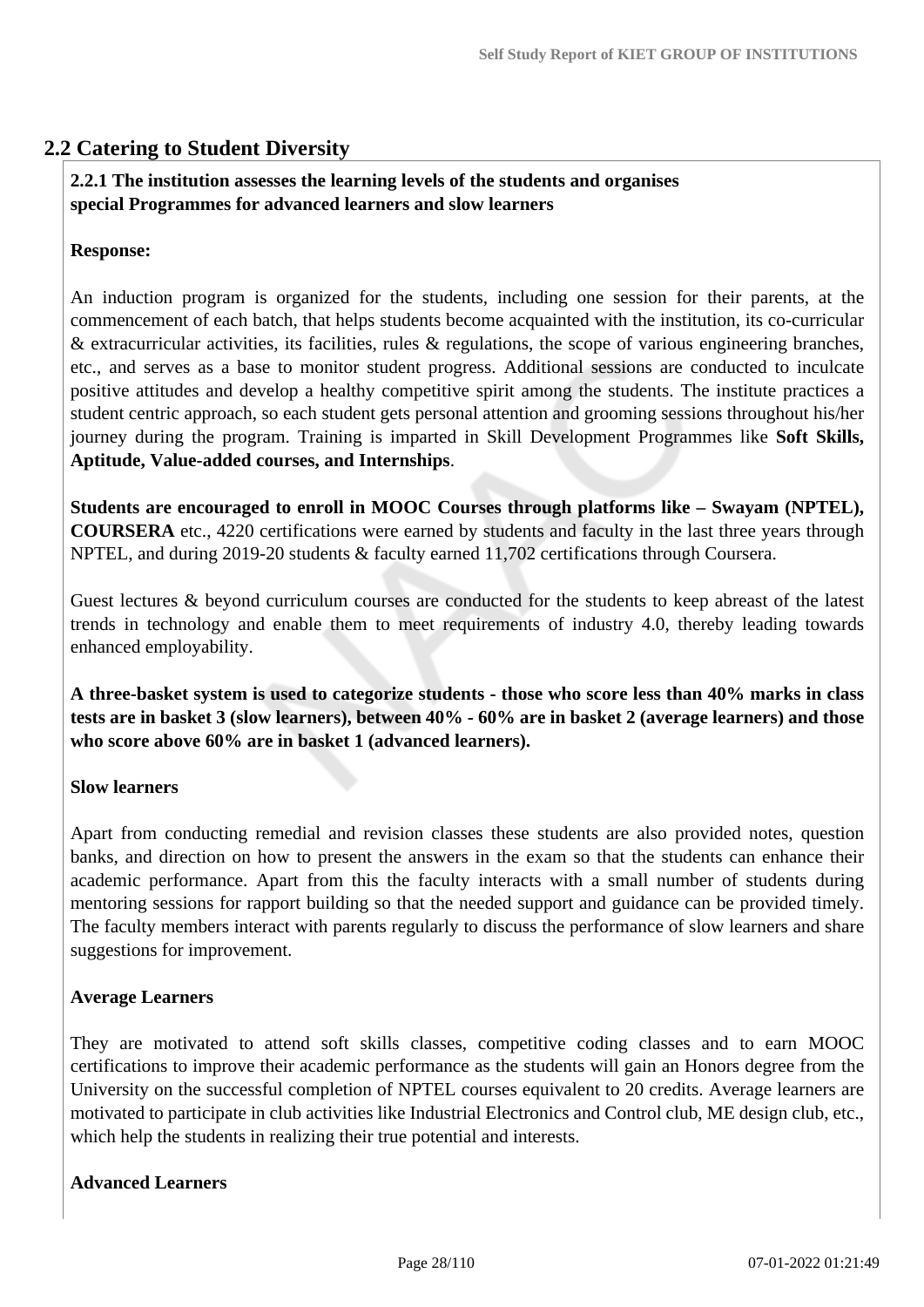## 2.2 Catering to Student Diversity

**2.2.1 The institution assesses the learning levels of the students and organises special Programmes for advanced learners and slow learners**

**Response:**

An induction program is organized for the students, including one session for their parents, at the commencement of each batch, that helps students become acquainted with the institution, its co-curricular & extracurricular activities, its facilities, rules & regulations, the scope of various engineering branches, etc., and serves as a base to monitor student progress. Additional sessions are conducted to inculcate positive attitudes and develop a healthy competitive spirit among the students. The institute practices a student centric approach, so each student gets personal attention and grooming sessions throughout his/her journey during the program. Training is imparted in Skill Development Programmes like **Soft Skills, Aptitude, Value-added courses, and Internships**.

**Students are encouraged to enroll in MOOC Courses through platforms like – Swayam (NPTEL), COURSERA** etc., 4220 certifications were earned by students and faculty in the last three years through NPTEL, and during 2019-20 students & faculty earned 11,702 certifications through Coursera.

Guest lectures & beyond curriculum courses are conducted for the students to keep abreast of the latest trends in technology and enable them to meet requirements of industry 4.0, thereby leading towards enhanced employability.

**A three-basket system is used to categorize students - those who score less than 40% marks in class tests are in basket 3 (slow learners), between 40% - 60% are in basket 2 (average learners) and those who score above 60% are in basket 1 (advanced learners).**

**Slow learners**

Apart from conducting remedial and revision classes these students are also provided notes, question banks, and direction on how to present the answers in the exam so that the students can enhance their academic performance. Apart from this the faculty interacts with a small number of students during mentoring sessions for rapport building so that the needed support and guidance can be provided timely. The faculty members interact with parents regularly to discuss the performance of slow learners and share suggestions for improvement.

**Average Learners**

They are motivated to attend soft skills classes, competitive coding classes and to earn MOOC certifications to improve their academic performance as the students will gain an Honors degree from the University on the successful completion of NPTEL courses equivalent to 20 credits. Average learners are motivated to participate in club activities like Industrial Electronics and Control club, ME design club, etc., which help the students in realizing their true potential and interests.

**Advanced Learners**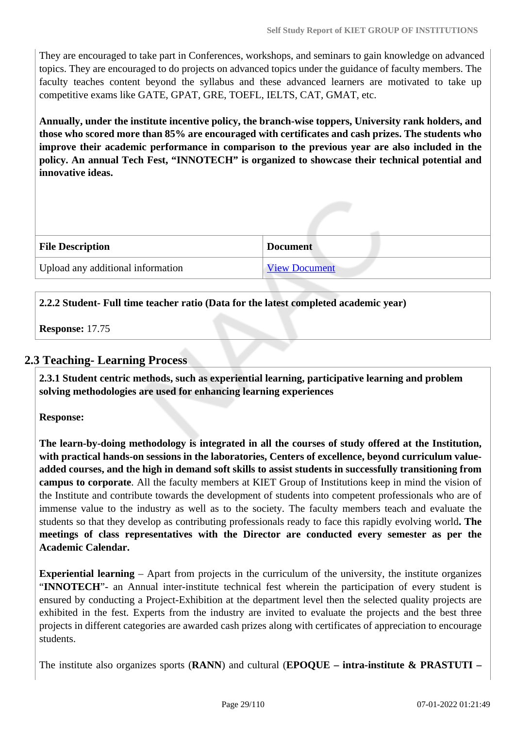They are encouraged to take part in Conferences, workshops, and seminars to gain knowledge on advanced topics. They are encouraged to do projects on advanced topics under the guidance of faculty members. The faculty teaches content beyond the syllabus and these advanced learners are motivated to take up competitive exams like GATE, GPAT, GRE, TOEFL, IELTS, CAT, GMAT, etc.

**Annually, under the institute incentive policy, the branch-wise toppers, University rank holders, and those who scored more than 85% are encouraged with certificates and cash prizes. The students who improve their academic performance in comparison to the previous year are also included in the policy. An annual Tech Fest, "INNOTECH" is organized to showcase their technical potential and innovative ideas.**

| File Description | Document |
|---|---|
| Upload any additional information | View Document |

**2.2.2 Student- Full time teacher ratio (Data for the latest completed academic year)**

**Response:** 17.75

## 2.3 Teaching- Learning Process

**2.3.1 Student centric methods, such as experiential learning, participative learning and problem solving methodologies are used for enhancing learning experiences**

**Response:**

**The learn-by-doing methodology is integrated in all the courses of study offered at the Institution, with practical hands-on sessions in the laboratories, Centers of excellence, beyond curriculum value-added courses, and the high in demand soft skills to assist students in successfully transitioning from campus to corporate**. All the faculty members at KIET Group of Institutions keep in mind the vision of the Institute and contribute towards the development of students into competent professionals who are of immense value to the industry as well as to the society. The faculty members teach and evaluate the students so that they develop as contributing professionals ready to face this rapidly evolving world**. The meetings of class representatives with the Director are conducted every semester as per the Academic Calendar.**

**Experiential learning** – Apart from projects in the curriculum of the university, the institute organizes "**INNOTECH**"- an Annual inter-institute technical fest wherein the participation of every student is ensured by conducting a Project-Exhibition at the department level then the selected quality projects are exhibited in the fest. Experts from the industry are invited to evaluate the projects and the best three projects in different categories are awarded cash prizes along with certificates of appreciation to encourage students.

The institute also organizes sports (**RANN**) and cultural (**EPOQUE – intra-institute & PRASTUTI –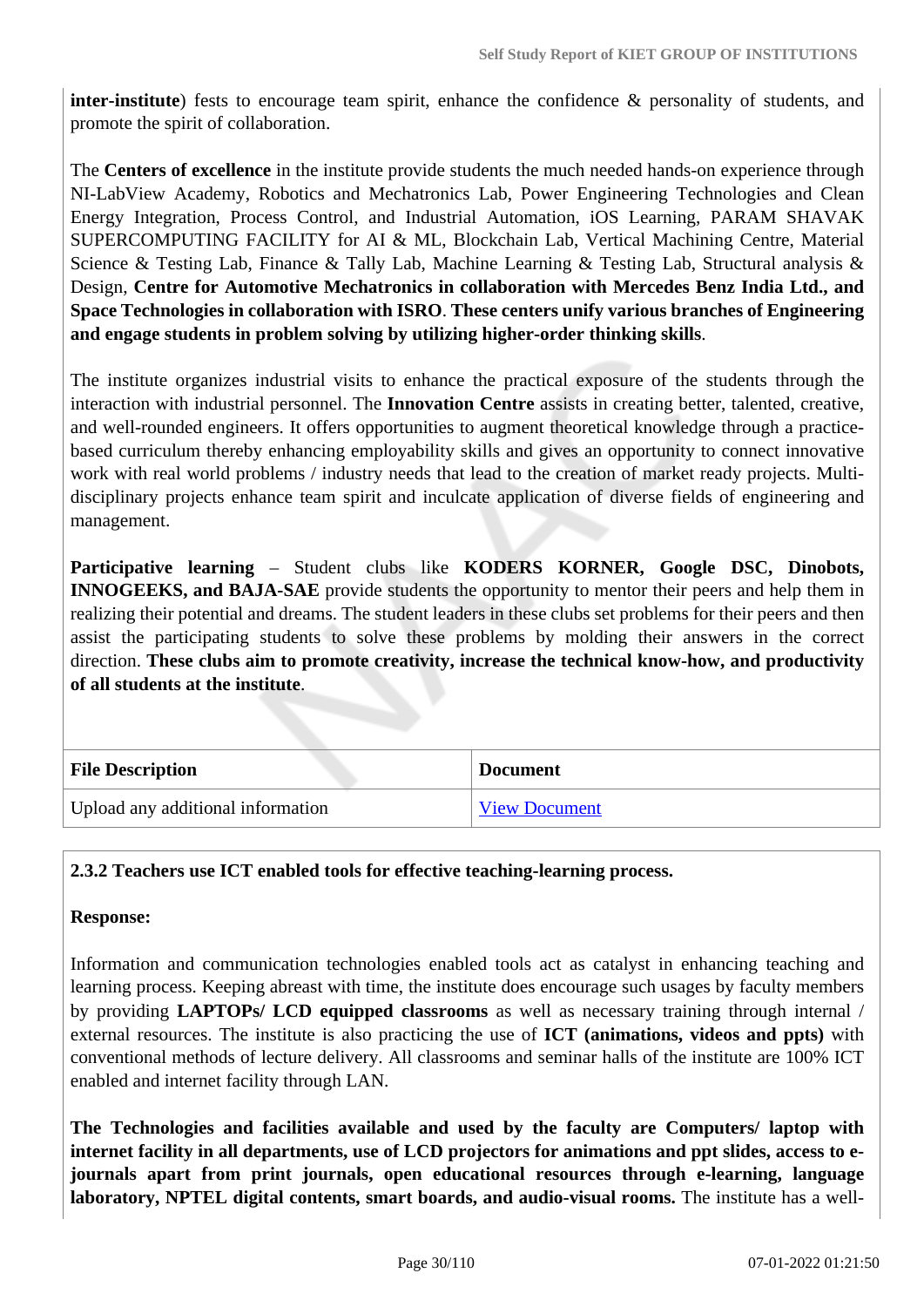**inter-institute**) fests to encourage team spirit, enhance the confidence & personality of students, and promote the spirit of collaboration.

The **Centers of excellence** in the institute provide students the much needed hands-on experience through NI-LabView Academy, Robotics and Mechatronics Lab, Power Engineering Technologies and Clean Energy Integration, Process Control, and Industrial Automation, iOS Learning, PARAM SHAVAK SUPERCOMPUTING FACILITY for AI & ML, Blockchain Lab, Vertical Machining Centre, Material Science & Testing Lab, Finance & Tally Lab, Machine Learning & Testing Lab, Structural analysis & Design, **Centre for Automotive Mechatronics in collaboration with Mercedes Benz India Ltd., and Space Technologies in collaboration with ISRO**. **These centers unify various branches of Engineering and engage students in problem solving by utilizing higher-order thinking skills**.

The institute organizes industrial visits to enhance the practical exposure of the students through the interaction with industrial personnel. The **Innovation Centre** assists in creating better, talented, creative, and well-rounded engineers. It offers opportunities to augment theoretical knowledge through a practice-based curriculum thereby enhancing employability skills and gives an opportunity to connect innovative work with real world problems / industry needs that lead to the creation of market ready projects. Multi-disciplinary projects enhance team spirit and inculcate application of diverse fields of engineering and management.

**Participative learning** – Student clubs like **KODERS KORNER, Google DSC, Dinobots, INNOGEEKS, and BAJA-SAE** provide students the opportunity to mentor their peers and help them in realizing their potential and dreams. The student leaders in these clubs set problems for their peers and then assist the participating students to solve these problems by molding their answers in the correct direction. **These clubs aim to promote creativity, increase the technical know-how, and productivity of all students at the institute**.

| File Description | Document |
|---|---|
| Upload any additional information | View Document |

**2.3.2 Teachers use ICT enabled tools for effective teaching-learning process.**

**Response:**

Information and communication technologies enabled tools act as catalyst in enhancing teaching and learning process. Keeping abreast with time, the institute does encourage such usages by faculty members by providing **LAPTOPs/ LCD equipped classrooms** as well as necessary training through internal / external resources. The institute is also practicing the use of **ICT (animations, videos and ppts)** with conventional methods of lecture delivery. All classrooms and seminar halls of the institute are 100% ICT enabled and internet facility through LAN.

**The Technologies and facilities available and used by the faculty are Computers/ laptop with internet facility in all departments, use of LCD projectors for animations and ppt slides, access to e-journals apart from print journals, open educational resources through e-learning, language laboratory, NPTEL digital contents, smart boards, and audio-visual rooms.** The institute has a well-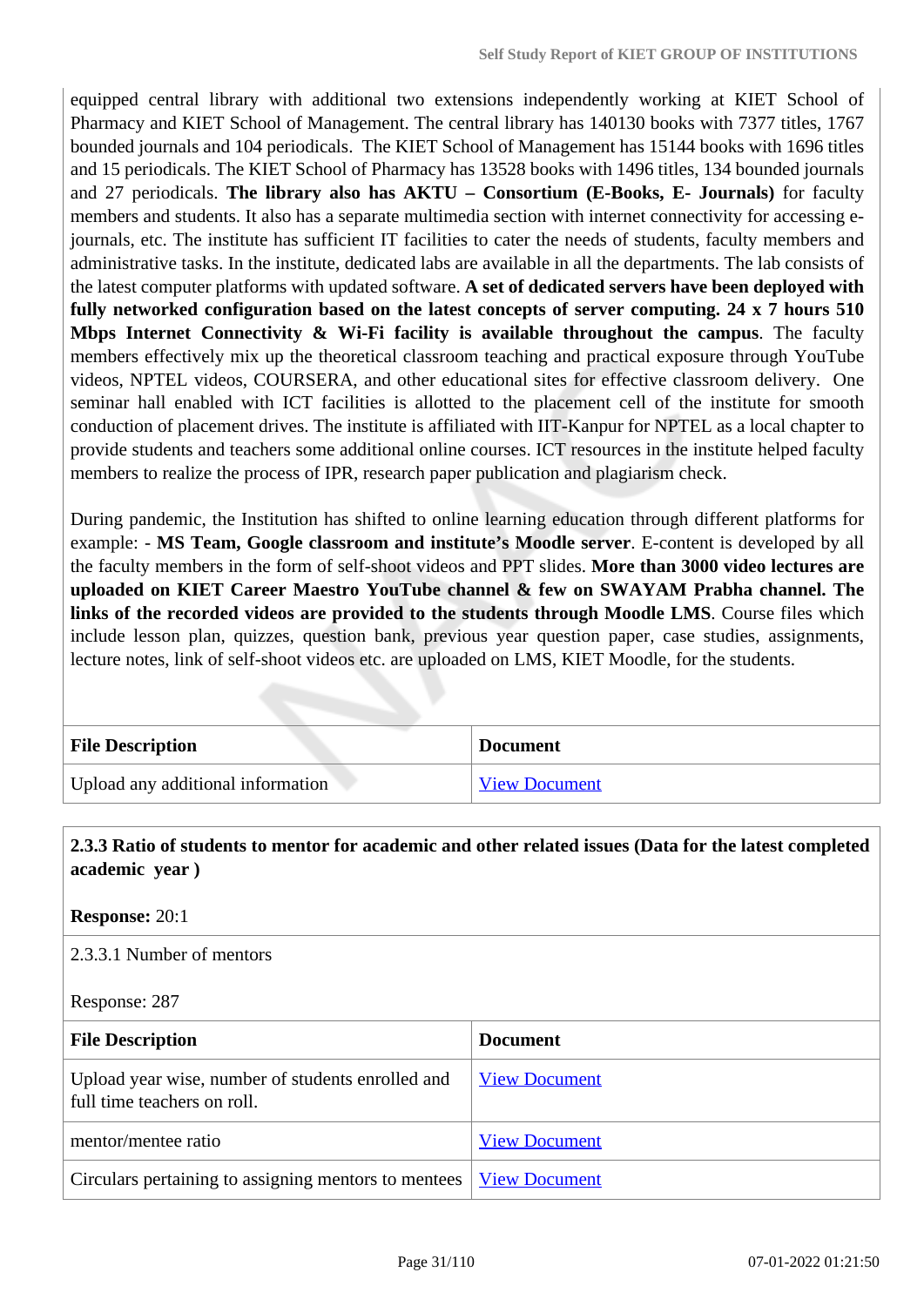equipped central library with additional two extensions independently working at KIET School of Pharmacy and KIET School of Management. The central library has 140130 books with 7377 titles, 1767 bounded journals and 104 periodicals. The KIET School of Management has 15144 books with 1696 titles and 15 periodicals. The KIET School of Pharmacy has 13528 books with 1496 titles, 134 bounded journals and 27 periodicals. **The library also has AKTU – Consortium (E-Books, E- Journals)** for faculty members and students. It also has a separate multimedia section with internet connectivity for accessing e-journals, etc. The institute has sufficient IT facilities to cater the needs of students, faculty members and administrative tasks. In the institute, dedicated labs are available in all the departments. The lab consists of the latest computer platforms with updated software. **A set of dedicated servers have been deployed with fully networked configuration based on the latest concepts of server computing. 24 x 7 hours 510 Mbps Internet Connectivity & Wi-Fi facility is available throughout the campus**. The faculty members effectively mix up the theoretical classroom teaching and practical exposure through YouTube videos, NPTEL videos, COURSERA, and other educational sites for effective classroom delivery. One seminar hall enabled with ICT facilities is allotted to the placement cell of the institute for smooth conduction of placement drives. The institute is affiliated with IIT-Kanpur for NPTEL as a local chapter to provide students and teachers some additional online courses. ICT resources in the institute helped faculty members to realize the process of IPR, research paper publication and plagiarism check.

During pandemic, the Institution has shifted to online learning education through different platforms for example: - **MS Team, Google classroom and institute's Moodle server**. E-content is developed by all the faculty members in the form of self-shoot videos and PPT slides. **More than 3000 video lectures are uploaded on KIET Career Maestro YouTube channel & few on SWAYAM Prabha channel. The links of the recorded videos are provided to the students through Moodle LMS**. Course files which include lesson plan, quizzes, question bank, previous year question paper, case studies, assignments, lecture notes, link of self-shoot videos etc. are uploaded on LMS, KIET Moodle, for the students.

| File Description | Document |
|---|---|
| Upload any additional information | View Document |

**2.3.3 Ratio of students to mentor for academic and other related issues (Data for the latest completed academic year )**

**Response:** 20:1

2.3.3.1 Number of mentors

Response: 287

| File Description | Document |
|---|---|
| Upload year wise, number of students enrolled and full time teachers on roll. | View Document |
| mentor/mentee ratio | View Document |
| Circulars pertaining to assigning mentors to mentees | View Document |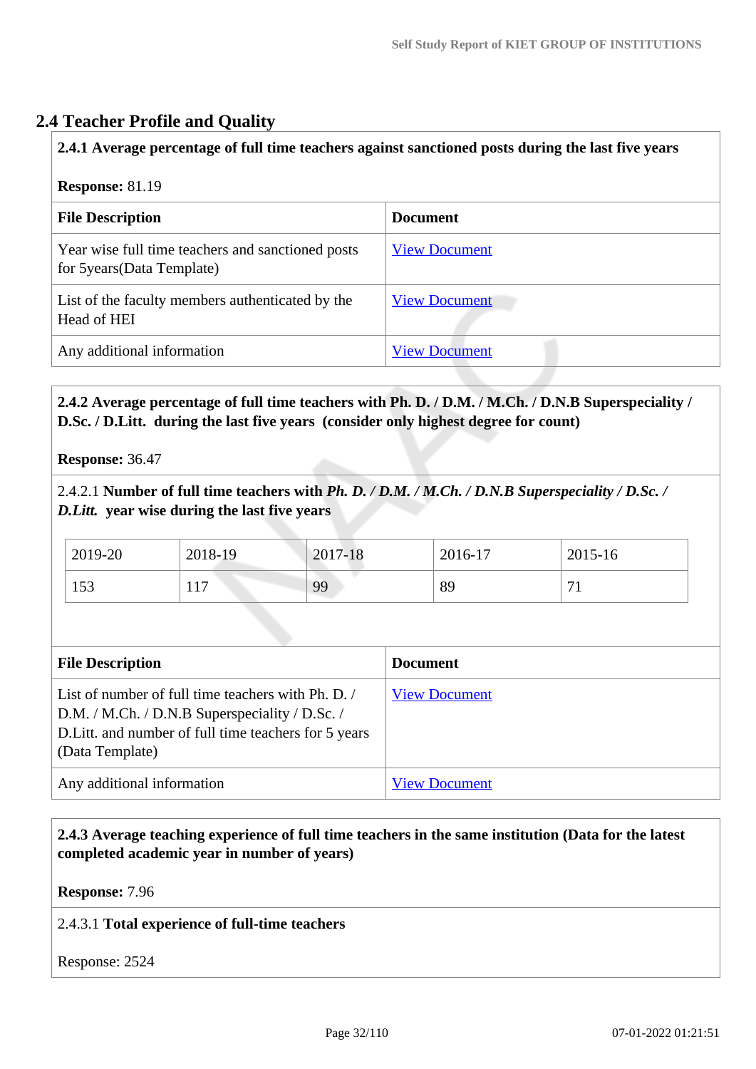## 2.4 Teacher Profile and Quality

**2.4.1 Average percentage of full time teachers against sanctioned posts during the last five years**

**Response:** 81.19

| **File Description** | **Document** |
|---|---|
| Year wise full time teachers and sanctioned posts for 5years(Data Template) | View Document |
| List of the faculty members authenticated by the Head of HEI | View Document |
| Any additional information | View Document |

**2.4.2 Average percentage of full time teachers with Ph. D. / D.M. / M.Ch. / D.N.B Superspeciality / D.Sc. / D.Litt. during the last five years (consider only highest degree for count)**

**Response:** 36.47

2.4.2.1 **Number of full time teachers with *Ph. D. / D.M. / M.Ch. / D.N.B Superspeciality / D.Sc. / D.Litt.* year wise during the last five years**

| 2019-20 | 2018-19 | 2017-18 | 2016-17 | 2015-16 |
|---|---|---|---|---|
| 153 | 117 | 99 | 89 | 71 |

| **File Description** | **Document** |
|---|---|
| List of number of full time teachers with Ph. D. / D.M. / M.Ch. / D.N.B Superspeciality / D.Sc. / D.Litt. and number of full time teachers for 5 years (Data Template) | View Document |
| Any additional information | View Document |

**2.4.3 Average teaching experience of full time teachers in the same institution (Data for the latest completed academic year in number of years)**

**Response:** 7.96

2.4.3.1 **Total experience of full-time teachers**

Response: 2524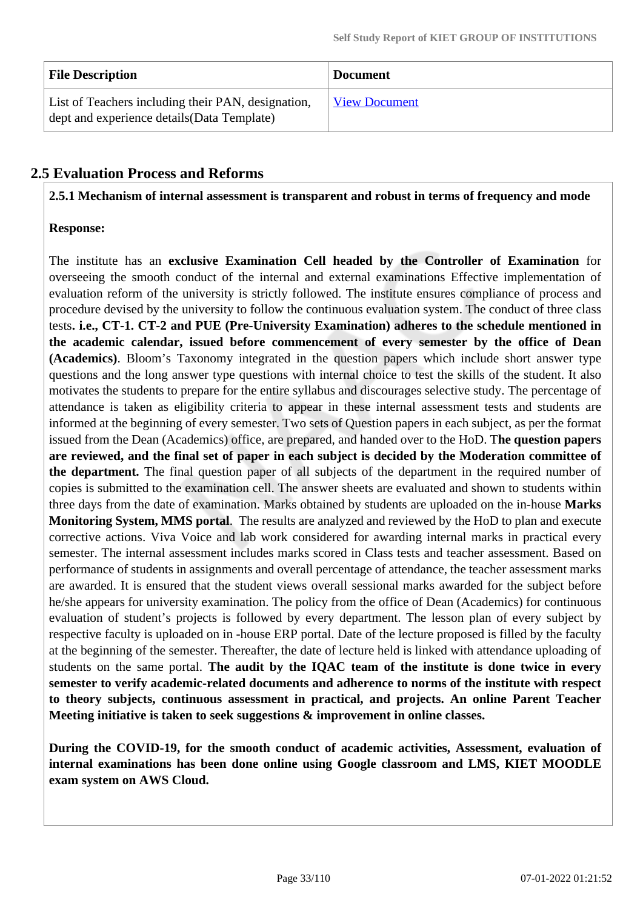| File Description | Document |
| --- | --- |
| List of Teachers including their PAN, designation, dept and experience details(Data Template) | View Document |

## 2.5 Evaluation Process and Reforms

**2.5.1 Mechanism of internal assessment is transparent and robust in terms of frequency and mode**

**Response:**

The institute has an **exclusive Examination Cell headed by the Controller of Examination** for overseeing the smooth conduct of the internal and external examinations Effective implementation of evaluation reform of the university is strictly followed. The institute ensures compliance of process and procedure devised by the university to follow the continuous evaluation system. The conduct of three class tests**. i.e., CT-1. CT-2 and PUE (Pre-University Examination) adheres to the schedule mentioned in the academic calendar, issued before commencement of every semester by the office of Dean (Academics)**. Bloom's Taxonomy integrated in the question papers which include short answer type questions and the long answer type questions with internal choice to test the skills of the student. It also motivates the students to prepare for the entire syllabus and discourages selective study. The percentage of attendance is taken as eligibility criteria to appear in these internal assessment tests and students are informed at the beginning of every semester. Two sets of Question papers in each subject, as per the format issued from the Dean (Academics) office, are prepared, and handed over to the HoD. T**he question papers are reviewed, and the final set of paper in each subject is decided by the Moderation committee of the department.** The final question paper of all subjects of the department in the required number of copies is submitted to the examination cell. The answer sheets are evaluated and shown to students within three days from the date of examination. Marks obtained by students are uploaded on the in-house **Marks Monitoring System, MMS portal**. The results are analyzed and reviewed by the HoD to plan and execute corrective actions. Viva Voice and lab work considered for awarding internal marks in practical every semester. The internal assessment includes marks scored in Class tests and teacher assessment. Based on performance of students in assignments and overall percentage of attendance, the teacher assessment marks are awarded. It is ensured that the student views overall sessional marks awarded for the subject before he/she appears for university examination. The policy from the office of Dean (Academics) for continuous evaluation of student's projects is followed by every department. The lesson plan of every subject by respective faculty is uploaded on in -house ERP portal. Date of the lecture proposed is filled by the faculty at the beginning of the semester. Thereafter, the date of lecture held is linked with attendance uploading of students on the same portal. **The audit by the IQAC team of the institute is done twice in every semester to verify academic-related documents and adherence to norms of the institute with respect to theory subjects, continuous assessment in practical, and projects. An online Parent Teacher Meeting initiative is taken to seek suggestions & improvement in online classes.**

**During the COVID-19, for the smooth conduct of academic activities, Assessment, evaluation of internal examinations has been done online using Google classroom and LMS, KIET MOODLE exam system on AWS Cloud.**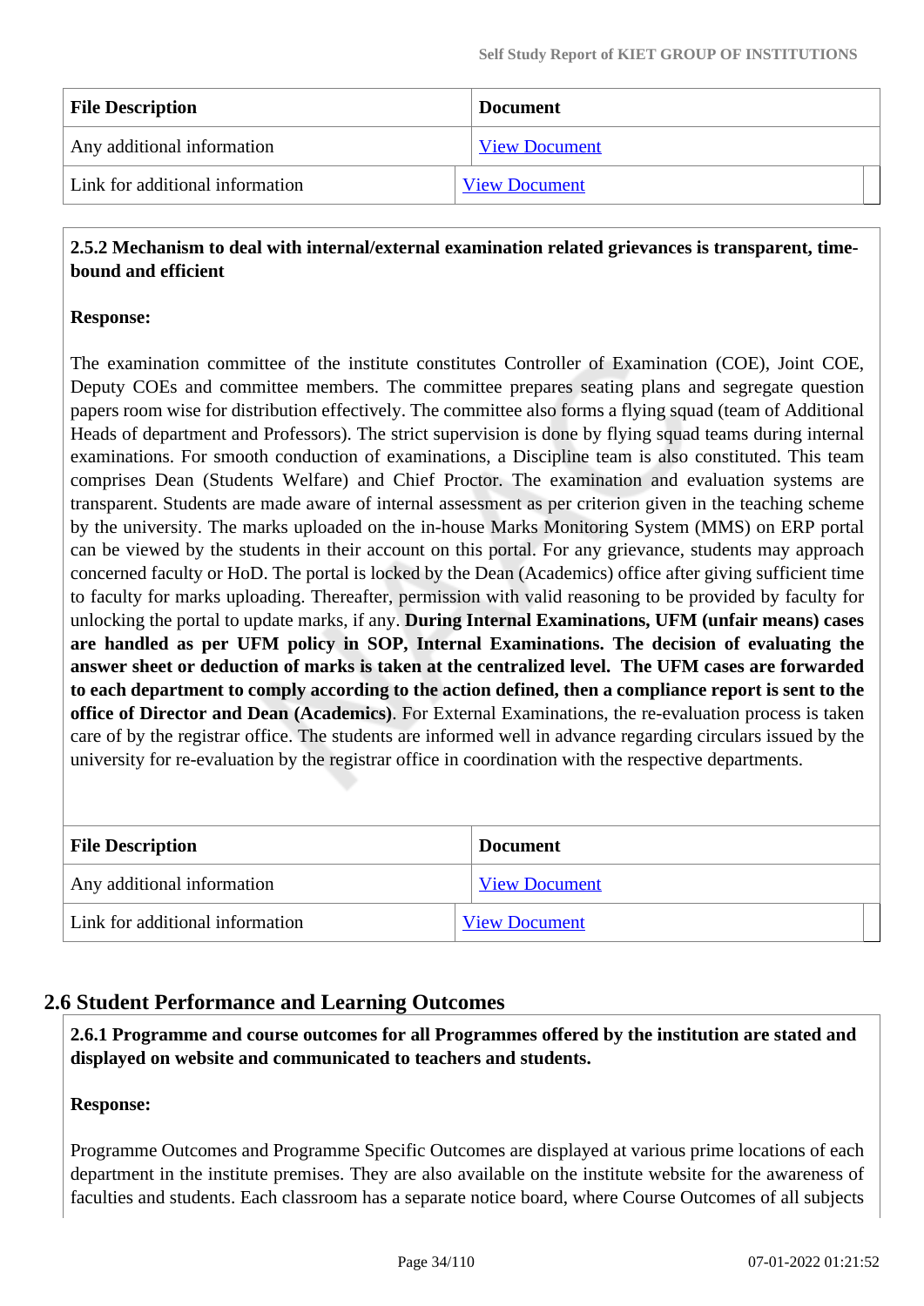| File Description | Document |
|---|---|
| Any additional information | View Document |
| Link for additional information | View Document |

**2.5.2 Mechanism to deal with internal/external examination related grievances is transparent, time-bound and efficient**

**Response:**

The examination committee of the institute constitutes Controller of Examination (COE), Joint COE, Deputy COEs and committee members. The committee prepares seating plans and segregate question papers room wise for distribution effectively. The committee also forms a flying squad (team of Additional Heads of department and Professors). The strict supervision is done by flying squad teams during internal examinations. For smooth conduction of examinations, a Discipline team is also constituted. This team comprises Dean (Students Welfare) and Chief Proctor. The examination and evaluation systems are transparent. Students are made aware of internal assessment as per criterion given in the teaching scheme by the university. The marks uploaded on the in-house Marks Monitoring System (MMS) on ERP portal can be viewed by the students in their account on this portal. For any grievance, students may approach concerned faculty or HoD. The portal is locked by the Dean (Academics) office after giving sufficient time to faculty for marks uploading. Thereafter, permission with valid reasoning to be provided by faculty for unlocking the portal to update marks, if any. **During Internal Examinations, UFM (unfair means) cases are handled as per UFM policy in SOP, Internal Examinations. The decision of evaluating the answer sheet or deduction of marks is taken at the centralized level. The UFM cases are forwarded to each department to comply according to the action defined, then a compliance report is sent to the office of Director and Dean (Academics)**. For External Examinations, the re-evaluation process is taken care of by the registrar office. The students are informed well in advance regarding circulars issued by the university for re-evaluation by the registrar office in coordination with the respective departments.

| File Description | Document |
|---|---|
| Any additional information | View Document |
| Link for additional information | View Document |

## 2.6 Student Performance and Learning Outcomes

**2.6.1 Programme and course outcomes for all Programmes offered by the institution are stated and displayed on website and communicated to teachers and students.**

**Response:**

Programme Outcomes and Programme Specific Outcomes are displayed at various prime locations of each department in the institute premises. They are also available on the institute website for the awareness of faculties and students. Each classroom has a separate notice board, where Course Outcomes of all subjects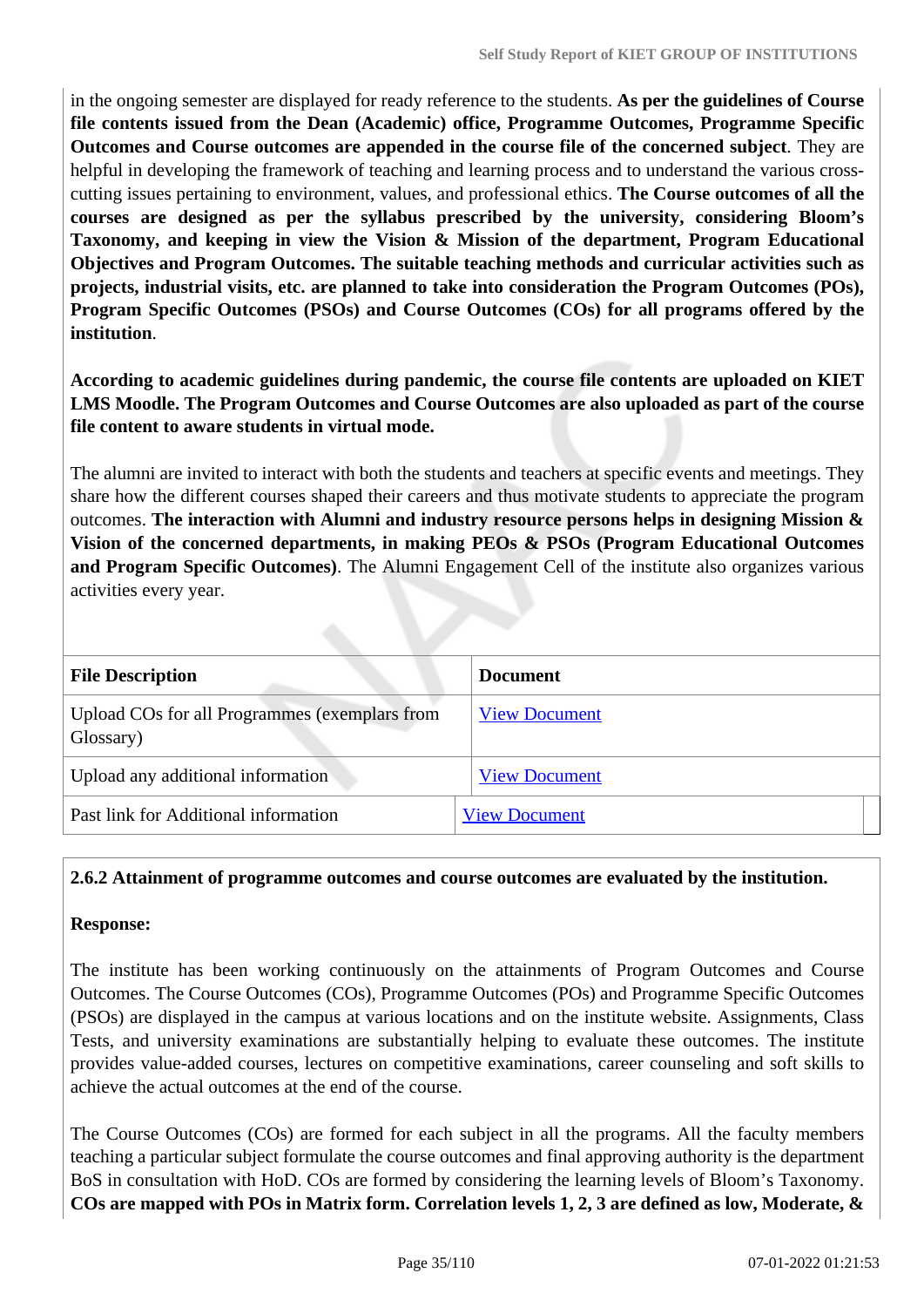in the ongoing semester are displayed for ready reference to the students. **As per the guidelines of Course file contents issued from the Dean (Academic) office, Programme Outcomes, Programme Specific Outcomes and Course outcomes are appended in the course file of the concerned subject**. They are helpful in developing the framework of teaching and learning process and to understand the various cross-cutting issues pertaining to environment, values, and professional ethics. **The Course outcomes of all the courses are designed as per the syllabus prescribed by the university, considering Bloom's Taxonomy, and keeping in view the Vision & Mission of the department, Program Educational Objectives and Program Outcomes. The suitable teaching methods and curricular activities such as projects, industrial visits, etc. are planned to take into consideration the Program Outcomes (POs), Program Specific Outcomes (PSOs) and Course Outcomes (COs) for all programs offered by the institution**.

**According to academic guidelines during pandemic, the course file contents are uploaded on KIET LMS Moodle. The Program Outcomes and Course Outcomes are also uploaded as part of the course file content to aware students in virtual mode.**

The alumni are invited to interact with both the students and teachers at specific events and meetings. They share how the different courses shaped their careers and thus motivate students to appreciate the program outcomes. **The interaction with Alumni and industry resource persons helps in designing Mission & Vision of the concerned departments, in making PEOs & PSOs (Program Educational Outcomes and Program Specific Outcomes)**. The Alumni Engagement Cell of the institute also organizes various activities every year.

| File Description | Document |
|---|---|
| Upload COs for all Programmes (exemplars from Glossary) | View Document |
| Upload any additional information | View Document |
| Past link for Additional information | View Document |

**2.6.2 Attainment of programme outcomes and course outcomes are evaluated by the institution.**

**Response:**

The institute has been working continuously on the attainments of Program Outcomes and Course Outcomes. The Course Outcomes (COs), Programme Outcomes (POs) and Programme Specific Outcomes (PSOs) are displayed in the campus at various locations and on the institute website. Assignments, Class Tests, and university examinations are substantially helping to evaluate these outcomes. The institute provides value-added courses, lectures on competitive examinations, career counseling and soft skills to achieve the actual outcomes at the end of the course.

The Course Outcomes (COs) are formed for each subject in all the programs. All the faculty members teaching a particular subject formulate the course outcomes and final approving authority is the department BoS in consultation with HoD. COs are formed by considering the learning levels of Bloom's Taxonomy. **COs are mapped with POs in Matrix form. Correlation levels 1, 2, 3 are defined as low, Moderate, &**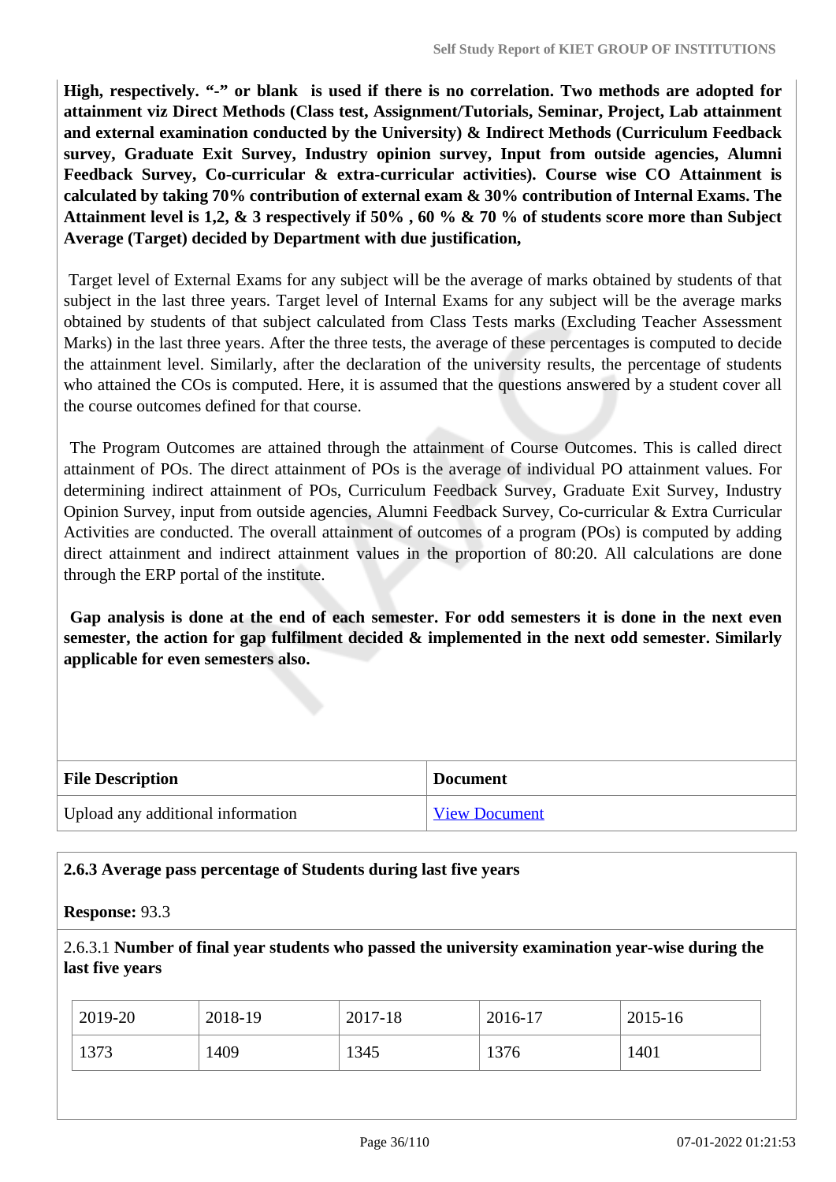**High, respectively. "-" or blank is used if there is no correlation. Two methods are adopted for attainment viz Direct Methods (Class test, Assignment/Tutorials, Seminar, Project, Lab attainment and external examination conducted by the University) & Indirect Methods (Curriculum Feedback survey, Graduate Exit Survey, Industry opinion survey, Input from outside agencies, Alumni Feedback Survey, Co-curricular & extra-curricular activities). Course wise CO Attainment is calculated by taking 70% contribution of external exam & 30% contribution of Internal Exams. The Attainment level is 1,2, & 3 respectively if 50% , 60 % & 70 % of students score more than Subject Average (Target) decided by Department with due justification,**

Target level of External Exams for any subject will be the average of marks obtained by students of that subject in the last three years. Target level of Internal Exams for any subject will be the average marks obtained by students of that subject calculated from Class Tests marks (Excluding Teacher Assessment Marks) in the last three years. After the three tests, the average of these percentages is computed to decide the attainment level. Similarly, after the declaration of the university results, the percentage of students who attained the COs is computed. Here, it is assumed that the questions answered by a student cover all the course outcomes defined for that course.

The Program Outcomes are attained through the attainment of Course Outcomes. This is called direct attainment of POs. The direct attainment of POs is the average of individual PO attainment values. For determining indirect attainment of POs, Curriculum Feedback Survey, Graduate Exit Survey, Industry Opinion Survey, input from outside agencies, Alumni Feedback Survey, Co-curricular & Extra Curricular Activities are conducted. The overall attainment of outcomes of a program (POs) is computed by adding direct attainment and indirect attainment values in the proportion of 80:20. All calculations are done through the ERP portal of the institute.

**Gap analysis is done at the end of each semester. For odd semesters it is done in the next even semester, the action for gap fulfilment decided & implemented in the next odd semester. Similarly applicable for even semesters also.**

| File Description | Document |
|---|---|
| Upload any additional information | View Document |

**2.6.3 Average pass percentage of Students during last five years**

**Response:** 93.3

2.6.3.1 **Number of final year students who passed the university examination year-wise during the last five years**

| 2019-20 | 2018-19 | 2017-18 | 2016-17 | 2015-16 |
|---|---|---|---|---|
| 1373 | 1409 | 1345 | 1376 | 1401 |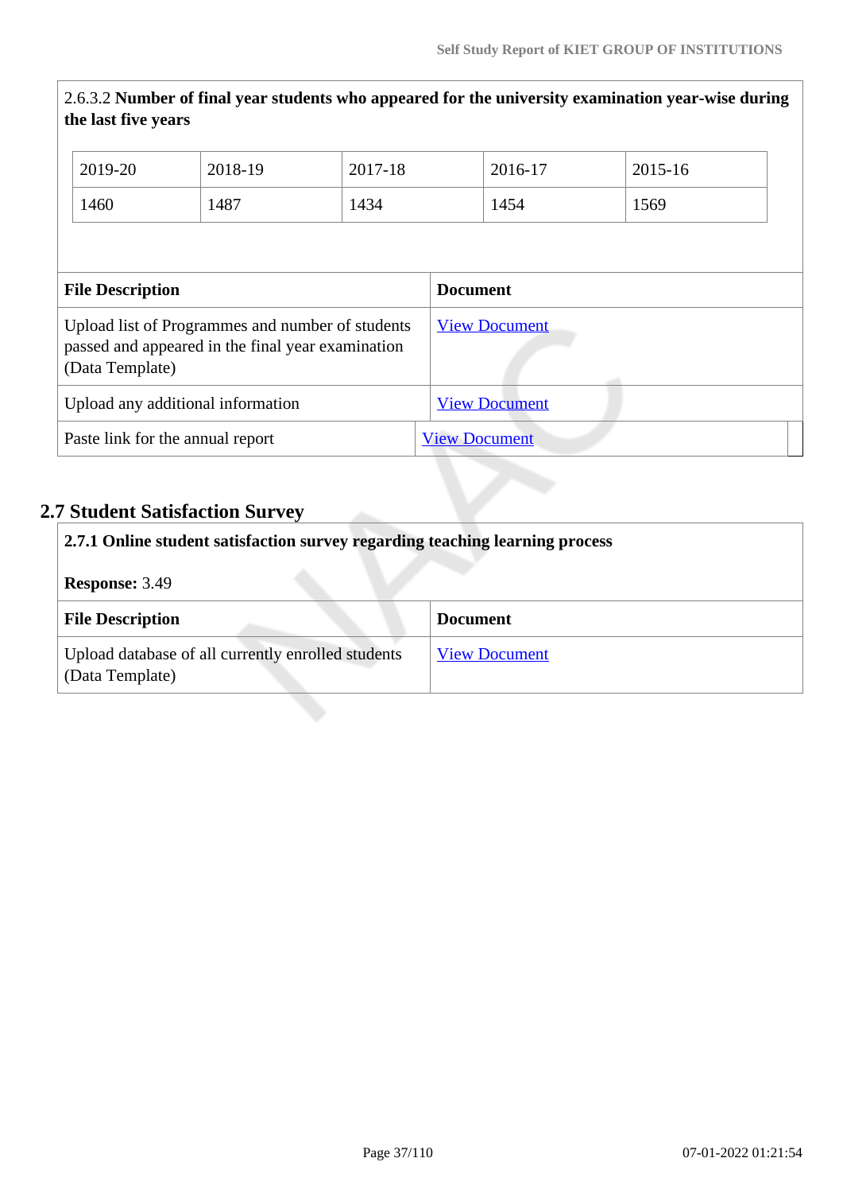2.6.3.2 **Number of final year students who appeared for the university examination year-wise during the last five years**

| 2019-20 | 2018-19 | 2017-18 | 2016-17 | 2015-16 |
|---|---|---|---|---|
| 1460 | 1487 | 1434 | 1454 | 1569 |

| File Description | Document |
|---|---|
| Upload list of Programmes and number of students passed and appeared in the final year examination (Data Template) | View Document |
| Upload any additional information | View Document |
| Paste link for the annual report | View Document |

## 2.7 Student Satisfaction Survey

**2.7.1 Online student satisfaction survey regarding teaching learning process**

**Response:** 3.49

| File Description | Document |
|---|---|
| Upload database of all currently enrolled students (Data Template) | View Document |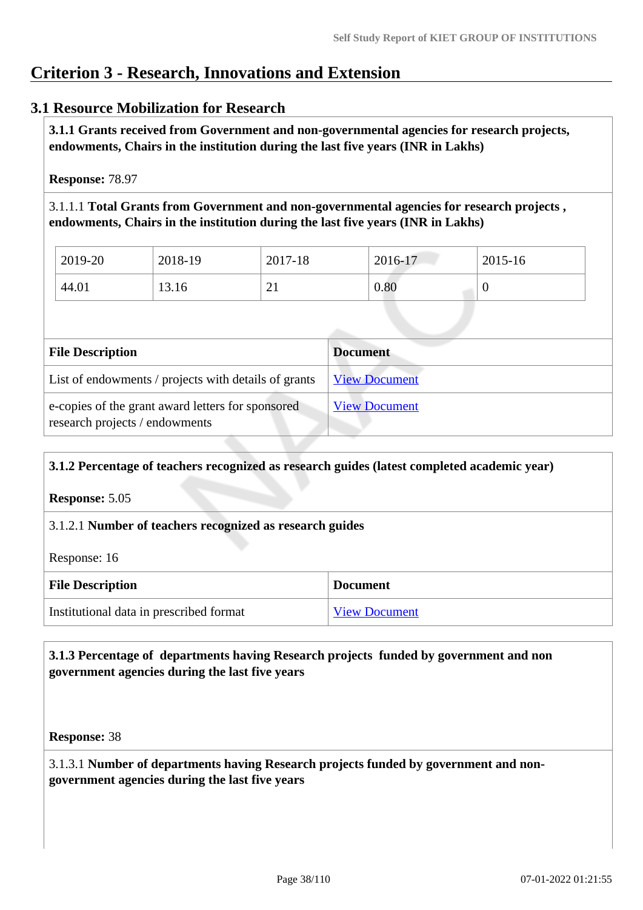# Criterion 3 - Research, Innovations and Extension

## 3.1 Resource Mobilization for Research

**3.1.1 Grants received from Government and non-governmental agencies for research projects, endowments, Chairs in the institution during the last five years (INR in Lakhs)**

**Response:** 78.97

3.1.1.1 **Total Grants from Government and non-governmental agencies for research projects , endowments, Chairs in the institution during the last five years (INR in Lakhs)**

| 2019-20 | 2018-19 | 2017-18 | 2016-17 | 2015-16 |
|---|---|---|---|---|
| 44.01 | 13.16 | 21 | 0.80 | 0 |

| File Description | Document |
|---|---|
| List of endowments / projects with details of grants | View Document |
| e-copies of the grant award letters for sponsored research projects / endowments | View Document |

**3.1.2 Percentage of teachers recognized as research guides (latest completed academic year)**

**Response:** 5.05

3.1.2.1 **Number of teachers recognized as research guides**

Response: 16

| File Description | Document |
|---|---|
| Institutional data in prescribed format | View Document |

**3.1.3 Percentage of departments having Research projects funded by government and non government agencies during the last five years**

**Response:** 38

3.1.3.1 **Number of departments having Research projects funded by government and non-government agencies during the last five years**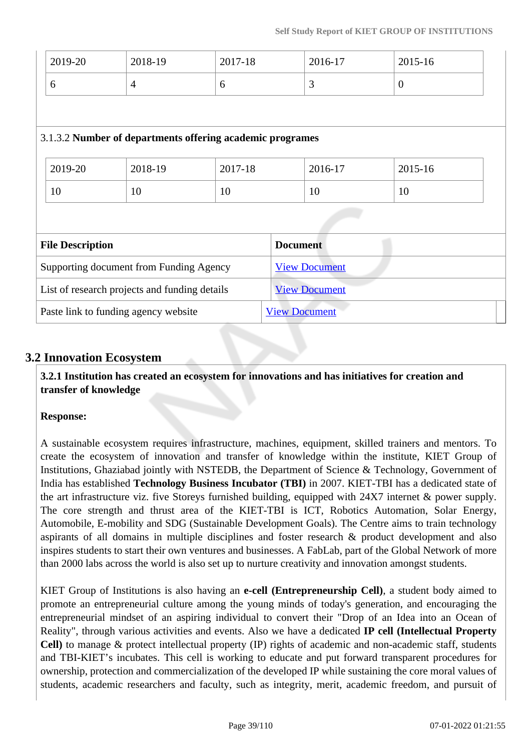| 2019-20 | 2018-19 | 2017-18 | 2016-17 | 2015-16 |
|---|---|---|---|---|
| 6 | 4 | 6 | 3 | 0 |

3.1.3.2 **Number of departments offering academic programes**

| 2019-20 | 2018-19 | 2017-18 | 2016-17 | 2015-16 |
|---|---|---|---|---|
| 10 | 10 | 10 | 10 | 10 |

| File Description | Document |
|---|---|
| Supporting document from Funding Agency | View Document |
| List of research projects and funding details | View Document |
| Paste link to funding agency website | View Document |

## 3.2 Innovation Ecosystem

**3.2.1 Institution has created an ecosystem for innovations and has initiatives for creation and transfer of knowledge**

**Response:**

A sustainable ecosystem requires infrastructure, machines, equipment, skilled trainers and mentors. To create the ecosystem of innovation and transfer of knowledge within the institute, KIET Group of Institutions, Ghaziabad jointly with NSTEDB, the Department of Science & Technology, Government of India has established **Technology Business Incubator (TBI)** in 2007. KIET-TBI has a dedicated state of the art infrastructure viz. five Storeys furnished building, equipped with 24X7 internet & power supply. The core strength and thrust area of the KIET-TBI is ICT, Robotics Automation, Solar Energy, Automobile, E-mobility and SDG (Sustainable Development Goals). The Centre aims to train technology aspirants of all domains in multiple disciplines and foster research & product development and also inspires students to start their own ventures and businesses. A FabLab, part of the Global Network of more than 2000 labs across the world is also set up to nurture creativity and innovation amongst students.

KIET Group of Institutions is also having an **e-cell (Entrepreneurship Cell)**, a student body aimed to promote an entrepreneurial culture among the young minds of today's generation, and encouraging the entrepreneurial mindset of an aspiring individual to convert their "Drop of an Idea into an Ocean of Reality", through various activities and events. Also we have a dedicated **IP cell (Intellectual Property Cell)** to manage & protect intellectual property (IP) rights of academic and non-academic staff, students and TBI-KIET's incubates. This cell is working to educate and put forward transparent procedures for ownership, protection and commercialization of the developed IP while sustaining the core moral values of students, academic researchers and faculty, such as integrity, merit, academic freedom, and pursuit of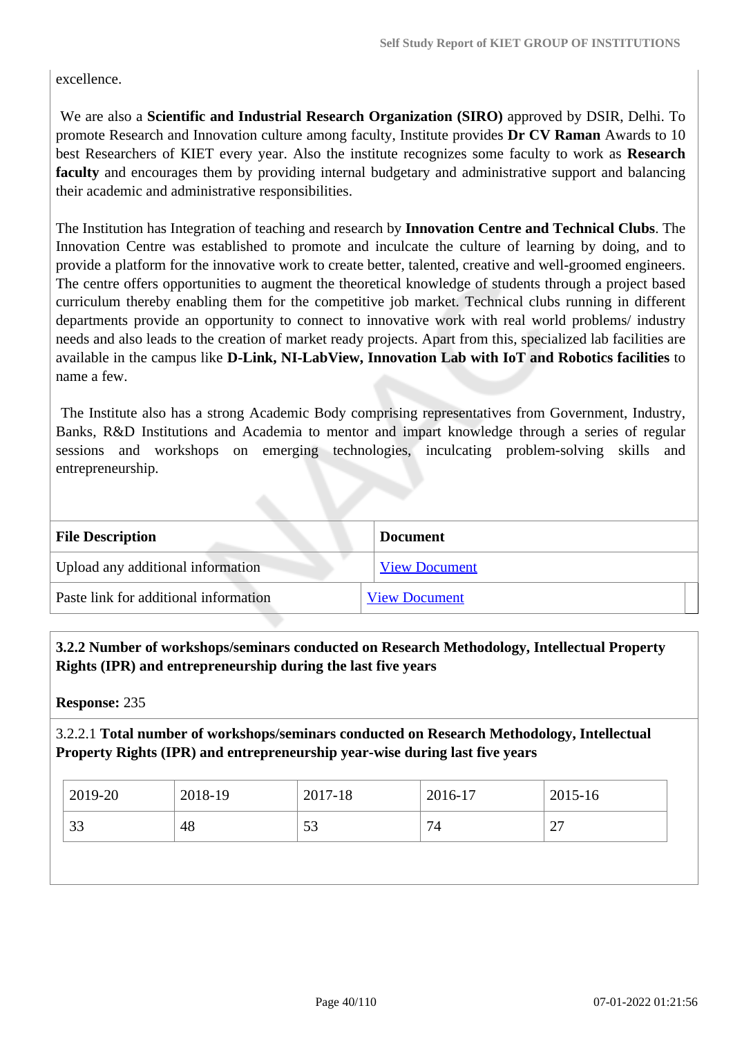excellence.

We are also a **Scientific and Industrial Research Organization (SIRO)** approved by DSIR, Delhi. To promote Research and Innovation culture among faculty, Institute provides **Dr CV Raman** Awards to 10 best Researchers of KIET every year. Also the institute recognizes some faculty to work as **Research faculty** and encourages them by providing internal budgetary and administrative support and balancing their academic and administrative responsibilities.

The Institution has Integration of teaching and research by **Innovation Centre and Technical Clubs**. The Innovation Centre was established to promote and inculcate the culture of learning by doing, and to provide a platform for the innovative work to create better, talented, creative and well-groomed engineers. The centre offers opportunities to augment the theoretical knowledge of students through a project based curriculum thereby enabling them for the competitive job market. Technical clubs running in different departments provide an opportunity to connect to innovative work with real world problems/ industry needs and also leads to the creation of market ready projects. Apart from this, specialized lab facilities are available in the campus like **D-Link, NI-LabView, Innovation Lab with IoT and Robotics facilities** to name a few.

The Institute also has a strong Academic Body comprising representatives from Government, Industry, Banks, R&D Institutions and Academia to mentor and impart knowledge through a series of regular sessions and workshops on emerging technologies, inculcating problem-solving skills and entrepreneurship.

| File Description | Document |
|---|---|
| Upload any additional information | View Document |
| Paste link for additional information | View Document |

**3.2.2 Number of workshops/seminars conducted on Research Methodology, Intellectual Property Rights (IPR) and entrepreneurship during the last five years**

**Response:** 235

3.2.2.1 **Total number of workshops/seminars conducted on Research Methodology, Intellectual Property Rights (IPR) and entrepreneurship year-wise during last five years**

| 2019-20 | 2018-19 | 2017-18 | 2016-17 | 2015-16 |
|---|---|---|---|---|
| 33 | 48 | 53 | 74 | 27 |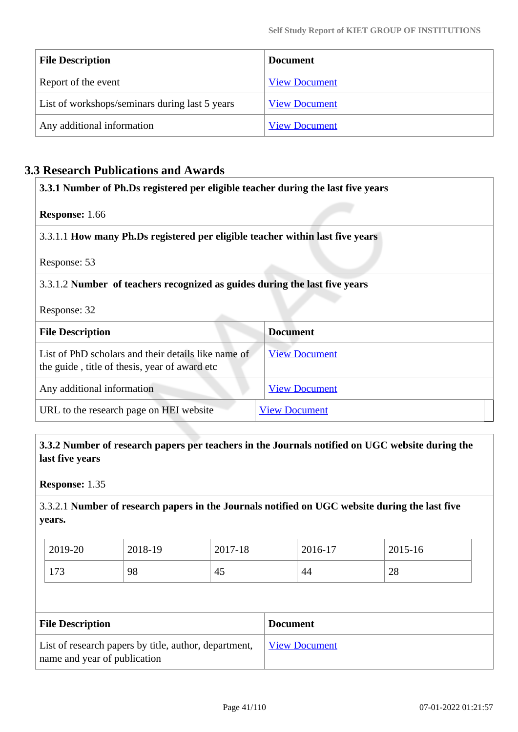| File Description | Document |
|---|---|
| Report of the event | View Document |
| List of workshops/seminars during last 5 years | View Document |
| Any additional information | View Document |

## 3.3 Research Publications and Awards

**3.3.1 Number of Ph.Ds registered per eligible teacher during the last five years**

**Response:** 1.66

3.3.1.1 **How many Ph.Ds registered per eligible teacher within last five years**

Response: 53

3.3.1.2 **Number of teachers recognized as guides during the last five years**

Response: 32

| File Description | Document |
|---|---|
| List of PhD scholars and their details like name of the guide , title of thesis, year of award etc | View Document |
| Any additional information | View Document |
| URL to the research page on HEI website | View Document |

**3.3.2 Number of research papers per teachers in the Journals notified on UGC website during the last five years**

**Response:** 1.35

3.3.2.1 **Number of research papers in the Journals notified on UGC website during the last five years.**

| 2019-20 | 2018-19 | 2017-18 | 2016-17 | 2015-16 |
|---|---|---|---|---|
| 173 | 98 | 45 | 44 | 28 |

| File Description | Document |
|---|---|
| List of research papers by title, author, department, name and year of publication | View Document |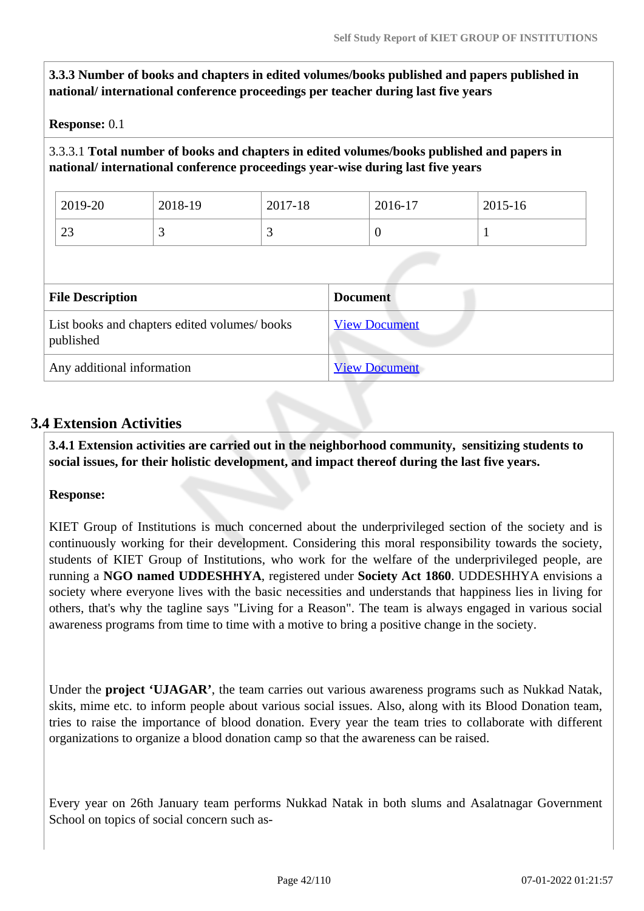**3.3.3 Number of books and chapters in edited volumes/books published and papers published in national/ international conference proceedings per teacher during last five years**

**Response:** 0.1

3.3.3.1 **Total number of books and chapters in edited volumes/books published and papers in national/ international conference proceedings year-wise during last five years**

| 2019-20 | 2018-19 | 2017-18 | 2016-17 | 2015-16 |
|---|---|---|---|---|
| 23 | 3 | 3 | 0 | 1 |

| File Description | Document |
|---|---|
| List books and chapters edited volumes/ books published | View Document |
| Any additional information | View Document |

## 3.4 Extension Activities

**3.4.1 Extension activities are carried out in the neighborhood community, sensitizing students to social issues, for their holistic development, and impact thereof during the last five years.**

**Response:**

KIET Group of Institutions is much concerned about the underprivileged section of the society and is continuously working for their development. Considering this moral responsibility towards the society, students of KIET Group of Institutions, who work for the welfare of the underprivileged people, are running a **NGO named UDDESHHYA**, registered under **Society Act 1860**. UDDESHHYA envisions a society where everyone lives with the basic necessities and understands that happiness lies in living for others, that's why the tagline says "Living for a Reason". The team is always engaged in various social awareness programs from time to time with a motive to bring a positive change in the society.

Under the **project 'UJAGAR'**, the team carries out various awareness programs such as Nukkad Natak, skits, mime etc. to inform people about various social issues. Also, along with its Blood Donation team, tries to raise the importance of blood donation. Every year the team tries to collaborate with different organizations to organize a blood donation camp so that the awareness can be raised.

Every year on 26th January team performs Nukkad Natak in both slums and Asalatnagar Government School on topics of social concern such as-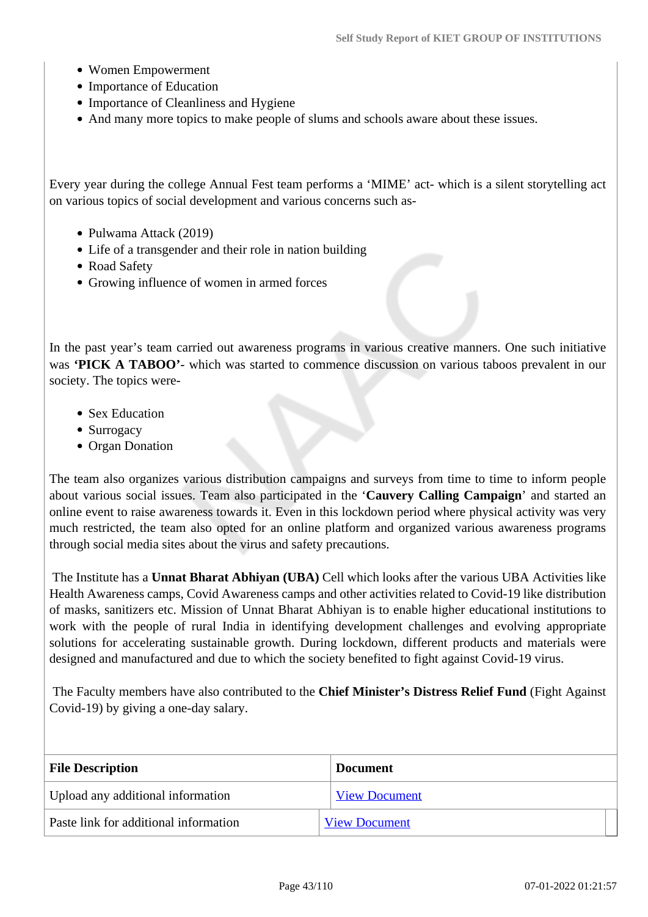- Women Empowerment
- Importance of Education
- Importance of Cleanliness and Hygiene
- And many more topics to make people of slums and schools aware about these issues.

Every year during the college Annual Fest team performs a 'MIME' act- which is a silent storytelling act on various topics of social development and various concerns such as-

- Pulwama Attack (2019)
- Life of a transgender and their role in nation building
- Road Safety
- Growing influence of women in armed forces

In the past year's team carried out awareness programs in various creative manners. One such initiative was **'PICK A TABOO'**- which was started to commence discussion on various taboos prevalent in our society. The topics were-

- Sex Education
- Surrogacy
- Organ Donation

The team also organizes various distribution campaigns and surveys from time to time to inform people about various social issues. Team also participated in the '**Cauvery Calling Campaign**' and started an online event to raise awareness towards it. Even in this lockdown period where physical activity was very much restricted, the team also opted for an online platform and organized various awareness programs through social media sites about the virus and safety precautions.

The Institute has a **Unnat Bharat Abhiyan (UBA)** Cell which looks after the various UBA Activities like Health Awareness camps, Covid Awareness camps and other activities related to Covid-19 like distribution of masks, sanitizers etc. Mission of Unnat Bharat Abhiyan is to enable higher educational institutions to work with the people of rural India in identifying development challenges and evolving appropriate solutions for accelerating sustainable growth. During lockdown, different products and materials were designed and manufactured and due to which the society benefited to fight against Covid-19 virus.

The Faculty members have also contributed to the **Chief Minister's Distress Relief Fund** (Fight Against Covid-19) by giving a one-day salary.

| File Description | Document |
|---|---|
| Upload any additional information | View Document |
| Paste link for additional information | View Document |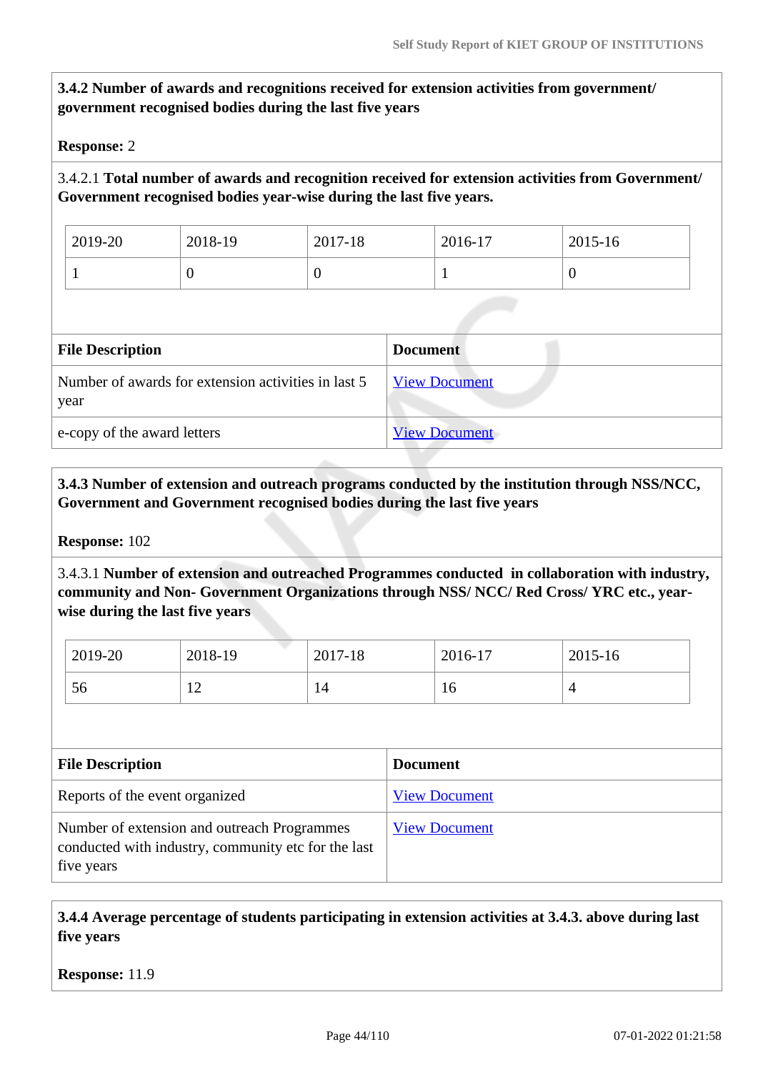**3.4.2 Number of awards and recognitions received for extension activities from government/ government recognised bodies during the last five years**

**Response:** 2

3.4.2.1 **Total number of awards and recognition received for extension activities from Government/ Government recognised bodies year-wise during the last five years.**

| 2019-20 | 2018-19 | 2017-18 | 2016-17 | 2015-16 |
|---|---|---|---|---|
| 1 | 0 | 0 | 1 | 0 |

| File Description | Document |
|---|---|
| Number of awards for extension activities in last 5 year | View Document |
| e-copy of the award letters | View Document |

**3.4.3 Number of extension and outreach programs conducted by the institution through NSS/NCC, Government and Government recognised bodies during the last five years**

**Response:** 102

3.4.3.1 **Number of extension and outreached Programmes conducted in collaboration with industry, community and Non- Government Organizations through NSS/ NCC/ Red Cross/ YRC etc., year-wise during the last five years**

| 2019-20 | 2018-19 | 2017-18 | 2016-17 | 2015-16 |
|---|---|---|---|---|
| 56 | 12 | 14 | 16 | 4 |

| File Description | Document |
|---|---|
| Reports of the event organized | View Document |
| Number of extension and outreach Programmes conducted with industry, community etc for the last five years | View Document |

**3.4.4 Average percentage of students participating in extension activities at 3.4.3. above during last five years**

**Response:** 11.9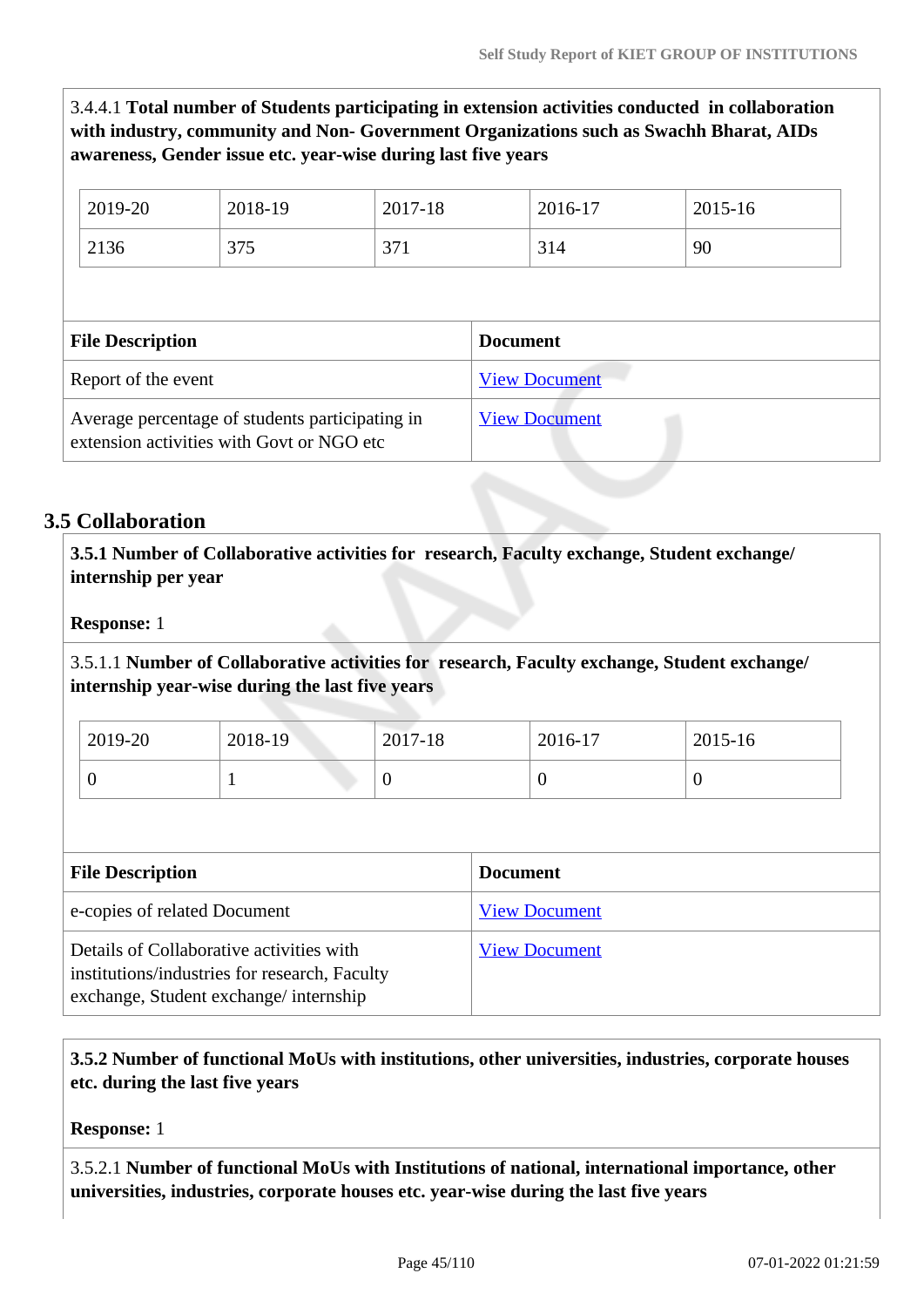3.4.4.1 **Total number of Students participating in extension activities conducted in collaboration with industry, community and Non- Government Organizations such as Swachh Bharat, AIDs awareness, Gender issue etc. year-wise during last five years**

| 2019-20 | 2018-19 | 2017-18 | 2016-17 | 2015-16 |
|---|---|---|---|---|
| 2136 | 375 | 371 | 314 | 90 |

| File Description | Document |
|---|---|
| Report of the event | View Document |
| Average percentage of students participating in extension activities with Govt or NGO etc | View Document |

## 3.5 Collaboration

**3.5.1 Number of Collaborative activities for research, Faculty exchange, Student exchange/ internship per year**

**Response:** 1

3.5.1.1 **Number of Collaborative activities for research, Faculty exchange, Student exchange/ internship year-wise during the last five years**

| 2019-20 | 2018-19 | 2017-18 | 2016-17 | 2015-16 |
|---|---|---|---|---|
| 0 | 1 | 0 | 0 | 0 |

| File Description | Document |
|---|---|
| e-copies of related Document | View Document |
| Details of Collaborative activities with institutions/industries for research, Faculty exchange, Student exchange/ internship | View Document |

**3.5.2 Number of functional MoUs with institutions, other universities, industries, corporate houses etc. during the last five years**

**Response:** 1

3.5.2.1 **Number of functional MoUs with Institutions of national, international importance, other universities, industries, corporate houses etc. year-wise during the last five years**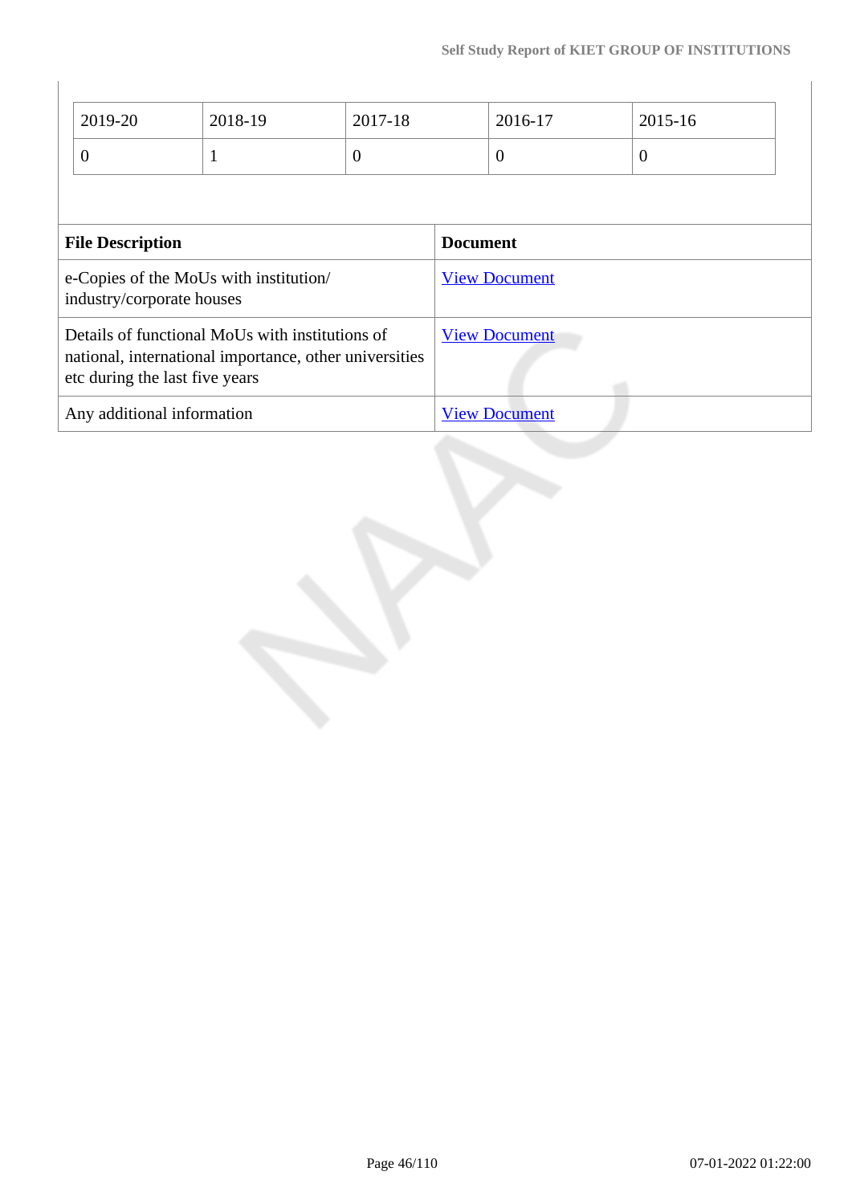| 2019-20 | 2018-19 | 2017-18 | 2016-17 | 2015-16 |
|---|---|---|---|---|
| 0 | 1 | 0 | 0 | 0 |

| File Description | Document |
|---|---|
| e-Copies of the MoUs with institution/ industry/corporate houses | View Document |
| Details of functional MoUs with institutions of national, international importance, other universities etc during the last five years | View Document |
| Any additional information | View Document |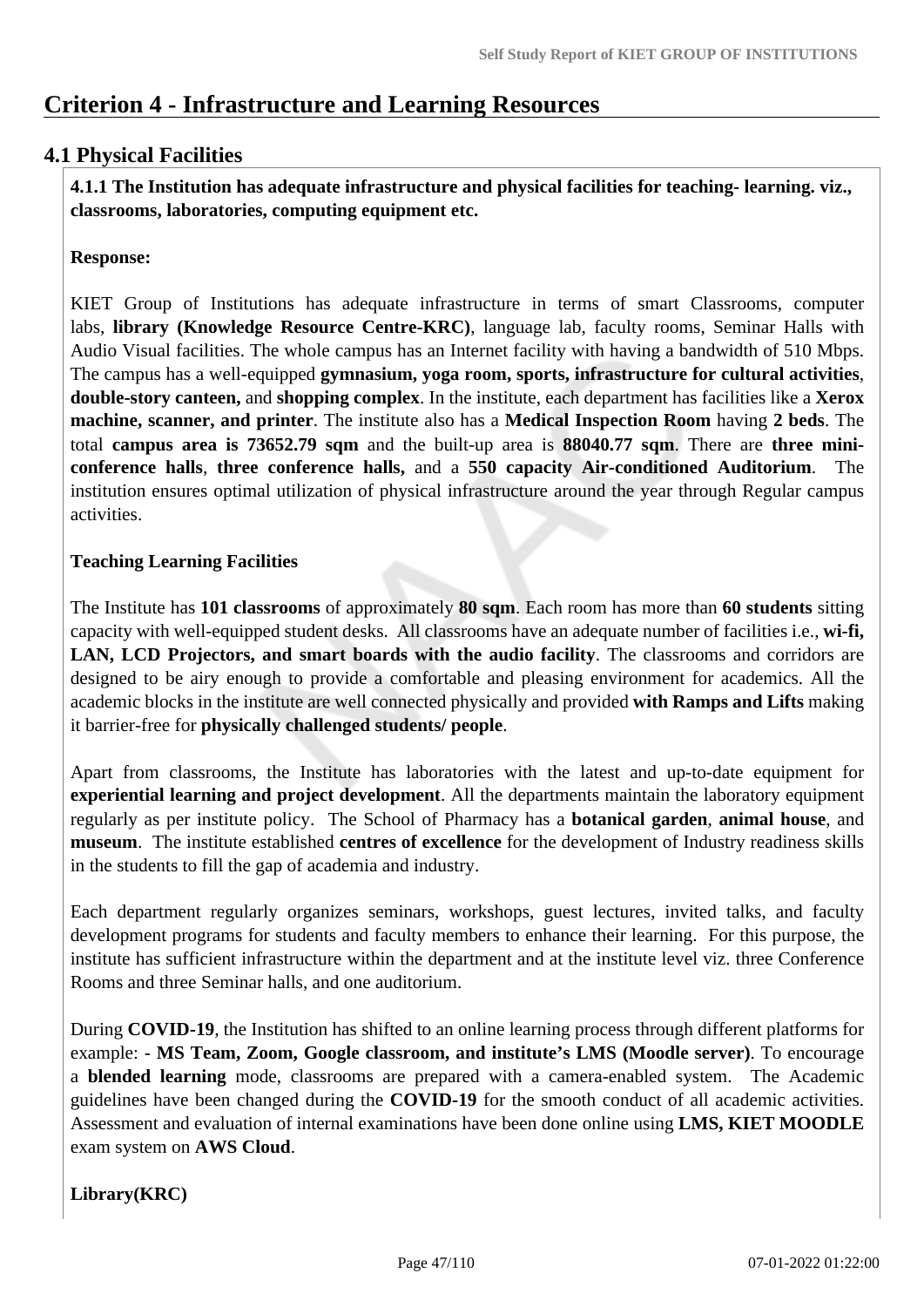# Criterion 4 - Infrastructure and Learning Resources

## 4.1 Physical Facilities

**4.1.1 The Institution has adequate infrastructure and physical facilities for teaching- learning. viz., classrooms, laboratories, computing equipment etc.**

**Response:**

KIET Group of Institutions has adequate infrastructure in terms of smart Classrooms, computer labs, **library (Knowledge Resource Centre-KRC)**, language lab, faculty rooms, Seminar Halls with Audio Visual facilities. The whole campus has an Internet facility with having a bandwidth of 510 Mbps. The campus has a well-equipped **gymnasium, yoga room, sports, infrastructure for cultural activities**, **double-story canteen,** and **shopping complex**. In the institute, each department has facilities like a **Xerox machine, scanner, and printer**. The institute also has a **Medical Inspection Room** having **2 beds**. The total **campus area is 73652.79 sqm** and the built-up area is **88040.77 sqm**. There are **three mini-conference halls**, **three conference halls,** and a **550 capacity Air-conditioned Auditorium**. The institution ensures optimal utilization of physical infrastructure around the year through Regular campus activities.

**Teaching Learning Facilities**

The Institute has **101 classrooms** of approximately **80 sqm**. Each room has more than **60 students** sitting capacity with well-equipped student desks. All classrooms have an adequate number of facilities i.e., **wi-fi, LAN, LCD Projectors, and smart boards with the audio facility**. The classrooms and corridors are designed to be airy enough to provide a comfortable and pleasing environment for academics. All the academic blocks in the institute are well connected physically and provided **with Ramps and Lifts** making it barrier-free for **physically challenged students/ people**.

Apart from classrooms, the Institute has laboratories with the latest and up-to-date equipment for **experiential learning and project development**. All the departments maintain the laboratory equipment regularly as per institute policy. The School of Pharmacy has a **botanical garden**, **animal house**, and **museum**. The institute established **centres of excellence** for the development of Industry readiness skills in the students to fill the gap of academia and industry.

Each department regularly organizes seminars, workshops, guest lectures, invited talks, and faculty development programs for students and faculty members to enhance their learning. For this purpose, the institute has sufficient infrastructure within the department and at the institute level viz. three Conference Rooms and three Seminar halls, and one auditorium.

During **COVID-19**, the Institution has shifted to an online learning process through different platforms for example: - **MS Team, Zoom, Google classroom, and institute's LMS (Moodle server)**. To encourage a **blended learning** mode, classrooms are prepared with a camera-enabled system. The Academic guidelines have been changed during the **COVID-19** for the smooth conduct of all academic activities. Assessment and evaluation of internal examinations have been done online using **LMS, KIET MOODLE** exam system on **AWS Cloud**.

**Library(KRC)**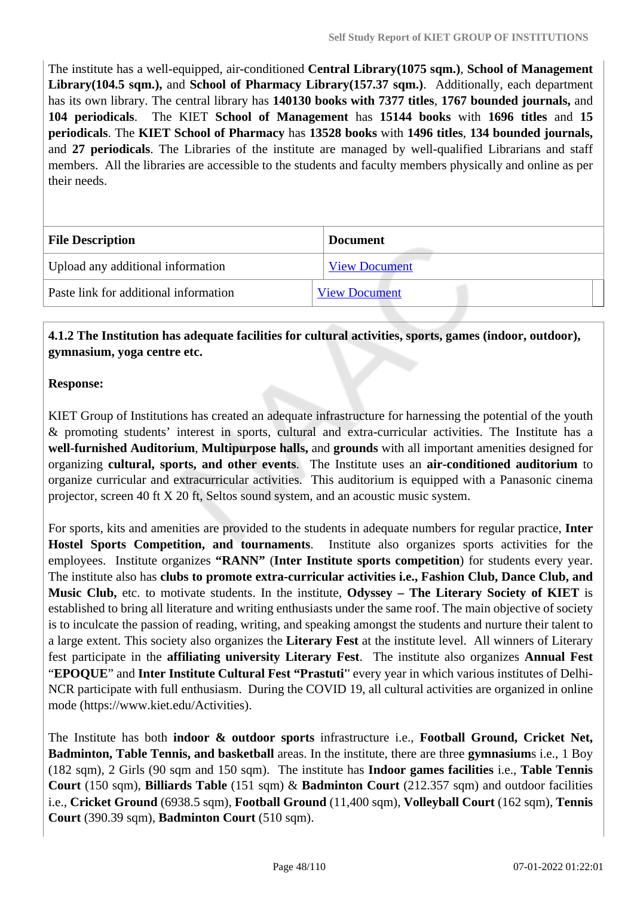The institute has a well-equipped, air-conditioned **Central Library(1075 sqm.)**, **School of Management Library(104.5 sqm.),** and **School of Pharmacy Library(157.37 sqm.)**. Additionally, each department has its own library. The central library has **140130 books with 7377 titles**, **1767 bounded journals,** and **104 periodicals**. The KIET **School of Management** has **15144 books** with **1696 titles** and **15 periodicals**. The **KIET School of Pharmacy** has **13528 books** with **1496 titles**, **134 bounded journals,** and **27 periodicals**. The Libraries of the institute are managed by well-qualified Librarians and staff members. All the libraries are accessible to the students and faculty members physically and online as per their needs.

| File Description | Document |
|---|---|
| Upload any additional information | View Document |
| Paste link for additional information | View Document |

**4.1.2 The Institution has adequate facilities for cultural activities, sports, games (indoor, outdoor), gymnasium, yoga centre etc.**

**Response:**

KIET Group of Institutions has created an adequate infrastructure for harnessing the potential of the youth & promoting students' interest in sports, cultural and extra-curricular activities. The Institute has a **well-furnished Auditorium**, **Multipurpose halls,** and **grounds** with all important amenities designed for organizing **cultural, sports, and other events**. The Institute uses an **air-conditioned auditorium** to organize curricular and extracurricular activities. This auditorium is equipped with a Panasonic cinema projector, screen 40 ft X 20 ft, Seltos sound system, and an acoustic music system.

For sports, kits and amenities are provided to the students in adequate numbers for regular practice, **Inter Hostel Sports Competition, and tournaments**. Institute also organizes sports activities for the employees. Institute organizes **"RANN"** (**Inter Institute sports competition**) for students every year. The institute also has **clubs to promote extra-curricular activities i.e., Fashion Club, Dance Club, and Music Club,** etc. to motivate students. In the institute, **Odyssey – The Literary Society of KIET** is established to bring all literature and writing enthusiasts under the same roof. The main objective of society is to inculcate the passion of reading, writing, and speaking amongst the students and nurture their talent to a large extent. This society also organizes the **Literary Fest** at the institute level. All winners of Literary fest participate in the **affiliating university Literary Fest**. The institute also organizes **Annual Fest** "**EPOQUE**" and **Inter Institute Cultural Fest "Prastuti**" every year in which various institutes of Delhi-NCR participate with full enthusiasm. During the COVID 19, all cultural activities are organized in online mode (https://www.kiet.edu/Activities).

The Institute has both **indoor & outdoor sports** infrastructure i.e., **Football Ground, Cricket Net, Badminton, Table Tennis, and basketball** areas. In the institute, there are three **gymnasium**s i.e., 1 Boy (182 sqm), 2 Girls (90 sqm and 150 sqm). The institute has **Indoor games facilities** i.e., **Table Tennis Court** (150 sqm), **Billiards Table** (151 sqm) & **Badminton Court** (212.357 sqm) and outdoor facilities i.e., **Cricket Ground** (6938.5 sqm), **Football Ground** (11,400 sqm), **Volleyball Court** (162 sqm), **Tennis Court** (390.39 sqm), **Badminton Court** (510 sqm).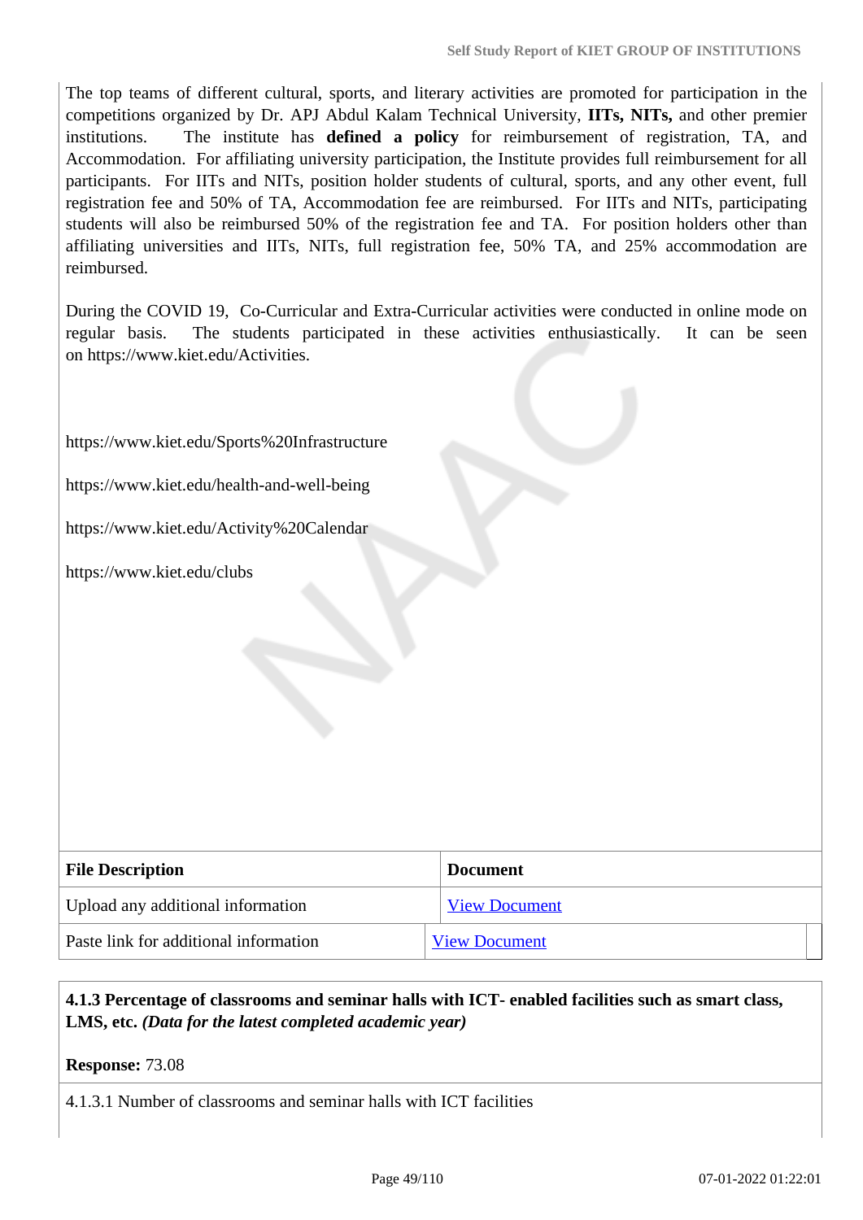The top teams of different cultural, sports, and literary activities are promoted for participation in the competitions organized by Dr. APJ Abdul Kalam Technical University, **IITs, NITs,** and other premier institutions. The institute has **defined a policy** for reimbursement of registration, TA, and Accommodation. For affiliating university participation, the Institute provides full reimbursement for all participants. For IITs and NITs, position holder students of cultural, sports, and any other event, full registration fee and 50% of TA, Accommodation fee are reimbursed. For IITs and NITs, participating students will also be reimbursed 50% of the registration fee and TA. For position holders other than affiliating universities and IITs, NITs, full registration fee, 50% TA, and 25% accommodation are reimbursed.

During the COVID 19, Co-Curricular and Extra-Curricular activities were conducted in online mode on regular basis. The students participated in these activities enthusiastically. It can be seen on https://www.kiet.edu/Activities.

https://www.kiet.edu/Sports%20Infrastructure

https://www.kiet.edu/health-and-well-being

https://www.kiet.edu/Activity%20Calendar

https://www.kiet.edu/clubs

| File Description | Document |
|---|---|
| Upload any additional information | View Document |
| Paste link for additional information | View Document |

**4.1.3 Percentage of classrooms and seminar halls with ICT- enabled facilities such as smart class, LMS, etc.** ***(Data for the latest completed academic year)***

**Response:** 73.08

4.1.3.1 Number of classrooms and seminar halls with ICT facilities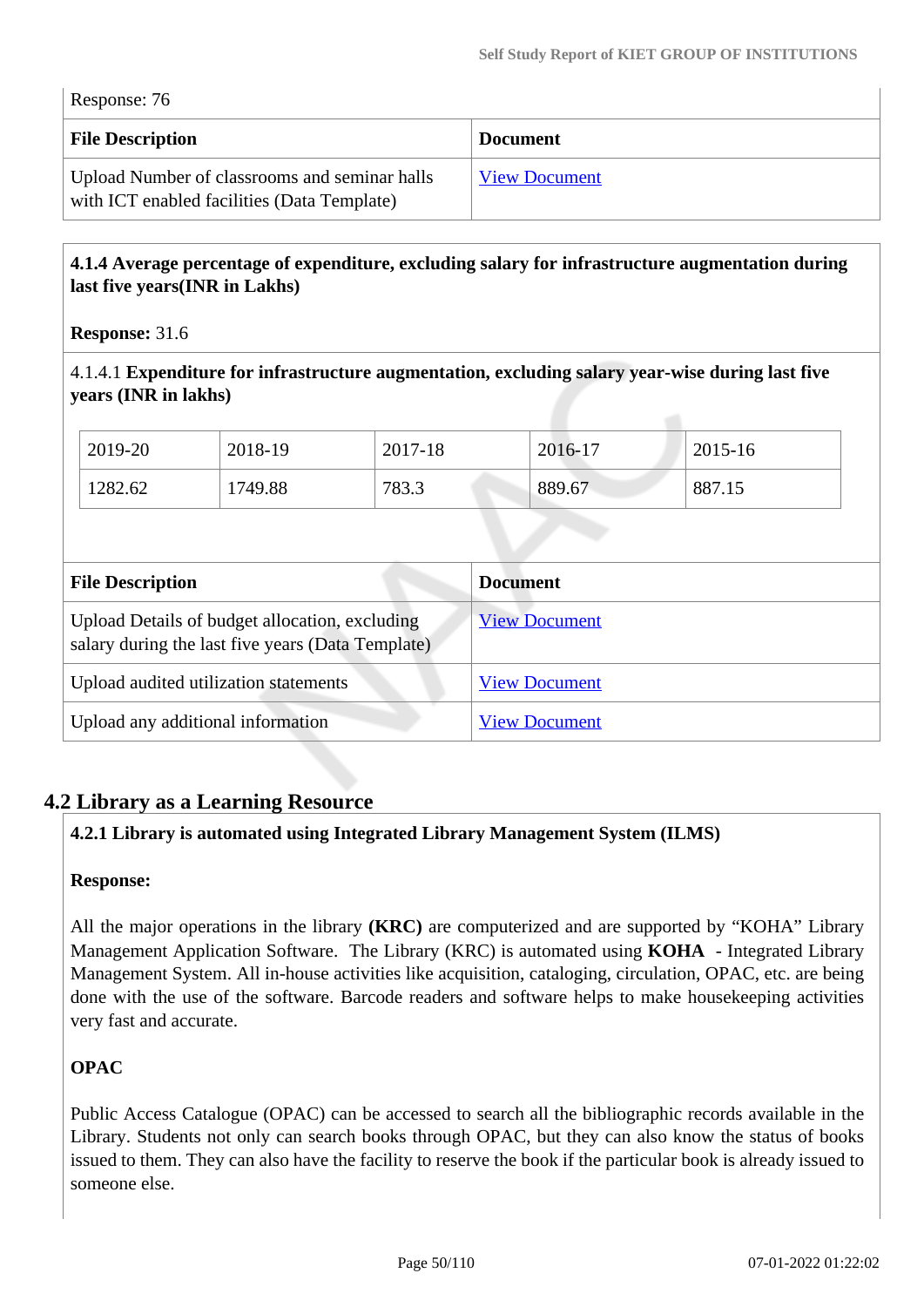Response: 76

| File Description | Document |
|---|---|
| Upload Number of classrooms and seminar halls with ICT enabled facilities (Data Template) | View Document |

**4.1.4 Average percentage of expenditure, excluding salary for infrastructure augmentation during last five years(INR in Lakhs)**

**Response:** 31.6

4.1.4.1 **Expenditure for infrastructure augmentation, excluding salary year-wise during last five years (INR in lakhs)**

| 2019-20 | 2018-19 | 2017-18 | 2016-17 | 2015-16 |
|---|---|---|---|---|
| 1282.62 | 1749.88 | 783.3 | 889.67 | 887.15 |

| File Description | Document |
|---|---|
| Upload Details of budget allocation, excluding salary during the last five years (Data Template) | View Document |
| Upload audited utilization statements | View Document |
| Upload any additional information | View Document |

## 4.2 Library as a Learning Resource

**4.2.1 Library is automated using Integrated Library Management System (ILMS)**

**Response:**

All the major operations in the library **(KRC)** are computerized and are supported by "KOHA" Library Management Application Software. The Library (KRC) is automated using **KOHA** - Integrated Library Management System. All in-house activities like acquisition, cataloging, circulation, OPAC, etc. are being done with the use of the software. Barcode readers and software helps to make housekeeping activities very fast and accurate.

**OPAC**

Public Access Catalogue (OPAC) can be accessed to search all the bibliographic records available in the Library. Students not only can search books through OPAC, but they can also know the status of books issued to them. They can also have the facility to reserve the book if the particular book is already issued to someone else.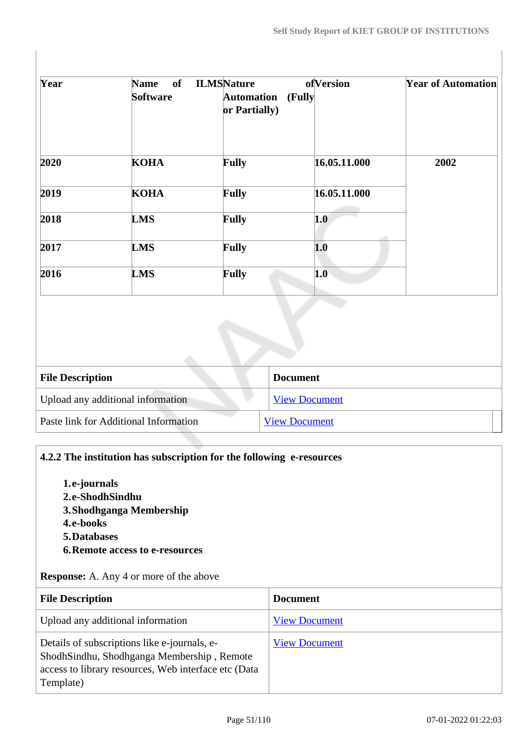| Year | Name of ILMS Software | Nature of Automation (Fully or Partially) | Version | Year of Automation |
|---|---|---|---|---|
| 2020 | KOHA | Fully | 16.05.11.000 | 2002 |
| 2019 | KOHA | Fully | 16.05.11.000 | |
| 2018 | LMS | Fully | 1.0 | |
| 2017 | LMS | Fully | 1.0 | |
| 2016 | LMS | Fully | 1.0 | |

| File Description | Document |
|---|---|
| Upload any additional information | View Document |
| Paste link for Additional Information | View Document |

**4.2.2 The institution has subscription for the following e-resources**

1. **e-journals**
2. **e-ShodhSindhu**
3. **Shodhganga Membership**
4. **e-books**
5. **Databases**
6. **Remote access to e-resources**

**Response:** A. Any 4 or more of the above

| File Description | Document |
|---|---|
| Upload any additional information | View Document |
| Details of subscriptions like e-journals, e-ShodhSindhu, Shodhganga Membership , Remote access to library resources, Web interface etc (Data Template) | View Document |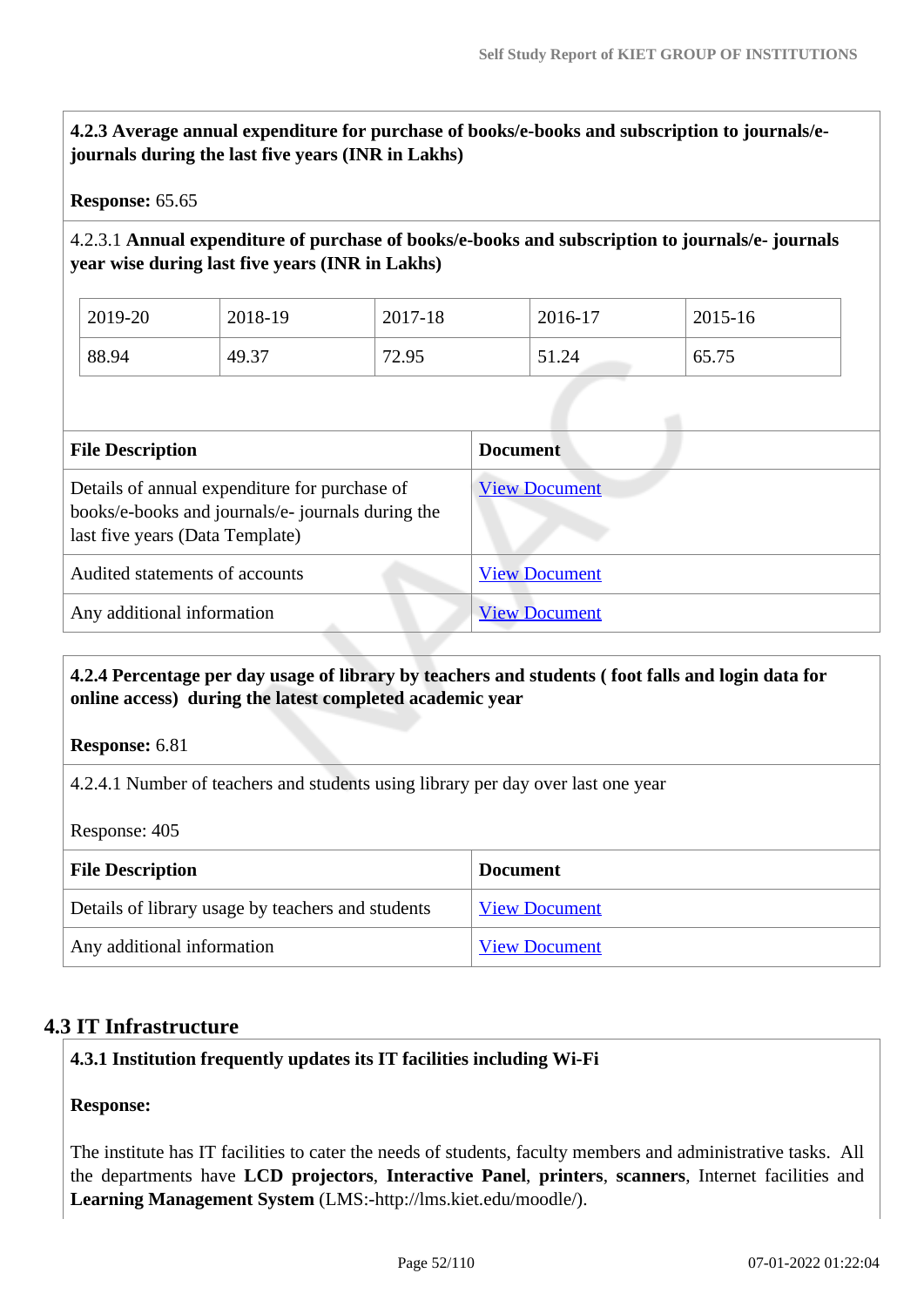**4.2.3 Average annual expenditure for purchase of books/e-books and subscription to journals/e-journals during the last five years (INR in Lakhs)**

**Response:** 65.65

4.2.3.1 **Annual expenditure of purchase of books/e-books and subscription to journals/e- journals year wise during last five years (INR in Lakhs)**

| 2019-20 | 2018-19 | 2017-18 | 2016-17 | 2015-16 |
|---|---|---|---|---|
| 88.94 | 49.37 | 72.95 | 51.24 | 65.75 |

| File Description | Document |
|---|---|
| Details of annual expenditure for purchase of books/e-books and journals/e- journals during the last five years (Data Template) | View Document |
| Audited statements of accounts | View Document |
| Any additional information | View Document |

**4.2.4 Percentage per day usage of library by teachers and students ( foot falls and login data for online access) during the latest completed academic year**

**Response:** 6.81

4.2.4.1 Number of teachers and students using library per day over last one year

Response: 405

| File Description | Document |
|---|---|
| Details of library usage by teachers and students | View Document |
| Any additional information | View Document |

## 4.3 IT Infrastructure

**4.3.1 Institution frequently updates its IT facilities including Wi-Fi**

**Response:**

The institute has IT facilities to cater the needs of students, faculty members and administrative tasks. All the departments have **LCD projectors**, **Interactive Panel**, **printers**, **scanners**, Internet facilities and **Learning Management System** (LMS:-http://lms.kiet.edu/moodle/).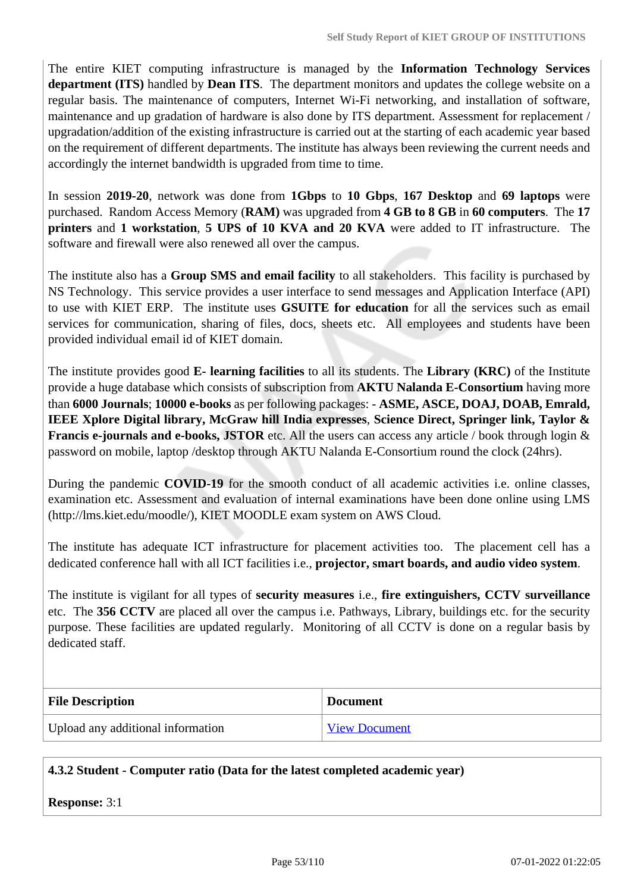The entire KIET computing infrastructure is managed by the **Information Technology Services department (ITS)** handled by **Dean ITS**. The department monitors and updates the college website on a regular basis. The maintenance of computers, Internet Wi-Fi networking, and installation of software, maintenance and up gradation of hardware is also done by ITS department. Assessment for replacement / upgradation/addition of the existing infrastructure is carried out at the starting of each academic year based on the requirement of different departments. The institute has always been reviewing the current needs and accordingly the internet bandwidth is upgraded from time to time.

In session **2019-20**, network was done from **1Gbps** to **10 Gbps**, **167 Desktop** and **69 laptops** were purchased. Random Access Memory (**RAM)** was upgraded from **4 GB to 8 GB** in **60 computers**. The **17 printers** and **1 workstation**, **5 UPS of 10 KVA and 20 KVA** were added to IT infrastructure. The software and firewall were also renewed all over the campus.

The institute also has a **Group SMS and email facility** to all stakeholders. This facility is purchased by NS Technology. This service provides a user interface to send messages and Application Interface (API) to use with KIET ERP. The institute uses **GSUITE for education** for all the services such as email services for communication, sharing of files, docs, sheets etc. All employees and students have been provided individual email id of KIET domain.

The institute provides good **E- learning facilities** to all its students. The **Library (KRC)** of the Institute provide a huge database which consists of subscription from **AKTU Nalanda E-Consortium** having more than **6000 Journals**; **10000 e-books** as per following packages: **- ASME, ASCE, DOAJ, DOAB, Emrald, IEEE Xplore Digital library, McGraw hill India expresses**, **Science Direct, Springer link, Taylor & Francis e-journals and e-books, JSTOR** etc. All the users can access any article / book through login & password on mobile, laptop /desktop through AKTU Nalanda E-Consortium round the clock (24hrs).

During the pandemic **COVID-19** for the smooth conduct of all academic activities i.e. online classes, examination etc. Assessment and evaluation of internal examinations have been done online using LMS (http://lms.kiet.edu/moodle/), KIET MOODLE exam system on AWS Cloud.

The institute has adequate ICT infrastructure for placement activities too. The placement cell has a dedicated conference hall with all ICT facilities i.e., **projector, smart boards, and audio video system**.

The institute is vigilant for all types of **security measures** i.e., **fire extinguishers, CCTV surveillance** etc. The **356 CCTV** are placed all over the campus i.e. Pathways, Library, buildings etc. for the security purpose. These facilities are updated regularly. Monitoring of all CCTV is done on a regular basis by dedicated staff.

| File Description | Document |
|---|---|
| Upload any additional information | View Document |

**4.3.2 Student - Computer ratio (Data for the latest completed academic year)**

**Response:** 3:1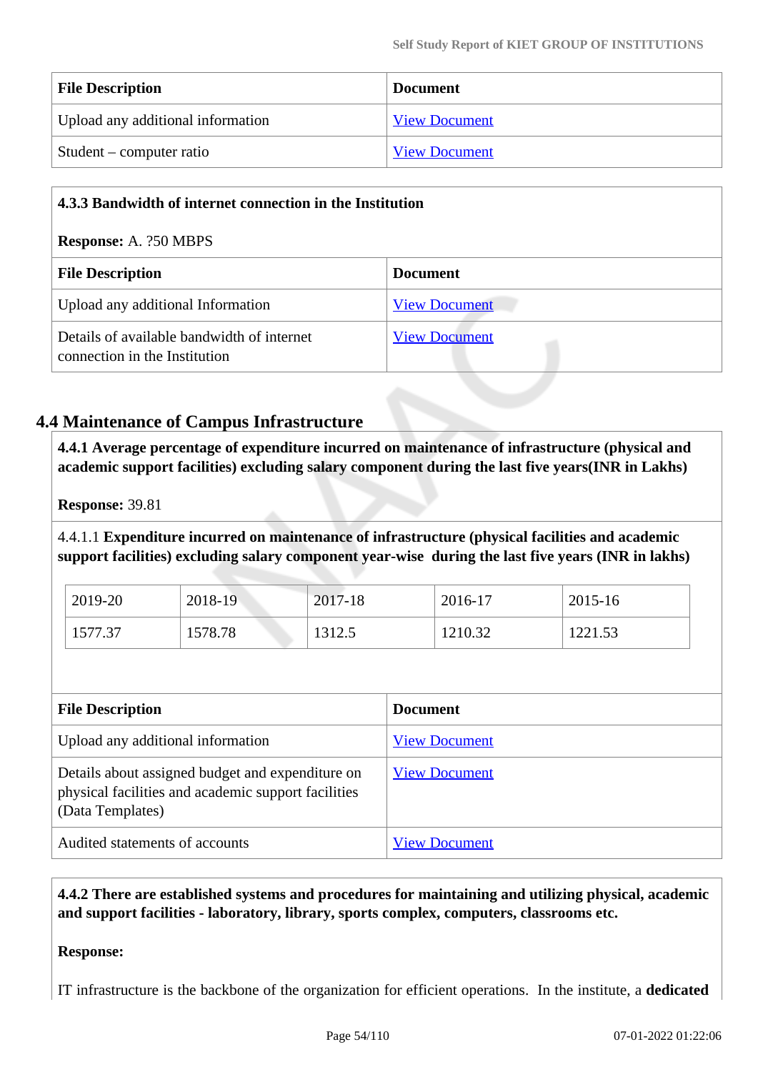| File Description | Document |
|---|---|
| Upload any additional information | View Document |
| Student – computer ratio | View Document |

**4.3.3 Bandwidth of internet connection in the Institution**

**Response:** A. ?50 MBPS

| File Description | Document |
|---|---|
| Upload any additional Information | View Document |
| Details of available bandwidth of internet connection in the Institution | View Document |

## 4.4 Maintenance of Campus Infrastructure

**4.4.1 Average percentage of expenditure incurred on maintenance of infrastructure (physical and academic support facilities) excluding salary component during the last five years(INR in Lakhs)**

**Response:** 39.81

4.4.1.1 **Expenditure incurred on maintenance of infrastructure (physical facilities and academic support facilities) excluding salary component year-wise during the last five years (INR in lakhs)**

| 2019-20 | 2018-19 | 2017-18 | 2016-17 | 2015-16 |
|---|---|---|---|---|
| 1577.37 | 1578.78 | 1312.5 | 1210.32 | 1221.53 |

| File Description | Document |
|---|---|
| Upload any additional information | View Document |
| Details about assigned budget and expenditure on physical facilities and academic support facilities (Data Templates) | View Document |
| Audited statements of accounts | View Document |

**4.4.2 There are established systems and procedures for maintaining and utilizing physical, academic and support facilities - laboratory, library, sports complex, computers, classrooms etc.**

**Response:**

IT infrastructure is the backbone of the organization for efficient operations. In the institute, a **dedicated**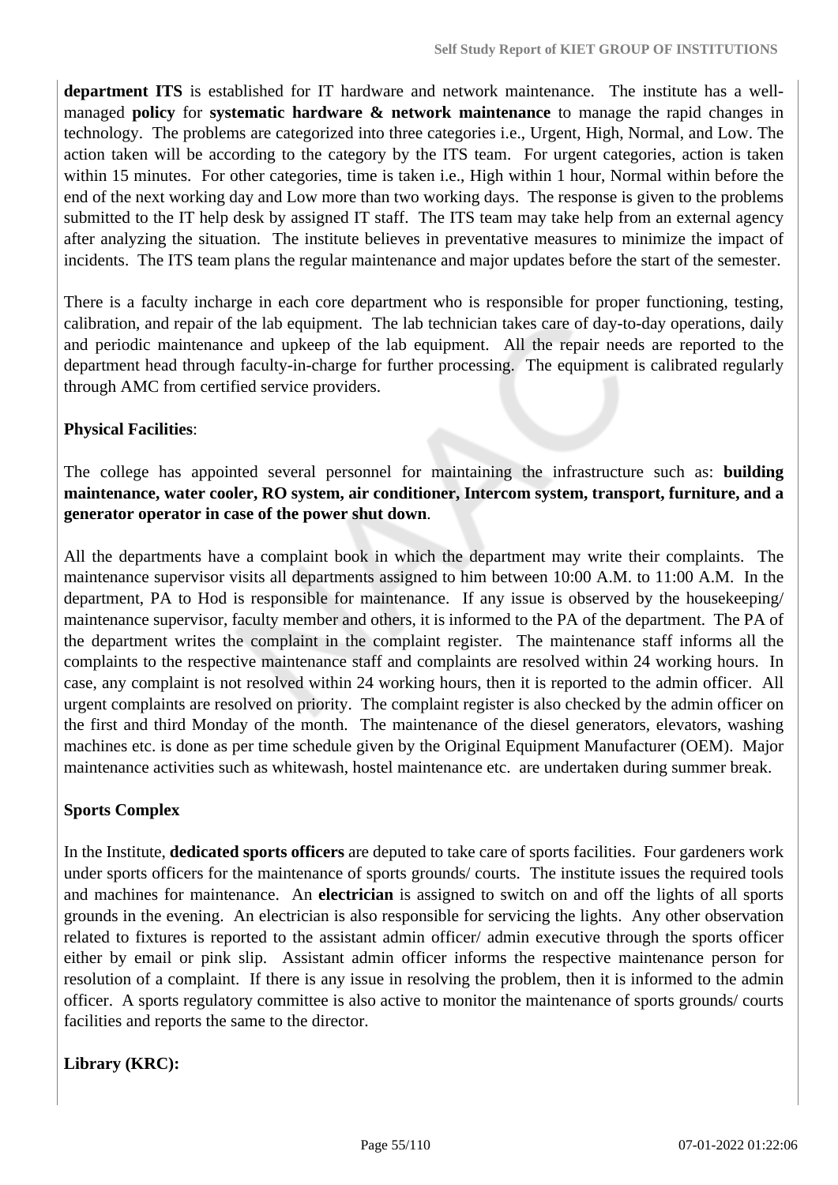**department ITS** is established for IT hardware and network maintenance. The institute has a well-managed **policy** for **systematic hardware & network maintenance** to manage the rapid changes in technology. The problems are categorized into three categories i.e., Urgent, High, Normal, and Low. The action taken will be according to the category by the ITS team. For urgent categories, action is taken within 15 minutes. For other categories, time is taken i.e., High within 1 hour, Normal within before the end of the next working day and Low more than two working days. The response is given to the problems submitted to the IT help desk by assigned IT staff. The ITS team may take help from an external agency after analyzing the situation. The institute believes in preventative measures to minimize the impact of incidents. The ITS team plans the regular maintenance and major updates before the start of the semester.

There is a faculty incharge in each core department who is responsible for proper functioning, testing, calibration, and repair of the lab equipment. The lab technician takes care of day-to-day operations, daily and periodic maintenance and upkeep of the lab equipment. All the repair needs are reported to the department head through faculty-in-charge for further processing. The equipment is calibrated regularly through AMC from certified service providers.

**Physical Facilities**:

The college has appointed several personnel for maintaining the infrastructure such as: **building maintenance, water cooler, RO system, air conditioner, Intercom system, transport, furniture, and a generator operator in case of the power shut down**.

All the departments have a complaint book in which the department may write their complaints. The maintenance supervisor visits all departments assigned to him between 10:00 A.M. to 11:00 A.M. In the department, PA to Hod is responsible for maintenance. If any issue is observed by the housekeeping/ maintenance supervisor, faculty member and others, it is informed to the PA of the department. The PA of the department writes the complaint in the complaint register. The maintenance staff informs all the complaints to the respective maintenance staff and complaints are resolved within 24 working hours. In case, any complaint is not resolved within 24 working hours, then it is reported to the admin officer. All urgent complaints are resolved on priority. The complaint register is also checked by the admin officer on the first and third Monday of the month. The maintenance of the diesel generators, elevators, washing machines etc. is done as per time schedule given by the Original Equipment Manufacturer (OEM). Major maintenance activities such as whitewash, hostel maintenance etc. are undertaken during summer break.

**Sports Complex**

In the Institute, **dedicated sports officers** are deputed to take care of sports facilities. Four gardeners work under sports officers for the maintenance of sports grounds/ courts. The institute issues the required tools and machines for maintenance. An **electrician** is assigned to switch on and off the lights of all sports grounds in the evening. An electrician is also responsible for servicing the lights. Any other observation related to fixtures is reported to the assistant admin officer/ admin executive through the sports officer either by email or pink slip. Assistant admin officer informs the respective maintenance person for resolution of a complaint. If there is any issue in resolving the problem, then it is informed to the admin officer. A sports regulatory committee is also active to monitor the maintenance of sports grounds/ courts facilities and reports the same to the director.

**Library (KRC):**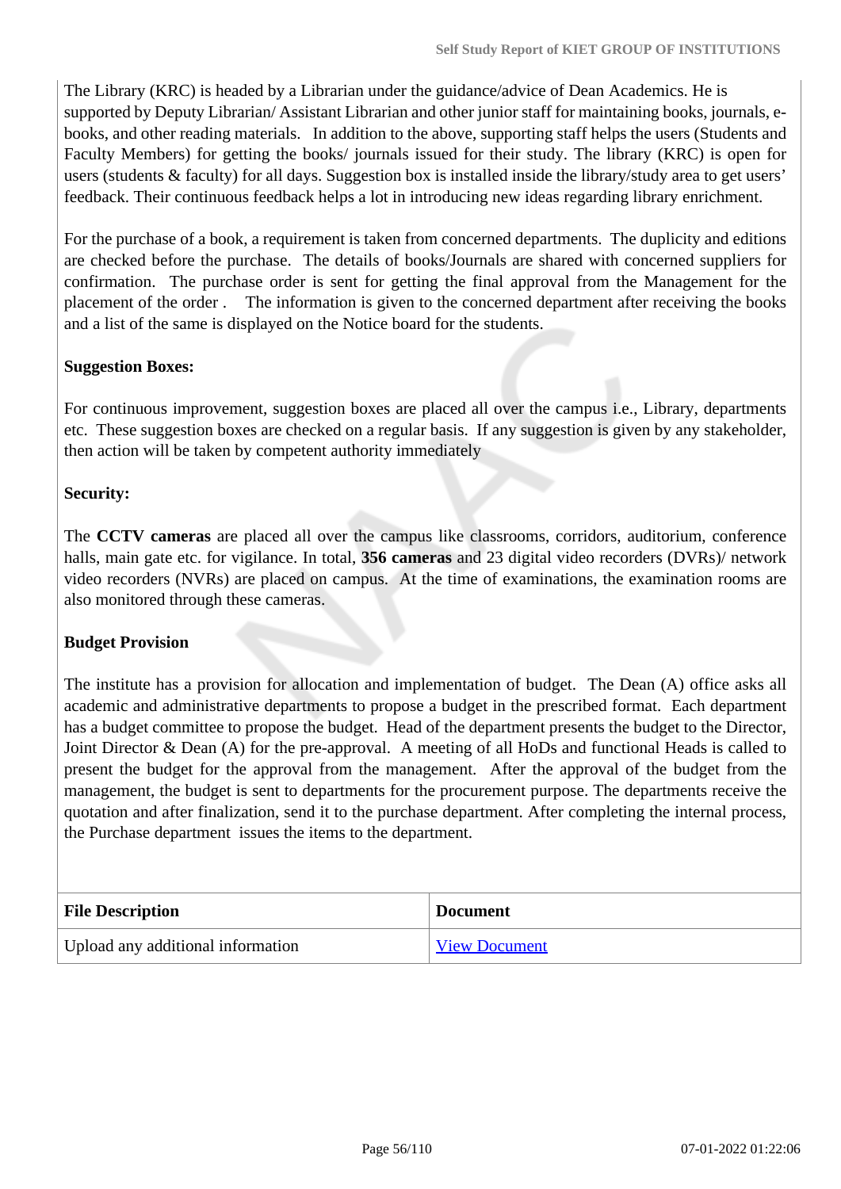The Library (KRC) is headed by a Librarian under the guidance/advice of Dean Academics. He is supported by Deputy Librarian/ Assistant Librarian and other junior staff for maintaining books, journals, e-books, and other reading materials. In addition to the above, supporting staff helps the users (Students and Faculty Members) for getting the books/ journals issued for their study. The library (KRC) is open for users (students & faculty) for all days. Suggestion box is installed inside the library/study area to get users' feedback. Their continuous feedback helps a lot in introducing new ideas regarding library enrichment.

For the purchase of a book, a requirement is taken from concerned departments. The duplicity and editions are checked before the purchase. The details of books/Journals are shared with concerned suppliers for confirmation. The purchase order is sent for getting the final approval from the Management for the placement of the order . The information is given to the concerned department after receiving the books and a list of the same is displayed on the Notice board for the students.

**Suggestion Boxes:**

For continuous improvement, suggestion boxes are placed all over the campus i.e., Library, departments etc. These suggestion boxes are checked on a regular basis. If any suggestion is given by any stakeholder, then action will be taken by competent authority immediately

**Security:**

The **CCTV cameras** are placed all over the campus like classrooms, corridors, auditorium, conference halls, main gate etc. for vigilance. In total, **356 cameras** and 23 digital video recorders (DVRs)/ network video recorders (NVRs) are placed on campus. At the time of examinations, the examination rooms are also monitored through these cameras.

**Budget Provision**

The institute has a provision for allocation and implementation of budget. The Dean (A) office asks all academic and administrative departments to propose a budget in the prescribed format. Each department has a budget committee to propose the budget. Head of the department presents the budget to the Director, Joint Director & Dean (A) for the pre-approval. A meeting of all HoDs and functional Heads is called to present the budget for the approval from the management. After the approval of the budget from the management, the budget is sent to departments for the procurement purpose. The departments receive the quotation and after finalization, send it to the purchase department. After completing the internal process, the Purchase department issues the items to the department.

| File Description | Document |
|---|---|
| Upload any additional information | View Document |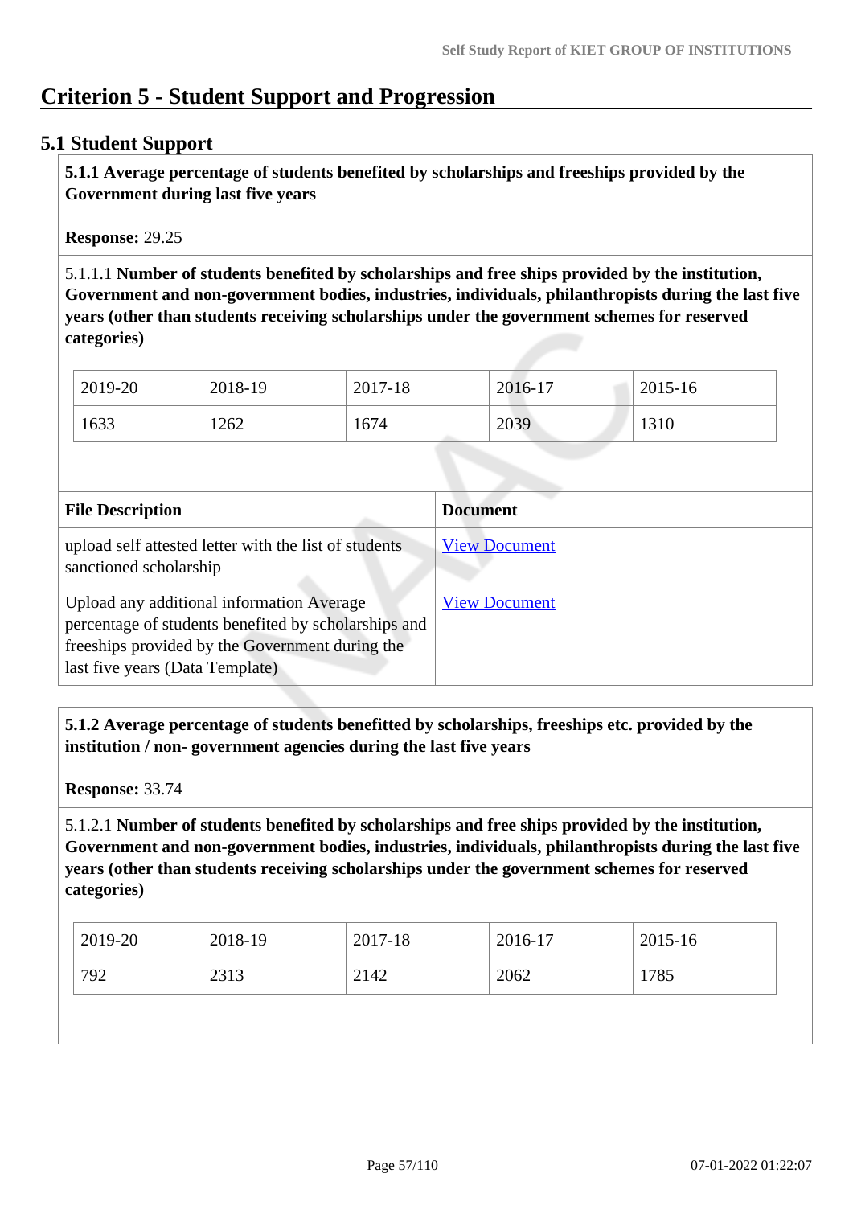# Criterion 5 - Student Support and Progression

## 5.1 Student Support

**5.1.1 Average percentage of students benefited by scholarships and freeships provided by the Government during last five years**

**Response:** 29.25

5.1.1.1 **Number of students benefited by scholarships and free ships provided by the institution, Government and non-government bodies, industries, individuals, philanthropists during the last five years (other than students receiving scholarships under the government schemes for reserved categories)**

| 2019-20 | 2018-19 | 2017-18 | 2016-17 | 2015-16 |
|---|---|---|---|---|
| 1633 | 1262 | 1674 | 2039 | 1310 |

| File Description | Document |
|---|---|
| upload self attested letter with the list of students sanctioned scholarship | View Document |
| Upload any additional information Average percentage of students benefited by scholarships and freeships provided by the Government during the last five years (Data Template) | View Document |

**5.1.2 Average percentage of students benefitted by scholarships, freeships etc. provided by the institution / non- government agencies during the last five years**

**Response:** 33.74

5.1.2.1 **Number of students benefited by scholarships and free ships provided by the institution, Government and non-government bodies, industries, individuals, philanthropists during the last five years (other than students receiving scholarships under the government schemes for reserved categories)**

| 2019-20 | 2018-19 | 2017-18 | 2016-17 | 2015-16 |
|---|---|---|---|---|
| 792 | 2313 | 2142 | 2062 | 1785 |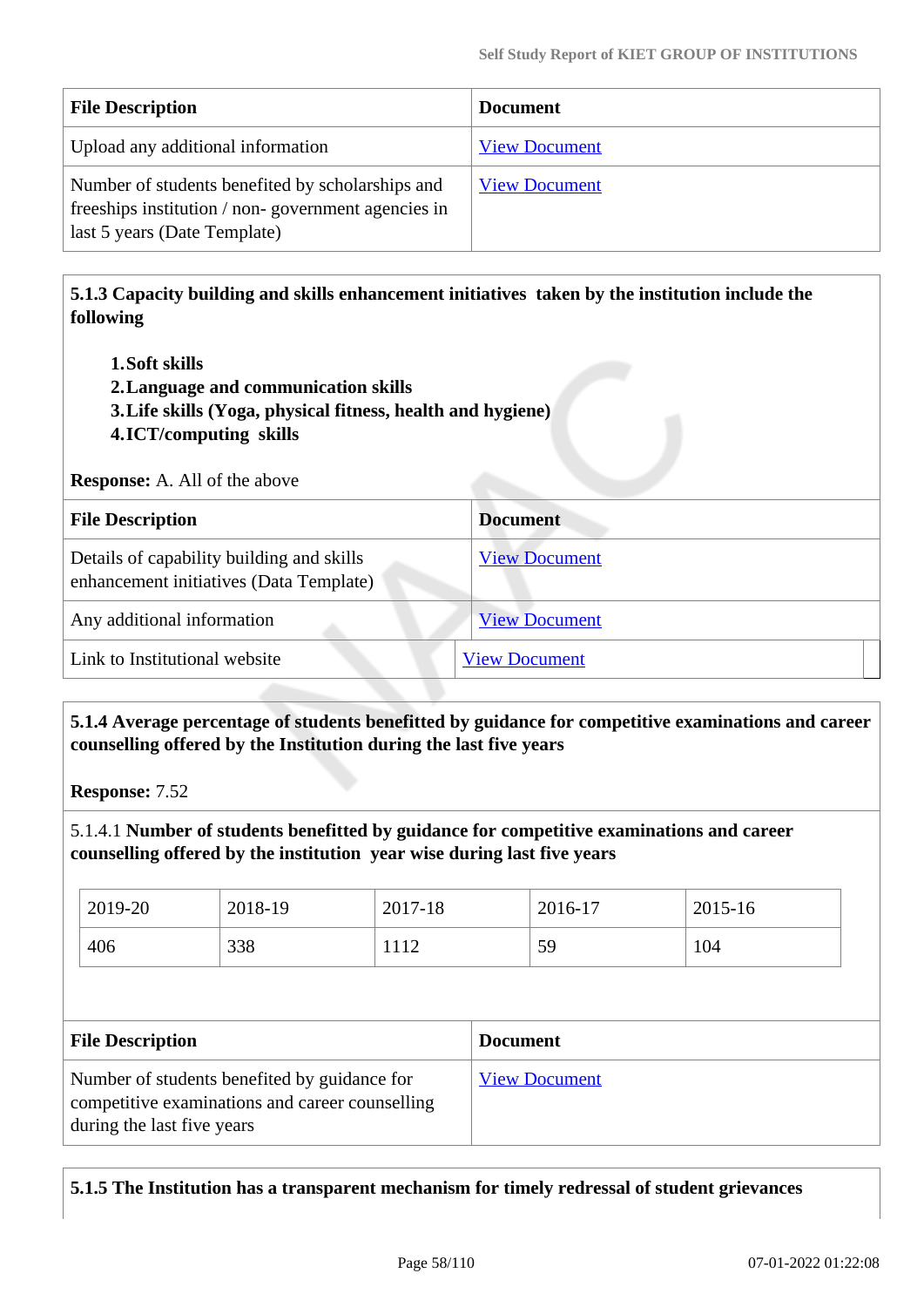| File Description | Document |
|---|---|
| Upload any additional information | View Document |
| Number of students benefited by scholarships and freeships institution / non- government agencies in last 5 years (Date Template) | View Document |

**5.1.3 Capacity building and skills enhancement initiatives taken by the institution include the following**

1. **Soft skills**
2. **Language and communication skills**
3. **Life skills (Yoga, physical fitness, health and hygiene)**
4. **ICT/computing skills**

**Response:** A. All of the above

| File Description | Document |
|---|---|
| Details of capability building and skills enhancement initiatives (Data Template) | View Document |
| Any additional information | View Document |
| Link to Institutional website | View Document |

**5.1.4 Average percentage of students benefitted by guidance for competitive examinations and career counselling offered by the Institution during the last five years**

**Response:** 7.52

5.1.4.1 **Number of students benefitted by guidance for competitive examinations and career counselling offered by the institution year wise during last five years**

| 2019-20 | 2018-19 | 2017-18 | 2016-17 | 2015-16 |
|---|---|---|---|---|
| 406 | 338 | 1112 | 59 | 104 |

| File Description | Document |
|---|---|
| Number of students benefited by guidance for competitive examinations and career counselling during the last five years | View Document |

**5.1.5 The Institution has a transparent mechanism for timely redressal of student grievances**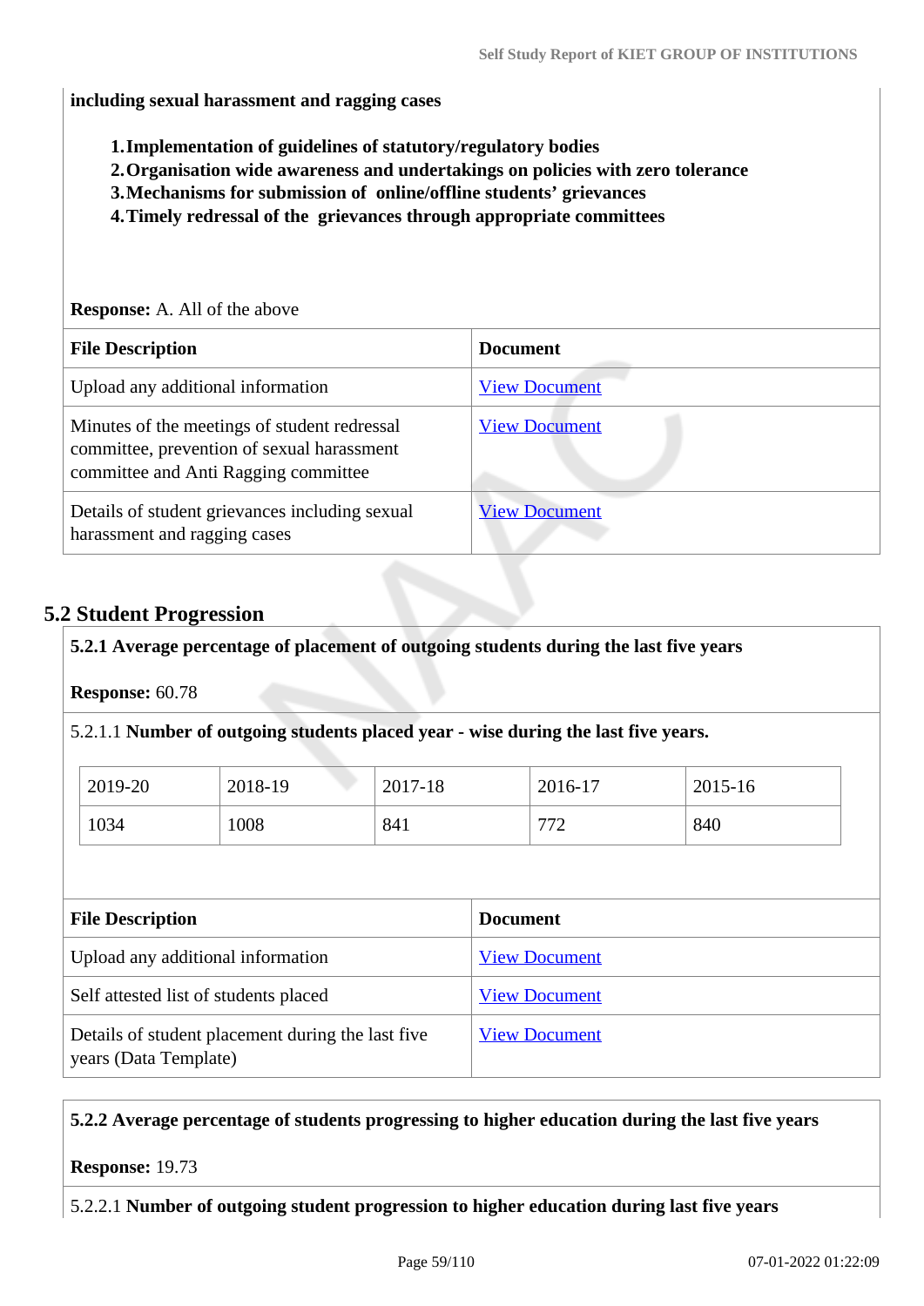**including sexual harassment and ragging cases**

1. **Implementation of guidelines of statutory/regulatory bodies**
2. **Organisation wide awareness and undertakings on policies with zero tolerance**
3. **Mechanisms for submission of online/offline students' grievances**
4. **Timely redressal of the grievances through appropriate committees**

**Response:** A. All of the above

| File Description | Document |
|---|---|
| Upload any additional information | View Document |
| Minutes of the meetings of student redressal committee, prevention of sexual harassment committee and Anti Ragging committee | View Document |
| Details of student grievances including sexual harassment and ragging cases | View Document |

## 5.2 Student Progression

**5.2.1 Average percentage of placement of outgoing students during the last five years**

**Response:** 60.78

5.2.1.1 **Number of outgoing students placed year - wise during the last five years.**

| 2019-20 | 2018-19 | 2017-18 | 2016-17 | 2015-16 |
|---|---|---|---|---|
| 1034 | 1008 | 841 | 772 | 840 |

| File Description | Document |
|---|---|
| Upload any additional information | View Document |
| Self attested list of students placed | View Document |
| Details of student placement during the last five years (Data Template) | View Document |

**5.2.2 Average percentage of students progressing to higher education during the last five years**

**Response:** 19.73

5.2.2.1 **Number of outgoing student progression to higher education during last five years**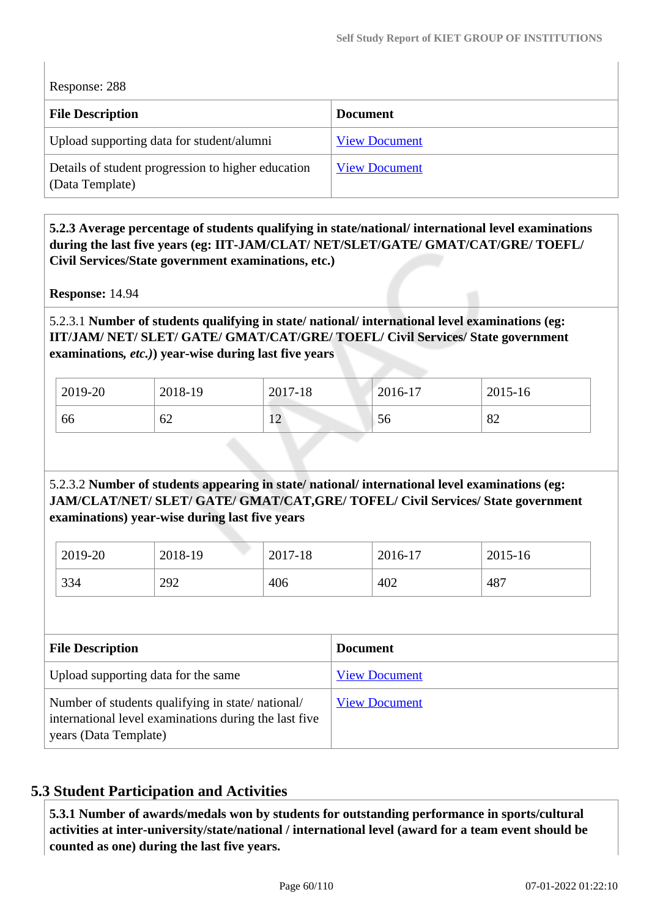Response: 288

| File Description | Document |
|---|---|
| Upload supporting data for student/alumni | View Document |
| Details of student progression to higher education (Data Template) | View Document |

**5.2.3 Average percentage of students qualifying in state/national/ international level examinations during the last five years (eg: IIT-JAM/CLAT/ NET/SLET/GATE/ GMAT/CAT/GRE/ TOEFL/ Civil Services/State government examinations, etc.)**

**Response:** 14.94

5.2.3.1 **Number of students qualifying in state/ national/ international level examinations (eg: IIT/JAM/ NET/ SLET/ GATE/ GMAT/CAT/GRE/ TOEFL/ Civil Services/ State government examinations*, etc.)*) year-wise during last five years**

| 2019-20 | 2018-19 | 2017-18 | 2016-17 | 2015-16 |
|---|---|---|---|---|
| 66 | 62 | 12 | 56 | 82 |

5.2.3.2 **Number of students appearing in state/ national/ international level examinations (eg: JAM/CLAT/NET/ SLET/ GATE/ GMAT/CAT,GRE/ TOFEL/ Civil Services/ State government examinations) year-wise during last five years**

| 2019-20 | 2018-19 | 2017-18 | 2016-17 | 2015-16 |
|---|---|---|---|---|
| 334 | 292 | 406 | 402 | 487 |

| File Description | Document |
|---|---|
| Upload supporting data for the same | View Document |
| Number of students qualifying in state/ national/ international level examinations during the last five years (Data Template) | View Document |

## 5.3 Student Participation and Activities

**5.3.1 Number of awards/medals won by students for outstanding performance in sports/cultural activities at inter-university/state/national / international level (award for a team event should be counted as one) during the last five years.**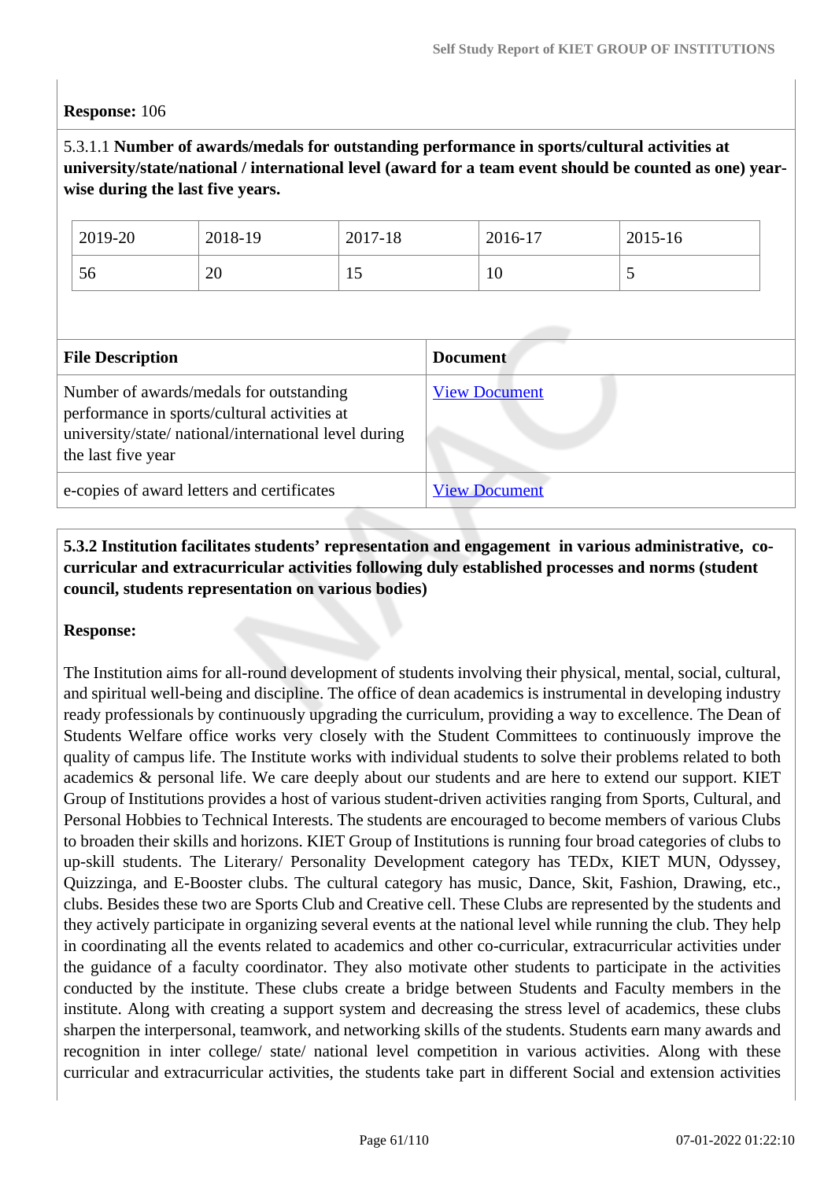**Response:** 106

5.3.1.1 **Number of awards/medals for outstanding performance in sports/cultural activities at university/state/national / international level (award for a team event should be counted as one) year-wise during the last five years.**

| 2019-20 | 2018-19 | 2017-18 | 2016-17 | 2015-16 |
|---|---|---|---|---|
| 56 | 20 | 15 | 10 | 5 |

| File Description | Document |
|---|---|
| Number of awards/medals for outstanding performance in sports/cultural activities at university/state/ national/international level during the last five year | View Document |
| e-copies of award letters and certificates | View Document |

**5.3.2 Institution facilitates students' representation and engagement in various administrative, co-curricular and extracurricular activities following duly established processes and norms (student council, students representation on various bodies)**

**Response:**

The Institution aims for all-round development of students involving their physical, mental, social, cultural, and spiritual well-being and discipline. The office of dean academics is instrumental in developing industry ready professionals by continuously upgrading the curriculum, providing a way to excellence. The Dean of Students Welfare office works very closely with the Student Committees to continuously improve the quality of campus life. The Institute works with individual students to solve their problems related to both academics & personal life. We care deeply about our students and are here to extend our support. KIET Group of Institutions provides a host of various student-driven activities ranging from Sports, Cultural, and Personal Hobbies to Technical Interests. The students are encouraged to become members of various Clubs to broaden their skills and horizons. KIET Group of Institutions is running four broad categories of clubs to up-skill students. The Literary/ Personality Development category has TEDx, KIET MUN, Odyssey, Quizzinga, and E-Booster clubs. The cultural category has music, Dance, Skit, Fashion, Drawing, etc., clubs. Besides these two are Sports Club and Creative cell. These Clubs are represented by the students and they actively participate in organizing several events at the national level while running the club. They help in coordinating all the events related to academics and other co-curricular, extracurricular activities under the guidance of a faculty coordinator. They also motivate other students to participate in the activities conducted by the institute. These clubs create a bridge between Students and Faculty members in the institute. Along with creating a support system and decreasing the stress level of academics, these clubs sharpen the interpersonal, teamwork, and networking skills of the students. Students earn many awards and recognition in inter college/ state/ national level competition in various activities. Along with these curricular and extracurricular activities, the students take part in different Social and extension activities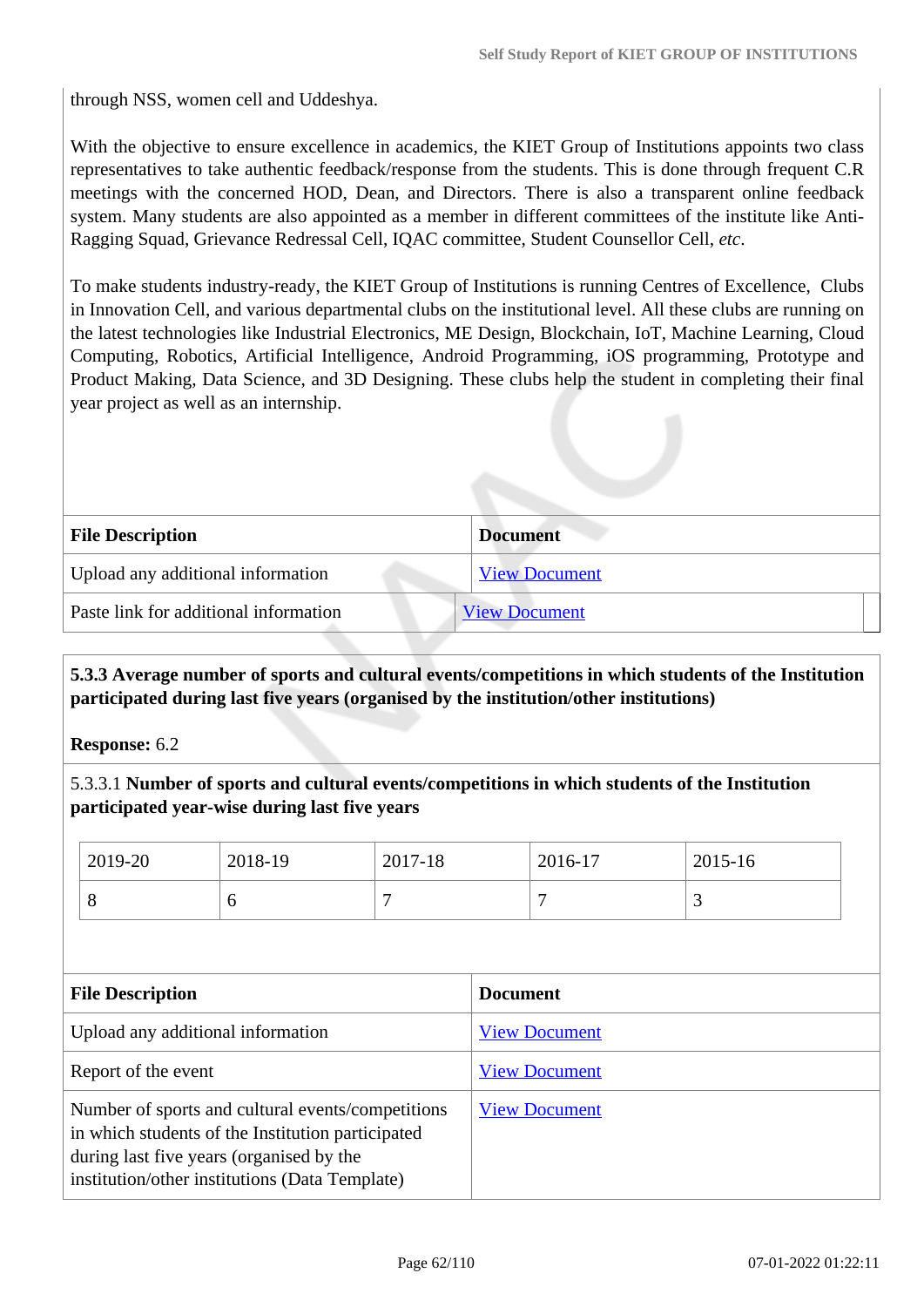through NSS, women cell and Uddeshya.

With the objective to ensure excellence in academics, the KIET Group of Institutions appoints two class representatives to take authentic feedback/response from the students. This is done through frequent C.R meetings with the concerned HOD, Dean, and Directors. There is also a transparent online feedback system. Many students are also appointed as a member in different committees of the institute like Anti-Ragging Squad, Grievance Redressal Cell, IQAC committee, Student Counsellor Cell, *etc*.

To make students industry-ready, the KIET Group of Institutions is running Centres of Excellence, Clubs in Innovation Cell, and various departmental clubs on the institutional level. All these clubs are running on the latest technologies like Industrial Electronics, ME Design, Blockchain, IoT, Machine Learning, Cloud Computing, Robotics, Artificial Intelligence, Android Programming, iOS programming, Prototype and Product Making, Data Science, and 3D Designing. These clubs help the student in completing their final year project as well as an internship.

| File Description | Document |
|---|---|
| Upload any additional information | View Document |
| Paste link for additional information | View Document |

**5.3.3 Average number of sports and cultural events/competitions in which students of the Institution participated during last five years (organised by the institution/other institutions)**

**Response:** 6.2

5.3.3.1 **Number of sports and cultural events/competitions in which students of the Institution participated year-wise during last five years**

| 2019-20 | 2018-19 | 2017-18 | 2016-17 | 2015-16 |
|---|---|---|---|---|
| 8 | 6 | 7 | 7 | 3 |

| File Description | Document |
|---|---|
| Upload any additional information | View Document |
| Report of the event | View Document |
| Number of sports and cultural events/competitions in which students of the Institution participated during last five years (organised by the institution/other institutions (Data Template) | View Document |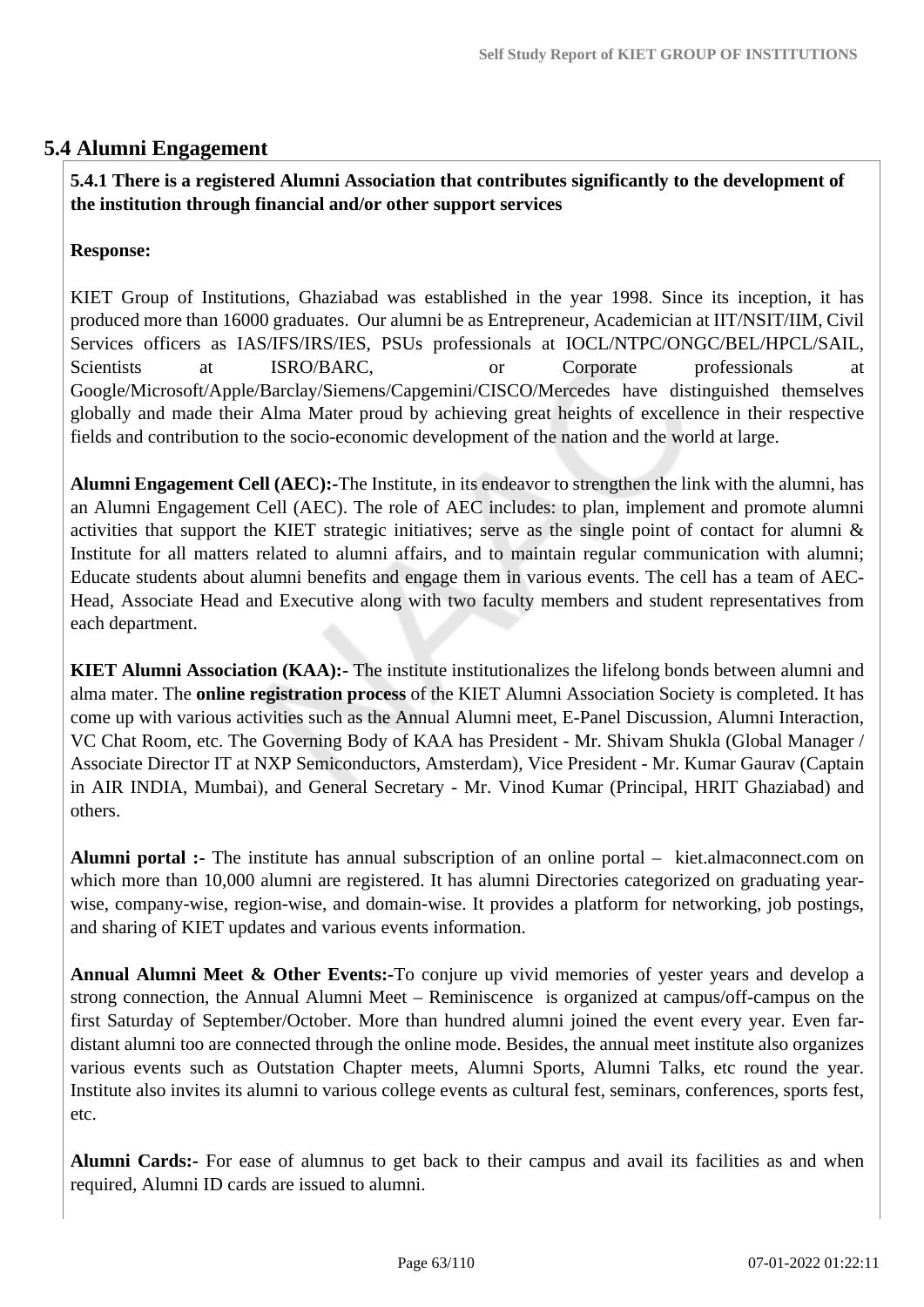## 5.4 Alumni Engagement

**5.4.1 There is a registered Alumni Association that contributes significantly to the development of the institution through financial and/or other support services**

**Response:**

KIET Group of Institutions, Ghaziabad was established in the year 1998. Since its inception, it has produced more than 16000 graduates. Our alumni be as Entrepreneur, Academician at IIT/NSIT/IIM, Civil Services officers as IAS/IFS/IRS/IES, PSUs professionals at IOCL/NTPC/ONGC/BEL/HPCL/SAIL, Scientists at ISRO/BARC, or Corporate professionals at Google/Microsoft/Apple/Barclay/Siemens/Capgemini/CISCO/Mercedes have distinguished themselves globally and made their Alma Mater proud by achieving great heights of excellence in their respective fields and contribution to the socio-economic development of the nation and the world at large.

**Alumni Engagement Cell (AEC):-**The Institute, in its endeavor to strengthen the link with the alumni, has an Alumni Engagement Cell (AEC). The role of AEC includes: to plan, implement and promote alumni activities that support the KIET strategic initiatives; serve as the single point of contact for alumni & Institute for all matters related to alumni affairs, and to maintain regular communication with alumni; Educate students about alumni benefits and engage them in various events. The cell has a team of AEC-Head, Associate Head and Executive along with two faculty members and student representatives from each department.

**KIET Alumni Association (KAA):-** The institute institutionalizes the lifelong bonds between alumni and alma mater. The **online registration process** of the KIET Alumni Association Society is completed. It has come up with various activities such as the Annual Alumni meet, E-Panel Discussion, Alumni Interaction, VC Chat Room, etc. The Governing Body of KAA has President - Mr. Shivam Shukla (Global Manager / Associate Director IT at NXP Semiconductors, Amsterdam), Vice President - Mr. Kumar Gaurav (Captain in AIR INDIA, Mumbai), and General Secretary - Mr. Vinod Kumar (Principal, HRIT Ghaziabad) and others.

**Alumni portal :-** The institute has annual subscription of an online portal – kiet.almaconnect.com on which more than 10,000 alumni are registered. It has alumni Directories categorized on graduating year-wise, company-wise, region-wise, and domain-wise. It provides a platform for networking, job postings, and sharing of KIET updates and various events information.

**Annual Alumni Meet & Other Events:-**To conjure up vivid memories of yester years and develop a strong connection, the Annual Alumni Meet – Reminiscence is organized at campus/off-campus on the first Saturday of September/October. More than hundred alumni joined the event every year. Even far-distant alumni too are connected through the online mode. Besides, the annual meet institute also organizes various events such as Outstation Chapter meets, Alumni Sports, Alumni Talks, etc round the year. Institute also invites its alumni to various college events as cultural fest, seminars, conferences, sports fest, etc.

**Alumni Cards:-** For ease of alumnus to get back to their campus and avail its facilities as and when required, Alumni ID cards are issued to alumni.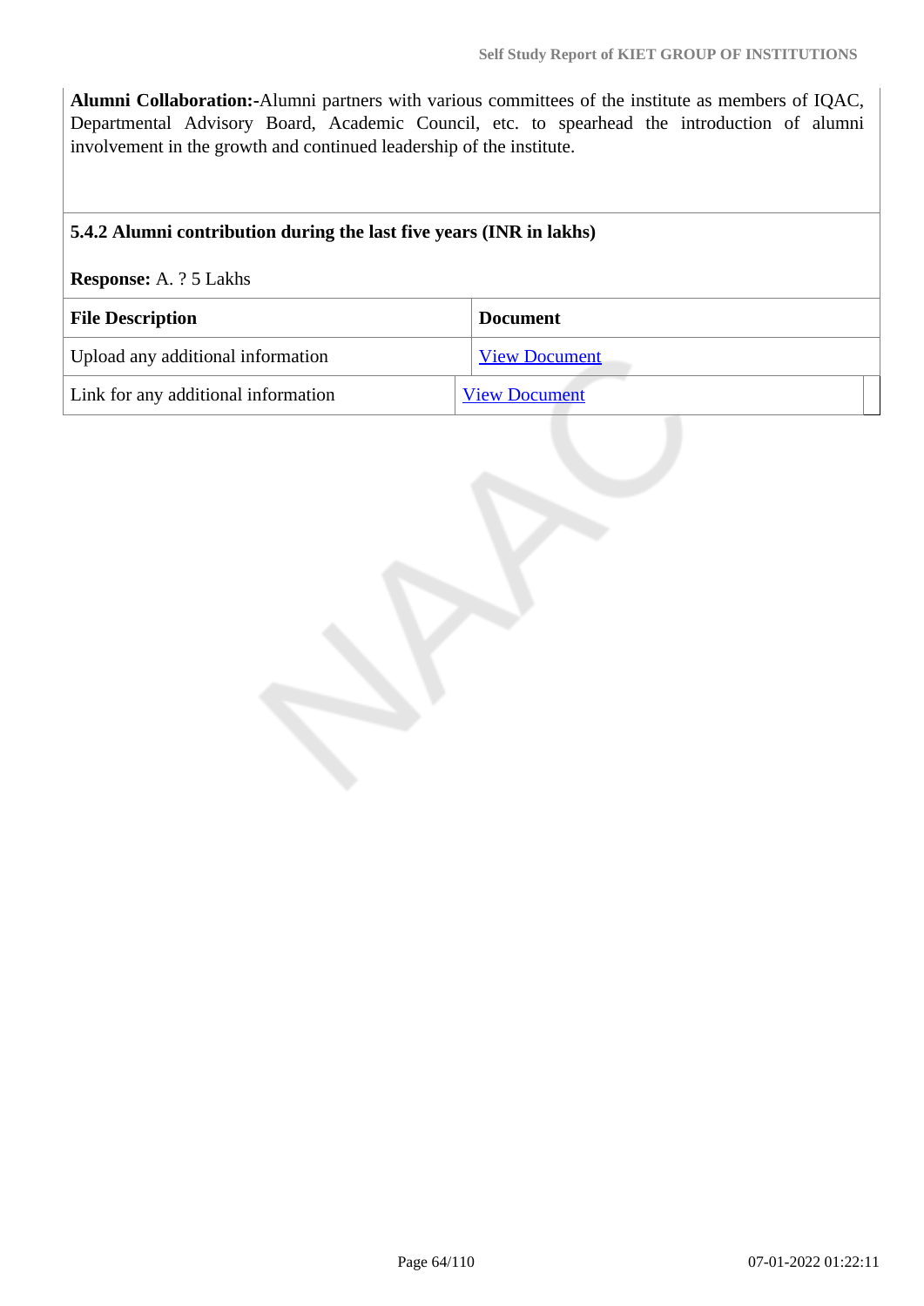**Alumni Collaboration:-**Alumni partners with various committees of the institute as members of IQAC, Departmental Advisory Board, Academic Council, etc. to spearhead the introduction of alumni involvement in the growth and continued leadership of the institute.

**5.4.2 Alumni contribution during the last five years (INR in lakhs)**

**Response:** A. ? 5 Lakhs

| File Description | Document |
|---|---|
| Upload any additional information | View Document |
| Link for any additional information | View Document |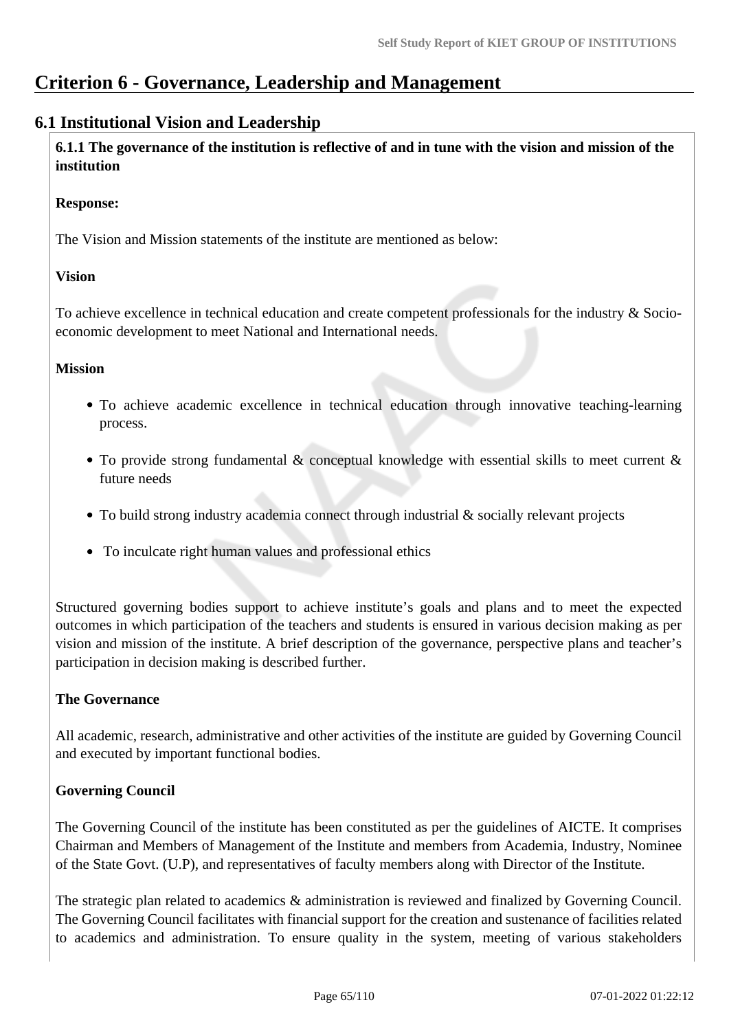# Criterion 6 - Governance, Leadership and Management

## 6.1 Institutional Vision and Leadership

**6.1.1 The governance of the institution is reflective of and in tune with the vision and mission of the institution**

**Response:**

The Vision and Mission statements of the institute are mentioned as below:

**Vision**

To achieve excellence in technical education and create competent professionals for the industry & Socio-economic development to meet National and International needs.

**Mission**

- To achieve academic excellence in technical education through innovative teaching-learning process.
- To provide strong fundamental & conceptual knowledge with essential skills to meet current & future needs
- To build strong industry academia connect through industrial & socially relevant projects
- To inculcate right human values and professional ethics

Structured governing bodies support to achieve institute's goals and plans and to meet the expected outcomes in which participation of the teachers and students is ensured in various decision making as per vision and mission of the institute. A brief description of the governance, perspective plans and teacher's participation in decision making is described further.

**The Governance**

All academic, research, administrative and other activities of the institute are guided by Governing Council and executed by important functional bodies.

**Governing Council**

The Governing Council of the institute has been constituted as per the guidelines of AICTE. It comprises Chairman and Members of Management of the Institute and members from Academia, Industry, Nominee of the State Govt. (U.P), and representatives of faculty members along with Director of the Institute.

The strategic plan related to academics & administration is reviewed and finalized by Governing Council. The Governing Council facilitates with financial support for the creation and sustenance of facilities related to academics and administration. To ensure quality in the system, meeting of various stakeholders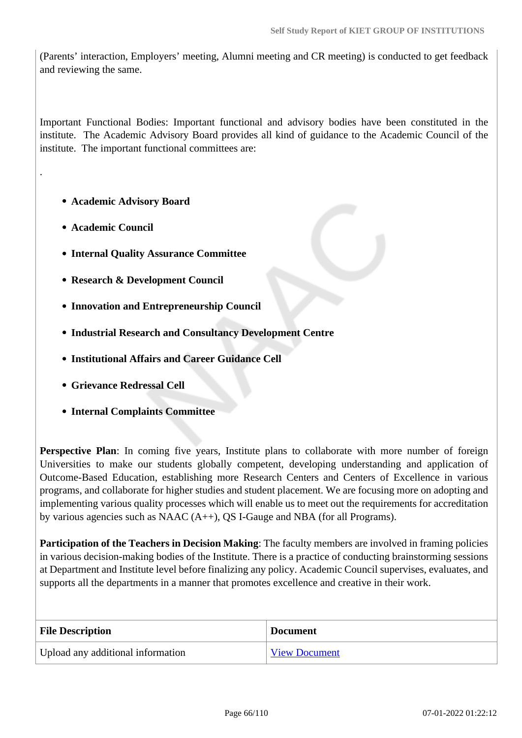(Parents' interaction, Employers' meeting, Alumni meeting and CR meeting) is conducted to get feedback and reviewing the same.

Important Functional Bodies: Important functional and advisory bodies have been constituted in the institute. The Academic Advisory Board provides all kind of guidance to the Academic Council of the institute. The important functional committees are:

.

- **Academic Advisory Board**
- **Academic Council**
- **Internal Quality Assurance Committee**
- **Research & Development Council**
- **Innovation and Entrepreneurship Council**
- **Industrial Research and Consultancy Development Centre**
- **Institutional Affairs and Career Guidance Cell**
- **Grievance Redressal Cell**
- **Internal Complaints Committee**

**Perspective Plan**: In coming five years, Institute plans to collaborate with more number of foreign Universities to make our students globally competent, developing understanding and application of Outcome-Based Education, establishing more Research Centers and Centers of Excellence in various programs, and collaborate for higher studies and student placement. We are focusing more on adopting and implementing various quality processes which will enable us to meet out the requirements for accreditation by various agencies such as NAAC (A++), QS I-Gauge and NBA (for all Programs).

**Participation of the Teachers in Decision Making**: The faculty members are involved in framing policies in various decision-making bodies of the Institute. There is a practice of conducting brainstorming sessions at Department and Institute level before finalizing any policy. Academic Council supervises, evaluates, and supports all the departments in a manner that promotes excellence and creative in their work.

| File Description | Document |
|---|---|
| Upload any additional information | View Document |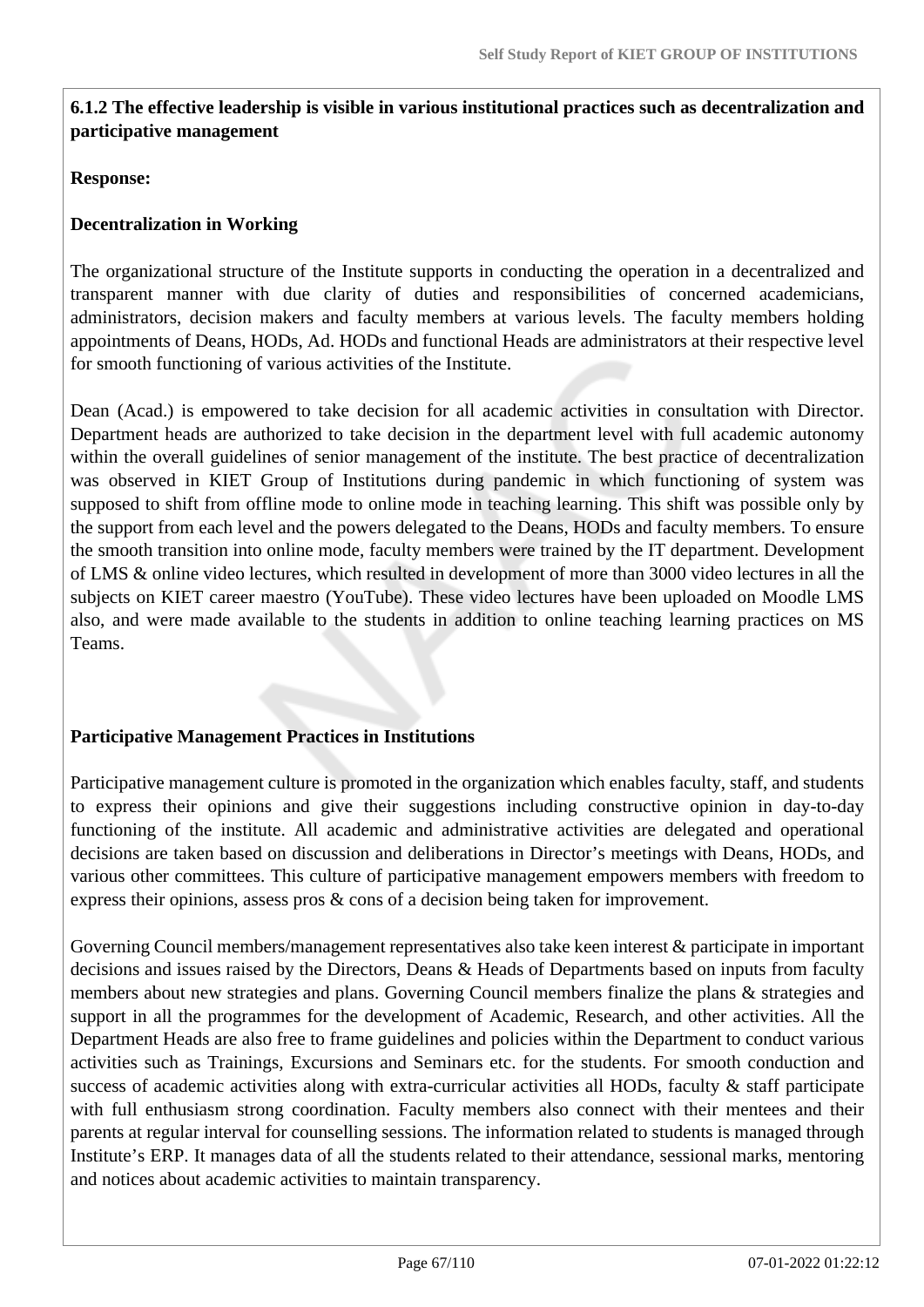**6.1.2 The effective leadership is visible in various institutional practices such as decentralization and participative management**

**Response:**

**Decentralization in Working**

The organizational structure of the Institute supports in conducting the operation in a decentralized and transparent manner with due clarity of duties and responsibilities of concerned academicians, administrators, decision makers and faculty members at various levels. The faculty members holding appointments of Deans, HODs, Ad. HODs and functional Heads are administrators at their respective level for smooth functioning of various activities of the Institute.

Dean (Acad.) is empowered to take decision for all academic activities in consultation with Director. Department heads are authorized to take decision in the department level with full academic autonomy within the overall guidelines of senior management of the institute. The best practice of decentralization was observed in KIET Group of Institutions during pandemic in which functioning of system was supposed to shift from offline mode to online mode in teaching learning. This shift was possible only by the support from each level and the powers delegated to the Deans, HODs and faculty members. To ensure the smooth transition into online mode, faculty members were trained by the IT department. Development of LMS & online video lectures, which resulted in development of more than 3000 video lectures in all the subjects on KIET career maestro (YouTube). These video lectures have been uploaded on Moodle LMS also, and were made available to the students in addition to online teaching learning practices on MS Teams.

**Participative Management Practices in Institutions**

Participative management culture is promoted in the organization which enables faculty, staff, and students to express their opinions and give their suggestions including constructive opinion in day-to-day functioning of the institute. All academic and administrative activities are delegated and operational decisions are taken based on discussion and deliberations in Director's meetings with Deans, HODs, and various other committees. This culture of participative management empowers members with freedom to express their opinions, assess pros & cons of a decision being taken for improvement.

Governing Council members/management representatives also take keen interest & participate in important decisions and issues raised by the Directors, Deans & Heads of Departments based on inputs from faculty members about new strategies and plans. Governing Council members finalize the plans & strategies and support in all the programmes for the development of Academic, Research, and other activities. All the Department Heads are also free to frame guidelines and policies within the Department to conduct various activities such as Trainings, Excursions and Seminars etc. for the students. For smooth conduction and success of academic activities along with extra-curricular activities all HODs, faculty & staff participate with full enthusiasm strong coordination. Faculty members also connect with their mentees and their parents at regular interval for counselling sessions. The information related to students is managed through Institute's ERP. It manages data of all the students related to their attendance, sessional marks, mentoring and notices about academic activities to maintain transparency.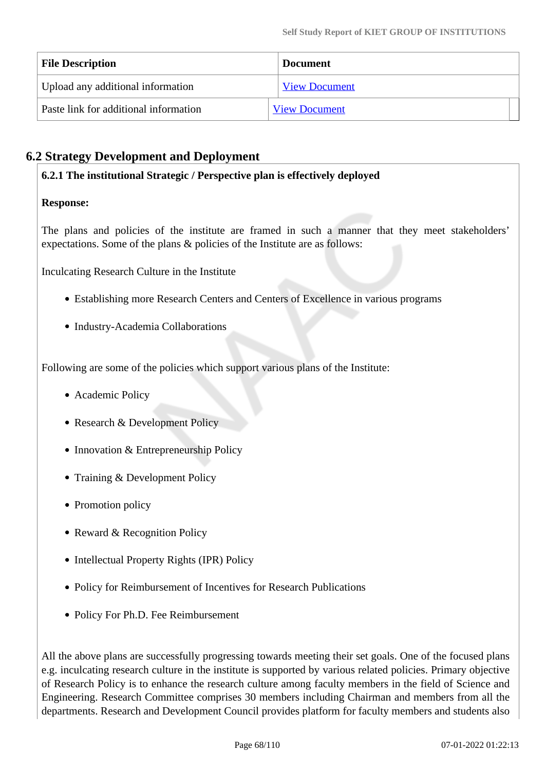| File Description | Document |
|---|---|
| Upload any additional information | View Document |
| Paste link for additional information | View Document |

## 6.2 Strategy Development and Deployment

**6.2.1 The institutional Strategic / Perspective plan is effectively deployed**

**Response:**

The plans and policies of the institute are framed in such a manner that they meet stakeholders' expectations. Some of the plans & policies of the Institute are as follows:

Inculcating Research Culture in the Institute

- Establishing more Research Centers and Centers of Excellence in various programs
- Industry-Academia Collaborations

Following are some of the policies which support various plans of the Institute:

- Academic Policy
- Research & Development Policy
- Innovation & Entrepreneurship Policy
- Training & Development Policy
- Promotion policy
- Reward & Recognition Policy
- Intellectual Property Rights (IPR) Policy
- Policy for Reimbursement of Incentives for Research Publications
- Policy For Ph.D. Fee Reimbursement

All the above plans are successfully progressing towards meeting their set goals. One of the focused plans e.g. inculcating research culture in the institute is supported by various related policies. Primary objective of Research Policy is to enhance the research culture among faculty members in the field of Science and Engineering. Research Committee comprises 30 members including Chairman and members from all the departments. Research and Development Council provides platform for faculty members and students also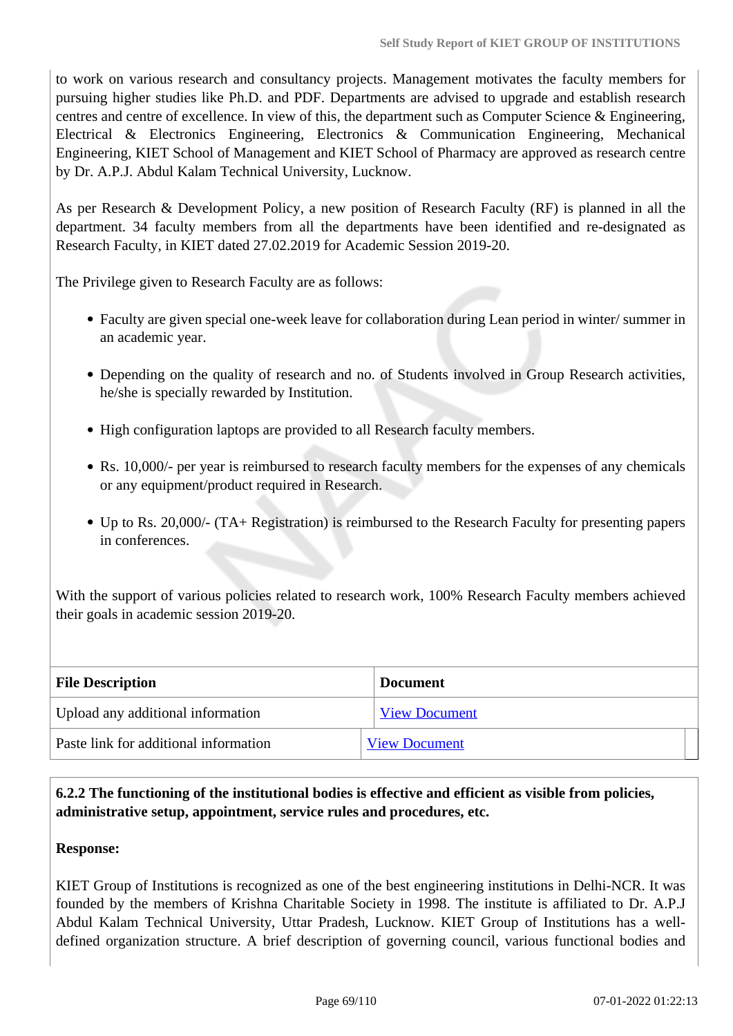to work on various research and consultancy projects. Management motivates the faculty members for pursuing higher studies like Ph.D. and PDF. Departments are advised to upgrade and establish research centres and centre of excellence. In view of this, the department such as Computer Science & Engineering, Electrical & Electronics Engineering, Electronics & Communication Engineering, Mechanical Engineering, KIET School of Management and KIET School of Pharmacy are approved as research centre by Dr. A.P.J. Abdul Kalam Technical University, Lucknow.

As per Research & Development Policy, a new position of Research Faculty (RF) is planned in all the department. 34 faculty members from all the departments have been identified and re-designated as Research Faculty, in KIET dated 27.02.2019 for Academic Session 2019-20.

The Privilege given to Research Faculty are as follows:

- Faculty are given special one-week leave for collaboration during Lean period in winter/ summer in an academic year.
- Depending on the quality of research and no. of Students involved in Group Research activities, he/she is specially rewarded by Institution.
- High configuration laptops are provided to all Research faculty members.
- Rs. 10,000/- per year is reimbursed to research faculty members for the expenses of any chemicals or any equipment/product required in Research.
- Up to Rs. 20,000/- (TA+ Registration) is reimbursed to the Research Faculty for presenting papers in conferences.

With the support of various policies related to research work, 100% Research Faculty members achieved their goals in academic session 2019-20.

| File Description | Document |
|---|---|
| Upload any additional information | View Document |
| Paste link for additional information | View Document |

**6.2.2 The functioning of the institutional bodies is effective and efficient as visible from policies, administrative setup, appointment, service rules and procedures, etc.**

**Response:**

KIET Group of Institutions is recognized as one of the best engineering institutions in Delhi-NCR. It was founded by the members of Krishna Charitable Society in 1998. The institute is affiliated to Dr. A.P.J Abdul Kalam Technical University, Uttar Pradesh, Lucknow. KIET Group of Institutions has a well-defined organization structure. A brief description of governing council, various functional bodies and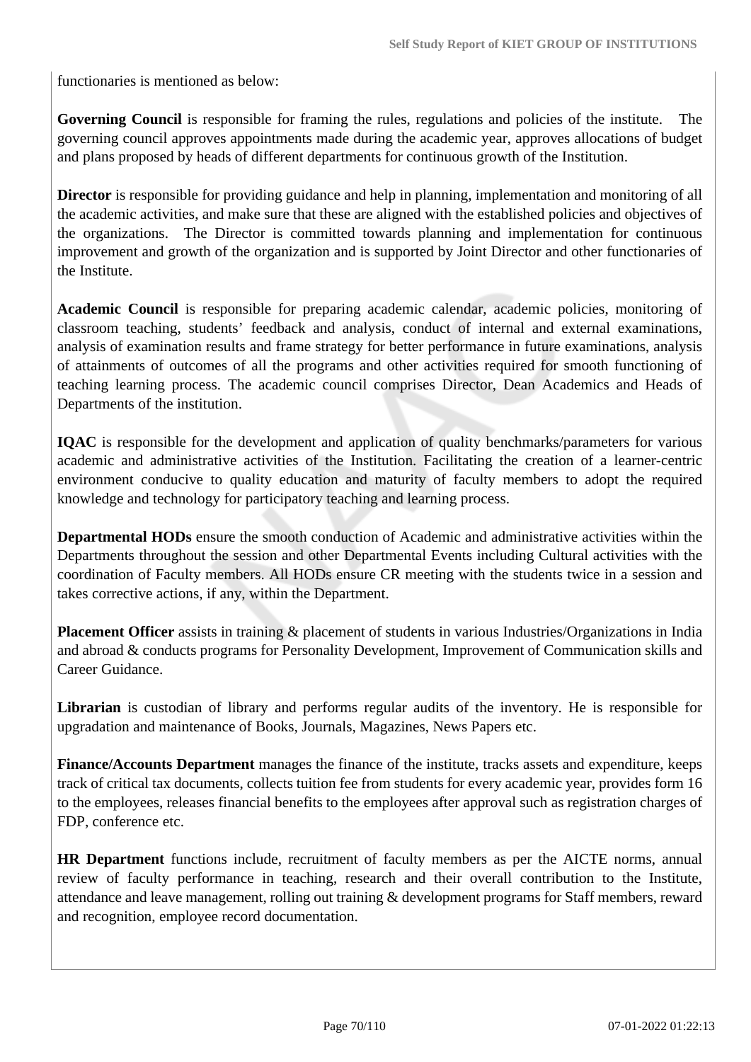functionaries is mentioned as below:

**Governing Council** is responsible for framing the rules, regulations and policies of the institute. The governing council approves appointments made during the academic year, approves allocations of budget and plans proposed by heads of different departments for continuous growth of the Institution.

**Director** is responsible for providing guidance and help in planning, implementation and monitoring of all the academic activities, and make sure that these are aligned with the established policies and objectives of the organizations. The Director is committed towards planning and implementation for continuous improvement and growth of the organization and is supported by Joint Director and other functionaries of the Institute.

**Academic Council** is responsible for preparing academic calendar, academic policies, monitoring of classroom teaching, students' feedback and analysis, conduct of internal and external examinations, analysis of examination results and frame strategy for better performance in future examinations, analysis of attainments of outcomes of all the programs and other activities required for smooth functioning of teaching learning process. The academic council comprises Director, Dean Academics and Heads of Departments of the institution.

**IQAC** is responsible for the development and application of quality benchmarks/parameters for various academic and administrative activities of the Institution. Facilitating the creation of a learner-centric environment conducive to quality education and maturity of faculty members to adopt the required knowledge and technology for participatory teaching and learning process.

**Departmental HODs** ensure the smooth conduction of Academic and administrative activities within the Departments throughout the session and other Departmental Events including Cultural activities with the coordination of Faculty members. All HODs ensure CR meeting with the students twice in a session and takes corrective actions, if any, within the Department.

**Placement Officer** assists in training & placement of students in various Industries/Organizations in India and abroad & conducts programs for Personality Development, Improvement of Communication skills and Career Guidance.

**Librarian** is custodian of library and performs regular audits of the inventory. He is responsible for upgradation and maintenance of Books, Journals, Magazines, News Papers etc.

**Finance/Accounts Department** manages the finance of the institute, tracks assets and expenditure, keeps track of critical tax documents, collects tuition fee from students for every academic year, provides form 16 to the employees, releases financial benefits to the employees after approval such as registration charges of FDP, conference etc.

**HR Department** functions include, recruitment of faculty members as per the AICTE norms, annual review of faculty performance in teaching, research and their overall contribution to the Institute, attendance and leave management, rolling out training & development programs for Staff members, reward and recognition, employee record documentation.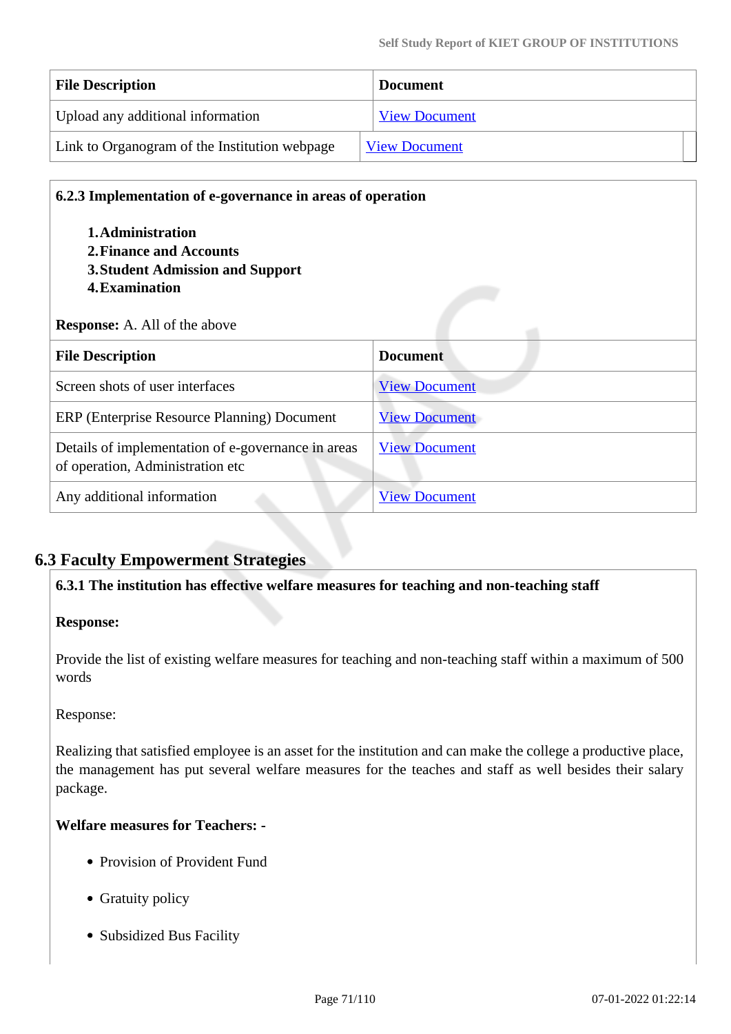| File Description | Document |
| --- | --- |
| Upload any additional information | View Document |
| Link to Organogram of the Institution webpage | View Document |

**6.2.3 Implementation of e-governance in areas of operation**

1. **Administration**
2. **Finance and Accounts**
3. **Student Admission and Support**
4. **Examination**

**Response:** A. All of the above

| File Description | Document |
| --- | --- |
| Screen shots of user interfaces | View Document |
| ERP (Enterprise Resource Planning) Document | View Document |
| Details of implementation of e-governance in areas of operation, Administration etc | View Document |
| Any additional information | View Document |

## 6.3 Faculty Empowerment Strategies

**6.3.1 The institution has effective welfare measures for teaching and non-teaching staff**

**Response:**

Provide the list of existing welfare measures for teaching and non-teaching staff within a maximum of 500 words

Response:

Realizing that satisfied employee is an asset for the institution and can make the college a productive place, the management has put several welfare measures for the teaches and staff as well besides their salary package.

**Welfare measures for Teachers: -**

- Provision of Provident Fund
- Gratuity policy
- Subsidized Bus Facility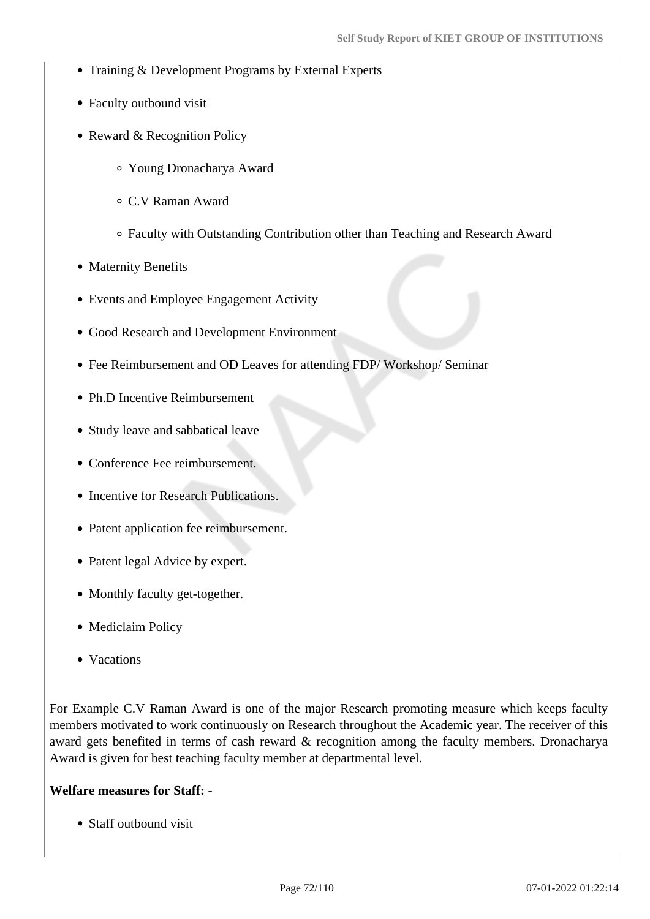- Training & Development Programs by External Experts
- Faculty outbound visit
- Reward & Recognition Policy
  - Young Dronacharya Award
  - C.V Raman Award
  - Faculty with Outstanding Contribution other than Teaching and Research Award
- Maternity Benefits
- Events and Employee Engagement Activity
- Good Research and Development Environment
- Fee Reimbursement and OD Leaves for attending FDP/ Workshop/ Seminar
- Ph.D Incentive Reimbursement
- Study leave and sabbatical leave
- Conference Fee reimbursement.
- Incentive for Research Publications.
- Patent application fee reimbursement.
- Patent legal Advice by expert.
- Monthly faculty get-together.
- Mediclaim Policy
- Vacations

For Example C.V Raman Award is one of the major Research promoting measure which keeps faculty members motivated to work continuously on Research throughout the Academic year. The receiver of this award gets benefited in terms of cash reward & recognition among the faculty members. Dronacharya Award is given for best teaching faculty member at departmental level.

**Welfare measures for Staff: -**

- Staff outbound visit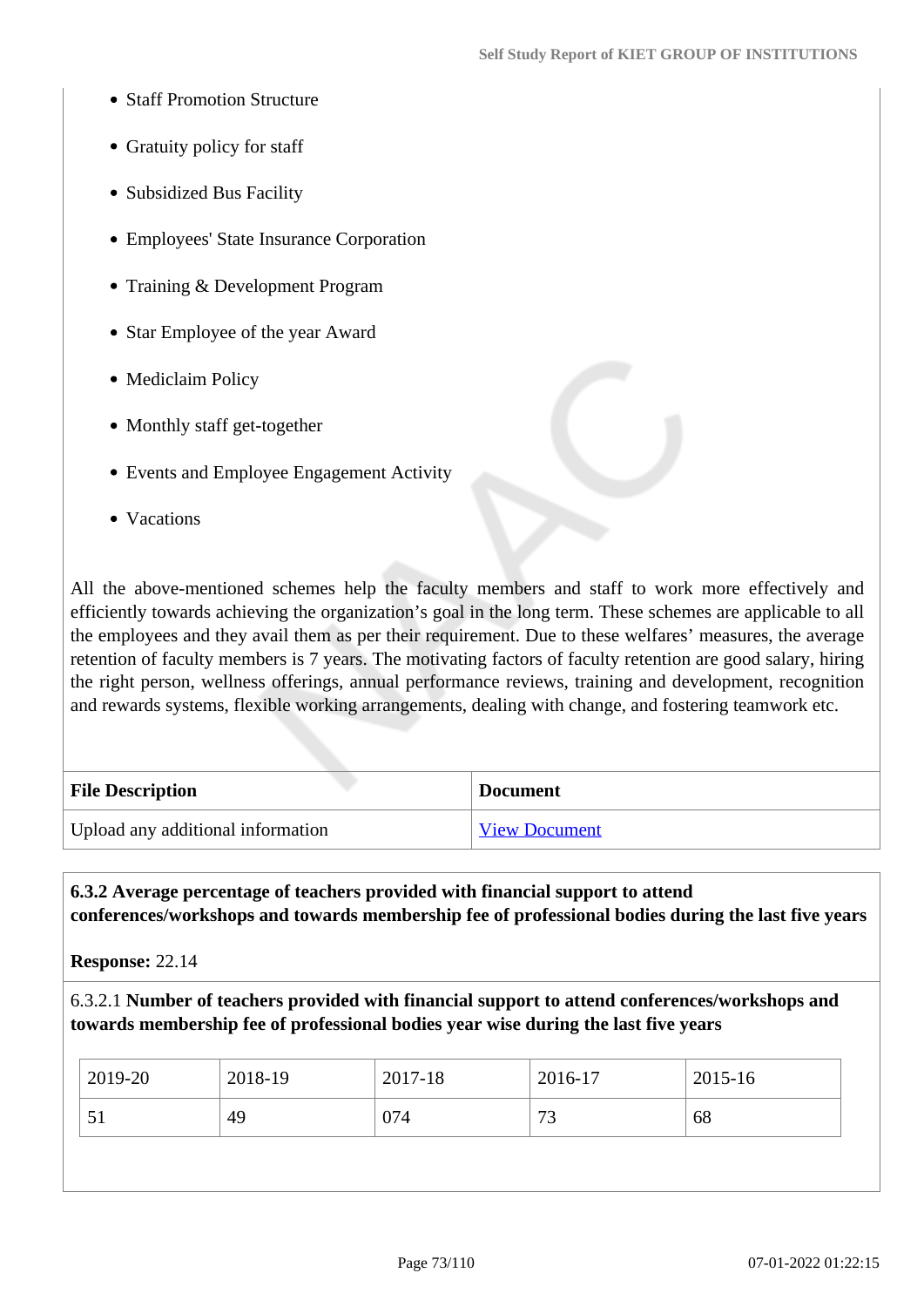- Staff Promotion Structure
- Gratuity policy for staff
- Subsidized Bus Facility
- Employees' State Insurance Corporation
- Training & Development Program
- Star Employee of the year Award
- Mediclaim Policy
- Monthly staff get-together
- Events and Employee Engagement Activity
- Vacations

All the above-mentioned schemes help the faculty members and staff to work more effectively and efficiently towards achieving the organization's goal in the long term. These schemes are applicable to all the employees and they avail them as per their requirement. Due to these welfares' measures, the average retention of faculty members is 7 years. The motivating factors of faculty retention are good salary, hiring the right person, wellness offerings, annual performance reviews, training and development, recognition and rewards systems, flexible working arrangements, dealing with change, and fostering teamwork etc.

| **File Description** | **Document** |
|---|---|
| Upload any additional information | View Document |

**6.3.2 Average percentage of teachers provided with financial support to attend conferences/workshops and towards membership fee of professional bodies during the last five years**

**Response:** 22.14

6.3.2.1 **Number of teachers provided with financial support to attend conferences/workshops and towards membership fee of professional bodies year wise during the last five years**

| 2019-20 | 2018-19 | 2017-18 | 2016-17 | 2015-16 |
|---|---|---|---|---|
| 51 | 49 | 074 | 73 | 68 |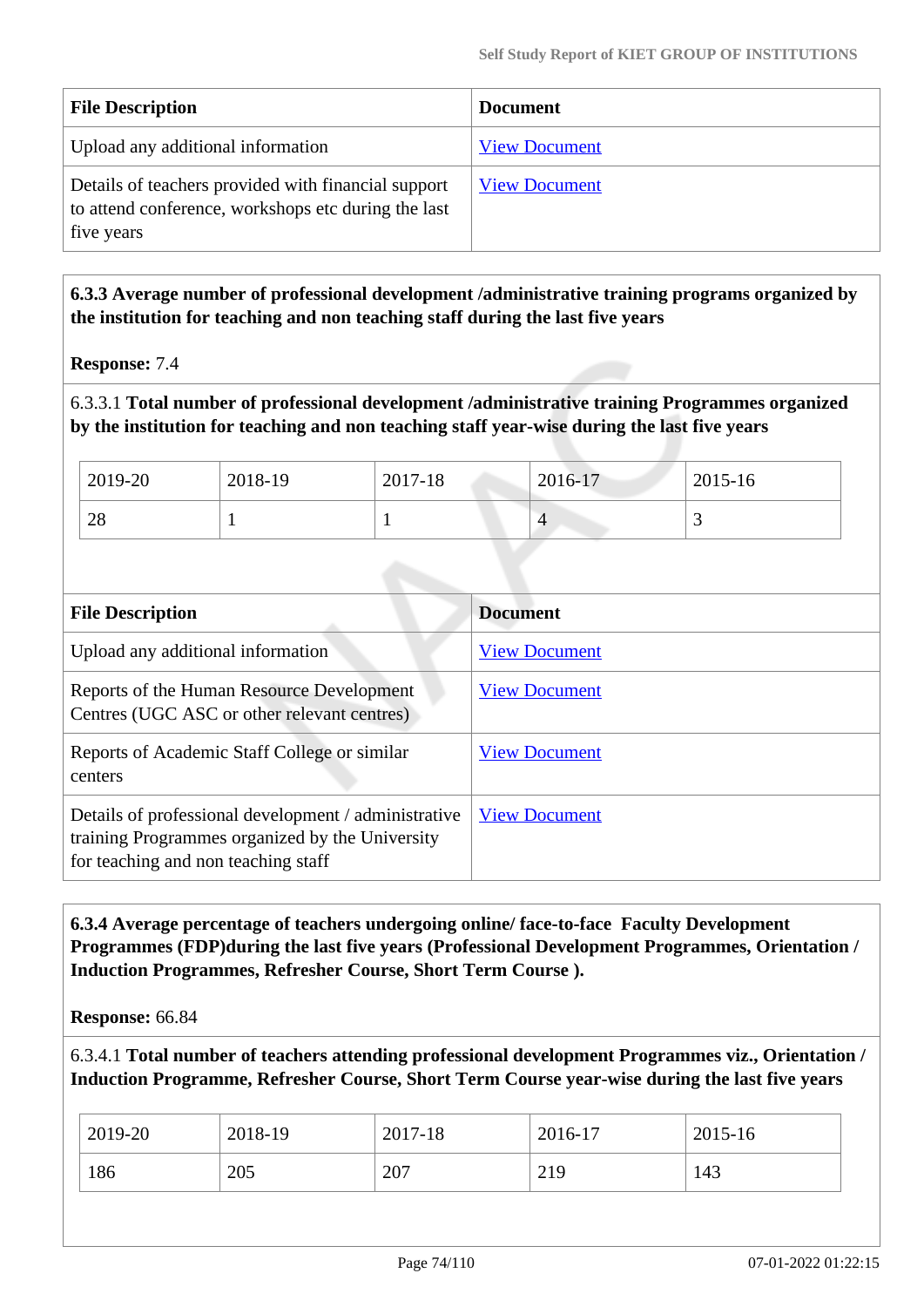| File Description | Document |
|---|---|
| Upload any additional information | View Document |
| Details of teachers provided with financial support to attend conference, workshops etc during the last five years | View Document |

**6.3.3 Average number of professional development /administrative training programs organized by the institution for teaching and non teaching staff during the last five years**

**Response:** 7.4

6.3.3.1 **Total number of professional development /administrative training Programmes organized by the institution for teaching and non teaching staff year-wise during the last five years**

| 2019-20 | 2018-19 | 2017-18 | 2016-17 | 2015-16 |
|---|---|---|---|---|
| 28 | 1 | 1 | 4 | 3 |

| File Description | Document |
|---|---|
| Upload any additional information | View Document |
| Reports of the Human Resource Development Centres (UGC ASC or other relevant centres) | View Document |
| Reports of Academic Staff College or similar centers | View Document |
| Details of professional development / administrative training Programmes organized by the University for teaching and non teaching staff | View Document |

**6.3.4 Average percentage of teachers undergoing online/ face-to-face Faculty Development Programmes (FDP)during the last five years (Professional Development Programmes, Orientation / Induction Programmes, Refresher Course, Short Term Course ).**

**Response:** 66.84

6.3.4.1 **Total number of teachers attending professional development Programmes viz., Orientation / Induction Programme, Refresher Course, Short Term Course year-wise during the last five years**

| 2019-20 | 2018-19 | 2017-18 | 2016-17 | 2015-16 |
|---|---|---|---|---|
| 186 | 205 | 207 | 219 | 143 |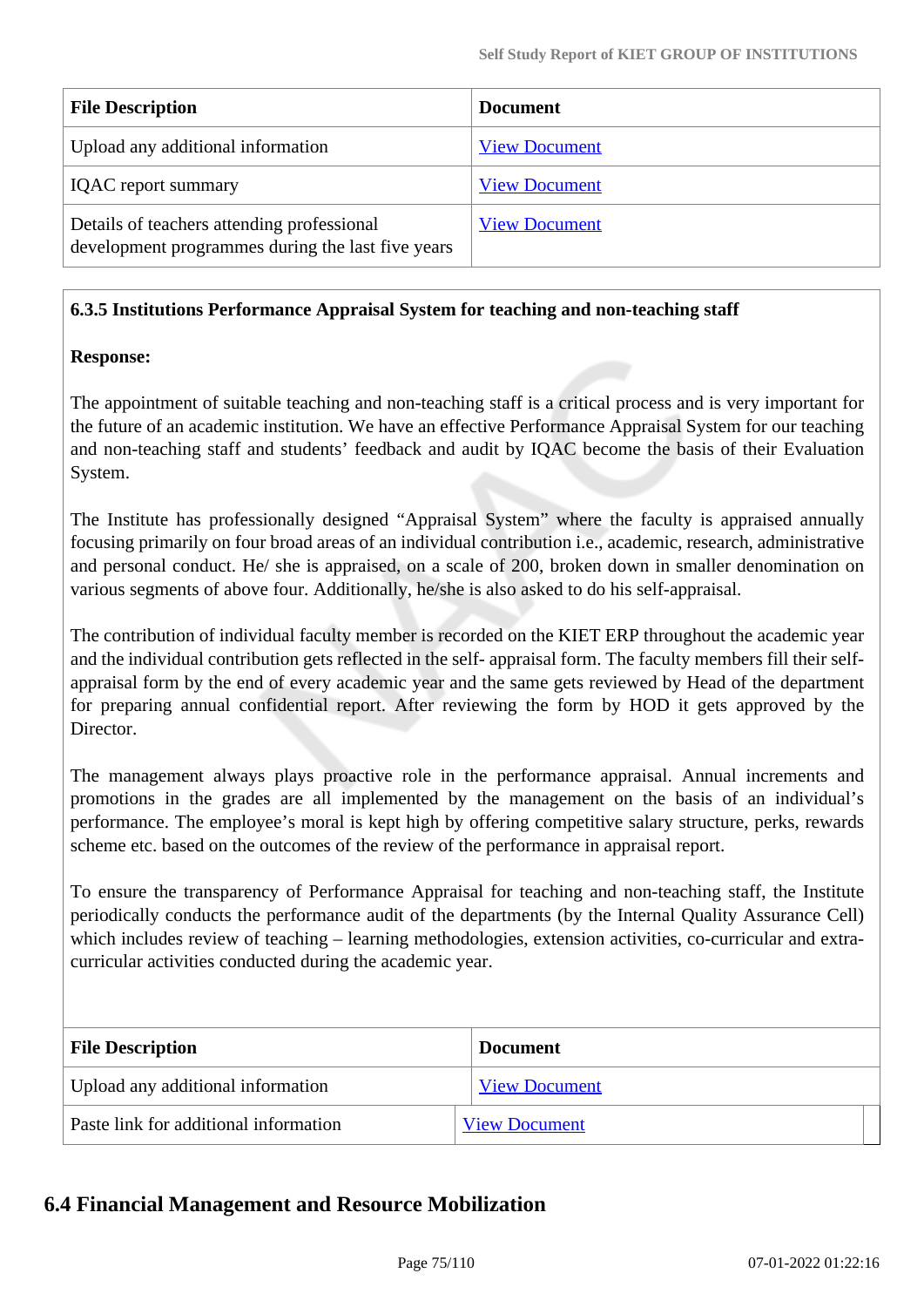| File Description | Document |
| --- | --- |
| Upload any additional information | View Document |
| IQAC report summary | View Document |
| Details of teachers attending professional development programmes during the last five years | View Document |

**6.3.5 Institutions Performance Appraisal System for teaching and non-teaching staff**

**Response:**

The appointment of suitable teaching and non-teaching staff is a critical process and is very important for the future of an academic institution. We have an effective Performance Appraisal System for our teaching and non-teaching staff and students' feedback and audit by IQAC become the basis of their Evaluation System.

The Institute has professionally designed "Appraisal System" where the faculty is appraised annually focusing primarily on four broad areas of an individual contribution i.e., academic, research, administrative and personal conduct. He/ she is appraised, on a scale of 200, broken down in smaller denomination on various segments of above four. Additionally, he/she is also asked to do his self-appraisal.

The contribution of individual faculty member is recorded on the KIET ERP throughout the academic year and the individual contribution gets reflected in the self- appraisal form. The faculty members fill their self-appraisal form by the end of every academic year and the same gets reviewed by Head of the department for preparing annual confidential report. After reviewing the form by HOD it gets approved by the Director.

The management always plays proactive role in the performance appraisal. Annual increments and promotions in the grades are all implemented by the management on the basis of an individual's performance. The employee's moral is kept high by offering competitive salary structure, perks, rewards scheme etc. based on the outcomes of the review of the performance in appraisal report.

To ensure the transparency of Performance Appraisal for teaching and non-teaching staff, the Institute periodically conducts the performance audit of the departments (by the Internal Quality Assurance Cell) which includes review of teaching – learning methodologies, extension activities, co-curricular and extra-curricular activities conducted during the academic year.

| File Description | Document |
| --- | --- |
| Upload any additional information | View Document |
| Paste link for additional information | View Document |

## 6.4 Financial Management and Resource Mobilization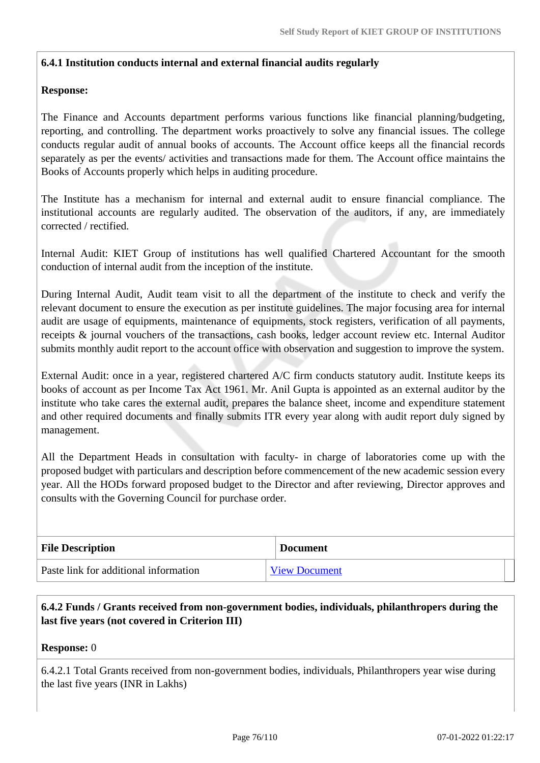**6.4.1 Institution conducts internal and external financial audits regularly**

**Response:**

The Finance and Accounts department performs various functions like financial planning/budgeting, reporting, and controlling. The department works proactively to solve any financial issues. The college conducts regular audit of annual books of accounts. The Account office keeps all the financial records separately as per the events/ activities and transactions made for them. The Account office maintains the Books of Accounts properly which helps in auditing procedure.

The Institute has a mechanism for internal and external audit to ensure financial compliance. The institutional accounts are regularly audited. The observation of the auditors, if any, are immediately corrected / rectified.

Internal Audit: KIET Group of institutions has well qualified Chartered Accountant for the smooth conduction of internal audit from the inception of the institute.

During Internal Audit, Audit team visit to all the department of the institute to check and verify the relevant document to ensure the execution as per institute guidelines. The major focusing area for internal audit are usage of equipments, maintenance of equipments, stock registers, verification of all payments, receipts & journal vouchers of the transactions, cash books, ledger account review etc. Internal Auditor submits monthly audit report to the account office with observation and suggestion to improve the system.

External Audit: once in a year, registered chartered A/C firm conducts statutory audit. Institute keeps its books of account as per Income Tax Act 1961. Mr. Anil Gupta is appointed as an external auditor by the institute who take cares the external audit, prepares the balance sheet, income and expenditure statement and other required documents and finally submits ITR every year along with audit report duly signed by management.

All the Department Heads in consultation with faculty- in charge of laboratories come up with the proposed budget with particulars and description before commencement of the new academic session every year. All the HODs forward proposed budget to the Director and after reviewing, Director approves and consults with the Governing Council for purchase order.

| File Description | Document |
| --- | --- |
| Paste link for additional information | View Document |

**6.4.2 Funds / Grants received from non-government bodies, individuals, philanthropers during the last five years (not covered in Criterion III)**

**Response:** 0

6.4.2.1 Total Grants received from non-government bodies, individuals, Philanthropers year wise during the last five years (INR in Lakhs)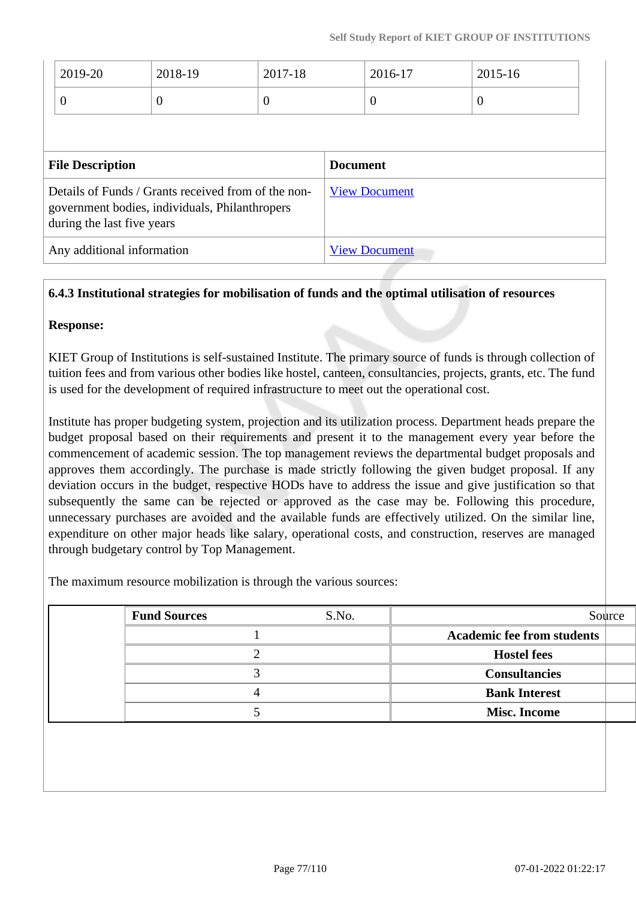| 2019-20 | 2018-19 | 2017-18 | 2016-17 | 2015-16 |
|---|---|---|---|---|
| 0 | 0 | 0 | 0 | 0 |

| File Description | Document |
|---|---|
| Details of Funds / Grants received from of the non-government bodies, individuals, Philanthropers during the last five years | View Document |
| Any additional information | View Document |

**6.4.3 Institutional strategies for mobilisation of funds and the optimal utilisation of resources**

**Response:**

KIET Group of Institutions is self-sustained Institute. The primary source of funds is through collection of tuition fees and from various other bodies like hostel, canteen, consultancies, projects, grants, etc. The fund is used for the development of required infrastructure to meet out the operational cost.

Institute has proper budgeting system, projection and its utilization process. Department heads prepare the budget proposal based on their requirements and present it to the management every year before the commencement of academic session. The top management reviews the departmental budget proposals and approves them accordingly. The purchase is made strictly following the given budget proposal. If any deviation occurs in the budget, respective HODs have to address the issue and give justification so that subsequently the same can be rejected or approved as the case may be. Following this procedure, unnecessary purchases are avoided and the available funds are effectively utilized. On the similar line, expenditure on other major heads like salary, operational costs, and construction, reserves are managed through budgetary control by Top Management.

The maximum resource mobilization is through the various sources:

| **Fund Sources** S.No. | Source |
|---|---|
| 1 | **Academic fee from students** |
| 2 | **Hostel fees** |
| 3 | **Consultancies** |
| 4 | **Bank Interest** |
| 5 | **Misc. Income** |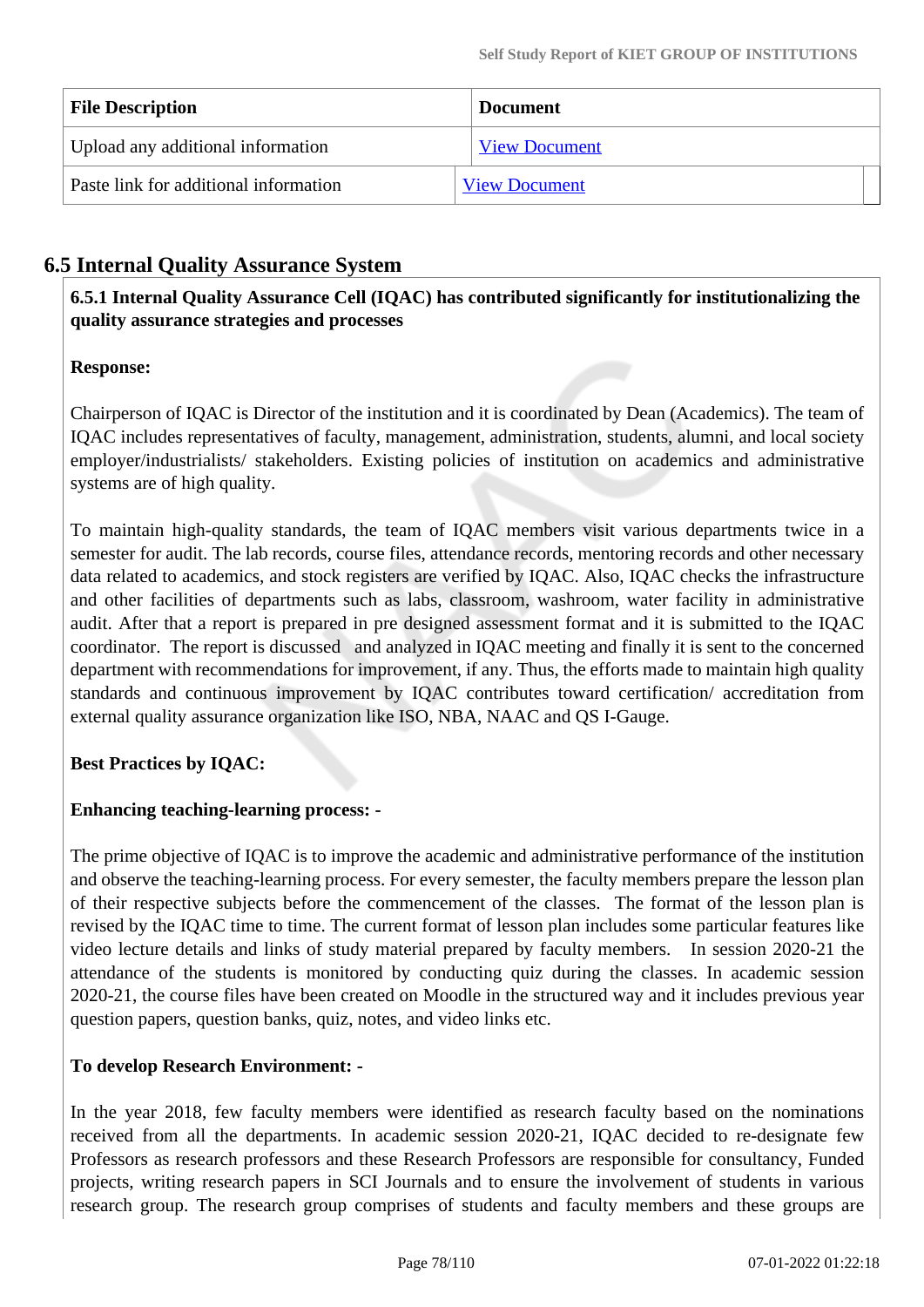| File Description | Document |
|---|---|
| Upload any additional information | View Document |
| Paste link for additional information | View Document |

## 6.5 Internal Quality Assurance System

**6.5.1 Internal Quality Assurance Cell (IQAC) has contributed significantly for institutionalizing the quality assurance strategies and processes**

**Response:**

Chairperson of IQAC is Director of the institution and it is coordinated by Dean (Academics). The team of IQAC includes representatives of faculty, management, administration, students, alumni, and local society employer/industrialists/ stakeholders. Existing policies of institution on academics and administrative systems are of high quality.

To maintain high-quality standards, the team of IQAC members visit various departments twice in a semester for audit. The lab records, course files, attendance records, mentoring records and other necessary data related to academics, and stock registers are verified by IQAC. Also, IQAC checks the infrastructure and other facilities of departments such as labs, classroom, washroom, water facility in administrative audit. After that a report is prepared in pre designed assessment format and it is submitted to the IQAC coordinator. The report is discussed and analyzed in IQAC meeting and finally it is sent to the concerned department with recommendations for improvement, if any. Thus, the efforts made to maintain high quality standards and continuous improvement by IQAC contributes toward certification/ accreditation from external quality assurance organization like ISO, NBA, NAAC and QS I-Gauge.

**Best Practices by IQAC:**

**Enhancing teaching-learning process: -**

The prime objective of IQAC is to improve the academic and administrative performance of the institution and observe the teaching-learning process. For every semester, the faculty members prepare the lesson plan of their respective subjects before the commencement of the classes. The format of the lesson plan is revised by the IQAC time to time. The current format of lesson plan includes some particular features like video lecture details and links of study material prepared by faculty members. In session 2020-21 the attendance of the students is monitored by conducting quiz during the classes. In academic session 2020-21, the course files have been created on Moodle in the structured way and it includes previous year question papers, question banks, quiz, notes, and video links etc.

**To develop Research Environment: -**

In the year 2018, few faculty members were identified as research faculty based on the nominations received from all the departments. In academic session 2020-21, IQAC decided to re-designate few Professors as research professors and these Research Professors are responsible for consultancy, Funded projects, writing research papers in SCI Journals and to ensure the involvement of students in various research group. The research group comprises of students and faculty members and these groups are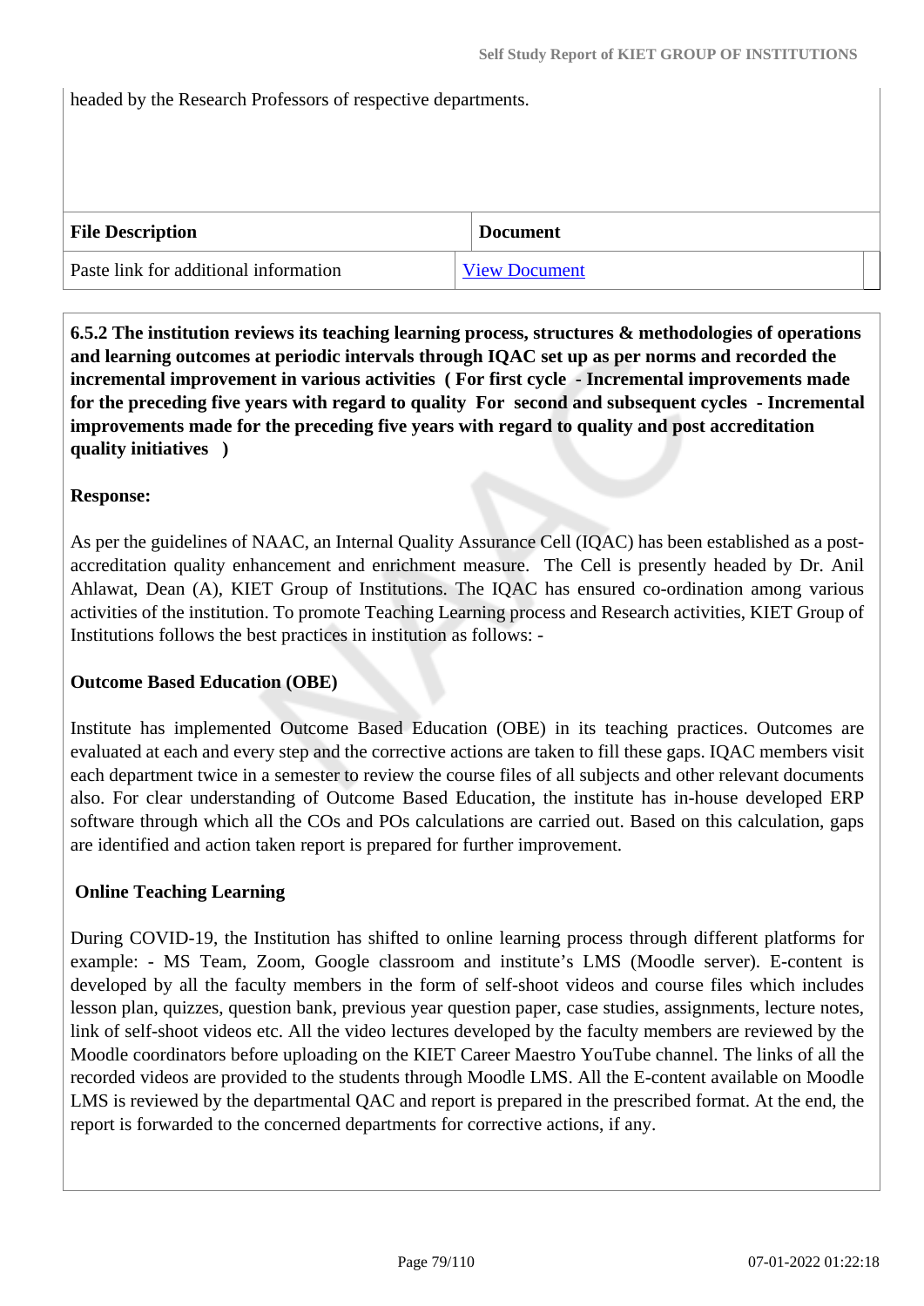headed by the Research Professors of respective departments.

| File Description | Document |
| --- | --- |
| Paste link for additional information | View Document |

**6.5.2 The institution reviews its teaching learning process, structures & methodologies of operations and learning outcomes at periodic intervals through IQAC set up as per norms and recorded the incremental improvement in various activities ( For first cycle - Incremental improvements made for the preceding five years with regard to quality For second and subsequent cycles - Incremental improvements made for the preceding five years with regard to quality and post accreditation quality initiatives )**

**Response:**

As per the guidelines of NAAC, an Internal Quality Assurance Cell (IQAC) has been established as a post-accreditation quality enhancement and enrichment measure. The Cell is presently headed by Dr. Anil Ahlawat, Dean (A), KIET Group of Institutions. The IQAC has ensured co-ordination among various activities of the institution. To promote Teaching Learning process and Research activities, KIET Group of Institutions follows the best practices in institution as follows: -

**Outcome Based Education (OBE)**

Institute has implemented Outcome Based Education (OBE) in its teaching practices. Outcomes are evaluated at each and every step and the corrective actions are taken to fill these gaps. IQAC members visit each department twice in a semester to review the course files of all subjects and other relevant documents also. For clear understanding of Outcome Based Education, the institute has in-house developed ERP software through which all the COs and POs calculations are carried out. Based on this calculation, gaps are identified and action taken report is prepared for further improvement.

**Online Teaching Learning**

During COVID-19, the Institution has shifted to online learning process through different platforms for example: - MS Team, Zoom, Google classroom and institute's LMS (Moodle server). E-content is developed by all the faculty members in the form of self-shoot videos and course files which includes lesson plan, quizzes, question bank, previous year question paper, case studies, assignments, lecture notes, link of self-shoot videos etc. All the video lectures developed by the faculty members are reviewed by the Moodle coordinators before uploading on the KIET Career Maestro YouTube channel. The links of all the recorded videos are provided to the students through Moodle LMS. All the E-content available on Moodle LMS is reviewed by the departmental QAC and report is prepared in the prescribed format. At the end, the report is forwarded to the concerned departments for corrective actions, if any.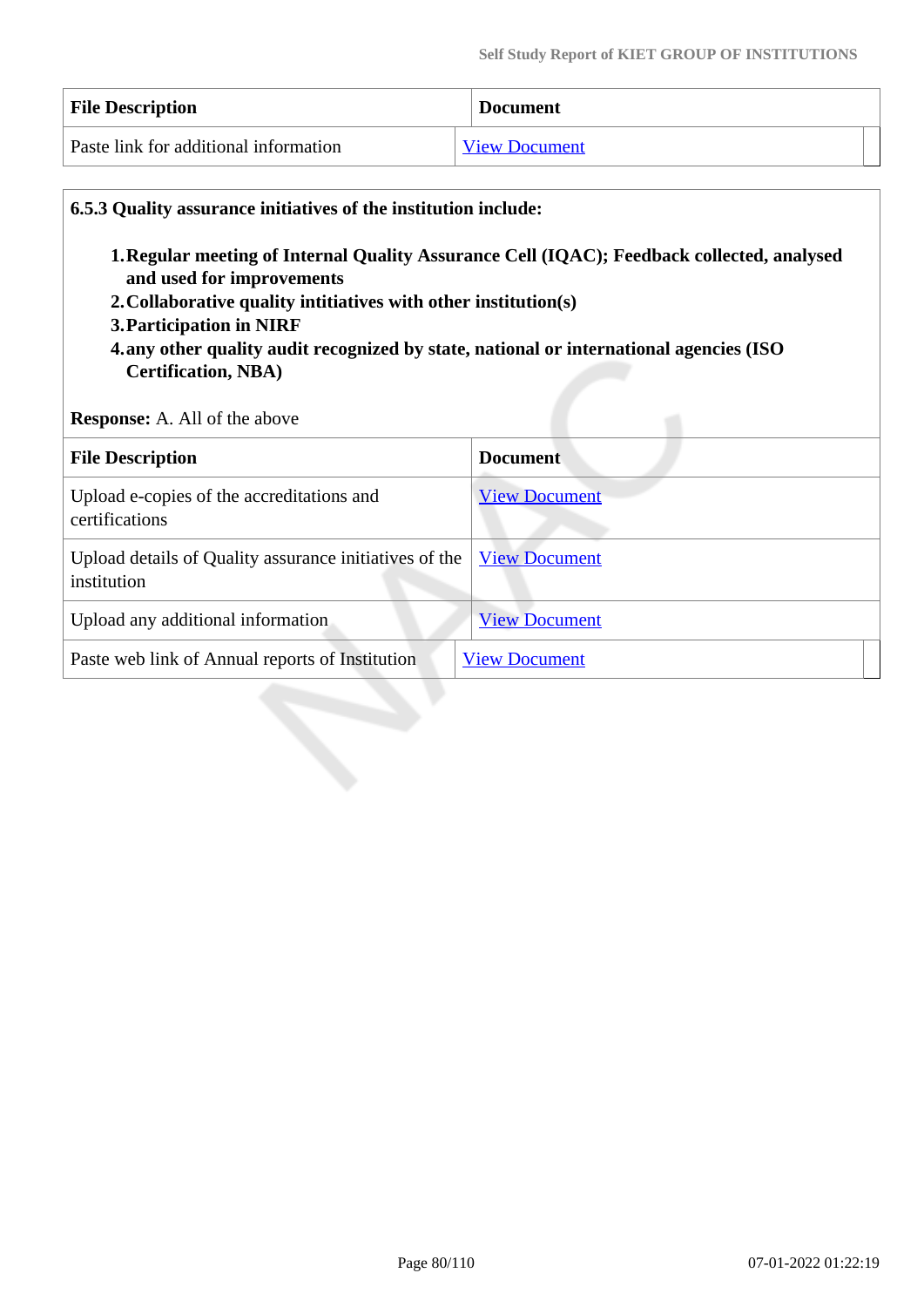| File Description | Document |
|---|---|
| Paste link for additional information | View Document |

**6.5.3 Quality assurance initiatives of the institution include:**

1. **Regular meeting of Internal Quality Assurance Cell (IQAC); Feedback collected, analysed and used for improvements**
2. **Collaborative quality intitiatives with other institution(s)**
3. **Participation in NIRF**
4. **any other quality audit recognized by state, national or international agencies (ISO Certification, NBA)**

**Response:** A. All of the above

| File Description | Document |
|---|---|
| Upload e-copies of the accreditations and certifications | View Document |
| Upload details of Quality assurance initiatives of the institution | View Document |
| Upload any additional information | View Document |
| Paste web link of Annual reports of Institution | View Document |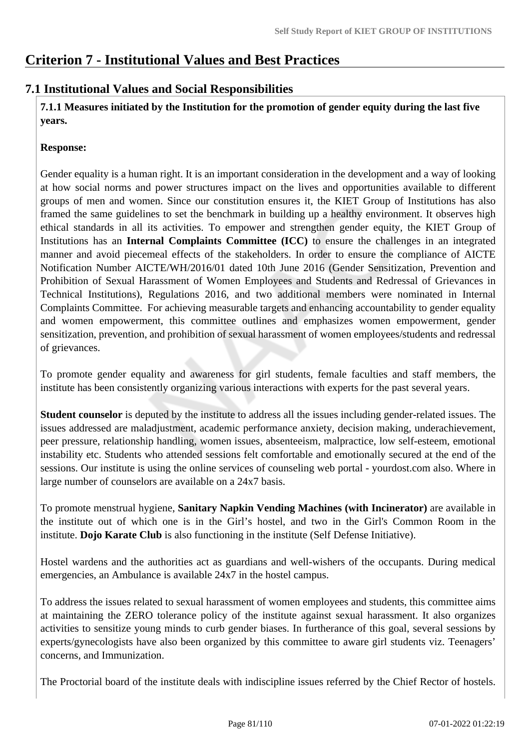# Criterion 7 - Institutional Values and Best Practices

## 7.1 Institutional Values and Social Responsibilities

**7.1.1 Measures initiated by the Institution for the promotion of gender equity during the last five years.**

**Response:**

Gender equality is a human right. It is an important consideration in the development and a way of looking at how social norms and power structures impact on the lives and opportunities available to different groups of men and women. Since our constitution ensures it, the KIET Group of Institutions has also framed the same guidelines to set the benchmark in building up a healthy environment. It observes high ethical standards in all its activities. To empower and strengthen gender equity, the KIET Group of Institutions has an **Internal Complaints Committee (ICC)** to ensure the challenges in an integrated manner and avoid piecemeal effects of the stakeholders. In order to ensure the compliance of AICTE Notification Number AICTE/WH/2016/01 dated 10th June 2016 (Gender Sensitization, Prevention and Prohibition of Sexual Harassment of Women Employees and Students and Redressal of Grievances in Technical Institutions), Regulations 2016, and two additional members were nominated in Internal Complaints Committee. For achieving measurable targets and enhancing accountability to gender equality and women empowerment, this committee outlines and emphasizes women empowerment, gender sensitization, prevention, and prohibition of sexual harassment of women employees/students and redressal of grievances.

To promote gender equality and awareness for girl students, female faculties and staff members, the institute has been consistently organizing various interactions with experts for the past several years.

**Student counselor** is deputed by the institute to address all the issues including gender-related issues. The issues addressed are maladjustment, academic performance anxiety, decision making, underachievement, peer pressure, relationship handling, women issues, absenteeism, malpractice, low self-esteem, emotional instability etc. Students who attended sessions felt comfortable and emotionally secured at the end of the sessions. Our institute is using the online services of counseling web portal - yourdost.com also. Where in large number of counselors are available on a 24x7 basis.

To promote menstrual hygiene, **Sanitary Napkin Vending Machines (with Incinerator)** are available in the institute out of which one is in the Girl's hostel, and two in the Girl's Common Room in the institute. **Dojo Karate Club** is also functioning in the institute (Self Defense Initiative).

Hostel wardens and the authorities act as guardians and well-wishers of the occupants. During medical emergencies, an Ambulance is available 24x7 in the hostel campus.

To address the issues related to sexual harassment of women employees and students, this committee aims at maintaining the ZERO tolerance policy of the institute against sexual harassment. It also organizes activities to sensitize young minds to curb gender biases. In furtherance of this goal, several sessions by experts/gynecologists have also been organized by this committee to aware girl students viz. Teenagers' concerns, and Immunization.

The Proctorial board of the institute deals with indiscipline issues referred by the Chief Rector of hostels.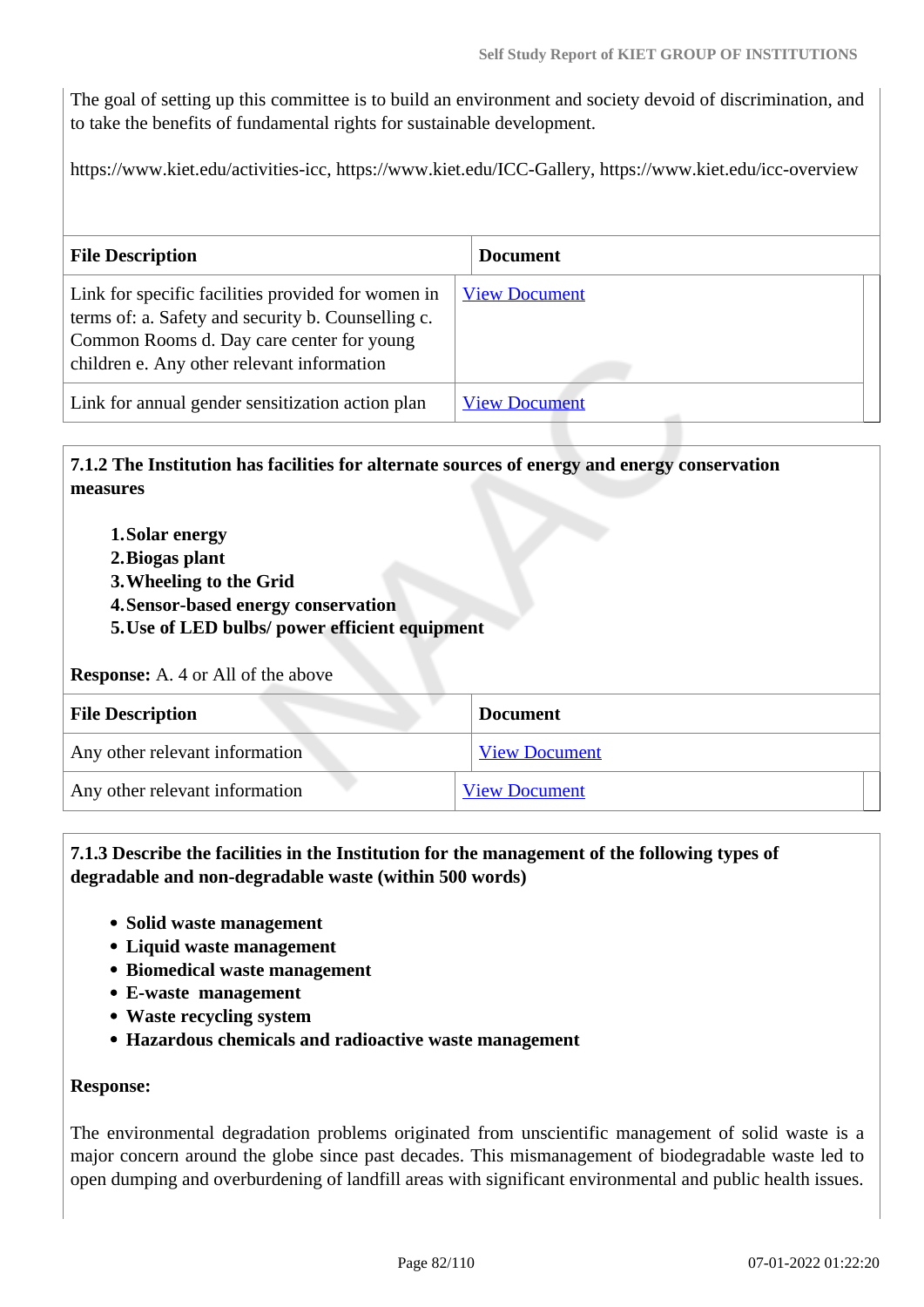The goal of setting up this committee is to build an environment and society devoid of discrimination, and to take the benefits of fundamental rights for sustainable development.

https://www.kiet.edu/activities-icc, https://www.kiet.edu/ICC-Gallery, https://www.kiet.edu/icc-overview

| File Description | Document |
|---|---|
| Link for specific facilities provided for women in terms of: a. Safety and security b. Counselling c. Common Rooms d. Day care center for young children e. Any other relevant information | View Document |
| Link for annual gender sensitization action plan | View Document |

**7.1.2 The Institution has facilities for alternate sources of energy and energy conservation measures**

1. **Solar energy**
2. **Biogas plant**
3. **Wheeling to the Grid**
4. **Sensor-based energy conservation**
5. **Use of LED bulbs/ power efficient equipment**

**Response:** A. 4 or All of the above

| File Description | Document |
|---|---|
| Any other relevant information | View Document |
| Any other relevant information | View Document |

**7.1.3 Describe the facilities in the Institution for the management of the following types of degradable and non-degradable waste (within 500 words)**

- **Solid waste management**
- **Liquid waste management**
- **Biomedical waste management**
- **E-waste management**
- **Waste recycling system**
- **Hazardous chemicals and radioactive waste management**

**Response:**

The environmental degradation problems originated from unscientific management of solid waste is a major concern around the globe since past decades. This mismanagement of biodegradable waste led to open dumping and overburdening of landfill areas with significant environmental and public health issues.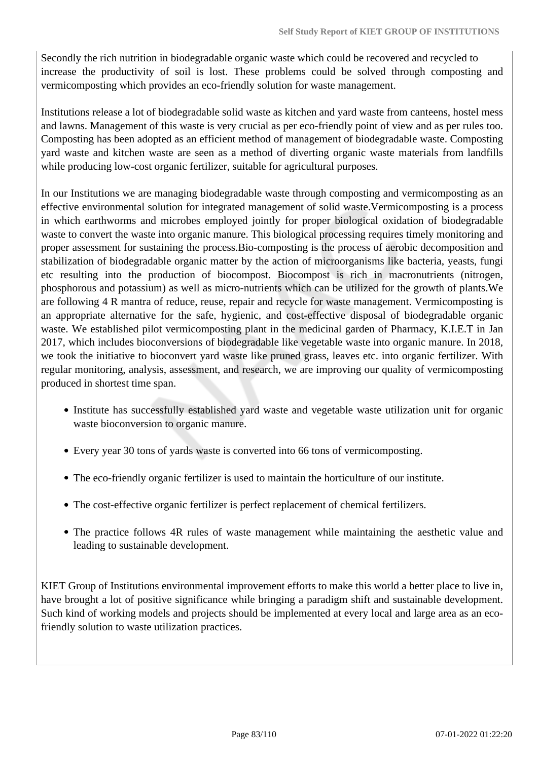Secondly the rich nutrition in biodegradable organic waste which could be recovered and recycled to increase the productivity of soil is lost. These problems could be solved through composting and vermicomposting which provides an eco-friendly solution for waste management.

Institutions release a lot of biodegradable solid waste as kitchen and yard waste from canteens, hostel mess and lawns. Management of this waste is very crucial as per eco-friendly point of view and as per rules too. Composting has been adopted as an efficient method of management of biodegradable waste. Composting yard waste and kitchen waste are seen as a method of diverting organic waste materials from landfills while producing low-cost organic fertilizer, suitable for agricultural purposes.

In our Institutions we are managing biodegradable waste through composting and vermicomposting as an effective environmental solution for integrated management of solid waste.Vermicomposting is a process in which earthworms and microbes employed jointly for proper biological oxidation of biodegradable waste to convert the waste into organic manure. This biological processing requires timely monitoring and proper assessment for sustaining the process.Bio-composting is the process of aerobic decomposition and stabilization of biodegradable organic matter by the action of microorganisms like bacteria, yeasts, fungi etc resulting into the production of biocompost. Biocompost is rich in macronutrients (nitrogen, phosphorous and potassium) as well as micro-nutrients which can be utilized for the growth of plants.We are following 4 R mantra of reduce, reuse, repair and recycle for waste management. Vermicomposting is an appropriate alternative for the safe, hygienic, and cost-effective disposal of biodegradable organic waste. We established pilot vermicomposting plant in the medicinal garden of Pharmacy, K.I.E.T in Jan 2017, which includes bioconversions of biodegradable like vegetable waste into organic manure. In 2018, we took the initiative to bioconvert yard waste like pruned grass, leaves etc. into organic fertilizer. With regular monitoring, analysis, assessment, and research, we are improving our quality of vermicomposting produced in shortest time span.

- Institute has successfully established yard waste and vegetable waste utilization unit for organic waste bioconversion to organic manure.
- Every year 30 tons of yards waste is converted into 66 tons of vermicomposting.
- The eco-friendly organic fertilizer is used to maintain the horticulture of our institute.
- The cost-effective organic fertilizer is perfect replacement of chemical fertilizers.
- The practice follows 4R rules of waste management while maintaining the aesthetic value and leading to sustainable development.

KIET Group of Institutions environmental improvement efforts to make this world a better place to live in, have brought a lot of positive significance while bringing a paradigm shift and sustainable development. Such kind of working models and projects should be implemented at every local and large area as an eco-friendly solution to waste utilization practices.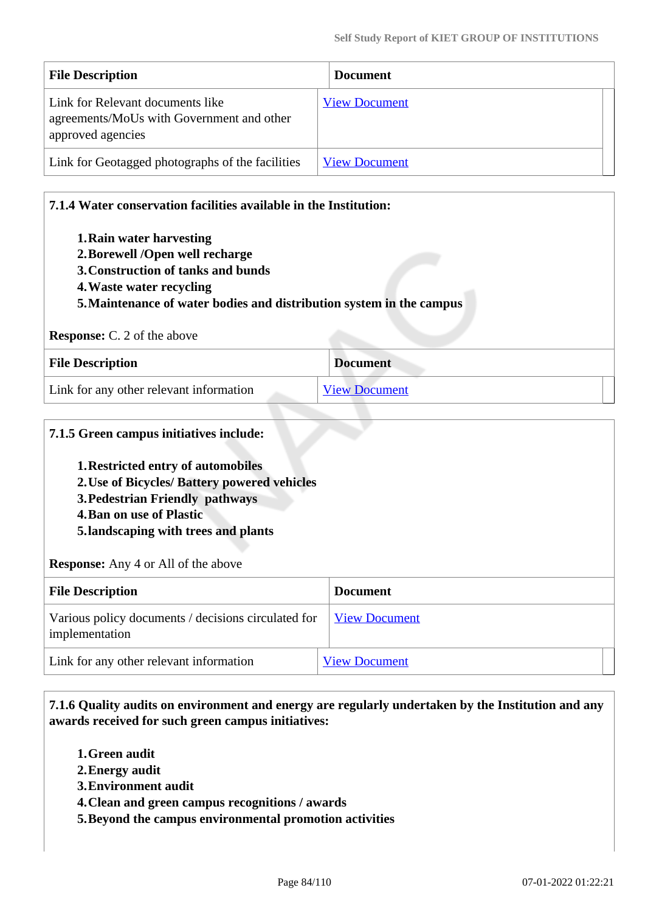| File Description | Document |
|---|---|
| Link for Relevant documents like agreements/MoUs with Government and other approved agencies | View Document |
| Link for Geotagged photographs of the facilities | View Document |

**7.1.4 Water conservation facilities available in the Institution:**

1. **Rain water harvesting**
2. **Borewell /Open well recharge**
3. **Construction of tanks and bunds**
4. **Waste water recycling**
5. **Maintenance of water bodies and distribution system in the campus**

**Response:** C. 2 of the above

| File Description | Document |
|---|---|
| Link for any other relevant information | View Document |

**7.1.5 Green campus initiatives include:**

1. **Restricted entry of automobiles**
2. **Use of Bicycles/ Battery powered vehicles**
3. **Pedestrian Friendly pathways**
4. **Ban on use of Plastic**
5. **landscaping with trees and plants**

**Response:** Any 4 or All of the above

| File Description | Document |
|---|---|
| Various policy documents / decisions circulated for implementation | View Document |
| Link for any other relevant information | View Document |

**7.1.6 Quality audits on environment and energy are regularly undertaken by the Institution and any awards received for such green campus initiatives:**

1. **Green audit**
2. **Energy audit**
3. **Environment audit**
4. **Clean and green campus recognitions / awards**
5. **Beyond the campus environmental promotion activities**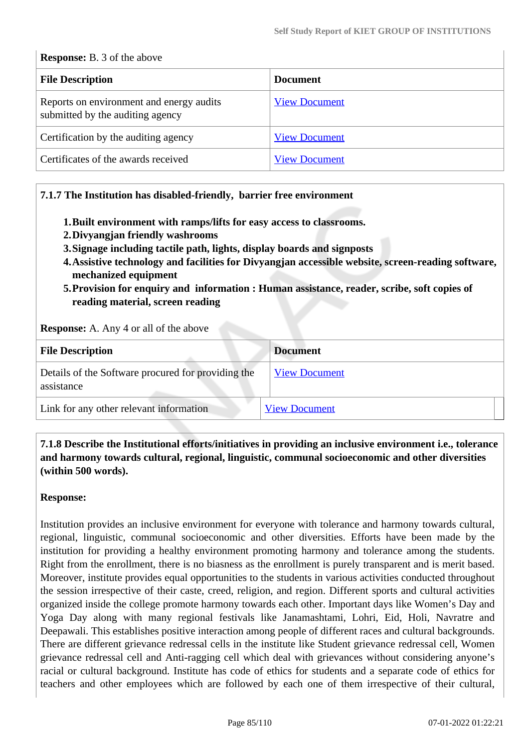**Response:** B. 3 of the above

| File Description | Document |
|---|---|
| Reports on environment and energy audits submitted by the auditing agency | View Document |
| Certification by the auditing agency | View Document |
| Certificates of the awards received | View Document |

**7.1.7 The Institution has disabled-friendly, barrier free environment**

1. **Built environment with ramps/lifts for easy access to classrooms.**
2. **Divyangjan friendly washrooms**
3. **Signage including tactile path, lights, display boards and signposts**
4. **Assistive technology and facilities for Divyangjan accessible website, screen-reading software, mechanized equipment**
5. **Provision for enquiry and information : Human assistance, reader, scribe, soft copies of reading material, screen reading**

**Response:** A. Any 4 or all of the above

| File Description | Document |
|---|---|
| Details of the Software procured for providing the assistance | View Document |
| Link for any other relevant information | View Document |

**7.1.8 Describe the Institutional efforts/initiatives in providing an inclusive environment i.e., tolerance and harmony towards cultural, regional, linguistic, communal socioeconomic and other diversities (within 500 words).**

**Response:**

Institution provides an inclusive environment for everyone with tolerance and harmony towards cultural, regional, linguistic, communal socioeconomic and other diversities. Efforts have been made by the institution for providing a healthy environment promoting harmony and tolerance among the students. Right from the enrollment, there is no biasness as the enrollment is purely transparent and is merit based. Moreover, institute provides equal opportunities to the students in various activities conducted throughout the session irrespective of their caste, creed, religion, and region. Different sports and cultural activities organized inside the college promote harmony towards each other. Important days like Women's Day and Yoga Day along with many regional festivals like Janamashtami, Lohri, Eid, Holi, Navratre and Deepawali. This establishes positive interaction among people of different races and cultural backgrounds. There are different grievance redressal cells in the institute like Student grievance redressal cell, Women grievance redressal cell and Anti-ragging cell which deal with grievances without considering anyone's racial or cultural background. Institute has code of ethics for students and a separate code of ethics for teachers and other employees which are followed by each one of them irrespective of their cultural,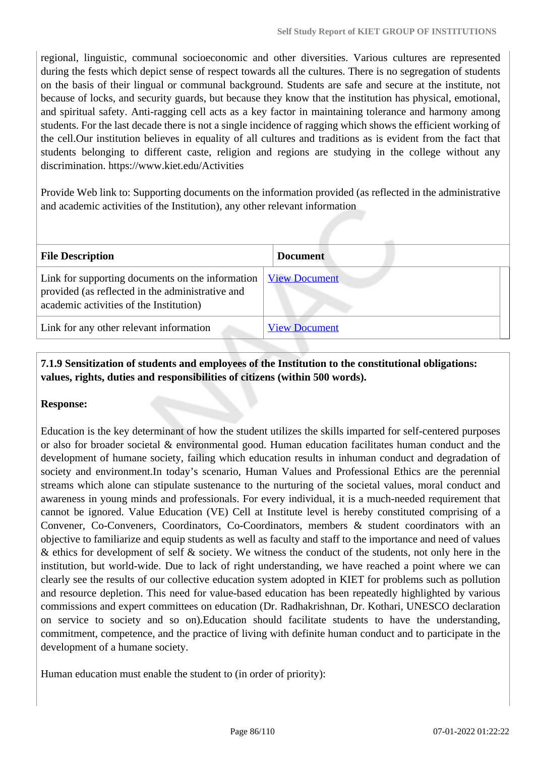regional, linguistic, communal socioeconomic and other diversities. Various cultures are represented during the fests which depict sense of respect towards all the cultures. There is no segregation of students on the basis of their lingual or communal background. Students are safe and secure at the institute, not because of locks, and security guards, but because they know that the institution has physical, emotional, and spiritual safety. Anti-ragging cell acts as a key factor in maintaining tolerance and harmony among students. For the last decade there is not a single incidence of ragging which shows the efficient working of the cell.Our institution believes in equality of all cultures and traditions as is evident from the fact that students belonging to different caste, religion and regions are studying in the college without any discrimination. https://www.kiet.edu/Activities

Provide Web link to: Supporting documents on the information provided (as reflected in the administrative and academic activities of the Institution), any other relevant information

| File Description | Document |
|---|---|
| Link for supporting documents on the information provided (as reflected in the administrative and academic activities of the Institution) | View Document |
| Link for any other relevant information | View Document |

**7.1.9 Sensitization of students and employees of the Institution to the constitutional obligations: values, rights, duties and responsibilities of citizens (within 500 words).**

**Response:**

Education is the key determinant of how the student utilizes the skills imparted for self-centered purposes or also for broader societal & environmental good. Human education facilitates human conduct and the development of humane society, failing which education results in inhuman conduct and degradation of society and environment.In today's scenario, Human Values and Professional Ethics are the perennial streams which alone can stipulate sustenance to the nurturing of the societal values, moral conduct and awareness in young minds and professionals. For every individual, it is a much-needed requirement that cannot be ignored. Value Education (VE) Cell at Institute level is hereby constituted comprising of a Convener, Co-Conveners, Coordinators, Co-Coordinators, members & student coordinators with an objective to familiarize and equip students as well as faculty and staff to the importance and need of values & ethics for development of self & society. We witness the conduct of the students, not only here in the institution, but world-wide. Due to lack of right understanding, we have reached a point where we can clearly see the results of our collective education system adopted in KIET for problems such as pollution and resource depletion. This need for value-based education has been repeatedly highlighted by various commissions and expert committees on education (Dr. Radhakrishnan, Dr. Kothari, UNESCO declaration on service to society and so on).Education should facilitate students to have the understanding, commitment, competence, and the practice of living with definite human conduct and to participate in the development of a humane society.

Human education must enable the student to (in order of priority):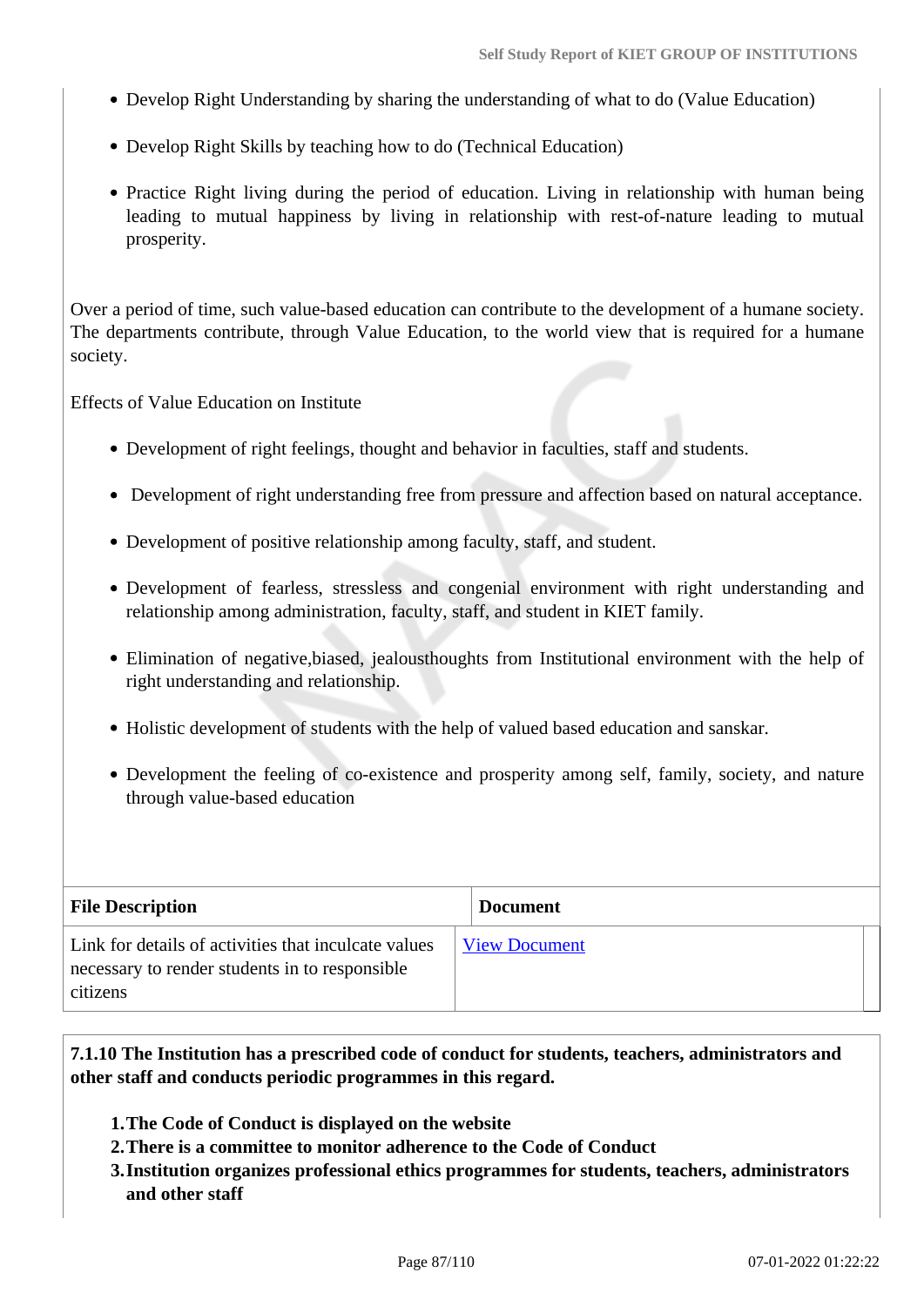- Develop Right Understanding by sharing the understanding of what to do (Value Education)
- Develop Right Skills by teaching how to do (Technical Education)
- Practice Right living during the period of education. Living in relationship with human being leading to mutual happiness by living in relationship with rest-of-nature leading to mutual prosperity.

Over a period of time, such value-based education can contribute to the development of a humane society. The departments contribute, through Value Education, to the world view that is required for a humane society.

Effects of Value Education on Institute

- Development of right feelings, thought and behavior in faculties, staff and students.
- Development of right understanding free from pressure and affection based on natural acceptance.
- Development of positive relationship among faculty, staff, and student.
- Development of fearless, stressless and congenial environment with right understanding and relationship among administration, faculty, staff, and student in KIET family.
- Elimination of negative,biased, jealousthoughts from Institutional environment with the help of right understanding and relationship.
- Holistic development of students with the help of valued based education and sanskar.
- Development the feeling of co-existence and prosperity among self, family, society, and nature through value-based education

| File Description | Document |
|---|---|
| Link for details of activities that inculcate values necessary to render students in to responsible citizens | View Document |

**7.1.10 The Institution has a prescribed code of conduct for students, teachers, administrators and other staff and conducts periodic programmes in this regard.**

1. **The Code of Conduct is displayed on the website**
2. **There is a committee to monitor adherence to the Code of Conduct**
3. **Institution organizes professional ethics programmes for students, teachers, administrators and other staff**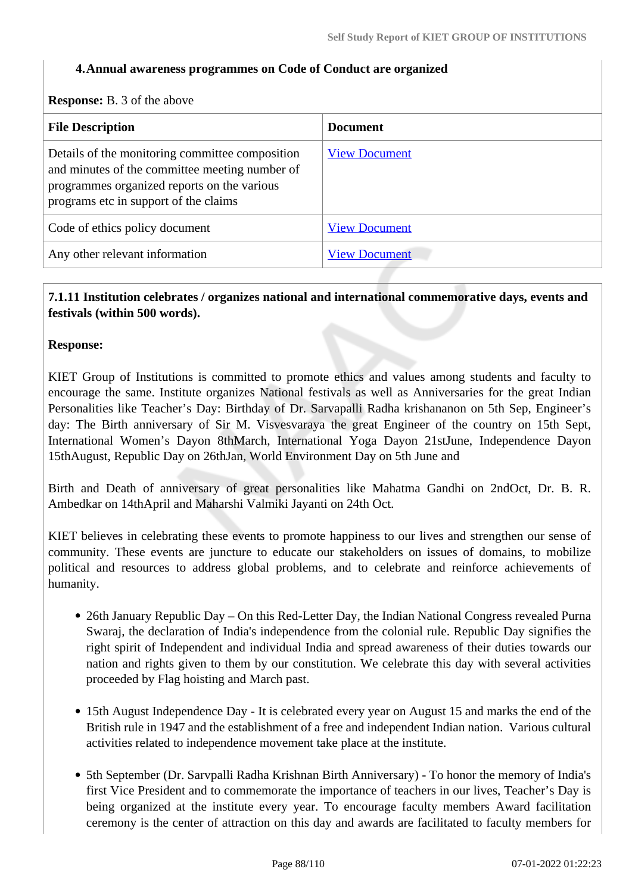**4. Annual awareness programmes on Code of Conduct are organized**

**Response:** B. 3 of the above

| File Description | Document |
|---|---|
| Details of the monitoring committee composition and minutes of the committee meeting number of programmes organized reports on the various programs etc in support of the claims | View Document |
| Code of ethics policy document | View Document |
| Any other relevant information | View Document |

**7.1.11 Institution celebrates / organizes national and international commemorative days, events and festivals (within 500 words).**

**Response:**

KIET Group of Institutions is committed to promote ethics and values among students and faculty to encourage the same. Institute organizes National festivals as well as Anniversaries for the great Indian Personalities like Teacher's Day: Birthday of Dr. Sarvapalli Radha krishananon on 5th Sep, Engineer's day: The Birth anniversary of Sir M. Visvesvaraya the great Engineer of the country on 15th Sept, International Women's Dayon 8thMarch, International Yoga Dayon 21stJune, Independence Dayon 15thAugust, Republic Day on 26thJan, World Environment Day on 5th June and

Birth and Death of anniversary of great personalities like Mahatma Gandhi on 2ndOct, Dr. B. R. Ambedkar on 14thApril and Maharshi Valmiki Jayanti on 24th Oct.

KIET believes in celebrating these events to promote happiness to our lives and strengthen our sense of community. These events are juncture to educate our stakeholders on issues of domains, to mobilize political and resources to address global problems, and to celebrate and reinforce achievements of humanity.

- 26th January Republic Day – On this Red-Letter Day, the Indian National Congress revealed Purna Swaraj, the declaration of India's independence from the colonial rule. Republic Day signifies the right spirit of Independent and individual India and spread awareness of their duties towards our nation and rights given to them by our constitution. We celebrate this day with several activities proceeded by Flag hoisting and March past.

- 15th August Independence Day - It is celebrated every year on August 15 and marks the end of the British rule in 1947 and the establishment of a free and independent Indian nation. Various cultural activities related to independence movement take place at the institute.

- 5th September (Dr. Sarvpalli Radha Krishnan Birth Anniversary) - To honor the memory of India's first Vice President and to commemorate the importance of teachers in our lives, Teacher's Day is being organized at the institute every year. To encourage faculty members Award facilitation ceremony is the center of attraction on this day and awards are facilitated to faculty members for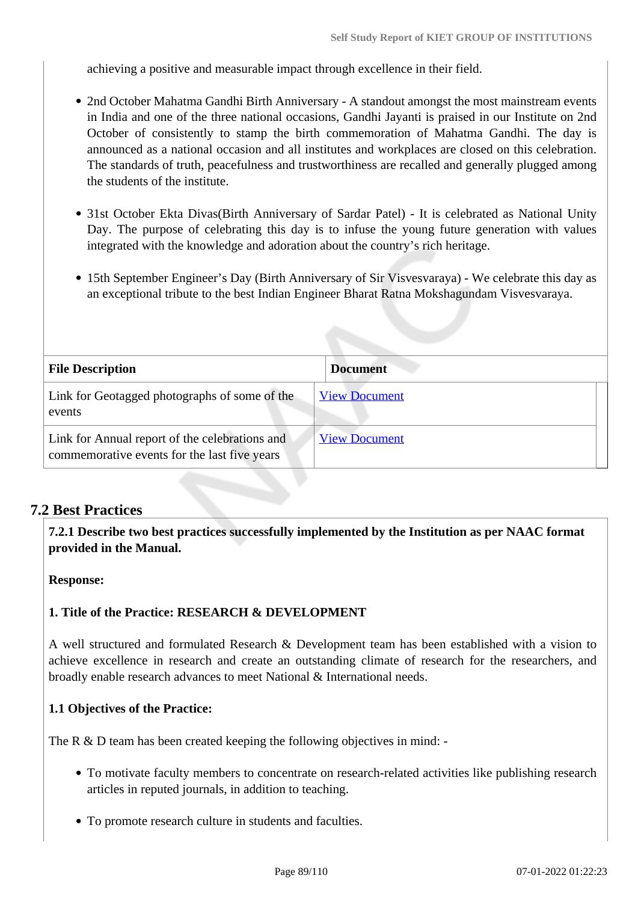achieving a positive and measurable impact through excellence in their field.

- 2nd October Mahatma Gandhi Birth Anniversary - A standout amongst the most mainstream events in India and one of the three national occasions, Gandhi Jayanti is praised in our Institute on 2nd October of consistently to stamp the birth commemoration of Mahatma Gandhi. The day is announced as a national occasion and all institutes and workplaces are closed on this celebration. The standards of truth, peacefulness and trustworthiness are recalled and generally plugged among the students of the institute.

- 31st October Ekta Divas(Birth Anniversary of Sardar Patel) - It is celebrated as National Unity Day. The purpose of celebrating this day is to infuse the young future generation with values integrated with the knowledge and adoration about the country's rich heritage.

- 15th September Engineer's Day (Birth Anniversary of Sir Visvesvaraya) - We celebrate this day as an exceptional tribute to the best Indian Engineer Bharat Ratna Mokshagundam Visvesvaraya.

| File Description | Document |
|---|---|
| Link for Geotagged photographs of some of the events | View Document |
| Link for Annual report of the celebrations and commemorative events for the last five years | View Document |

## 7.2 Best Practices

**7.2.1 Describe two best practices successfully implemented by the Institution as per NAAC format provided in the Manual.**

**Response:**

**1. Title of the Practice: RESEARCH & DEVELOPMENT**

A well structured and formulated Research & Development team has been established with a vision to achieve excellence in research and create an outstanding climate of research for the researchers, and broadly enable research advances to meet National & International needs.

**1.1 Objectives of the Practice:**

The R & D team has been created keeping the following objectives in mind: -

- To motivate faculty members to concentrate on research-related activities like publishing research articles in reputed journals, in addition to teaching.

- To promote research culture in students and faculties.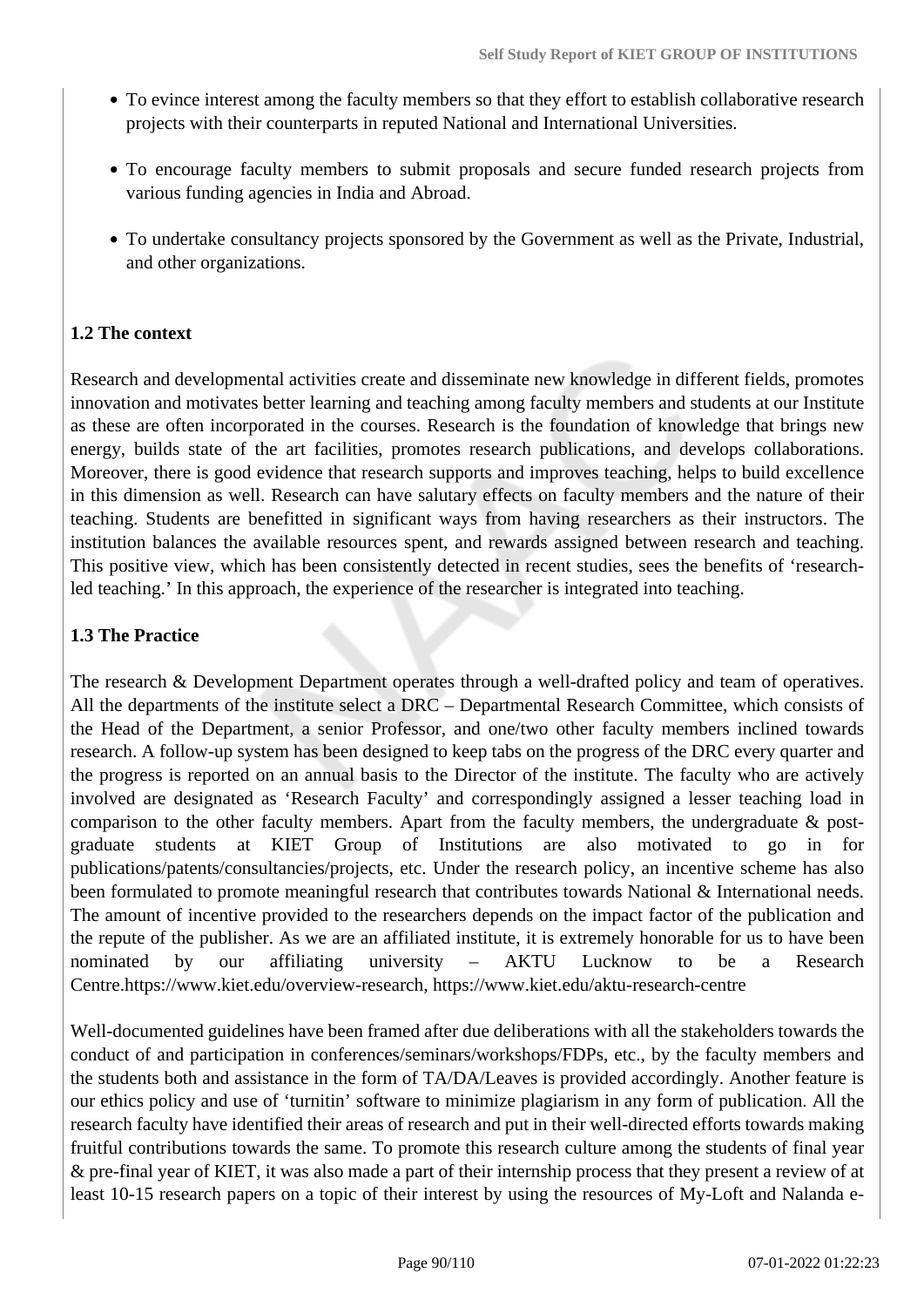- To evince interest among the faculty members so that they effort to establish collaborative research projects with their counterparts in reputed National and International Universities.
- To encourage faculty members to submit proposals and secure funded research projects from various funding agencies in India and Abroad.
- To undertake consultancy projects sponsored by the Government as well as the Private, Industrial, and other organizations.

**1.2 The context**

Research and developmental activities create and disseminate new knowledge in different fields, promotes innovation and motivates better learning and teaching among faculty members and students at our Institute as these are often incorporated in the courses. Research is the foundation of knowledge that brings new energy, builds state of the art facilities, promotes research publications, and develops collaborations. Moreover, there is good evidence that research supports and improves teaching, helps to build excellence in this dimension as well. Research can have salutary effects on faculty members and the nature of their teaching. Students are benefitted in significant ways from having researchers as their instructors. The institution balances the available resources spent, and rewards assigned between research and teaching. This positive view, which has been consistently detected in recent studies, sees the benefits of 'research-led teaching.' In this approach, the experience of the researcher is integrated into teaching.

**1.3 The Practice**

The research & Development Department operates through a well-drafted policy and team of operatives. All the departments of the institute select a DRC – Departmental Research Committee, which consists of the Head of the Department, a senior Professor, and one/two other faculty members inclined towards research. A follow-up system has been designed to keep tabs on the progress of the DRC every quarter and the progress is reported on an annual basis to the Director of the institute. The faculty who are actively involved are designated as 'Research Faculty' and correspondingly assigned a lesser teaching load in comparison to the other faculty members. Apart from the faculty members, the undergraduate & post-graduate students at KIET Group of Institutions are also motivated to go in for publications/patents/consultancies/projects, etc. Under the research policy, an incentive scheme has also been formulated to promote meaningful research that contributes towards National & International needs. The amount of incentive provided to the researchers depends on the impact factor of the publication and the repute of the publisher. As we are an affiliated institute, it is extremely honorable for us to have been nominated by our affiliating university – AKTU Lucknow to be a Research Centre.https://www.kiet.edu/overview-research, https://www.kiet.edu/aktu-research-centre

Well-documented guidelines have been framed after due deliberations with all the stakeholders towards the conduct of and participation in conferences/seminars/workshops/FDPs, etc., by the faculty members and the students both and assistance in the form of TA/DA/Leaves is provided accordingly. Another feature is our ethics policy and use of 'turnitin' software to minimize plagiarism in any form of publication. All the research faculty have identified their areas of research and put in their well-directed efforts towards making fruitful contributions towards the same. To promote this research culture among the students of final year & pre-final year of KIET, it was also made a part of their internship process that they present a review of at least 10-15 research papers on a topic of their interest by using the resources of My-Loft and Nalanda e-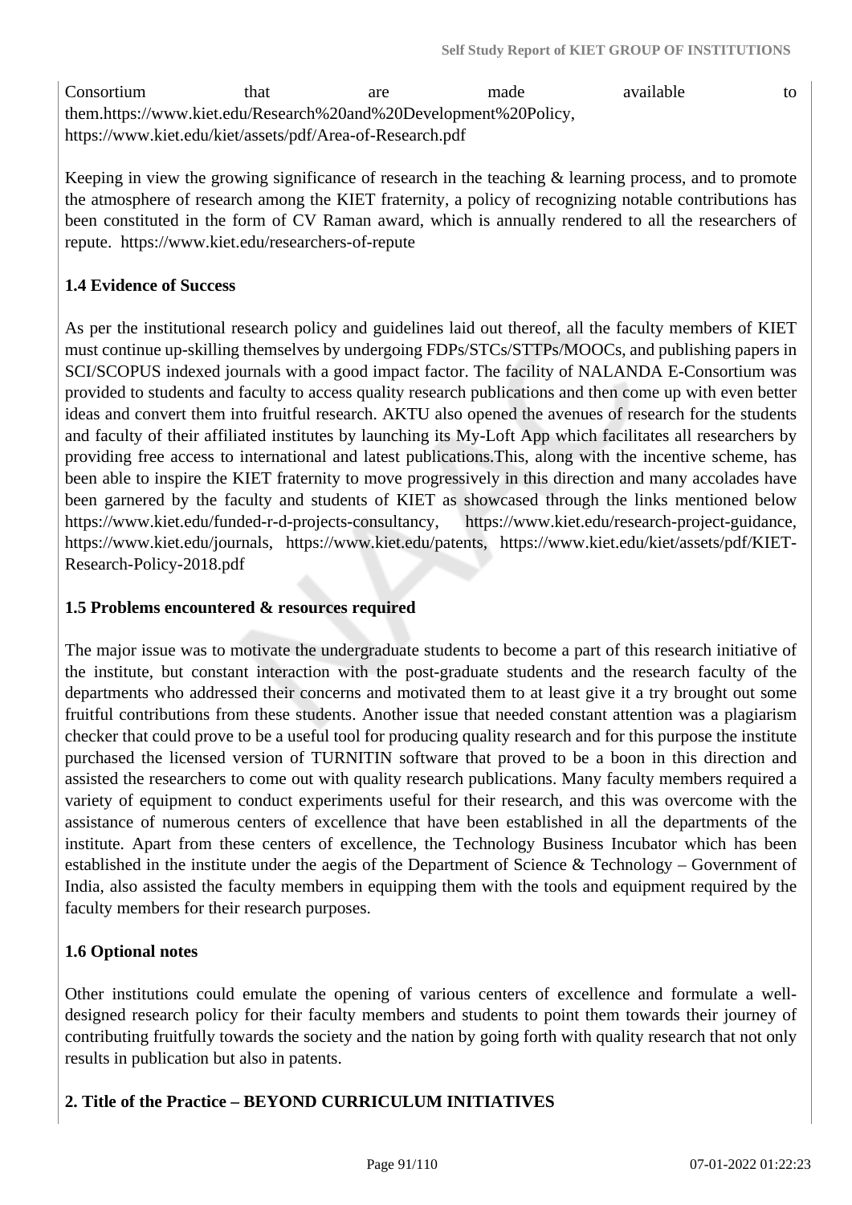Consortium that are made available to them.https://www.kiet.edu/Research%20and%20Development%20Policy, https://www.kiet.edu/kiet/assets/pdf/Area-of-Research.pdf

Keeping in view the growing significance of research in the teaching & learning process, and to promote the atmosphere of research among the KIET fraternity, a policy of recognizing notable contributions has been constituted in the form of CV Raman award, which is annually rendered to all the researchers of repute. https://www.kiet.edu/researchers-of-repute

**1.4 Evidence of Success**

As per the institutional research policy and guidelines laid out thereof, all the faculty members of KIET must continue up-skilling themselves by undergoing FDPs/STCs/STTPs/MOOCs, and publishing papers in SCI/SCOPUS indexed journals with a good impact factor. The facility of NALANDA E-Consortium was provided to students and faculty to access quality research publications and then come up with even better ideas and convert them into fruitful research. AKTU also opened the avenues of research for the students and faculty of their affiliated institutes by launching its My-Loft App which facilitates all researchers by providing free access to international and latest publications.This, along with the incentive scheme, has been able to inspire the KIET fraternity to move progressively in this direction and many accolades have been garnered by the faculty and students of KIET as showcased through the links mentioned below https://www.kiet.edu/funded-r-d-projects-consultancy, https://www.kiet.edu/research-project-guidance, https://www.kiet.edu/journals, https://www.kiet.edu/patents, https://www.kiet.edu/kiet/assets/pdf/KIET-Research-Policy-2018.pdf

**1.5 Problems encountered & resources required**

The major issue was to motivate the undergraduate students to become a part of this research initiative of the institute, but constant interaction with the post-graduate students and the research faculty of the departments who addressed their concerns and motivated them to at least give it a try brought out some fruitful contributions from these students. Another issue that needed constant attention was a plagiarism checker that could prove to be a useful tool for producing quality research and for this purpose the institute purchased the licensed version of TURNITIN software that proved to be a boon in this direction and assisted the researchers to come out with quality research publications. Many faculty members required a variety of equipment to conduct experiments useful for their research, and this was overcome with the assistance of numerous centers of excellence that have been established in all the departments of the institute. Apart from these centers of excellence, the Technology Business Incubator which has been established in the institute under the aegis of the Department of Science & Technology – Government of India, also assisted the faculty members in equipping them with the tools and equipment required by the faculty members for their research purposes.

**1.6 Optional notes**

Other institutions could emulate the opening of various centers of excellence and formulate a well-designed research policy for their faculty members and students to point them towards their journey of contributing fruitfully towards the society and the nation by going forth with quality research that not only results in publication but also in patents.

**2. Title of the Practice – BEYOND CURRICULUM INITIATIVES**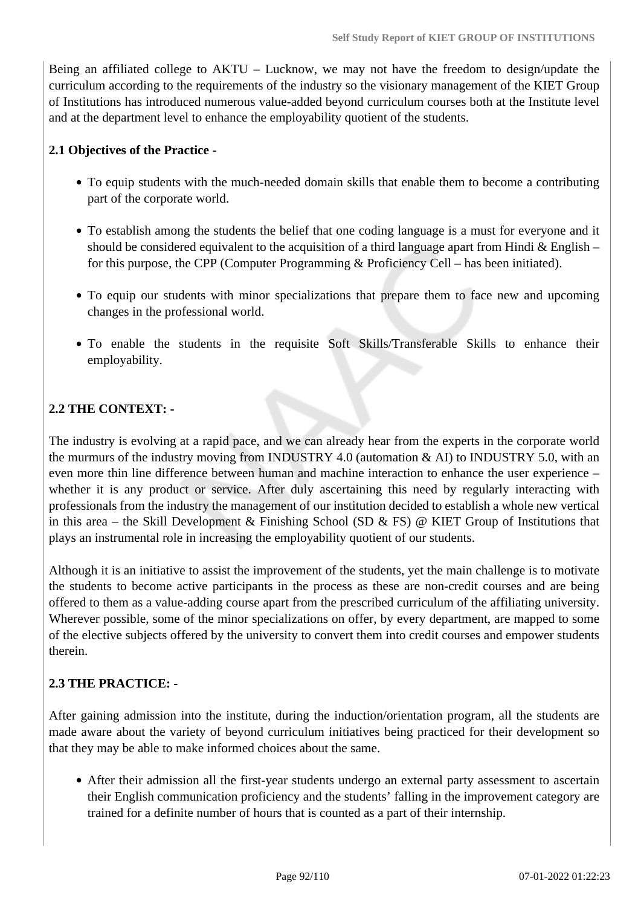Being an affiliated college to AKTU – Lucknow, we may not have the freedom to design/update the curriculum according to the requirements of the industry so the visionary management of the KIET Group of Institutions has introduced numerous value-added beyond curriculum courses both at the Institute level and at the department level to enhance the employability quotient of the students.

**2.1 Objectives of the Practice -**

- To equip students with the much-needed domain skills that enable them to become a contributing part of the corporate world.
- To establish among the students the belief that one coding language is a must for everyone and it should be considered equivalent to the acquisition of a third language apart from Hindi & English – for this purpose, the CPP (Computer Programming & Proficiency Cell – has been initiated).
- To equip our students with minor specializations that prepare them to face new and upcoming changes in the professional world.
- To enable the students in the requisite Soft Skills/Transferable Skills to enhance their employability.

**2.2 THE CONTEXT: -**

The industry is evolving at a rapid pace, and we can already hear from the experts in the corporate world the murmurs of the industry moving from INDUSTRY 4.0 (automation & AI) to INDUSTRY 5.0, with an even more thin line difference between human and machine interaction to enhance the user experience – whether it is any product or service. After duly ascertaining this need by regularly interacting with professionals from the industry the management of our institution decided to establish a whole new vertical in this area – the Skill Development & Finishing School (SD & FS) @ KIET Group of Institutions that plays an instrumental role in increasing the employability quotient of our students.

Although it is an initiative to assist the improvement of the students, yet the main challenge is to motivate the students to become active participants in the process as these are non-credit courses and are being offered to them as a value-adding course apart from the prescribed curriculum of the affiliating university. Wherever possible, some of the minor specializations on offer, by every department, are mapped to some of the elective subjects offered by the university to convert them into credit courses and empower students therein.

**2.3 THE PRACTICE: -**

After gaining admission into the institute, during the induction/orientation program, all the students are made aware about the variety of beyond curriculum initiatives being practiced for their development so that they may be able to make informed choices about the same.

- After their admission all the first-year students undergo an external party assessment to ascertain their English communication proficiency and the students' falling in the improvement category are trained for a definite number of hours that is counted as a part of their internship.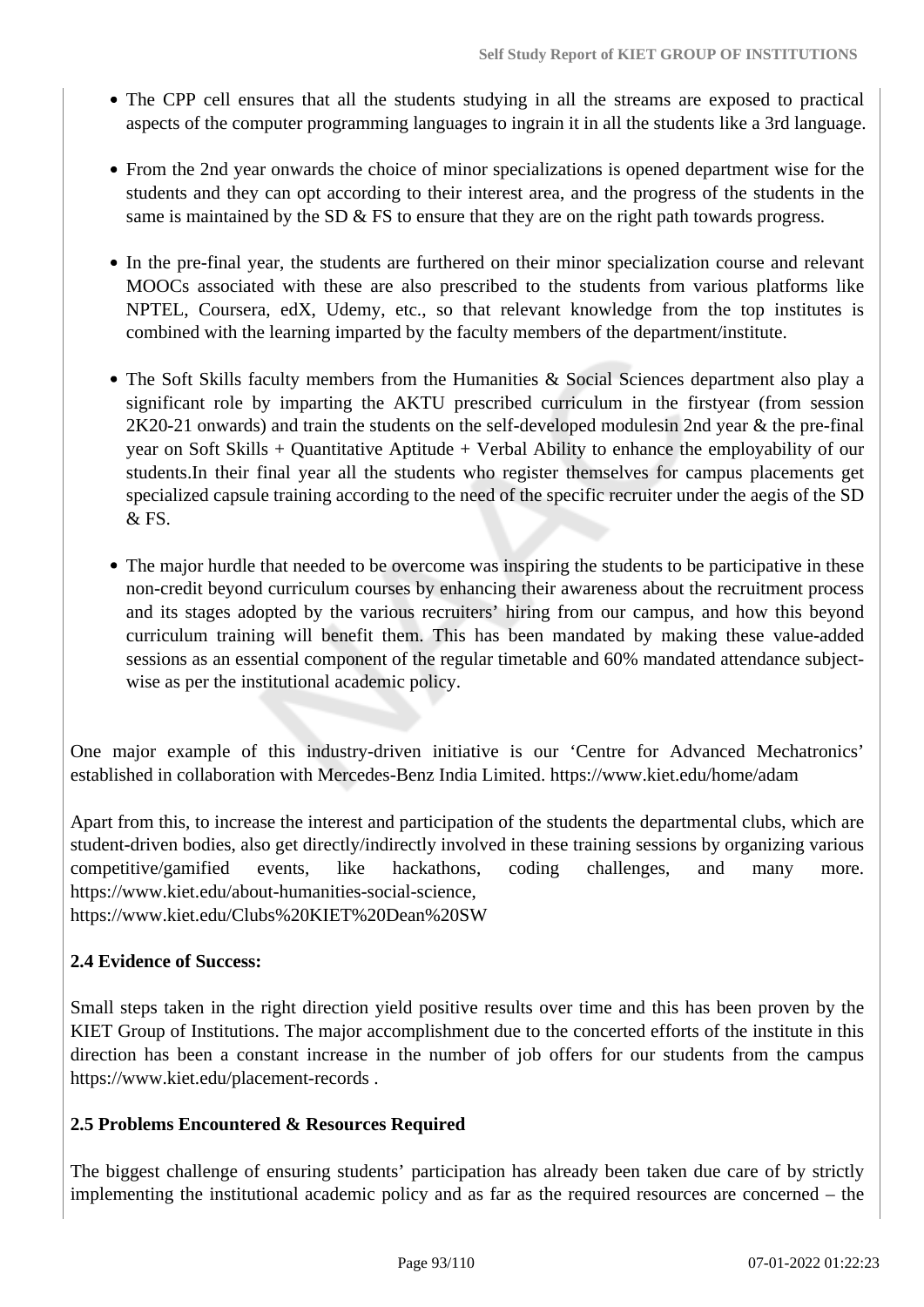- The CPP cell ensures that all the students studying in all the streams are exposed to practical aspects of the computer programming languages to ingrain it in all the students like a 3rd language.
- From the 2nd year onwards the choice of minor specializations is opened department wise for the students and they can opt according to their interest area, and the progress of the students in the same is maintained by the SD & FS to ensure that they are on the right path towards progress.
- In the pre-final year, the students are furthered on their minor specialization course and relevant MOOCs associated with these are also prescribed to the students from various platforms like NPTEL, Coursera, edX, Udemy, etc., so that relevant knowledge from the top institutes is combined with the learning imparted by the faculty members of the department/institute.
- The Soft Skills faculty members from the Humanities & Social Sciences department also play a significant role by imparting the AKTU prescribed curriculum in the firstyear (from session 2K20-21 onwards) and train the students on the self-developed modulesin 2nd year & the pre-final year on Soft Skills + Quantitative Aptitude + Verbal Ability to enhance the employability of our students.In their final year all the students who register themselves for campus placements get specialized capsule training according to the need of the specific recruiter under the aegis of the SD & FS.
- The major hurdle that needed to be overcome was inspiring the students to be participative in these non-credit beyond curriculum courses by enhancing their awareness about the recruitment process and its stages adopted by the various recruiters' hiring from our campus, and how this beyond curriculum training will benefit them. This has been mandated by making these value-added sessions as an essential component of the regular timetable and 60% mandated attendance subject-wise as per the institutional academic policy.

One major example of this industry-driven initiative is our 'Centre for Advanced Mechatronics' established in collaboration with Mercedes-Benz India Limited. https://www.kiet.edu/home/adam

Apart from this, to increase the interest and participation of the students the departmental clubs, which are student-driven bodies, also get directly/indirectly involved in these training sessions by organizing various competitive/gamified events, like hackathons, coding challenges, and many more. https://www.kiet.edu/about-humanities-social-science, https://www.kiet.edu/Clubs%20KIET%20Dean%20SW

**2.4 Evidence of Success:**

Small steps taken in the right direction yield positive results over time and this has been proven by the KIET Group of Institutions. The major accomplishment due to the concerted efforts of the institute in this direction has been a constant increase in the number of job offers for our students from the campus https://www.kiet.edu/placement-records .

**2.5 Problems Encountered & Resources Required**

The biggest challenge of ensuring students' participation has already been taken due care of by strictly implementing the institutional academic policy and as far as the required resources are concerned – the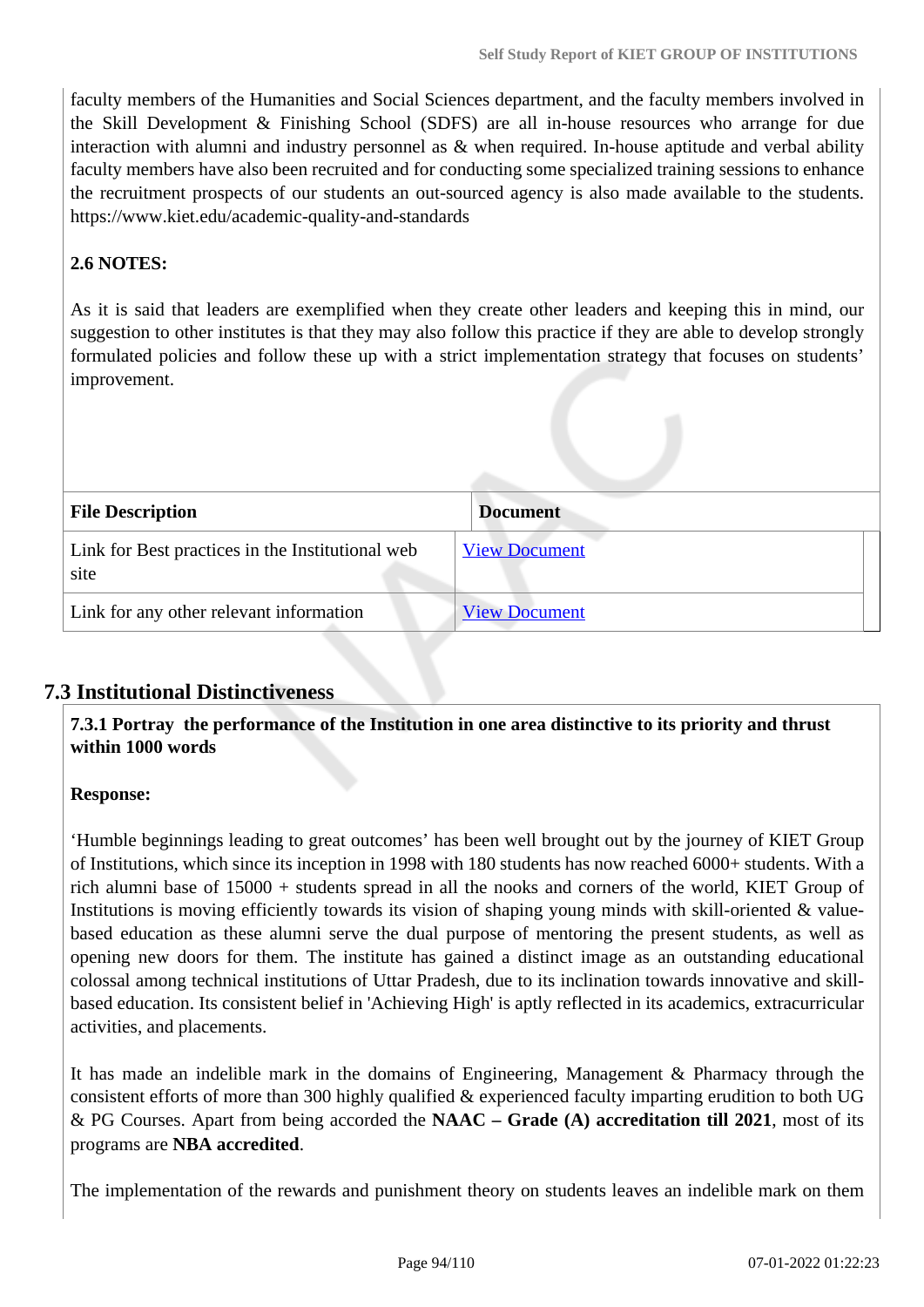faculty members of the Humanities and Social Sciences department, and the faculty members involved in the Skill Development & Finishing School (SDFS) are all in-house resources who arrange for due interaction with alumni and industry personnel as & when required. In-house aptitude and verbal ability faculty members have also been recruited and for conducting some specialized training sessions to enhance the recruitment prospects of our students an out-sourced agency is also made available to the students. https://www.kiet.edu/academic-quality-and-standards

**2.6 NOTES:**

As it is said that leaders are exemplified when they create other leaders and keeping this in mind, our suggestion to other institutes is that they may also follow this practice if they are able to develop strongly formulated policies and follow these up with a strict implementation strategy that focuses on students' improvement.

| File Description | Document |
|---|---|
| Link for Best practices in the Institutional web site | View Document |
| Link for any other relevant information | View Document |

## 7.3 Institutional Distinctiveness

**7.3.1 Portray the performance of the Institution in one area distinctive to its priority and thrust within 1000 words**

**Response:**

'Humble beginnings leading to great outcomes' has been well brought out by the journey of KIET Group of Institutions, which since its inception in 1998 with 180 students has now reached 6000+ students. With a rich alumni base of 15000 + students spread in all the nooks and corners of the world, KIET Group of Institutions is moving efficiently towards its vision of shaping young minds with skill-oriented & value-based education as these alumni serve the dual purpose of mentoring the present students, as well as opening new doors for them. The institute has gained a distinct image as an outstanding educational colossal among technical institutions of Uttar Pradesh, due to its inclination towards innovative and skill-based education. Its consistent belief in 'Achieving High' is aptly reflected in its academics, extracurricular activities, and placements.

It has made an indelible mark in the domains of Engineering, Management & Pharmacy through the consistent efforts of more than 300 highly qualified & experienced faculty imparting erudition to both UG & PG Courses. Apart from being accorded the **NAAC – Grade (A) accreditation till 2021**, most of its programs are **NBA accredited**.

The implementation of the rewards and punishment theory on students leaves an indelible mark on them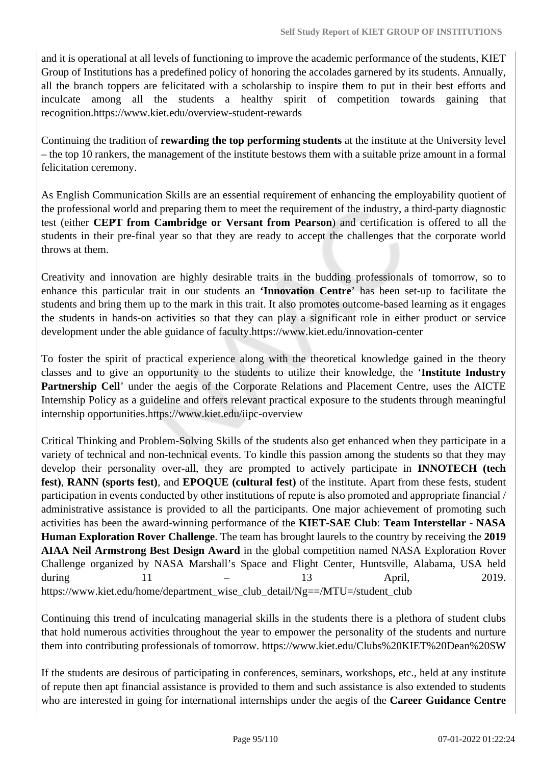and it is operational at all levels of functioning to improve the academic performance of the students, KIET Group of Institutions has a predefined policy of honoring the accolades garnered by its students. Annually, all the branch toppers are felicitated with a scholarship to inspire them to put in their best efforts and inculcate among all the students a healthy spirit of competition towards gaining that recognition.https://www.kiet.edu/overview-student-rewards

Continuing the tradition of **rewarding the top performing students** at the institute at the University level – the top 10 rankers, the management of the institute bestows them with a suitable prize amount in a formal felicitation ceremony.

As English Communication Skills are an essential requirement of enhancing the employability quotient of the professional world and preparing them to meet the requirement of the industry, a third-party diagnostic test (either **CEPT from Cambridge or Versant from Pearson**) and certification is offered to all the students in their pre-final year so that they are ready to accept the challenges that the corporate world throws at them.

Creativity and innovation are highly desirable traits in the budding professionals of tomorrow, so to enhance this particular trait in our students an **'Innovation Centre**' has been set-up to facilitate the students and bring them up to the mark in this trait. It also promotes outcome-based learning as it engages the students in hands-on activities so that they can play a significant role in either product or service development under the able guidance of faculty.https://www.kiet.edu/innovation-center

To foster the spirit of practical experience along with the theoretical knowledge gained in the theory classes and to give an opportunity to the students to utilize their knowledge, the '**Institute Industry Partnership Cell**' under the aegis of the Corporate Relations and Placement Centre, uses the AICTE Internship Policy as a guideline and offers relevant practical exposure to the students through meaningful internship opportunities.https://www.kiet.edu/iipc-overview

Critical Thinking and Problem-Solving Skills of the students also get enhanced when they participate in a variety of technical and non-technical events. To kindle this passion among the students so that they may develop their personality over-all, they are prompted to actively participate in **INNOTECH (tech fest)**, **RANN (sports fest)**, and **EPOQUE (cultural fest)** of the institute. Apart from these fests, student participation in events conducted by other institutions of repute is also promoted and appropriate financial / administrative assistance is provided to all the participants. One major achievement of promoting such activities has been the award-winning performance of the **KIET-SAE Club**: **Team Interstellar - NASA Human Exploration Rover Challenge**. The team has brought laurels to the country by receiving the **2019 AIAA Neil Armstrong Best Design Award** in the global competition named NASA Exploration Rover Challenge organized by NASA Marshall's Space and Flight Center, Huntsville, Alabama, USA held during 11 – 13 April, 2019. https://www.kiet.edu/home/department_wise_club_detail/Ng==/MTU=/student_club

Continuing this trend of inculcating managerial skills in the students there is a plethora of student clubs that hold numerous activities throughout the year to empower the personality of the students and nurture them into contributing professionals of tomorrow. https://www.kiet.edu/Clubs%20KIET%20Dean%20SW

If the students are desirous of participating in conferences, seminars, workshops, etc., held at any institute of repute then apt financial assistance is provided to them and such assistance is also extended to students who are interested in going for international internships under the aegis of the **Career Guidance Centre**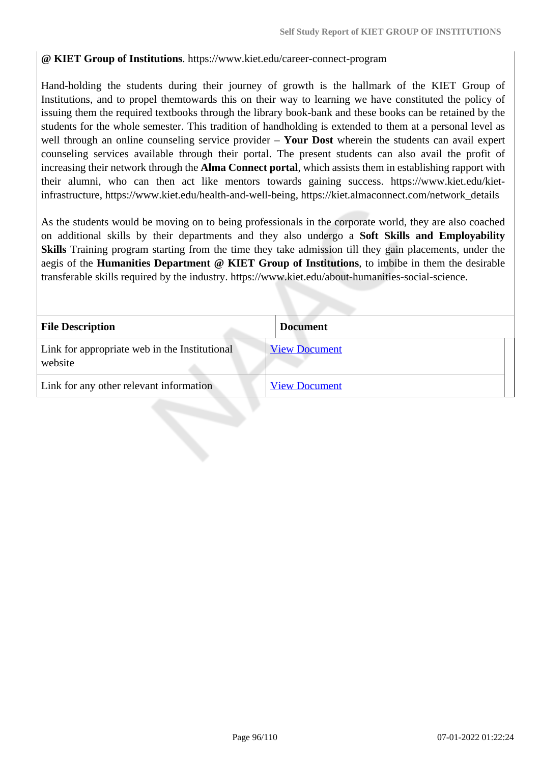**@ KIET Group of Institutions**. https://www.kiet.edu/career-connect-program

Hand-holding the students during their journey of growth is the hallmark of the KIET Group of Institutions, and to propel themtowards this on their way to learning we have constituted the policy of issuing them the required textbooks through the library book-bank and these books can be retained by the students for the whole semester. This tradition of handholding is extended to them at a personal level as well through an online counseling service provider – **Your Dost** wherein the students can avail expert counseling services available through their portal. The present students can also avail the profit of increasing their network through the **Alma Connect portal**, which assists them in establishing rapport with their alumni, who can then act like mentors towards gaining success. https://www.kiet.edu/kiet-infrastructure, https://www.kiet.edu/health-and-well-being, https://kiet.almaconnect.com/network_details

As the students would be moving on to being professionals in the corporate world, they are also coached on additional skills by their departments and they also undergo a **Soft Skills and Employability Skills** Training program starting from the time they take admission till they gain placements, under the aegis of the **Humanities Department @ KIET Group of Institutions**, to imbibe in them the desirable transferable skills required by the industry. https://www.kiet.edu/about-humanities-social-science.

| File Description | Document |
|---|---|
| Link for appropriate web in the Institutional website | View Document |
| Link for any other relevant information | View Document |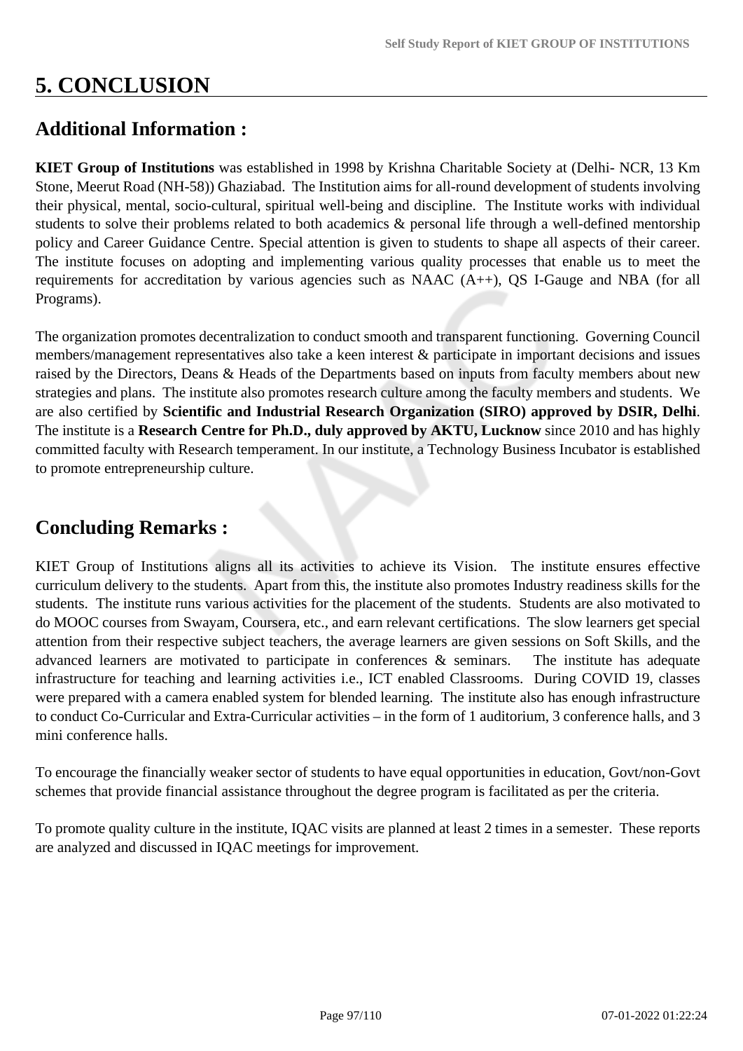# 5. CONCLUSION

## Additional Information :

**KIET Group of Institutions** was established in 1998 by Krishna Charitable Society at (Delhi- NCR, 13 Km Stone, Meerut Road (NH-58)) Ghaziabad. The Institution aims for all-round development of students involving their physical, mental, socio-cultural, spiritual well-being and discipline. The Institute works with individual students to solve their problems related to both academics & personal life through a well-defined mentorship policy and Career Guidance Centre. Special attention is given to students to shape all aspects of their career. The institute focuses on adopting and implementing various quality processes that enable us to meet the requirements for accreditation by various agencies such as NAAC (A++), QS I-Gauge and NBA (for all Programs).

The organization promotes decentralization to conduct smooth and transparent functioning. Governing Council members/management representatives also take a keen interest & participate in important decisions and issues raised by the Directors, Deans & Heads of the Departments based on inputs from faculty members about new strategies and plans. The institute also promotes research culture among the faculty members and students. We are also certified by **Scientific and Industrial Research Organization (SIRO) approved by DSIR, Delhi**. The institute is a **Research Centre for Ph.D., duly approved by AKTU, Lucknow** since 2010 and has highly committed faculty with Research temperament. In our institute, a Technology Business Incubator is established to promote entrepreneurship culture.

## Concluding Remarks :

KIET Group of Institutions aligns all its activities to achieve its Vision. The institute ensures effective curriculum delivery to the students. Apart from this, the institute also promotes Industry readiness skills for the students. The institute runs various activities for the placement of the students. Students are also motivated to do MOOC courses from Swayam, Coursera, etc., and earn relevant certifications. The slow learners get special attention from their respective subject teachers, the average learners are given sessions on Soft Skills, and the advanced learners are motivated to participate in conferences & seminars. The institute has adequate infrastructure for teaching and learning activities i.e., ICT enabled Classrooms. During COVID 19, classes were prepared with a camera enabled system for blended learning. The institute also has enough infrastructure to conduct Co-Curricular and Extra-Curricular activities – in the form of 1 auditorium, 3 conference halls, and 3 mini conference halls.

To encourage the financially weaker sector of students to have equal opportunities in education, Govt/non-Govt schemes that provide financial assistance throughout the degree program is facilitated as per the criteria.

To promote quality culture in the institute, IQAC visits are planned at least 2 times in a semester. These reports are analyzed and discussed in IQAC meetings for improvement.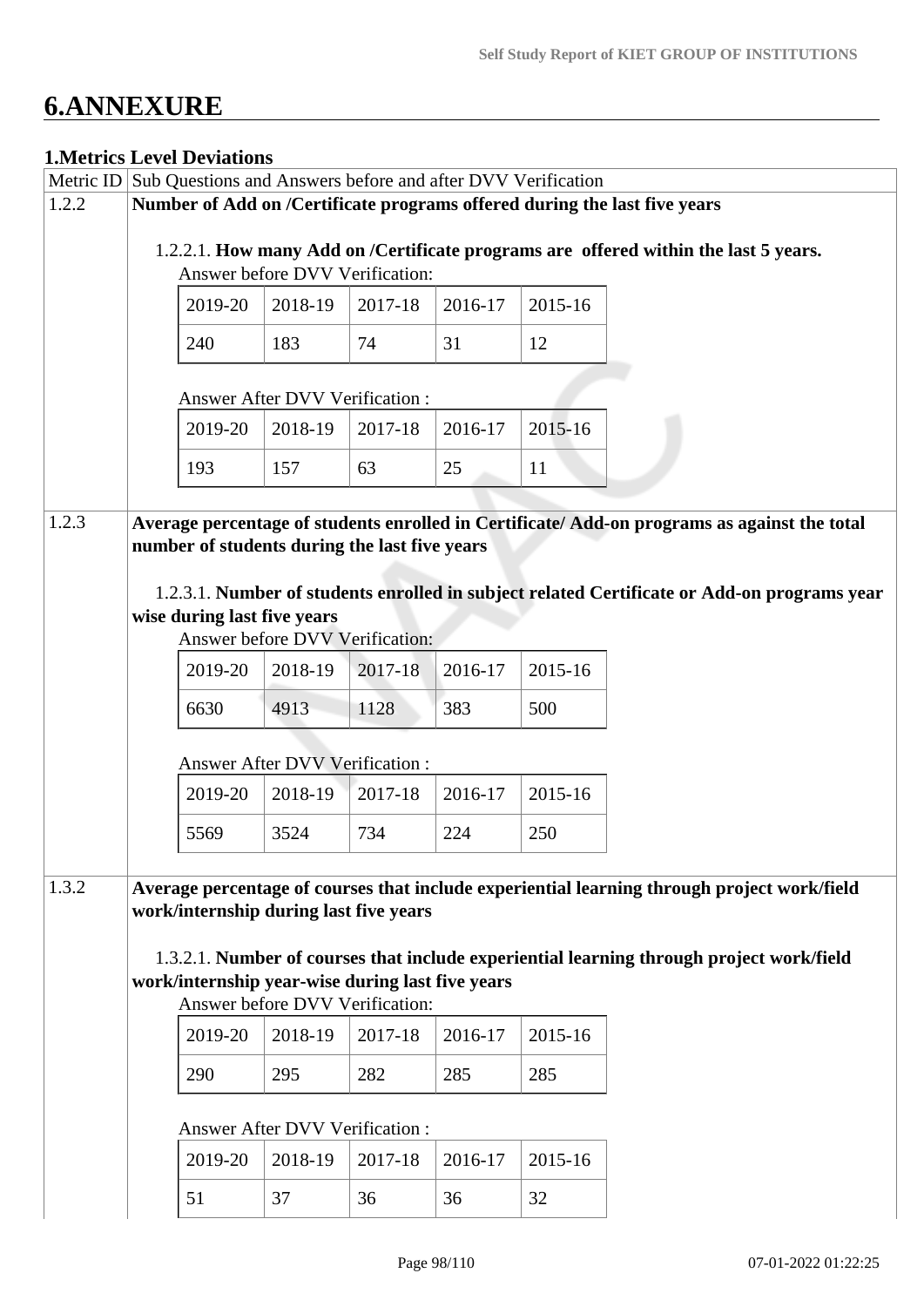# 6.ANNEXURE

## 1.Metrics Level Deviations

| Metric ID | Sub Questions and Answers before and after DVV Verification |
|---|---|
| 1.2.2 | **Number of Add on /Certificate programs offered during the last five years** |

1.2.2.1. **How many Add on /Certificate programs are offered within the last 5 years.**

Answer before DVV Verification:

| 2019-20 | 2018-19 | 2017-18 | 2016-17 | 2015-16 |
|---|---|---|---|---|
| 240 | 183 | 74 | 31 | 12 |

Answer After DVV Verification :

| 2019-20 | 2018-19 | 2017-18 | 2016-17 | 2015-16 |
|---|---|---|---|---|
| 193 | 157 | 63 | 25 | 11 |

| Metric ID | Sub Questions and Answers before and after DVV Verification |
|---|---|
| 1.2.3 | **Average percentage of students enrolled in Certificate/ Add-on programs as against the total number of students during the last five years** |

1.2.3.1. **Number of students enrolled in subject related Certificate or Add-on programs year wise during last five years**

Answer before DVV Verification:

| 2019-20 | 2018-19 | 2017-18 | 2016-17 | 2015-16 |
|---|---|---|---|---|
| 6630 | 4913 | 1128 | 383 | 500 |

Answer After DVV Verification :

| 2019-20 | 2018-19 | 2017-18 | 2016-17 | 2015-16 |
|---|---|---|---|---|
| 5569 | 3524 | 734 | 224 | 250 |

| Metric ID | Sub Questions and Answers before and after DVV Verification |
|---|---|
| 1.3.2 | **Average percentage of courses that include experiential learning through project work/field work/internship during last five years** |

1.3.2.1. **Number of courses that include experiential learning through project work/field work/internship year-wise during last five years**

Answer before DVV Verification:

| 2019-20 | 2018-19 | 2017-18 | 2016-17 | 2015-16 |
|---|---|---|---|---|
| 290 | 295 | 282 | 285 | 285 |

Answer After DVV Verification :

| 2019-20 | 2018-19 | 2017-18 | 2016-17 | 2015-16 |
|---|---|---|---|---|
| 51 | 37 | 36 | 36 | 32 |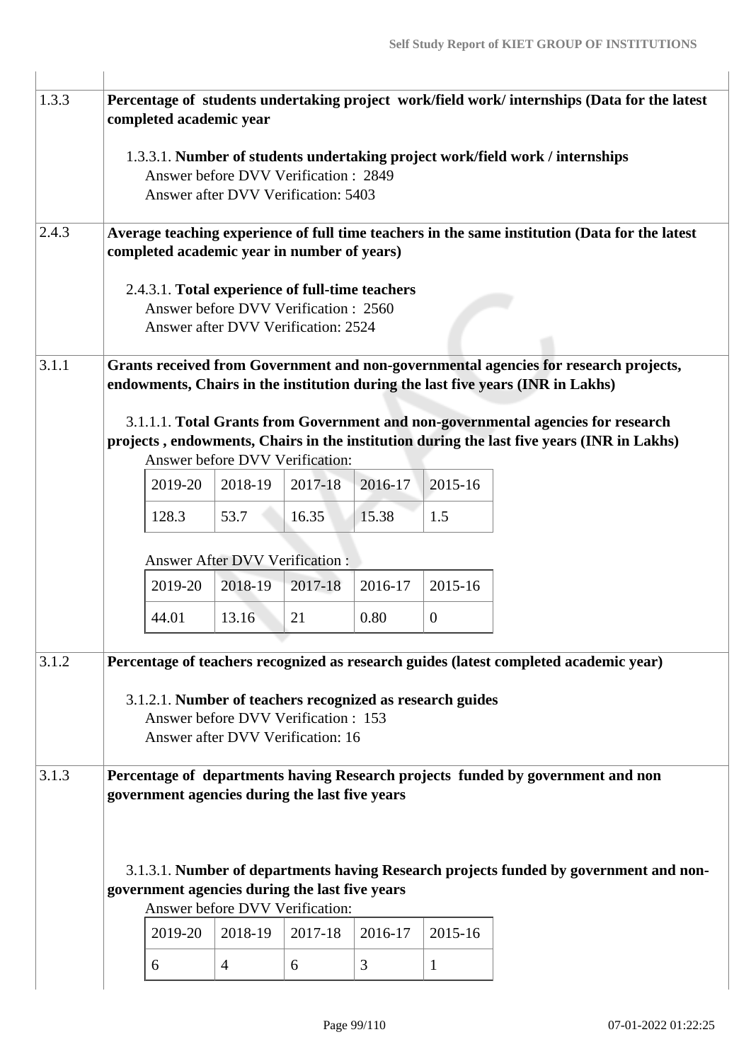| | |
|---|---|
| 1.3.3 | **Percentage of students undertaking project work/field work/ internships (Data for the latest completed academic year** |

1.3.3.1. **Number of students undertaking project work/field work / internships**
Answer before DVV Verification : 2849
Answer after DVV Verification: 5403

| | |
|---|---|
| 2.4.3 | **Average teaching experience of full time teachers in the same institution (Data for the latest completed academic year in number of years)** |

2.4.3.1. **Total experience of full-time teachers**
Answer before DVV Verification : 2560
Answer after DVV Verification: 2524

| | |
|---|---|
| 3.1.1 | **Grants received from Government and non-governmental agencies for research projects, endowments, Chairs in the institution during the last five years (INR in Lakhs)** |

3.1.1.1. **Total Grants from Government and non-governmental agencies for research projects , endowments, Chairs in the institution during the last five years (INR in Lakhs)**

Answer before DVV Verification:

| 2019-20 | 2018-19 | 2017-18 | 2016-17 | 2015-16 |
|---|---|---|---|---|
| 128.3 | 53.7 | 16.35 | 15.38 | 1.5 |

Answer After DVV Verification :

| 2019-20 | 2018-19 | 2017-18 | 2016-17 | 2015-16 |
|---|---|---|---|---|
| 44.01 | 13.16 | 21 | 0.80 | 0 |

| | |
|---|---|
| 3.1.2 | **Percentage of teachers recognized as research guides (latest completed academic year)** |

3.1.2.1. **Number of teachers recognized as research guides**
Answer before DVV Verification : 153
Answer after DVV Verification: 16

| | |
|---|---|
| 3.1.3 | **Percentage of departments having Research projects funded by government and non government agencies during the last five years** |

3.1.3.1. **Number of departments having Research projects funded by government and non-government agencies during the last five years**

Answer before DVV Verification:

| 2019-20 | 2018-19 | 2017-18 | 2016-17 | 2015-16 |
|---|---|---|---|---|
| 6 | 4 | 6 | 3 | 1 |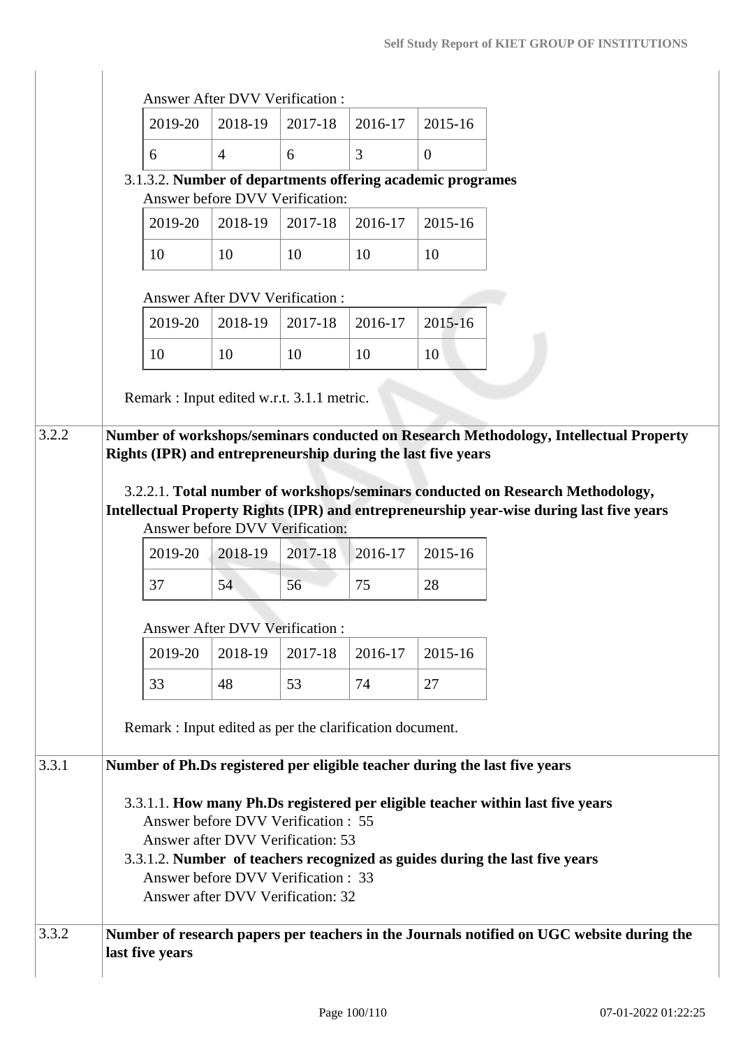Answer After DVV Verification :

| 2019-20 | 2018-19 | 2017-18 | 2016-17 | 2015-16 |
|---|---|---|---|---|
| 6 | 4 | 6 | 3 | 0 |

3.1.3.2. **Number of departments offering academic programes**

Answer before DVV Verification:

| 2019-20 | 2018-19 | 2017-18 | 2016-17 | 2015-16 |
|---|---|---|---|---|
| 10 | 10 | 10 | 10 | 10 |

Answer After DVV Verification :

| 2019-20 | 2018-19 | 2017-18 | 2016-17 | 2015-16 |
|---|---|---|---|---|
| 10 | 10 | 10 | 10 | 10 |

Remark : Input edited w.r.t. 3.1.1 metric.

**3.2.2 Number of workshops/seminars conducted on Research Methodology, Intellectual Property Rights (IPR) and entrepreneurship during the last five years**

3.2.2.1. **Total number of workshops/seminars conducted on Research Methodology, Intellectual Property Rights (IPR) and entrepreneurship year-wise during last five years**

Answer before DVV Verification:

| 2019-20 | 2018-19 | 2017-18 | 2016-17 | 2015-16 |
|---|---|---|---|---|
| 37 | 54 | 56 | 75 | 28 |

Answer After DVV Verification :

| 2019-20 | 2018-19 | 2017-18 | 2016-17 | 2015-16 |
|---|---|---|---|---|
| 33 | 48 | 53 | 74 | 27 |

Remark : Input edited as per the clarification document.

**3.3.1 Number of Ph.Ds registered per eligible teacher during the last five years**

3.3.1.1. **How many Ph.Ds registered per eligible teacher within last five years**

Answer before DVV Verification : 55

Answer after DVV Verification: 53

3.3.1.2. **Number of teachers recognized as guides during the last five years**

Answer before DVV Verification : 33

Answer after DVV Verification: 32

**3.3.2 Number of research papers per teachers in the Journals notified on UGC website during the last five years**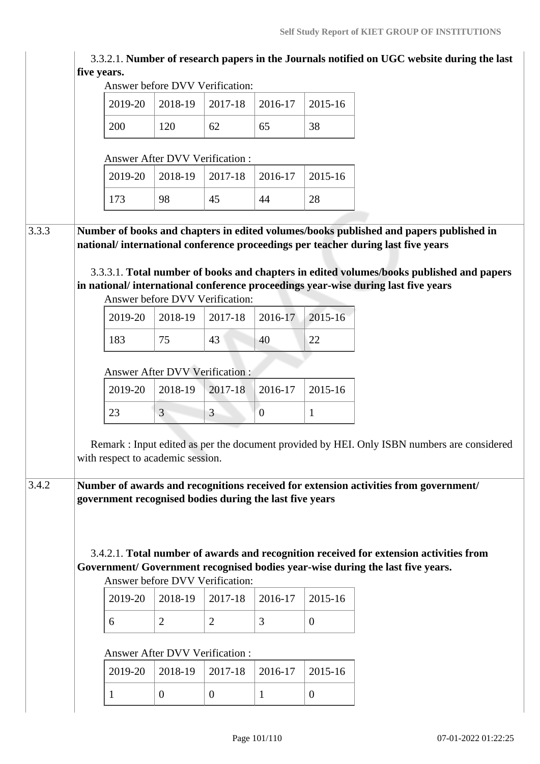3.3.2.1. **Number of research papers in the Journals notified on UGC website during the last five years.**

Answer before DVV Verification:

| 2019-20 | 2018-19 | 2017-18 | 2016-17 | 2015-16 |
|---|---|---|---|---|
| 200 | 120 | 62 | 65 | 38 |

Answer After DVV Verification :

| 2019-20 | 2018-19 | 2017-18 | 2016-17 | 2015-16 |
|---|---|---|---|---|
| 173 | 98 | 45 | 44 | 28 |

**3.3.3 Number of books and chapters in edited volumes/books published and papers published in national/ international conference proceedings per teacher during last five years**

3.3.3.1. **Total number of books and chapters in edited volumes/books published and papers in national/ international conference proceedings year-wise during last five years**

Answer before DVV Verification:

| 2019-20 | 2018-19 | 2017-18 | 2016-17 | 2015-16 |
|---|---|---|---|---|
| 183 | 75 | 43 | 40 | 22 |

Answer After DVV Verification :

| 2019-20 | 2018-19 | 2017-18 | 2016-17 | 2015-16 |
|---|---|---|---|---|
| 23 | 3 | 3 | 0 | 1 |

Remark : Input edited as per the document provided by HEI. Only ISBN numbers are considered with respect to academic session.

**3.4.2 Number of awards and recognitions received for extension activities from government/ government recognised bodies during the last five years**

3.4.2.1. **Total number of awards and recognition received for extension activities from Government/ Government recognised bodies year-wise during the last five years.**

Answer before DVV Verification:

| 2019-20 | 2018-19 | 2017-18 | 2016-17 | 2015-16 |
|---|---|---|---|---|
| 6 | 2 | 2 | 3 | 0 |

Answer After DVV Verification :

| 2019-20 | 2018-19 | 2017-18 | 2016-17 | 2015-16 |
|---|---|---|---|---|
| 1 | 0 | 0 | 1 | 0 |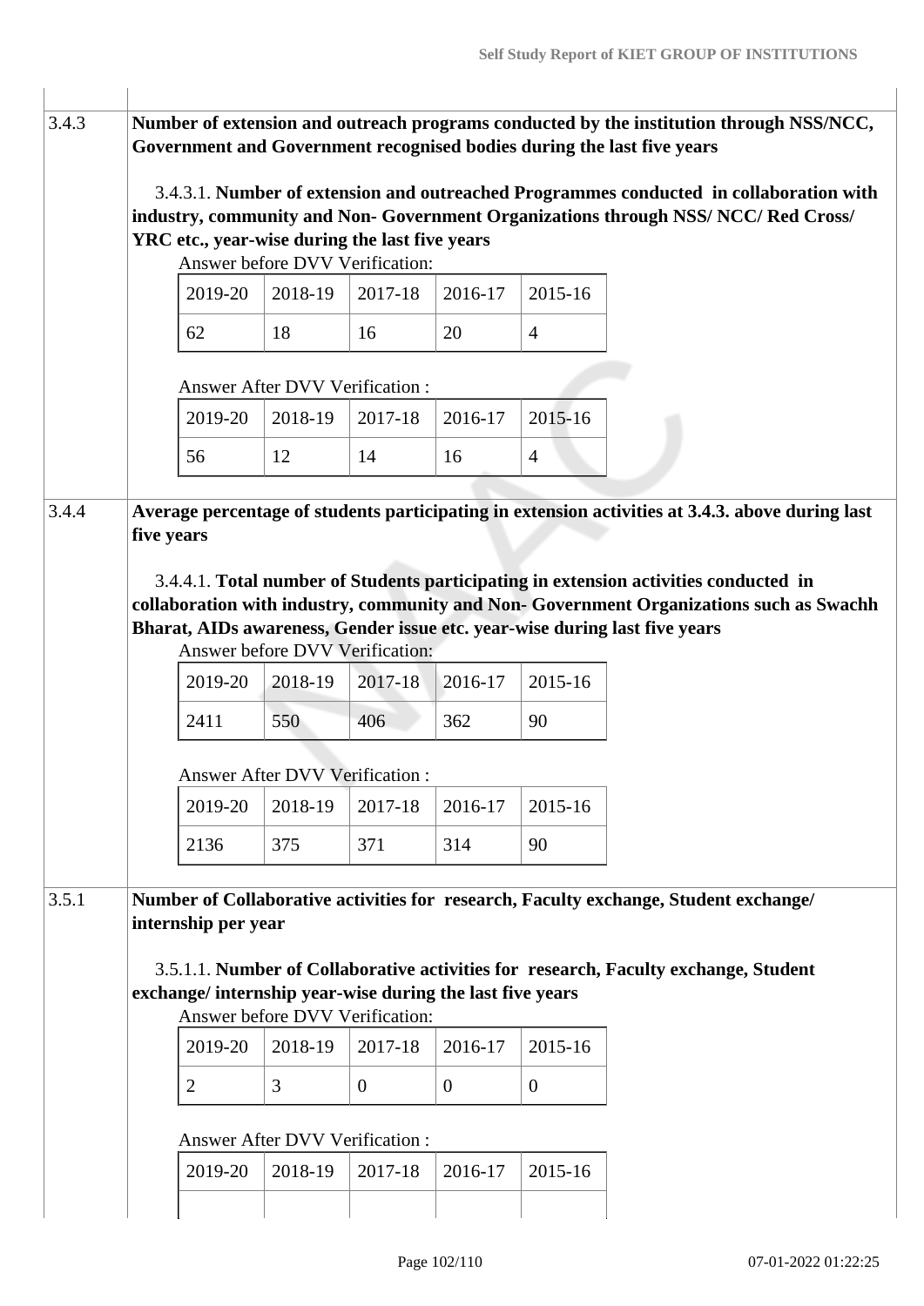**3.4.3** **Number of extension and outreach programs conducted by the institution through NSS/NCC, Government and Government recognised bodies during the last five years**

3.4.3.1. **Number of extension and outreached Programmes conducted in collaboration with industry, community and Non- Government Organizations through NSS/ NCC/ Red Cross/ YRC etc., year-wise during the last five years**

Answer before DVV Verification:

| 2019-20 | 2018-19 | 2017-18 | 2016-17 | 2015-16 |
|---|---|---|---|---|
| 62 | 18 | 16 | 20 | 4 |

Answer After DVV Verification :

| 2019-20 | 2018-19 | 2017-18 | 2016-17 | 2015-16 |
|---|---|---|---|---|
| 56 | 12 | 14 | 16 | 4 |

**3.4.4** **Average percentage of students participating in extension activities at 3.4.3. above during last five years**

3.4.4.1. **Total number of Students participating in extension activities conducted in collaboration with industry, community and Non- Government Organizations such as Swachh Bharat, AIDs awareness, Gender issue etc. year-wise during last five years**

Answer before DVV Verification:

| 2019-20 | 2018-19 | 2017-18 | 2016-17 | 2015-16 |
|---|---|---|---|---|
| 2411 | 550 | 406 | 362 | 90 |

Answer After DVV Verification :

| 2019-20 | 2018-19 | 2017-18 | 2016-17 | 2015-16 |
|---|---|---|---|---|
| 2136 | 375 | 371 | 314 | 90 |

**3.5.1** **Number of Collaborative activities for research, Faculty exchange, Student exchange/ internship per year**

3.5.1.1. **Number of Collaborative activities for research, Faculty exchange, Student exchange/ internship year-wise during the last five years**

Answer before DVV Verification:

| 2019-20 | 2018-19 | 2017-18 | 2016-17 | 2015-16 |
|---|---|---|---|---|
| 2 | 3 | 0 | 0 | 0 |

Answer After DVV Verification :

| 2019-20 | 2018-19 | 2017-18 | 2016-17 | 2015-16 |
|---|---|---|---|---|
| | | | | |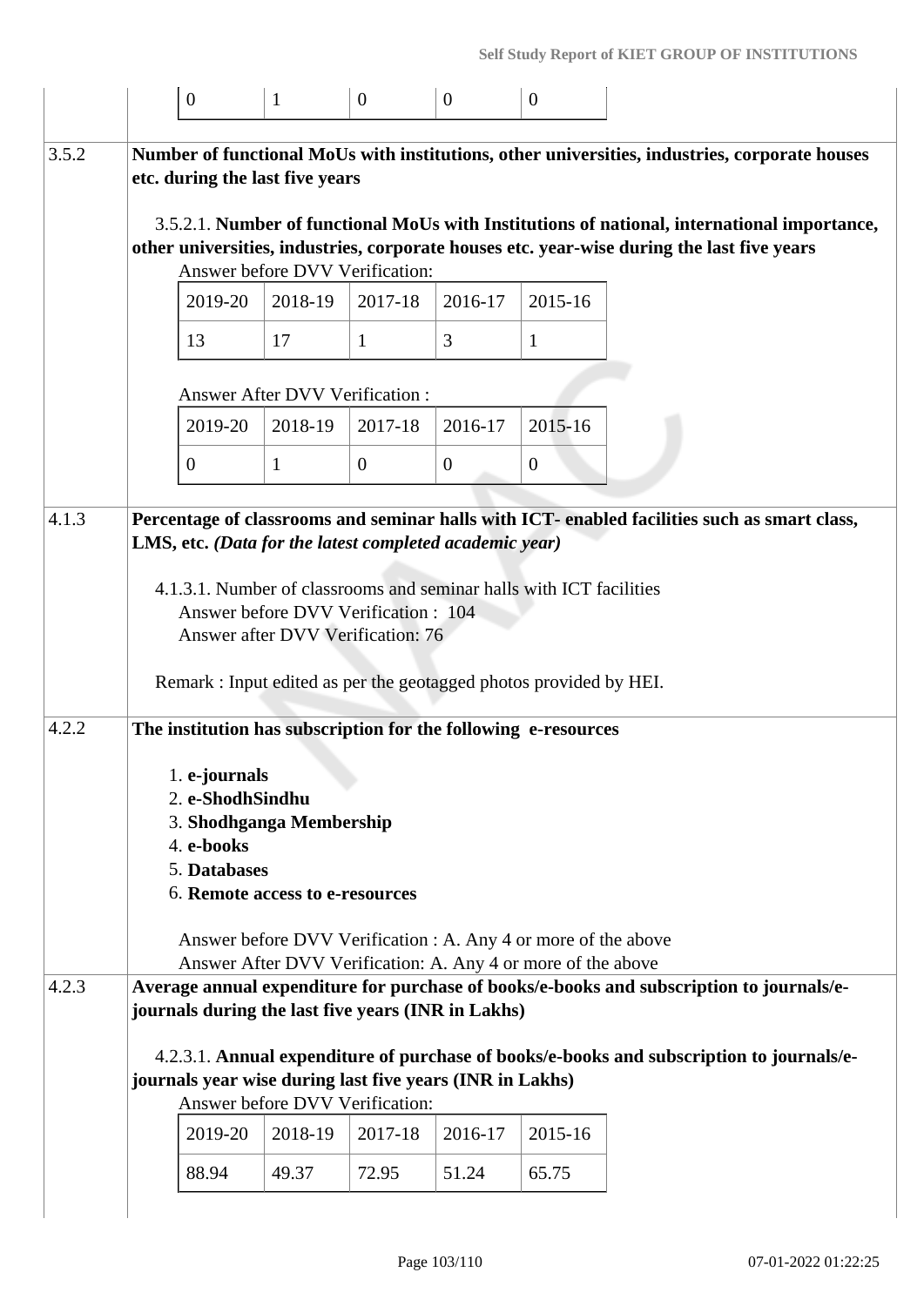| 0 | 1 | 0 | 0 | 0 |
|---|---|---|---|---|

**3.5.2** **Number of functional MoUs with institutions, other universities, industries, corporate houses etc. during the last five years**

3.5.2.1. **Number of functional MoUs with Institutions of national, international importance, other universities, industries, corporate houses etc. year-wise during the last five years**

Answer before DVV Verification:

| 2019-20 | 2018-19 | 2017-18 | 2016-17 | 2015-16 |
|---|---|---|---|---|
| 13 | 17 | 1 | 3 | 1 |

Answer After DVV Verification :

| 2019-20 | 2018-19 | 2017-18 | 2016-17 | 2015-16 |
|---|---|---|---|---|
| 0 | 1 | 0 | 0 | 0 |

**4.1.3** **Percentage of classrooms and seminar halls with ICT- enabled facilities such as smart class, LMS, etc.** ***(Data for the latest completed academic year)***

4.1.3.1. Number of classrooms and seminar halls with ICT facilities
Answer before DVV Verification : 104
Answer after DVV Verification: 76

Remark : Input edited as per the geotagged photos provided by HEI.

**4.2.2** **The institution has subscription for the following e-resources**

1. **e-journals**
2. **e-ShodhSindhu**
3. **Shodhganga Membership**
4. **e-books**
5. **Databases**
6. **Remote access to e-resources**

Answer before DVV Verification : A. Any 4 or more of the above
Answer After DVV Verification: A. Any 4 or more of the above

**4.2.3** **Average annual expenditure for purchase of books/e-books and subscription to journals/e-journals during the last five years (INR in Lakhs)**

4.2.3.1. **Annual expenditure of purchase of books/e-books and subscription to journals/e-journals year wise during last five years (INR in Lakhs)**

Answer before DVV Verification:

| 2019-20 | 2018-19 | 2017-18 | 2016-17 | 2015-16 |
|---|---|---|---|---|
| 88.94 | 49.37 | 72.95 | 51.24 | 65.75 |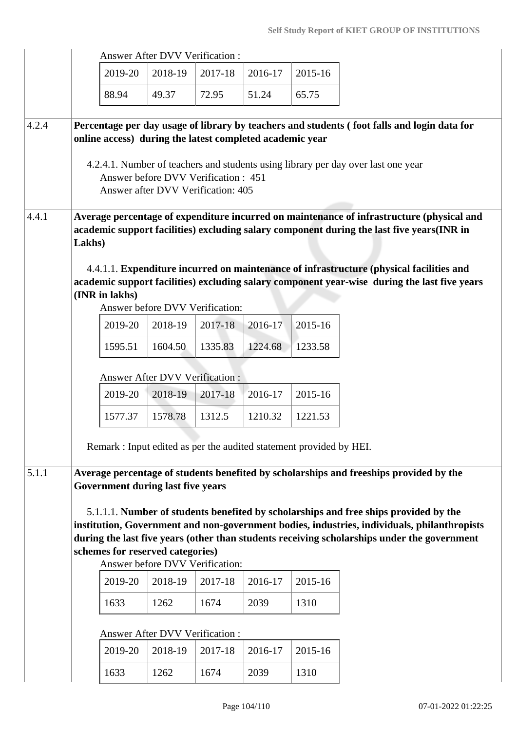Answer After DVV Verification :

| 2019-20 | 2018-19 | 2017-18 | 2016-17 | 2015-16 |
|---|---|---|---|---|
| 88.94 | 49.37 | 72.95 | 51.24 | 65.75 |

4.2.4 **Percentage per day usage of library by teachers and students ( foot falls and login data for online access) during the latest completed academic year**

4.2.4.1. Number of teachers and students using library per day over last one year

Answer before DVV Verification : 451

Answer after DVV Verification: 405

4.4.1 **Average percentage of expenditure incurred on maintenance of infrastructure (physical and academic support facilities) excluding salary component during the last five years(INR in Lakhs)**

4.4.1.1. **Expenditure incurred on maintenance of infrastructure (physical facilities and academic support facilities) excluding salary component year-wise during the last five years (INR in lakhs)**

Answer before DVV Verification:

| 2019-20 | 2018-19 | 2017-18 | 2016-17 | 2015-16 |
|---|---|---|---|---|
| 1595.51 | 1604.50 | 1335.83 | 1224.68 | 1233.58 |

Answer After DVV Verification :

| 2019-20 | 2018-19 | 2017-18 | 2016-17 | 2015-16 |
|---|---|---|---|---|
| 1577.37 | 1578.78 | 1312.5 | 1210.32 | 1221.53 |

Remark : Input edited as per the audited statement provided by HEI.

5.1.1 **Average percentage of students benefited by scholarships and freeships provided by the Government during last five years**

5.1.1.1. **Number of students benefited by scholarships and free ships provided by the institution, Government and non-government bodies, industries, individuals, philanthropists during the last five years (other than students receiving scholarships under the government schemes for reserved categories)**

Answer before DVV Verification:

| 2019-20 | 2018-19 | 2017-18 | 2016-17 | 2015-16 |
|---|---|---|---|---|
| 1633 | 1262 | 1674 | 2039 | 1310 |

Answer After DVV Verification :

| 2019-20 | 2018-19 | 2017-18 | 2016-17 | 2015-16 |
|---|---|---|---|---|
| 1633 | 1262 | 1674 | 2039 | 1310 |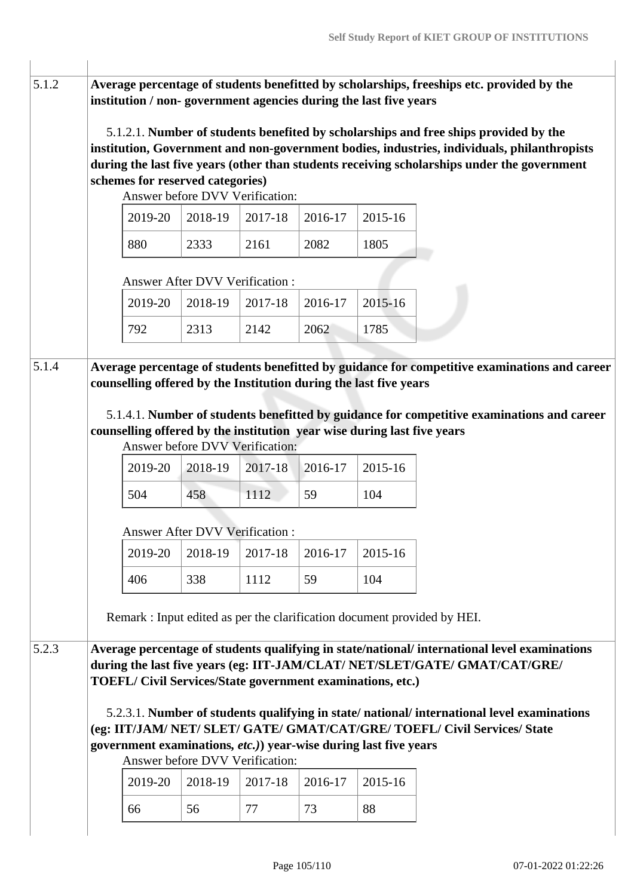**5.1.2 Average percentage of students benefitted by scholarships, freeships etc. provided by the institution / non- government agencies during the last five years**

5.1.2.1. **Number of students benefited by scholarships and free ships provided by the institution, Government and non-government bodies, industries, individuals, philanthropists during the last five years (other than students receiving scholarships under the government schemes for reserved categories)**

Answer before DVV Verification:

| 2019-20 | 2018-19 | 2017-18 | 2016-17 | 2015-16 |
|---|---|---|---|---|
| 880 | 2333 | 2161 | 2082 | 1805 |

Answer After DVV Verification :

| 2019-20 | 2018-19 | 2017-18 | 2016-17 | 2015-16 |
|---|---|---|---|---|
| 792 | 2313 | 2142 | 2062 | 1785 |

**5.1.4 Average percentage of students benefitted by guidance for competitive examinations and career counselling offered by the Institution during the last five years**

5.1.4.1. **Number of students benefitted by guidance for competitive examinations and career counselling offered by the institution year wise during last five years**

Answer before DVV Verification:

| 2019-20 | 2018-19 | 2017-18 | 2016-17 | 2015-16 |
|---|---|---|---|---|
| 504 | 458 | 1112 | 59 | 104 |

Answer After DVV Verification :

| 2019-20 | 2018-19 | 2017-18 | 2016-17 | 2015-16 |
|---|---|---|---|---|
| 406 | 338 | 1112 | 59 | 104 |

Remark : Input edited as per the clarification document provided by HEI.

**5.2.3 Average percentage of students qualifying in state/national/ international level examinations during the last five years (eg: IIT-JAM/CLAT/ NET/SLET/GATE/ GMAT/CAT/GRE/ TOEFL/ Civil Services/State government examinations, etc.)**

5.2.3.1. **Number of students qualifying in state/ national/ international level examinations (eg: IIT/JAM/ NET/ SLET/ GATE/ GMAT/CAT/GRE/ TOEFL/ Civil Services/ State government examinations, *etc.)*) year-wise during last five years**

Answer before DVV Verification:

| 2019-20 | 2018-19 | 2017-18 | 2016-17 | 2015-16 |
|---|---|---|---|---|
| 66 | 56 | 77 | 73 | 88 |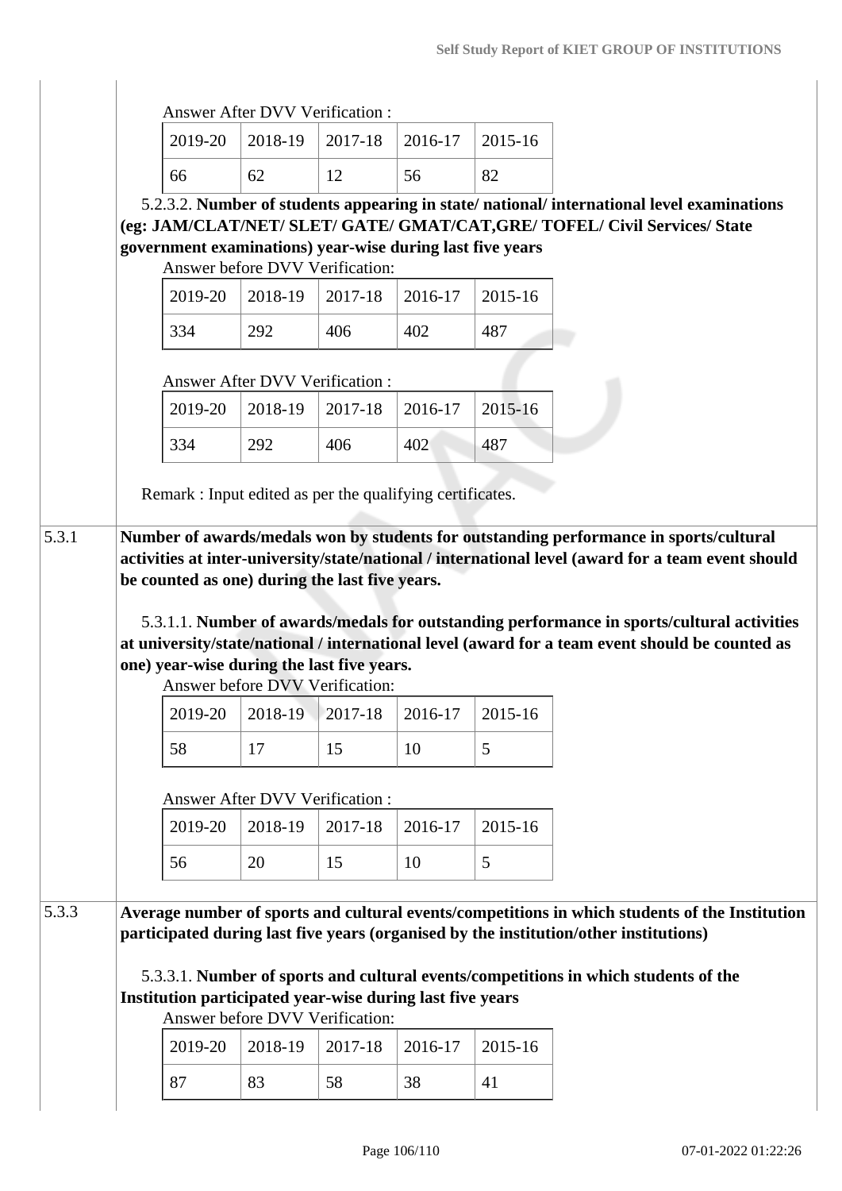Answer After DVV Verification :

| 2019-20 | 2018-19 | 2017-18 | 2016-17 | 2015-16 |
|---|---|---|---|---|
| 66 | 62 | 12 | 56 | 82 |

5.2.3.2. **Number of students appearing in state/ national/ international level examinations (eg: JAM/CLAT/NET/ SLET/ GATE/ GMAT/CAT,GRE/ TOFEL/ Civil Services/ State government examinations) year-wise during last five years**

Answer before DVV Verification:

| 2019-20 | 2018-19 | 2017-18 | 2016-17 | 2015-16 |
|---|---|---|---|---|
| 334 | 292 | 406 | 402 | 487 |

Answer After DVV Verification :

| 2019-20 | 2018-19 | 2017-18 | 2016-17 | 2015-16 |
|---|---|---|---|---|
| 334 | 292 | 406 | 402 | 487 |

Remark : Input edited as per the qualifying certificates.

**5.3.1** **Number of awards/medals won by students for outstanding performance in sports/cultural activities at inter-university/state/national / international level (award for a team event should be counted as one) during the last five years.**

5.3.1.1. **Number of awards/medals for outstanding performance in sports/cultural activities at university/state/national / international level (award for a team event should be counted as one) year-wise during the last five years.**

Answer before DVV Verification:

| 2019-20 | 2018-19 | 2017-18 | 2016-17 | 2015-16 |
|---|---|---|---|---|
| 58 | 17 | 15 | 10 | 5 |

Answer After DVV Verification :

| 2019-20 | 2018-19 | 2017-18 | 2016-17 | 2015-16 |
|---|---|---|---|---|
| 56 | 20 | 15 | 10 | 5 |

**5.3.3** **Average number of sports and cultural events/competitions in which students of the Institution participated during last five years (organised by the institution/other institutions)**

5.3.3.1. **Number of sports and cultural events/competitions in which students of the Institution participated year-wise during last five years**

Answer before DVV Verification:

| 2019-20 | 2018-19 | 2017-18 | 2016-17 | 2015-16 |
|---|---|---|---|---|
| 87 | 83 | 58 | 38 | 41 |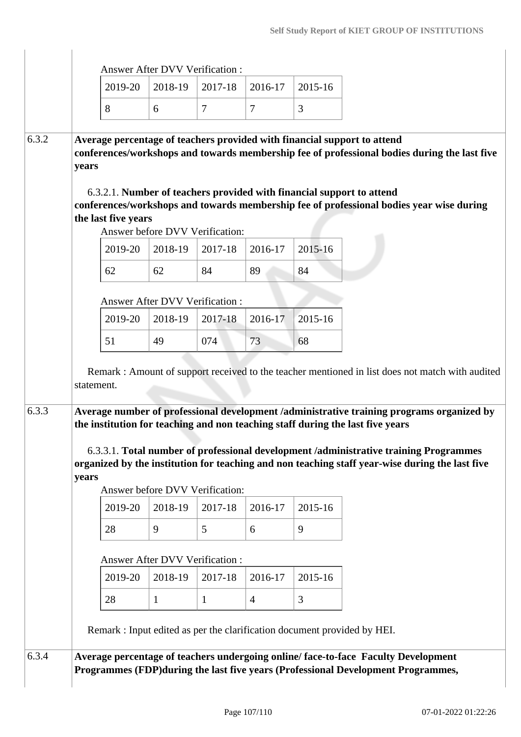Answer After DVV Verification :

| 2019-20 | 2018-19 | 2017-18 | 2016-17 | 2015-16 |
|---|---|---|---|---|
| 8 | 6 | 7 | 7 | 3 |

6.3.2 **Average percentage of teachers provided with financial support to attend conferences/workshops and towards membership fee of professional bodies during the last five years**

6.3.2.1. **Number of teachers provided with financial support to attend conferences/workshops and towards membership fee of professional bodies year wise during the last five years**

Answer before DVV Verification:

| 2019-20 | 2018-19 | 2017-18 | 2016-17 | 2015-16 |
|---|---|---|---|---|
| 62 | 62 | 84 | 89 | 84 |

Answer After DVV Verification :

| 2019-20 | 2018-19 | 2017-18 | 2016-17 | 2015-16 |
|---|---|---|---|---|
| 51 | 49 | 074 | 73 | 68 |

Remark : Amount of support received to the teacher mentioned in list does not match with audited statement.

6.3.3 **Average number of professional development /administrative training programs organized by the institution for teaching and non teaching staff during the last five years**

6.3.3.1. **Total number of professional development /administrative training Programmes organized by the institution for teaching and non teaching staff year-wise during the last five years**

Answer before DVV Verification:

| 2019-20 | 2018-19 | 2017-18 | 2016-17 | 2015-16 |
|---|---|---|---|---|
| 28 | 9 | 5 | 6 | 9 |

Answer After DVV Verification :

| 2019-20 | 2018-19 | 2017-18 | 2016-17 | 2015-16 |
|---|---|---|---|---|
| 28 | 1 | 1 | 4 | 3 |

Remark : Input edited as per the clarification document provided by HEI.

6.3.4 **Average percentage of teachers undergoing online/ face-to-face Faculty Development Programmes (FDP)during the last five years (Professional Development Programmes,**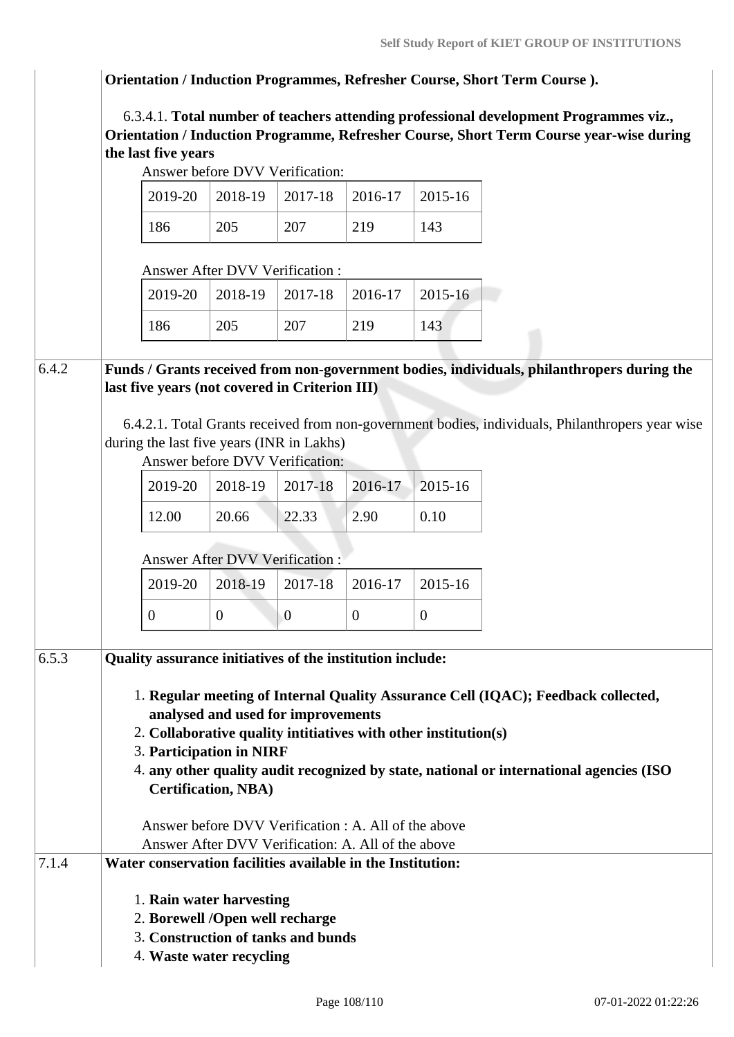**Orientation / Induction Programmes, Refresher Course, Short Term Course ).**

6.3.4.1. **Total number of teachers attending professional development Programmes viz., Orientation / Induction Programme, Refresher Course, Short Term Course year-wise during the last five years**

Answer before DVV Verification:

| 2019-20 | 2018-19 | 2017-18 | 2016-17 | 2015-16 |
|---|---|---|---|---|
| 186 | 205 | 207 | 219 | 143 |

Answer After DVV Verification :

| 2019-20 | 2018-19 | 2017-18 | 2016-17 | 2015-16 |
|---|---|---|---|---|
| 186 | 205 | 207 | 219 | 143 |

**6.4.2 Funds / Grants received from non-government bodies, individuals, philanthropers during the last five years (not covered in Criterion III)**

6.4.2.1. Total Grants received from non-government bodies, individuals, Philanthropers year wise during the last five years (INR in Lakhs)

Answer before DVV Verification:

| 2019-20 | 2018-19 | 2017-18 | 2016-17 | 2015-16 |
|---|---|---|---|---|
| 12.00 | 20.66 | 22.33 | 2.90 | 0.10 |

Answer After DVV Verification :

| 2019-20 | 2018-19 | 2017-18 | 2016-17 | 2015-16 |
|---|---|---|---|---|
| 0 | 0 | 0 | 0 | 0 |

**6.5.3 Quality assurance initiatives of the institution include:**

1. **Regular meeting of Internal Quality Assurance Cell (IQAC); Feedback collected, analysed and used for improvements**
2. **Collaborative quality intitiatives with other institution(s)**
3. **Participation in NIRF**
4. **any other quality audit recognized by state, national or international agencies (ISO Certification, NBA)**

Answer before DVV Verification : A. All of the above
Answer After DVV Verification: A. All of the above

**7.1.4 Water conservation facilities available in the Institution:**

1. **Rain water harvesting**
2. **Borewell /Open well recharge**
3. **Construction of tanks and bunds**
4. **Waste water recycling**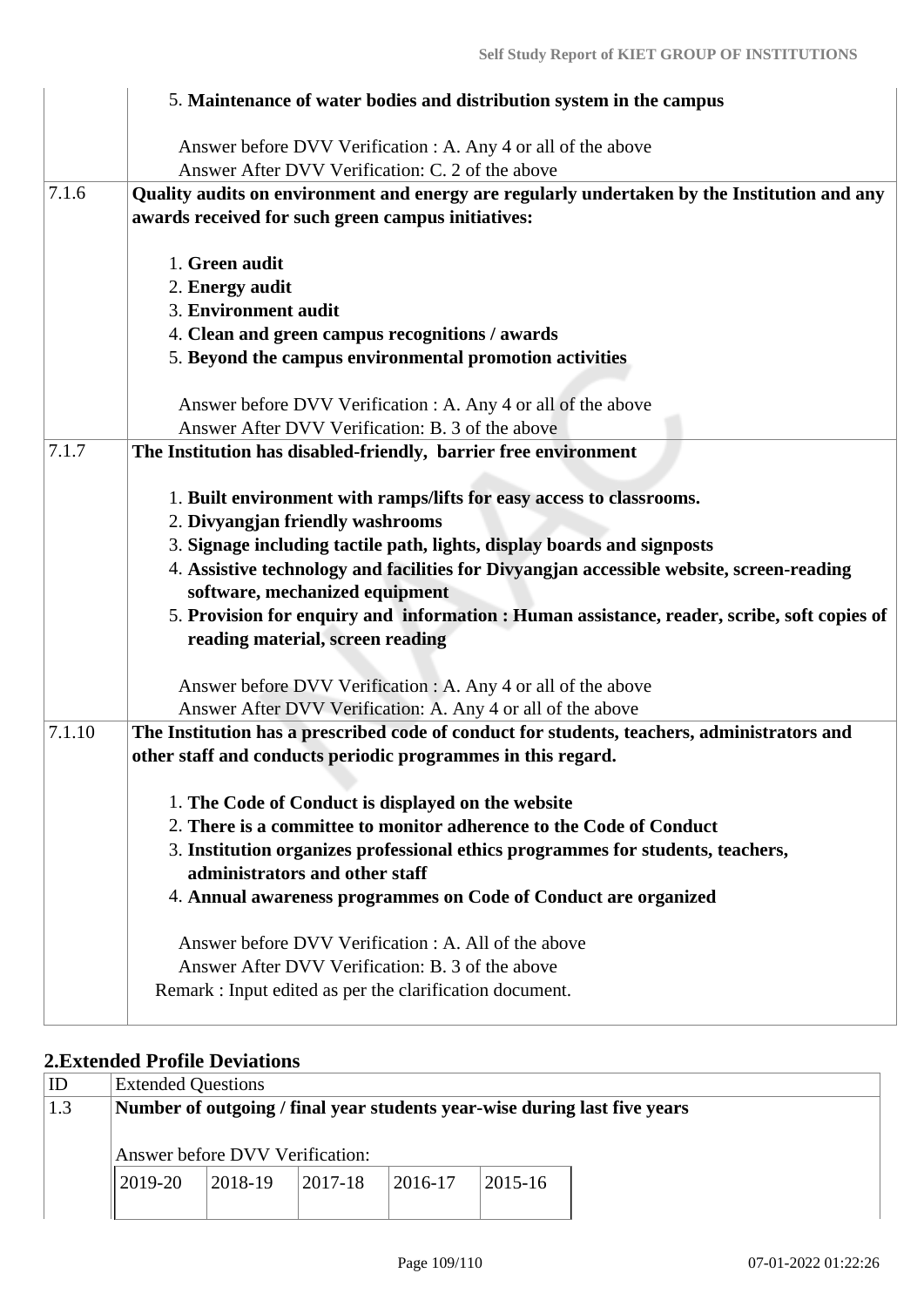| | |
|---|---|
| | 5. **Maintenance of water bodies and distribution system in the campus**<br><br>Answer before DVV Verification : A. Any 4 or all of the above<br>Answer After DVV Verification: C. 2 of the above |
| 7.1.6 | **Quality audits on environment and energy are regularly undertaken by the Institution and any awards received for such green campus initiatives:**<br><br>1. **Green audit**<br>2. **Energy audit**<br>3. **Environment audit**<br>4. **Clean and green campus recognitions / awards**<br>5. **Beyond the campus environmental promotion activities**<br><br>Answer before DVV Verification : A. Any 4 or all of the above<br>Answer After DVV Verification: B. 3 of the above |
| 7.1.7 | **The Institution has disabled-friendly, barrier free environment**<br><br>1. **Built environment with ramps/lifts for easy access to classrooms.**<br>2. **Divyangjan friendly washrooms**<br>3. **Signage including tactile path, lights, display boards and signposts**<br>4. **Assistive technology and facilities for Divyangjan accessible website, screen-reading software, mechanized equipment**<br>5. **Provision for enquiry and information : Human assistance, reader, scribe, soft copies of reading material, screen reading**<br><br>Answer before DVV Verification : A. Any 4 or all of the above<br>Answer After DVV Verification: A. Any 4 or all of the above |
| 7.1.10 | **The Institution has a prescribed code of conduct for students, teachers, administrators and other staff and conducts periodic programmes in this regard.**<br><br>1. **The Code of Conduct is displayed on the website**<br>2. **There is a committee to monitor adherence to the Code of Conduct**<br>3. **Institution organizes professional ethics programmes for students, teachers, administrators and other staff**<br>4. **Annual awareness programmes on Code of Conduct are organized**<br><br>Answer before DVV Verification : A. All of the above<br>Answer After DVV Verification: B. 3 of the above<br>Remark : Input edited as per the clarification document. |

## 2.Extended Profile Deviations

| ID | Extended Questions |
|---|---|
| 1.3 | **Number of outgoing / final year students year-wise during last five years**<br><br>Answer before DVV Verification: |

| 2019-20 | 2018-19 | 2017-18 | 2016-17 | 2015-16 |
|---|---|---|---|---|
| | | | | |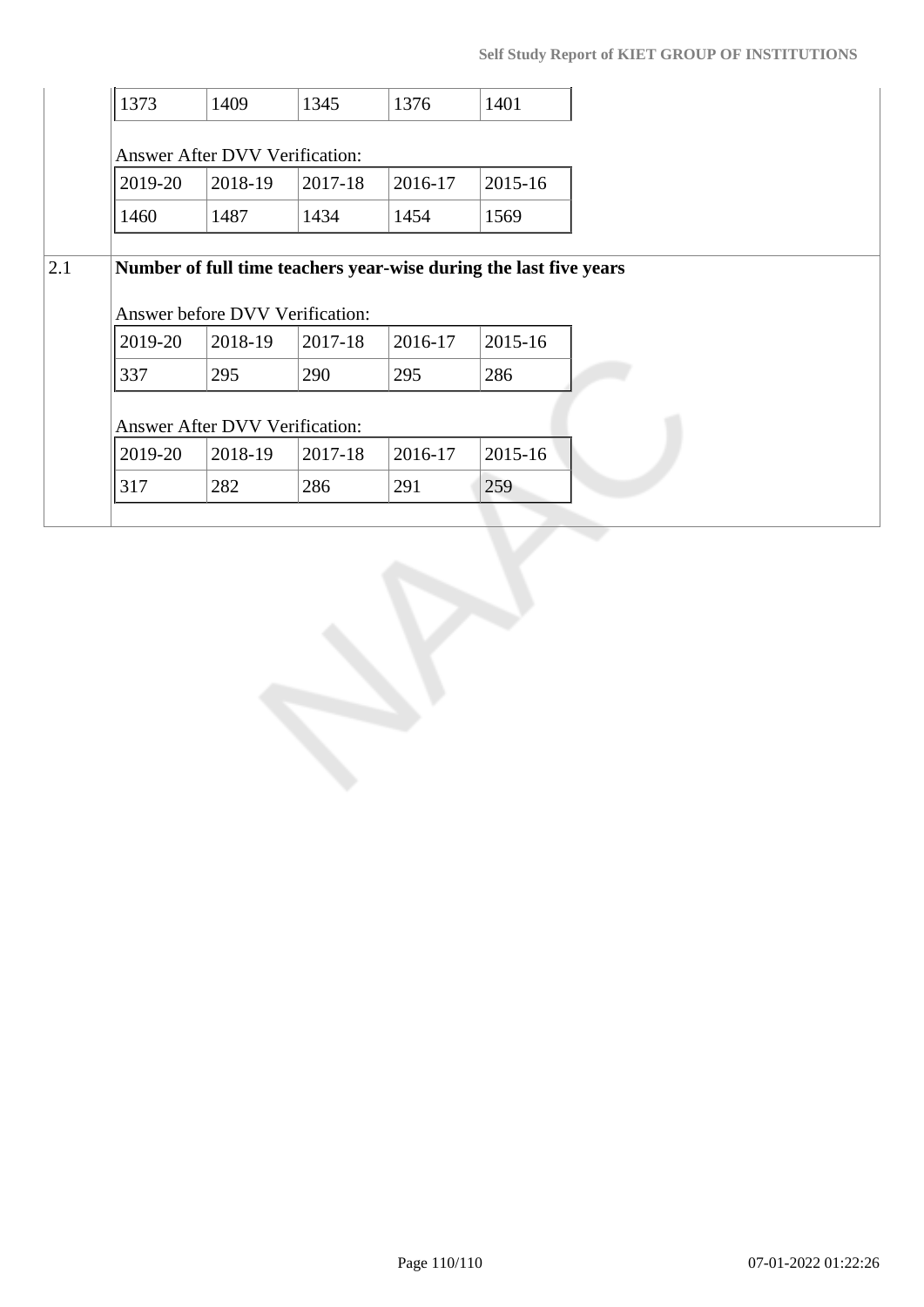| | | | | |
|---|---|---|---|---|
| 1373 | 1409 | 1345 | 1376 | 1401 |

Answer After DVV Verification:

| 2019-20 | 2018-19 | 2017-18 | 2016-17 | 2015-16 |
|---|---|---|---|---|
| 1460 | 1487 | 1434 | 1454 | 1569 |

2.1 **Number of full time teachers year-wise during the last five years**

Answer before DVV Verification:

| 2019-20 | 2018-19 | 2017-18 | 2016-17 | 2015-16 |
|---|---|---|---|---|
| 337 | 295 | 290 | 295 | 286 |

Answer After DVV Verification:

| 2019-20 | 2018-19 | 2017-18 | 2016-17 | 2015-16 |
|---|---|---|---|---|
| 317 | 282 | 286 | 291 | 259 |